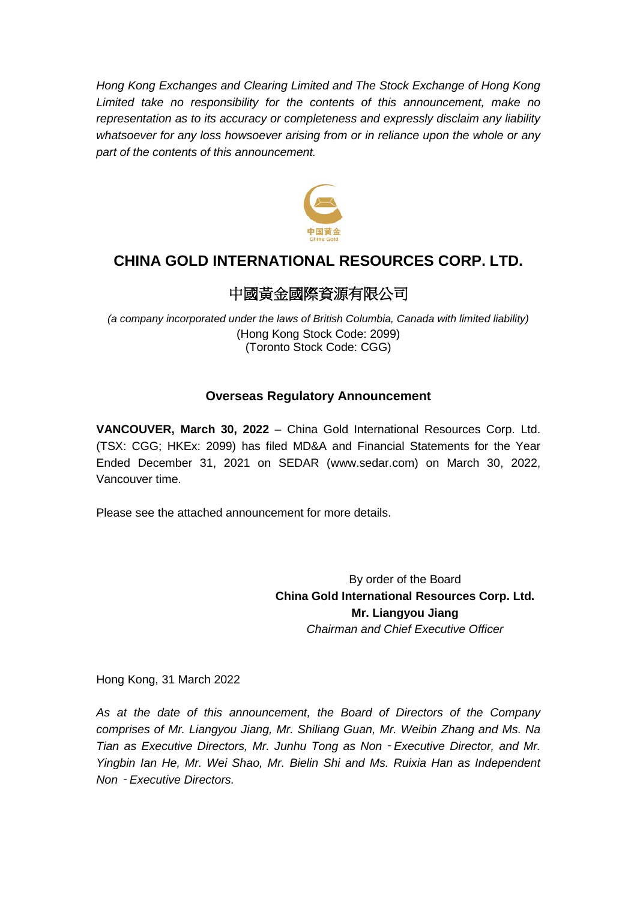*Hong Kong Exchanges and Clearing Limited and The Stock Exchange of Hong Kong Limited take no responsibility for the contents of this announcement, make no representation as to its accuracy or completeness and expressly disclaim any liability whatsoever for any loss howsoever arising from or in reliance upon the whole or any part of the contents of this announcement.*

# CHINA GOLD INTERNATIONAL RESOURCES CORP. LTD.

# 中國黃金國際資源有限公司

*(a company incorporated under the laws of British Columbia, Canada with limited liability)*
(Hong Kong Stock Code: 2099)
(Toronto Stock Code: CGG)

## Overseas Regulatory Announcement

**VANCOUVER, March 30, 2022** – China Gold International Resources Corp. Ltd. (TSX: CGG; HKEx: 2099) has filed MD&A and Financial Statements for the Year Ended December 31, 2021 on SEDAR (www.sedar.com) on March 30, 2022, Vancouver time.

Please see the attached announcement for more details.

By order of the Board
**China Gold International Resources Corp. Ltd.**
**Mr. Liangyou Jiang**
*Chairman and Chief Executive Officer*

Hong Kong, 31 March 2022

*As at the date of this announcement, the Board of Directors of the Company comprises of Mr. Liangyou Jiang, Mr. Shiliang Guan, Mr. Weibin Zhang and Ms. Na Tian as Executive Directors, Mr. Junhu Tong as Non‐Executive Director, and Mr. Yingbin Ian He, Mr. Wei Shao, Mr. Bielin Shi and Ms. Ruixia Han as Independent Non‐Executive Directors.*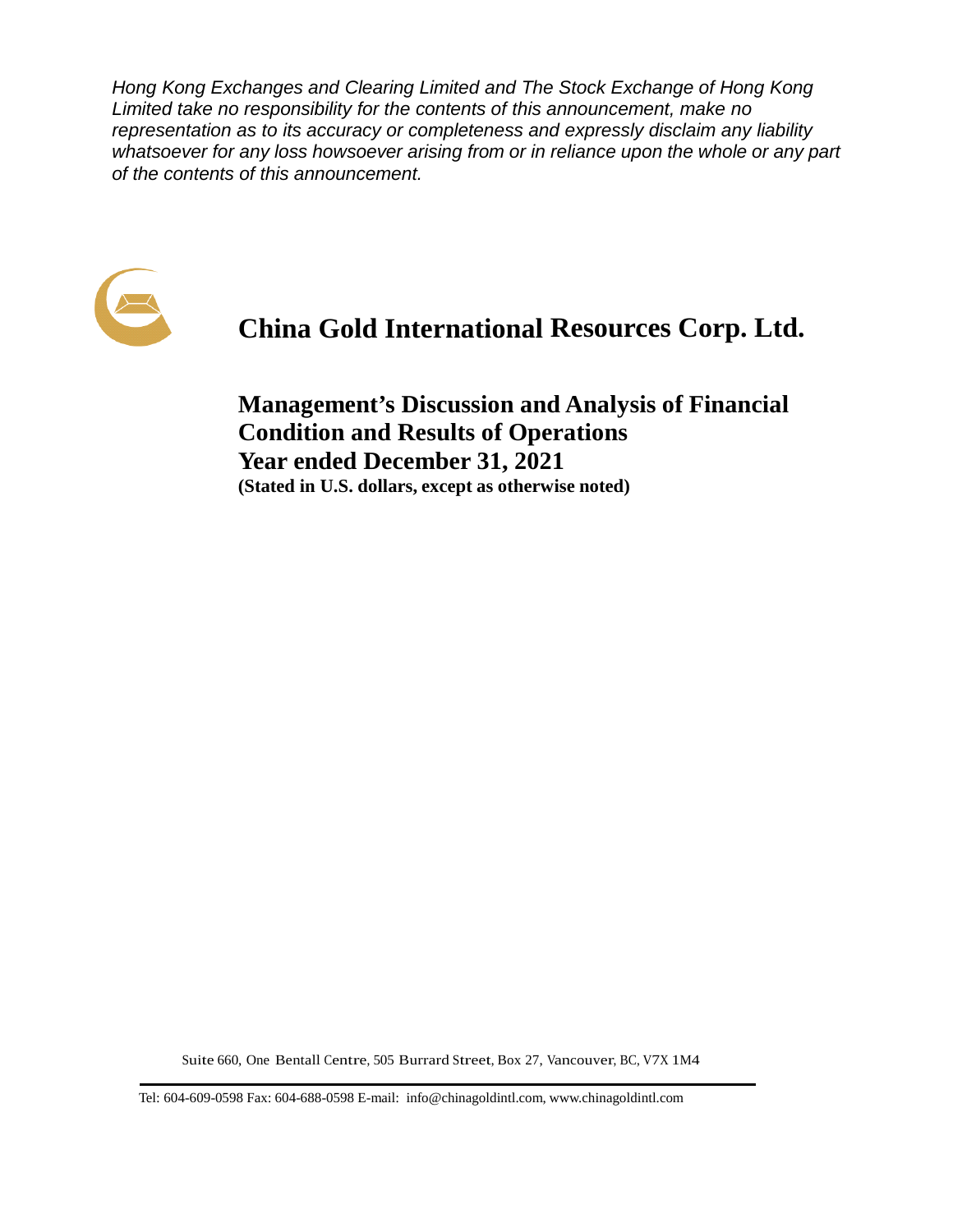*Hong Kong Exchanges and Clearing Limited and The Stock Exchange of Hong Kong Limited take no responsibility for the contents of this announcement, make no representation as to its accuracy or completeness and expressly disclaim any liability whatsoever for any loss howsoever arising from or in reliance upon the whole or any part of the contents of this announcement.*

# China Gold International Resources Corp. Ltd.

## Management's Discussion and Analysis of Financial Condition and Results of Operations
## Year ended December 31, 2021

**(Stated in U.S. dollars, except as otherwise noted)**

Suite 660, One Bentall Centre, 505 Burrard Street, Box 27, Vancouver, BC, V7X 1M4

Tel: 604-609-0598 Fax: 604-688-0598 E-mail: info@chinagoldintl.com, www.chinagoldintl.com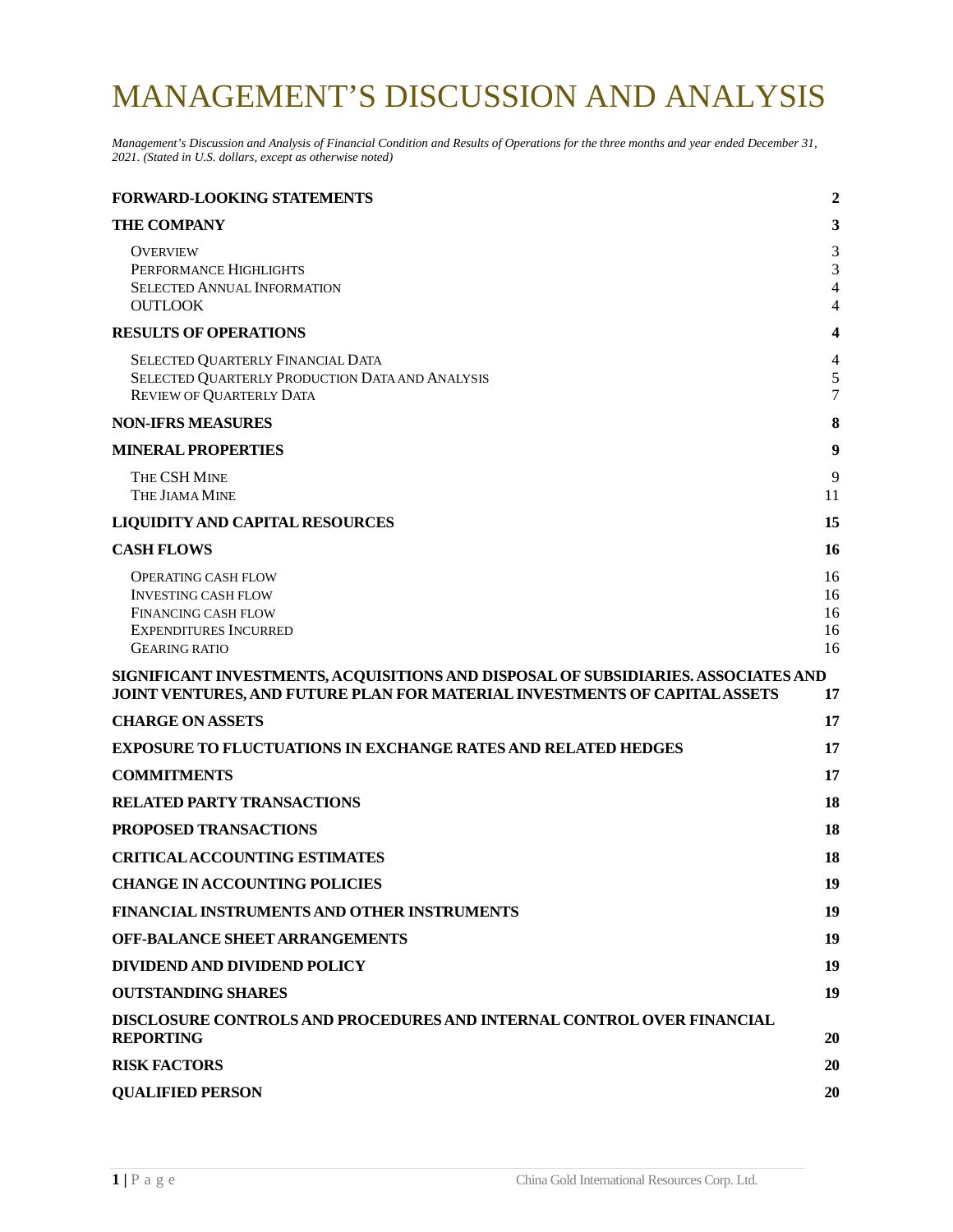# MANAGEMENT'S DISCUSSION AND ANALYSIS

*Management's Discussion and Analysis of Financial Condition and Results of Operations for the three months and year ended December 31, 2021. (Stated in U.S. dollars, except as otherwise noted)*

| | |
|---|---|
| **FORWARD-LOOKING STATEMENTS** | **2** |
| **THE COMPANY** | **3** |
| OVERVIEW | 3 |
| PERFORMANCE HIGHLIGHTS | 3 |
| SELECTED ANNUAL INFORMATION | 4 |
| OUTLOOK | 4 |
| **RESULTS OF OPERATIONS** | **4** |
| SELECTED QUARTERLY FINANCIAL DATA | 4 |
| SELECTED QUARTERLY PRODUCTION DATA AND ANALYSIS | 5 |
| REVIEW OF QUARTERLY DATA | 7 |
| **NON-IFRS MEASURES** | **8** |
| **MINERAL PROPERTIES** | **9** |
| THE CSH MINE | 9 |
| THE JIAMA MINE | 11 |
| **LIQUIDITY AND CAPITAL RESOURCES** | **15** |
| **CASH FLOWS** | **16** |
| OPERATING CASH FLOW | 16 |
| INVESTING CASH FLOW | 16 |
| FINANCING CASH FLOW | 16 |
| EXPENDITURES INCURRED | 16 |
| GEARING RATIO | 16 |
| **SIGNIFICANT INVESTMENTS, ACQUISITIONS AND DISPOSAL OF SUBSIDIARIES. ASSOCIATES AND JOINT VENTURES, AND FUTURE PLAN FOR MATERIAL INVESTMENTS OF CAPITAL ASSETS** | **17** |
| **CHARGE ON ASSETS** | **17** |
| **EXPOSURE TO FLUCTUATIONS IN EXCHANGE RATES AND RELATED HEDGES** | **17** |
| **COMMITMENTS** | **17** |
| **RELATED PARTY TRANSACTIONS** | **18** |
| **PROPOSED TRANSACTIONS** | **18** |
| **CRITICAL ACCOUNTING ESTIMATES** | **18** |
| **CHANGE IN ACCOUNTING POLICIES** | **19** |
| **FINANCIAL INSTRUMENTS AND OTHER INSTRUMENTS** | **19** |
| **OFF-BALANCE SHEET ARRANGEMENTS** | **19** |
| **DIVIDEND AND DIVIDEND POLICY** | **19** |
| **OUTSTANDING SHARES** | **19** |
| **DISCLOSURE CONTROLS AND PROCEDURES AND INTERNAL CONTROL OVER FINANCIAL REPORTING** | **20** |
| **RISK FACTORS** | **20** |
| **QUALIFIED PERSON** | **20** |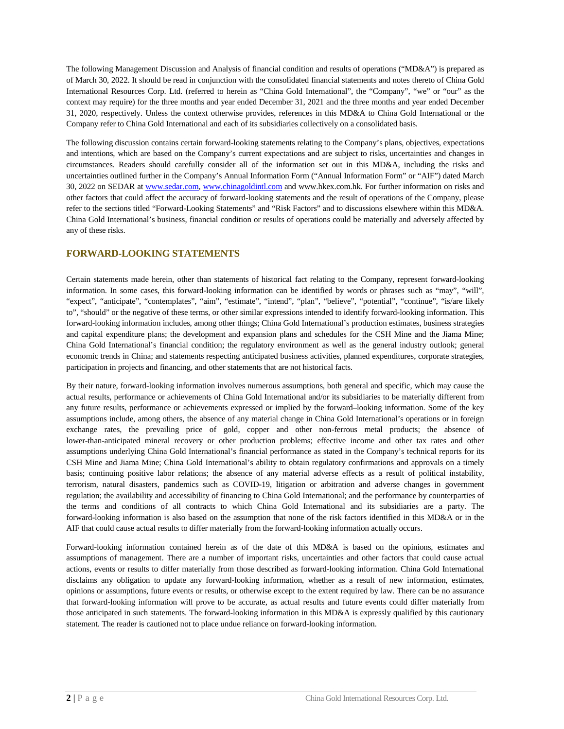The following Management Discussion and Analysis of financial condition and results of operations ("MD&A") is prepared as of March 30, 2022. It should be read in conjunction with the consolidated financial statements and notes thereto of China Gold International Resources Corp. Ltd. (referred to herein as "China Gold International", the "Company", "we" or "our" as the context may require) for the three months and year ended December 31, 2021 and the three months and year ended December 31, 2020, respectively. Unless the context otherwise provides, references in this MD&A to China Gold International or the Company refer to China Gold International and each of its subsidiaries collectively on a consolidated basis.

The following discussion contains certain forward-looking statements relating to the Company's plans, objectives, expectations and intentions, which are based on the Company's current expectations and are subject to risks, uncertainties and changes in circumstances. Readers should carefully consider all of the information set out in this MD&A, including the risks and uncertainties outlined further in the Company's Annual Information Form ("Annual Information Form" or "AIF") dated March 30, 2022 on SEDAR at www.sedar.com, www.chinagoldintl.com and www.hkex.com.hk. For further information on risks and other factors that could affect the accuracy of forward-looking statements and the result of operations of the Company, please refer to the sections titled "Forward-Looking Statements" and "Risk Factors" and to discussions elsewhere within this MD&A. China Gold International's business, financial condition or results of operations could be materially and adversely affected by any of these risks.

## FORWARD-LOOKING STATEMENTS

Certain statements made herein, other than statements of historical fact relating to the Company, represent forward-looking information. In some cases, this forward-looking information can be identified by words or phrases such as "may", "will", "expect", "anticipate", "contemplates", "aim", "estimate", "intend", "plan", "believe", "potential", "continue", "is/are likely to", "should" or the negative of these terms, or other similar expressions intended to identify forward-looking information. This forward-looking information includes, among other things; China Gold International's production estimates, business strategies and capital expenditure plans; the development and expansion plans and schedules for the CSH Mine and the Jiama Mine; China Gold International's financial condition; the regulatory environment as well as the general industry outlook; general economic trends in China; and statements respecting anticipated business activities, planned expenditures, corporate strategies, participation in projects and financing, and other statements that are not historical facts.

By their nature, forward-looking information involves numerous assumptions, both general and specific, which may cause the actual results, performance or achievements of China Gold International and/or its subsidiaries to be materially different from any future results, performance or achievements expressed or implied by the forward–looking information. Some of the key assumptions include, among others, the absence of any material change in China Gold International's operations or in foreign exchange rates, the prevailing price of gold, copper and other non-ferrous metal products; the absence of lower-than-anticipated mineral recovery or other production problems; effective income and other tax rates and other assumptions underlying China Gold International's financial performance as stated in the Company's technical reports for its CSH Mine and Jiama Mine; China Gold International's ability to obtain regulatory confirmations and approvals on a timely basis; continuing positive labor relations; the absence of any material adverse effects as a result of political instability, terrorism, natural disasters, pandemics such as COVID-19, litigation or arbitration and adverse changes in government regulation; the availability and accessibility of financing to China Gold International; and the performance by counterparties of the terms and conditions of all contracts to which China Gold International and its subsidiaries are a party. The forward-looking information is also based on the assumption that none of the risk factors identified in this MD&A or in the AIF that could cause actual results to differ materially from the forward-looking information actually occurs.

Forward-looking information contained herein as of the date of this MD&A is based on the opinions, estimates and assumptions of management. There are a number of important risks, uncertainties and other factors that could cause actual actions, events or results to differ materially from those described as forward-looking information. China Gold International disclaims any obligation to update any forward-looking information, whether as a result of new information, estimates, opinions or assumptions, future events or results, or otherwise except to the extent required by law. There can be no assurance that forward-looking information will prove to be accurate, as actual results and future events could differ materially from those anticipated in such statements. The forward-looking information in this MD&A is expressly qualified by this cautionary statement. The reader is cautioned not to place undue reliance on forward-looking information.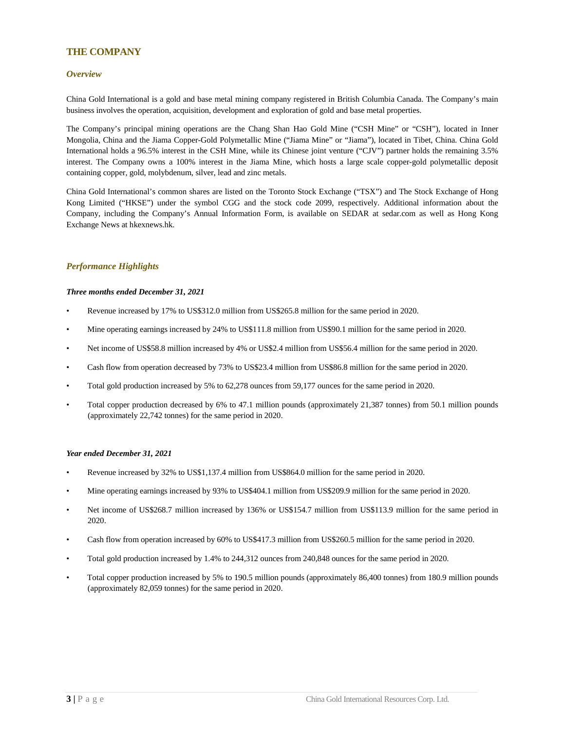## THE COMPANY

### *Overview*

China Gold International is a gold and base metal mining company registered in British Columbia Canada. The Company's main business involves the operation, acquisition, development and exploration of gold and base metal properties.

The Company's principal mining operations are the Chang Shan Hao Gold Mine ("CSH Mine" or "CSH"), located in Inner Mongolia, China and the Jiama Copper-Gold Polymetallic Mine ("Jiama Mine" or "Jiama"), located in Tibet, China. China Gold International holds a 96.5% interest in the CSH Mine, while its Chinese joint venture ("CJV") partner holds the remaining 3.5% interest. The Company owns a 100% interest in the Jiama Mine, which hosts a large scale copper-gold polymetallic deposit containing copper, gold, molybdenum, silver, lead and zinc metals.

China Gold International's common shares are listed on the Toronto Stock Exchange ("TSX") and The Stock Exchange of Hong Kong Limited ("HKSE") under the symbol CGG and the stock code 2099, respectively. Additional information about the Company, including the Company's Annual Information Form, is available on SEDAR at sedar.com as well as Hong Kong Exchange News at hkexnews.hk.

### *Performance Highlights*

***Three months ended December 31, 2021***

- Revenue increased by 17% to US$312.0 million from US$265.8 million for the same period in 2020.
- Mine operating earnings increased by 24% to US$111.8 million from US$90.1 million for the same period in 2020.
- Net income of US$58.8 million increased by 4% or US$2.4 million from US$56.4 million for the same period in 2020.
- Cash flow from operation decreased by 73% to US$23.4 million from US$86.8 million for the same period in 2020.
- Total gold production increased by 5% to 62,278 ounces from 59,177 ounces for the same period in 2020.
- Total copper production decreased by 6% to 47.1 million pounds (approximately 21,387 tonnes) from 50.1 million pounds (approximately 22,742 tonnes) for the same period in 2020.

***Year ended December 31, 2021***

- Revenue increased by 32% to US$1,137.4 million from US$864.0 million for the same period in 2020.
- Mine operating earnings increased by 93% to US$404.1 million from US$209.9 million for the same period in 2020.
- Net income of US$268.7 million increased by 136% or US$154.7 million from US$113.9 million for the same period in 2020.
- Cash flow from operation increased by 60% to US$417.3 million from US$260.5 million for the same period in 2020.
- Total gold production increased by 1.4% to 244,312 ounces from 240,848 ounces for the same period in 2020.
- Total copper production increased by 5% to 190.5 million pounds (approximately 86,400 tonnes) from 180.9 million pounds (approximately 82,059 tonnes) for the same period in 2020.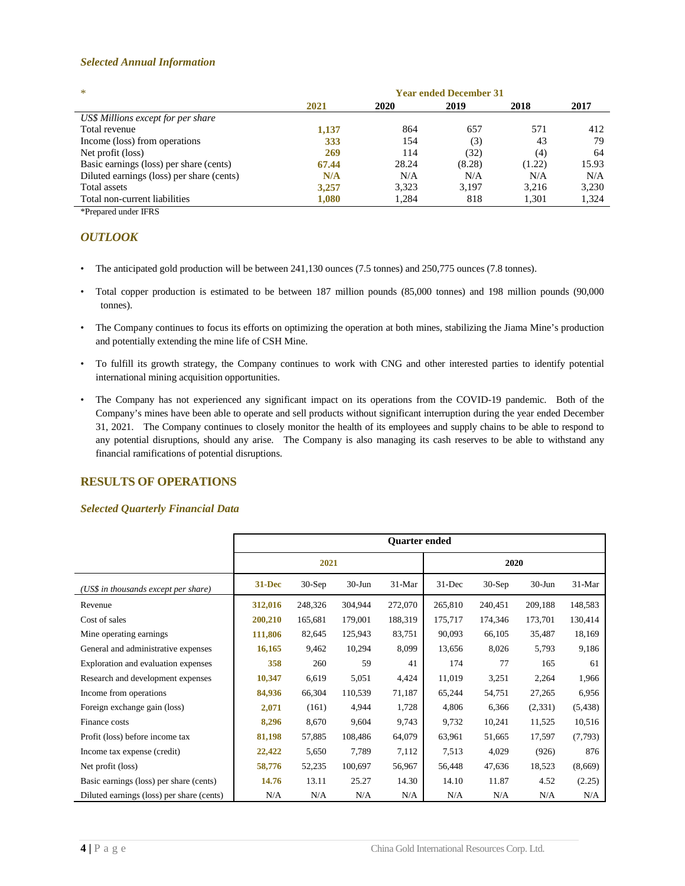### *Selected Annual Information*

| * | Year ended December 31 | | | | |
|---|---|---|---|---|---|
| | **2021** | **2020** | **2019** | **2018** | **2017** |
| *US$ Millions except for per share* | | | | | |
| Total revenue | **1,137** | 864 | 657 | 571 | 412 |
| Income (loss) from operations | **333** | 154 | (3) | 43 | 79 |
| Net profit (loss) | **269** | 114 | (32) | (4) | 64 |
| Basic earnings (loss) per share (cents) | **67.44** | 28.24 | (8.28) | (1.22) | 15.93 |
| Diluted earnings (loss) per share (cents) | **N/A** | N/A | N/A | N/A | N/A |
| Total assets | **3,257** | 3,323 | 3,197 | 3,216 | 3,230 |
| Total non-current liabilities | **1,080** | 1,284 | 818 | 1,301 | 1,324 |

*Prepared under IFRS

### *OUTLOOK*

- The anticipated gold production will be between 241,130 ounces (7.5 tonnes) and 250,775 ounces (7.8 tonnes).
- Total copper production is estimated to be between 187 million pounds (85,000 tonnes) and 198 million pounds (90,000 tonnes).
- The Company continues to focus its efforts on optimizing the operation at both mines, stabilizing the Jiama Mine's production and potentially extending the mine life of CSH Mine.
- To fulfill its growth strategy, the Company continues to work with CNG and other interested parties to identify potential international mining acquisition opportunities.
- The Company has not experienced any significant impact on its operations from the COVID-19 pandemic. Both of the Company's mines have been able to operate and sell products without significant interruption during the year ended December 31, 2021. The Company continues to closely monitor the health of its employees and supply chains to be able to respond to any potential disruptions, should any arise. The Company is also managing its cash reserves to be able to withstand any financial ramifications of potential disruptions.

## RESULTS OF OPERATIONS

### *Selected Quarterly Financial Data*

| | Quarter ended | | | | | | | |
|---|---|---|---|---|---|---|---|---|
| | **2021** | | | | **2020** | | | |
| *(US$ in thousands except per share)* | **31-Dec** | 30-Sep | 30-Jun | 31-Mar | 31-Dec | 30-Sep | 30-Jun | 31-Mar |
| Revenue | **312,016** | 248,326 | 304,944 | 272,070 | 265,810 | 240,451 | 209,188 | 148,583 |
| Cost of sales | **200,210** | 165,681 | 179,001 | 188,319 | 175,717 | 174,346 | 173,701 | 130,414 |
| Mine operating earnings | **111,806** | 82,645 | 125,943 | 83,751 | 90,093 | 66,105 | 35,487 | 18,169 |
| General and administrative expenses | **16,165** | 9,462 | 10,294 | 8,099 | 13,656 | 8,026 | 5,793 | 9,186 |
| Exploration and evaluation expenses | **358** | 260 | 59 | 41 | 174 | 77 | 165 | 61 |
| Research and development expenses | **10,347** | 6,619 | 5,051 | 4,424 | 11,019 | 3,251 | 2,264 | 1,966 |
| Income from operations | **84,936** | 66,304 | 110,539 | 71,187 | 65,244 | 54,751 | 27,265 | 6,956 |
| Foreign exchange gain (loss) | **2,071** | (161) | 4,944 | 1,728 | 4,806 | 6,366 | (2,331) | (5,438) |
| Finance costs | **8,296** | 8,670 | 9,604 | 9,743 | 9,732 | 10,241 | 11,525 | 10,516 |
| Profit (loss) before income tax | **81,198** | 57,885 | 108,486 | 64,079 | 63,961 | 51,665 | 17,597 | (7,793) |
| Income tax expense (credit) | **22,422** | 5,650 | 7,789 | 7,112 | 7,513 | 4,029 | (926) | 876 |
| Net profit (loss) | **58,776** | 52,235 | 100,697 | 56,967 | 56,448 | 47,636 | 18,523 | (8,669) |
| Basic earnings (loss) per share (cents) | **14.76** | 13.11 | 25.27 | 14.30 | 14.10 | 11.87 | 4.52 | (2.25) |
| Diluted earnings (loss) per share (cents) | N/A | N/A | N/A | N/A | N/A | N/A | N/A | N/A |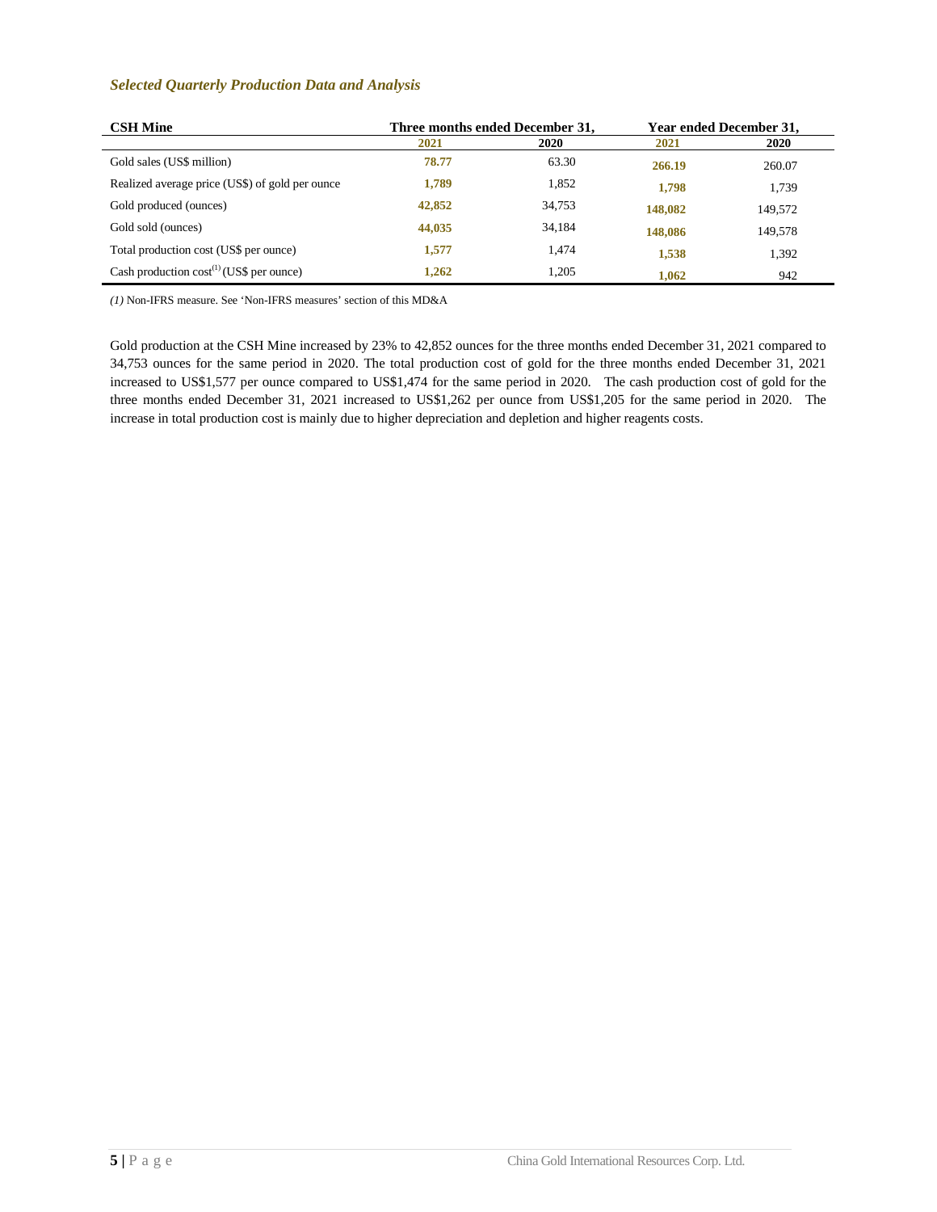### *Selected Quarterly Production Data and Analysis*

| CSH Mine | Three months ended December 31, | | Year ended December 31, | |
|---|---|---|---|---|
| | **2021** | **2020** | **2021** | **2020** |
| Gold sales (US$ million) | **78.77** | 63.30 | **266.19** | 260.07 |
| Realized average price (US$) of gold per ounce | **1,789** | 1,852 | **1,798** | 1,739 |
| Gold produced (ounces) | **42,852** | 34,753 | **148,082** | 149,572 |
| Gold sold (ounces) | **44,035** | 34,184 | **148,086** | 149,578 |
| Total production cost (US$ per ounce) | **1,577** | 1,474 | **1,538** | 1,392 |
| Cash production cost(1) (US$ per ounce) | **1,262** | 1,205 | **1,062** | 942 |

*(1)* Non-IFRS measure. See 'Non-IFRS measures' section of this MD&A

Gold production at the CSH Mine increased by 23% to 42,852 ounces for the three months ended December 31, 2021 compared to 34,753 ounces for the same period in 2020. The total production cost of gold for the three months ended December 31, 2021 increased to US$1,577 per ounce compared to US$1,474 for the same period in 2020. The cash production cost of gold for the three months ended December 31, 2021 increased to US$1,262 per ounce from US$1,205 for the same period in 2020. The increase in total production cost is mainly due to higher depreciation and depletion and higher reagents costs.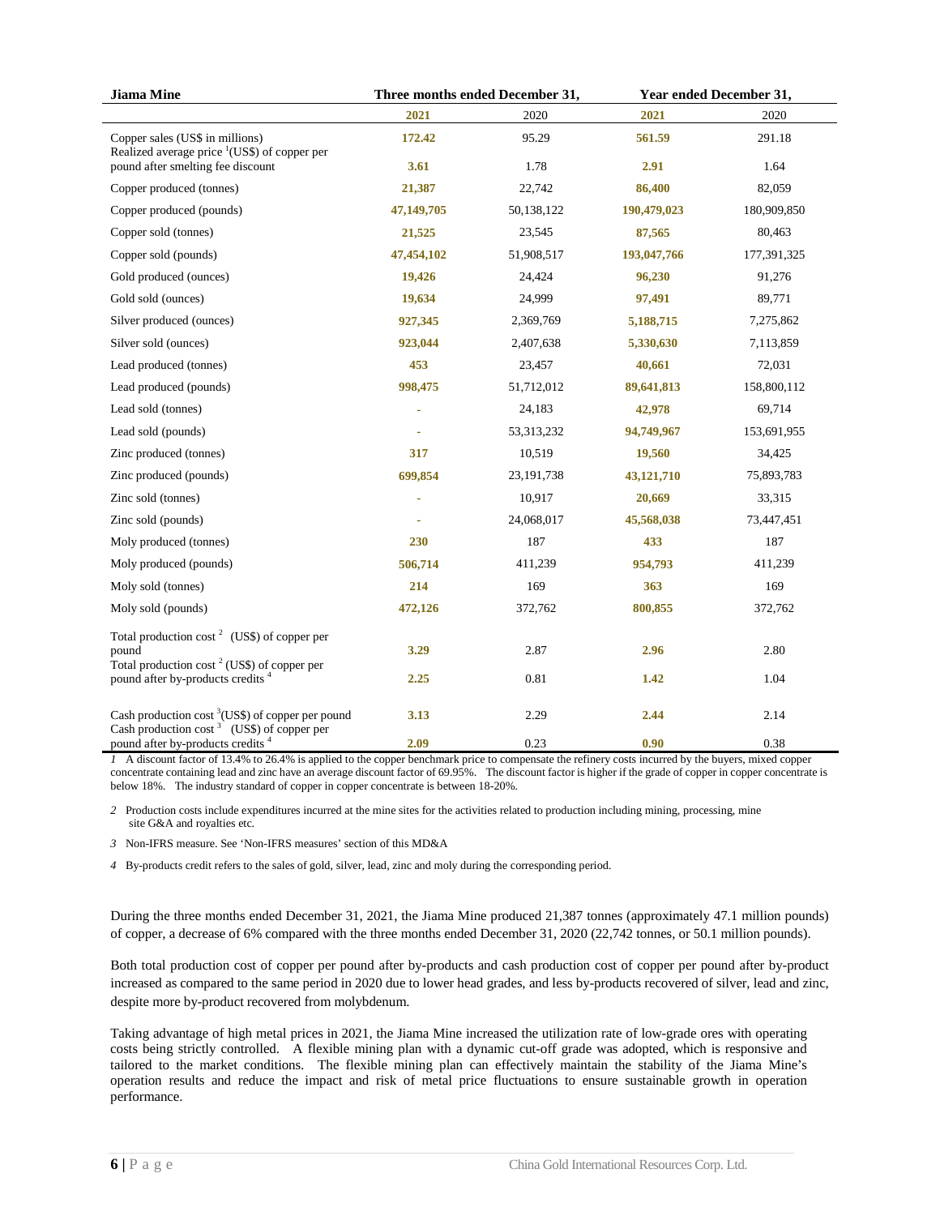| Jiama Mine | Three months ended December 31, | | Year ended December 31, | |
|---|---|---|---|---|
| | **2021** | 2020 | **2021** | 2020 |
| Copper sales (US$ in millions) | **172.42** | 95.29 | **561.59** | 291.18 |
| Realized average price [1](US$) of copper per pound after smelting fee discount | **3.61** | 1.78 | **2.91** | 1.64 |
| Copper produced (tonnes) | **21,387** | 22,742 | **86,400** | 82,059 |
| Copper produced (pounds) | **47,149,705** | 50,138,122 | **190,479,023** | 180,909,850 |
| Copper sold (tonnes) | **21,525** | 23,545 | **87,565** | 80,463 |
| Copper sold (pounds) | **47,454,102** | 51,908,517 | **193,047,766** | 177,391,325 |
| Gold produced (ounces) | **19,426** | 24,424 | **96,230** | 91,276 |
| Gold sold (ounces) | **19,634** | 24,999 | **97,491** | 89,771 |
| Silver produced (ounces) | **927,345** | 2,369,769 | **5,188,715** | 7,275,862 |
| Silver sold (ounces) | **923,044** | 2,407,638 | **5,330,630** | 7,113,859 |
| Lead produced (tonnes) | **453** | 23,457 | **40,661** | 72,031 |
| Lead produced (pounds) | **998,475** | 51,712,012 | **89,641,813** | 158,800,112 |
| Lead sold (tonnes) | **-** | 24,183 | **42,978** | 69,714 |
| Lead sold (pounds) | - | 53,313,232 | **94,749,967** | 153,691,955 |
| Zinc produced (tonnes) | **317** | 10,519 | **19,560** | 34,425 |
| Zinc produced (pounds) | **699,854** | 23,191,738 | **43,121,710** | 75,893,783 |
| Zinc sold (tonnes) | - | 10,917 | **20,669** | 33,315 |
| Zinc sold (pounds) | **-** | 24,068,017 | **45,568,038** | 73,447,451 |
| Moly produced (tonnes) | **230** | 187 | **433** | 187 |
| Moly produced (pounds) | **506,714** | 411,239 | **954,793** | 411,239 |
| Moly sold (tonnes) | **214** | 169 | **363** | 169 |
| Moly sold (pounds) | **472,126** | 372,762 | **800,855** | 372,762 |
| Total production cost [2] (US$) of copper per pound | **3.29** | 2.87 | **2.96** | 2.80 |
| Total production cost [2] (US$) of copper per pound after by-products credits [4] | **2.25** | 0.81 | **1.42** | 1.04 |
| Cash production cost [3](US$) of copper per pound | **3.13** | 2.29 | **2.44** | 2.14 |
| Cash production cost [3] (US$) of copper per pound after by-products credits [4] | **2.09** | 0.23 | **0.90** | 0.38 |

*1* A discount factor of 13.4% to 26.4% is applied to the copper benchmark price to compensate the refinery costs incurred by the buyers, mixed copper concentrate containing lead and zinc have an average discount factor of 69.95%. The discount factor is higher if the grade of copper in copper concentrate is below 18%. The industry standard of copper in copper concentrate is between 18-20%.

*2* Production costs include expenditures incurred at the mine sites for the activities related to production including mining, processing, mine site G&A and royalties etc.

*3* Non-IFRS measure. See 'Non-IFRS measures' section of this MD&A

*4* By-products credit refers to the sales of gold, silver, lead, zinc and moly during the corresponding period.

During the three months ended December 31, 2021, the Jiama Mine produced 21,387 tonnes (approximately 47.1 million pounds) of copper, a decrease of 6% compared with the three months ended December 31, 2020 (22,742 tonnes, or 50.1 million pounds).

Both total production cost of copper per pound after by-products and cash production cost of copper per pound after by-product increased as compared to the same period in 2020 due to lower head grades, and less by-products recovered of silver, lead and zinc, despite more by-product recovered from molybdenum.

Taking advantage of high metal prices in 2021, the Jiama Mine increased the utilization rate of low-grade ores with operating costs being strictly controlled. A flexible mining plan with a dynamic cut-off grade was adopted, which is responsive and tailored to the market conditions. The flexible mining plan can effectively maintain the stability of the Jiama Mine's operation results and reduce the impact and risk of metal price fluctuations to ensure sustainable growth in operation performance.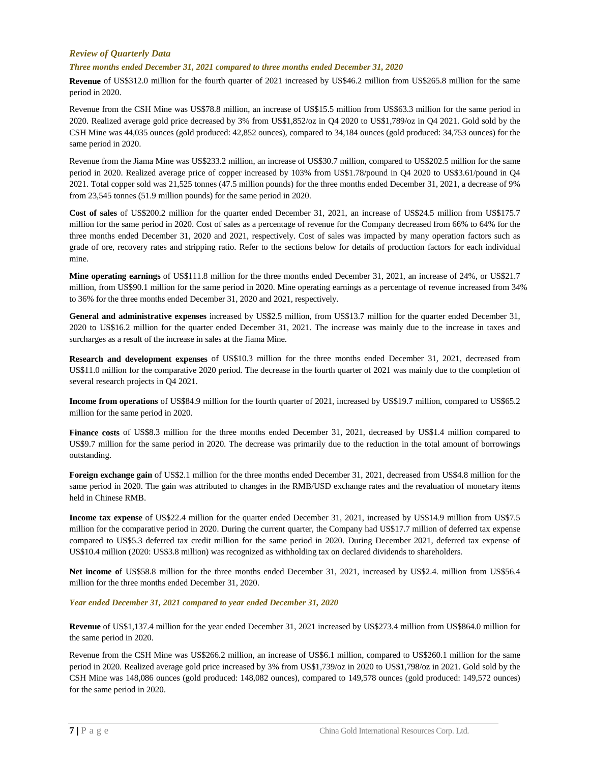### *Review of Quarterly Data*

#### *Three months ended December 31, 2021 compared to three months ended December 31, 2020*

**Revenue** of US$312.0 million for the fourth quarter of 2021 increased by US$46.2 million from US$265.8 million for the same period in 2020.

Revenue from the CSH Mine was US$78.8 million, an increase of US$15.5 million from US$63.3 million for the same period in 2020. Realized average gold price decreased by 3% from US$1,852/oz in Q4 2020 to US$1,789/oz in Q4 2021. Gold sold by the CSH Mine was 44,035 ounces (gold produced: 42,852 ounces), compared to 34,184 ounces (gold produced: 34,753 ounces) for the same period in 2020.

Revenue from the Jiama Mine was US$233.2 million, an increase of US$30.7 million, compared to US$202.5 million for the same period in 2020. Realized average price of copper increased by 103% from US$1.78/pound in Q4 2020 to US$3.61/pound in Q4 2021. Total copper sold was 21,525 tonnes (47.5 million pounds) for the three months ended December 31, 2021, a decrease of 9% from 23,545 tonnes (51.9 million pounds) for the same period in 2020.

**Cost of sales** of US$200.2 million for the quarter ended December 31, 2021, an increase of US$24.5 million from US$175.7 million for the same period in 2020. Cost of sales as a percentage of revenue for the Company decreased from 66% to 64% for the three months ended December 31, 2020 and 2021, respectively. Cost of sales was impacted by many operation factors such as grade of ore, recovery rates and stripping ratio. Refer to the sections below for details of production factors for each individual mine.

**Mine operating earnings** of US$111.8 million for the three months ended December 31, 2021, an increase of 24%, or US$21.7 million, from US$90.1 million for the same period in 2020. Mine operating earnings as a percentage of revenue increased from 34% to 36% for the three months ended December 31, 2020 and 2021, respectively.

**General and administrative expenses** increased by US$2.5 million, from US$13.7 million for the quarter ended December 31, 2020 to US$16.2 million for the quarter ended December 31, 2021. The increase was mainly due to the increase in taxes and surcharges as a result of the increase in sales at the Jiama Mine.

**Research and development expenses** of US$10.3 million for the three months ended December 31, 2021, decreased from US$11.0 million for the comparative 2020 period. The decrease in the fourth quarter of 2021 was mainly due to the completion of several research projects in Q4 2021.

**Income from operations** of US$84.9 million for the fourth quarter of 2021, increased by US$19.7 million, compared to US$65.2 million for the same period in 2020.

**Finance costs** of US$8.3 million for the three months ended December 31, 2021, decreased by US$1.4 million compared to US$9.7 million for the same period in 2020. The decrease was primarily due to the reduction in the total amount of borrowings outstanding.

**Foreign exchange gain** of US$2.1 million for the three months ended December 31, 2021, decreased from US$4.8 million for the same period in 2020. The gain was attributed to changes in the RMB/USD exchange rates and the revaluation of monetary items held in Chinese RMB.

**Income tax expense** of US$22.4 million for the quarter ended December 31, 2021, increased by US$14.9 million from US$7.5 million for the comparative period in 2020. During the current quarter, the Company had US$17.7 million of deferred tax expense compared to US$5.3 deferred tax credit million for the same period in 2020. During December 2021, deferred tax expense of US$10.4 million (2020: US$3.8 million) was recognized as withholding tax on declared dividends to shareholders.

**Net income o**f US$58.8 million for the three months ended December 31, 2021, increased by US$2.4. million from US$56.4 million for the three months ended December 31, 2020.

#### *Year ended December 31, 2021 compared to year ended December 31, 2020*

**Revenue** of US$1,137.4 million for the year ended December 31, 2021 increased by US$273.4 million from US$864.0 million for the same period in 2020.

Revenue from the CSH Mine was US$266.2 million, an increase of US$6.1 million, compared to US$260.1 million for the same period in 2020. Realized average gold price increased by 3% from US$1,739/oz in 2020 to US$1,798/oz in 2021. Gold sold by the CSH Mine was 148,086 ounces (gold produced: 148,082 ounces), compared to 149,578 ounces (gold produced: 149,572 ounces) for the same period in 2020.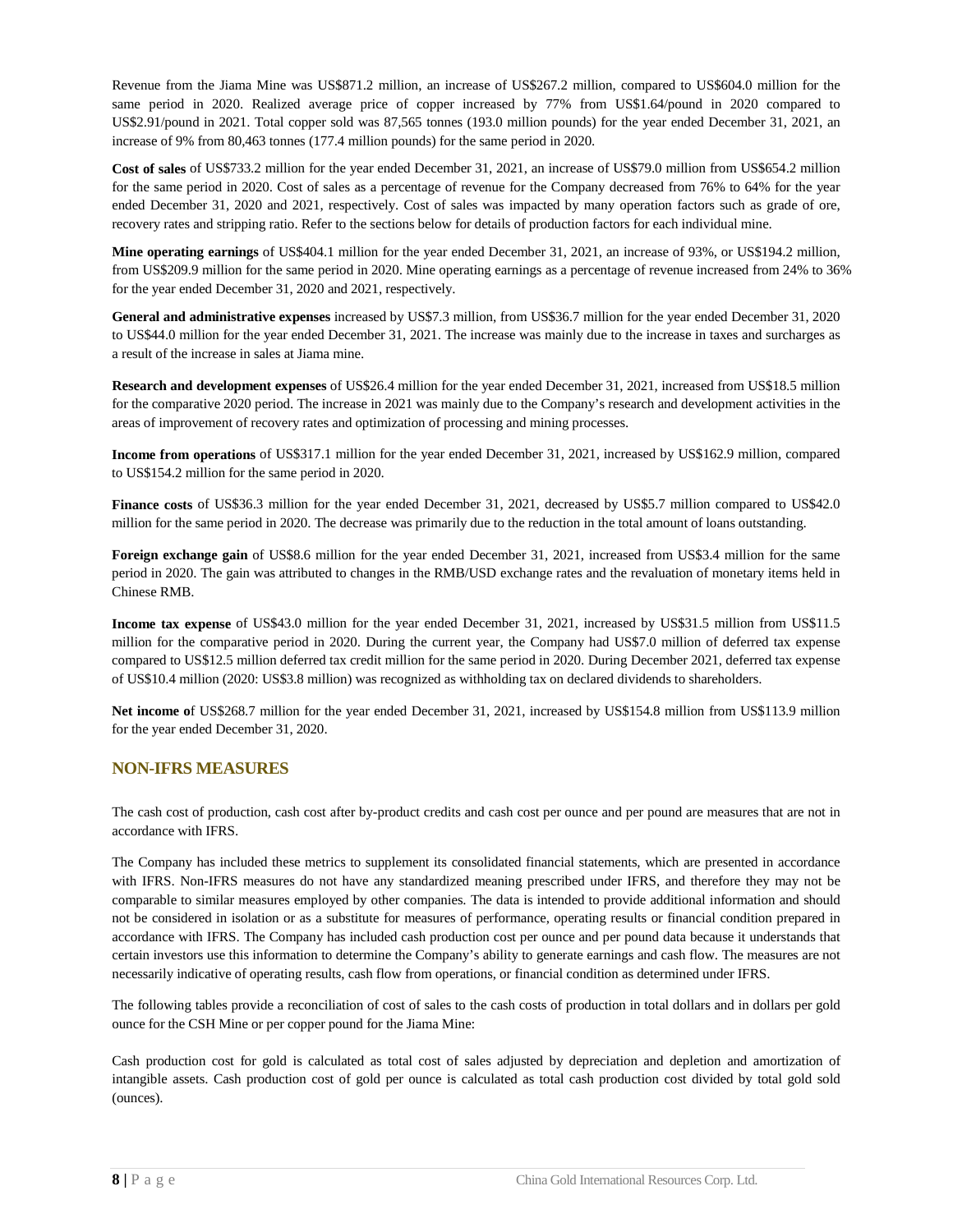Revenue from the Jiama Mine was US$871.2 million, an increase of US$267.2 million, compared to US$604.0 million for the same period in 2020. Realized average price of copper increased by 77% from US$1.64/pound in 2020 compared to US$2.91/pound in 2021. Total copper sold was 87,565 tonnes (193.0 million pounds) for the year ended December 31, 2021, an increase of 9% from 80,463 tonnes (177.4 million pounds) for the same period in 2020.

**Cost of sales** of US$733.2 million for the year ended December 31, 2021, an increase of US$79.0 million from US$654.2 million for the same period in 2020. Cost of sales as a percentage of revenue for the Company decreased from 76% to 64% for the year ended December 31, 2020 and 2021, respectively. Cost of sales was impacted by many operation factors such as grade of ore, recovery rates and stripping ratio. Refer to the sections below for details of production factors for each individual mine.

**Mine operating earnings** of US$404.1 million for the year ended December 31, 2021, an increase of 93%, or US$194.2 million, from US$209.9 million for the same period in 2020. Mine operating earnings as a percentage of revenue increased from 24% to 36% for the year ended December 31, 2020 and 2021, respectively.

**General and administrative expenses** increased by US$7.3 million, from US$36.7 million for the year ended December 31, 2020 to US$44.0 million for the year ended December 31, 2021. The increase was mainly due to the increase in taxes and surcharges as a result of the increase in sales at Jiama mine.

**Research and development expenses** of US$26.4 million for the year ended December 31, 2021, increased from US$18.5 million for the comparative 2020 period. The increase in 2021 was mainly due to the Company's research and development activities in the areas of improvement of recovery rates and optimization of processing and mining processes.

**Income from operations** of US$317.1 million for the year ended December 31, 2021, increased by US$162.9 million, compared to US$154.2 million for the same period in 2020.

**Finance costs** of US$36.3 million for the year ended December 31, 2021, decreased by US$5.7 million compared to US$42.0 million for the same period in 2020. The decrease was primarily due to the reduction in the total amount of loans outstanding.

**Foreign exchange gain** of US$8.6 million for the year ended December 31, 2021, increased from US$3.4 million for the same period in 2020. The gain was attributed to changes in the RMB/USD exchange rates and the revaluation of monetary items held in Chinese RMB.

**Income tax expense** of US$43.0 million for the year ended December 31, 2021, increased by US$31.5 million from US$11.5 million for the comparative period in 2020. During the current year, the Company had US$7.0 million of deferred tax expense compared to US$12.5 million deferred tax credit million for the same period in 2020. During December 2021, deferred tax expense of US$10.4 million (2020: US$3.8 million) was recognized as withholding tax on declared dividends to shareholders.

**Net income o**f US$268.7 million for the year ended December 31, 2021, increased by US$154.8 million from US$113.9 million for the year ended December 31, 2020.

## NON-IFRS MEASURES

The cash cost of production, cash cost after by-product credits and cash cost per ounce and per pound are measures that are not in accordance with IFRS.

The Company has included these metrics to supplement its consolidated financial statements, which are presented in accordance with IFRS. Non-IFRS measures do not have any standardized meaning prescribed under IFRS, and therefore they may not be comparable to similar measures employed by other companies. The data is intended to provide additional information and should not be considered in isolation or as a substitute for measures of performance, operating results or financial condition prepared in accordance with IFRS. The Company has included cash production cost per ounce and per pound data because it understands that certain investors use this information to determine the Company's ability to generate earnings and cash flow. The measures are not necessarily indicative of operating results, cash flow from operations, or financial condition as determined under IFRS.

The following tables provide a reconciliation of cost of sales to the cash costs of production in total dollars and in dollars per gold ounce for the CSH Mine or per copper pound for the Jiama Mine:

Cash production cost for gold is calculated as total cost of sales adjusted by depreciation and depletion and amortization of intangible assets. Cash production cost of gold per ounce is calculated as total cash production cost divided by total gold sold (ounces).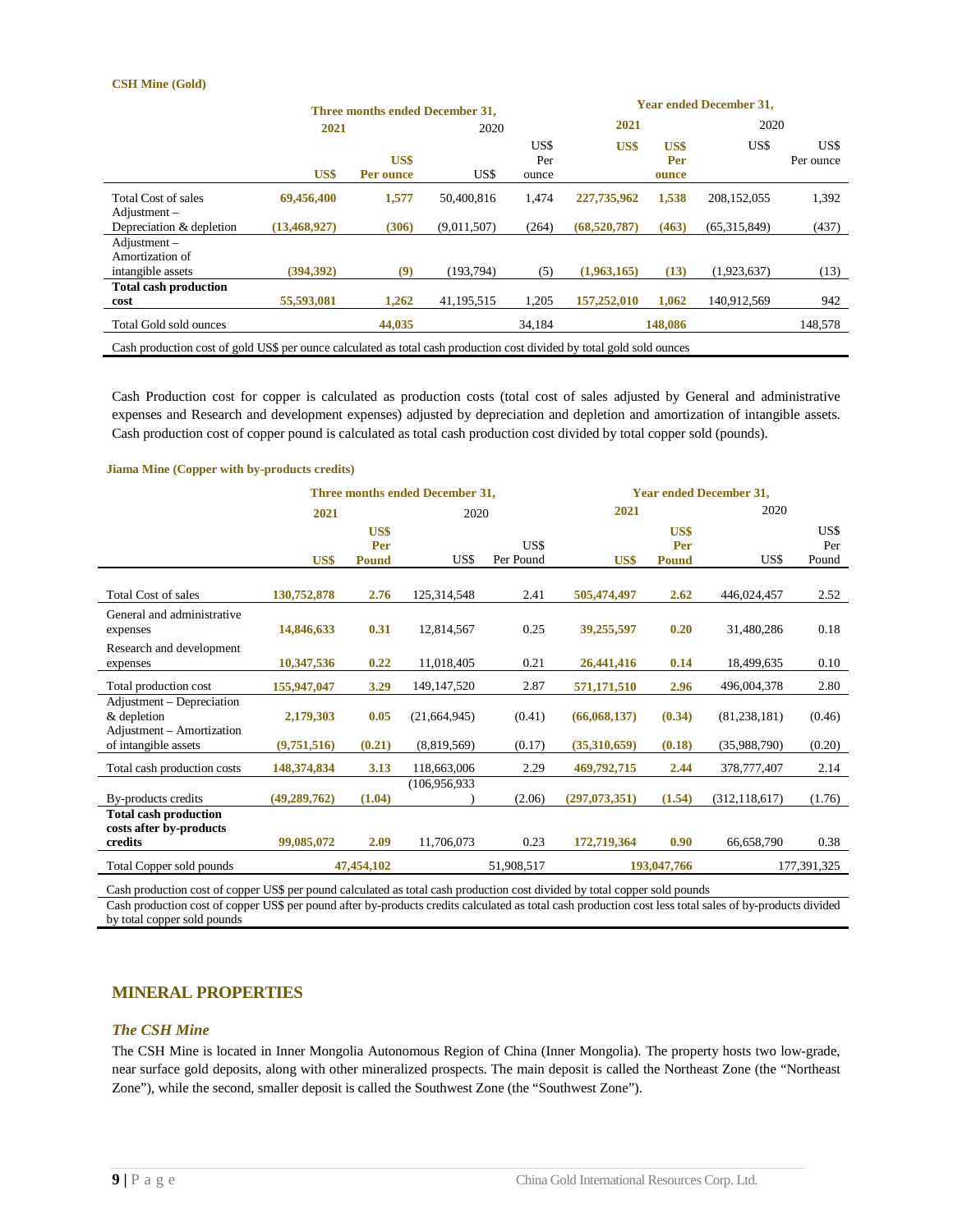**CSH Mine (Gold)**

| | Three months ended December 31, | | | | Year ended December 31, | | | |
|---|---|---|---|---|---|---|---|---|
| | 2021 | | 2020 | | 2021 | | 2020 | |
| | US$ | US$ Per ounce | US$ | US$ Per ounce | US$ | US$ Per ounce | US$ | US$ Per ounce |
| Total Cost of sales | 69,456,400 | 1,577 | 50,400,816 | 1,474 | 227,735,962 | 1,538 | 208,152,055 | 1,392 |
| Adjustment – Depreciation & depletion | (13,468,927) | (306) | (9,011,507) | (264) | (68,520,787) | (463) | (65,315,849) | (437) |
| Adjustment – Amortization of intangible assets | (394,392) | (9) | (193,794) | (5) | (1,963,165) | (13) | (1,923,637) | (13) |
| **Total cash production cost** | 55,593,081 | 1,262 | 41,195,515 | 1,205 | 157,252,010 | 1,062 | 140,912,569 | 942 |
| Total Gold sold ounces | | 44,035 | | 34,184 | | 148,086 | | 148,578 |

Cash production cost of gold US$ per ounce calculated as total cash production cost divided by total gold sold ounces

Cash Production cost for copper is calculated as production costs (total cost of sales adjusted by General and administrative expenses and Research and development expenses) adjusted by depreciation and depletion and amortization of intangible assets. Cash production cost of copper pound is calculated as total cash production cost divided by total copper sold (pounds).

**Jiama Mine (Copper with by-products credits)**

| | Three months ended December 31, | | | | Year ended December 31, | | | |
|---|---|---|---|---|---|---|---|---|
| | 2021 | | 2020 | | 2021 | | 2020 | |
| | US$ | US$ Per Pound | US$ | US$ Per Pound | US$ | US$ Per Pound | US$ | US$ Per Pound |
| Total Cost of sales | 130,752,878 | 2.76 | 125,314,548 | 2.41 | 505,474,497 | 2.62 | 446,024,457 | 2.52 |
| General and administrative expenses | 14,846,633 | 0.31 | 12,814,567 | 0.25 | 39,255,597 | 0.20 | 31,480,286 | 0.18 |
| Research and development expenses | 10,347,536 | 0.22 | 11,018,405 | 0.21 | 26,441,416 | 0.14 | 18,499,635 | 0.10 |
| Total production cost | 155,947,047 | 3.29 | 149,147,520 | 2.87 | 571,171,510 | 2.96 | 496,004,378 | 2.80 |
| Adjustment – Depreciation & depletion | 2,179,303 | 0.05 | (21,664,945) | (0.41) | (66,068,137) | (0.34) | (81,238,181) | (0.46) |
| Adjustment – Amortization of intangible assets | (9,751,516) | (0.21) | (8,819,569) | (0.17) | (35,310,659) | (0.18) | (35,988,790) | (0.20) |
| Total cash production costs | 148,374,834 | 3.13 | 118,663,006 | 2.29 | 469,792,715 | 2.44 | 378,777,407 | 2.14 |
| By-products credits | (49,289,762) | (1.04) | (106,956,933) | (2.06) | (297,073,351) | (1.54) | (312,118,617) | (1.76) |
| **Total cash production costs after by-products credits** | 99,085,072 | 2.09 | 11,706,073 | 0.23 | 172,719,364 | 0.90 | 66,658,790 | 0.38 |
| Total Copper sold pounds | | 47,454,102 | | 51,908,517 | | 193,047,766 | | 177,391,325 |

Cash production cost of copper US$ per pound calculated as total cash production cost divided by total copper sold pounds

Cash production cost of copper US$ per pound after by-products credits calculated as total cash production cost less total sales of by-products divided by total copper sold pounds

## MINERAL PROPERTIES

### *The CSH Mine*

The CSH Mine is located in Inner Mongolia Autonomous Region of China (Inner Mongolia). The property hosts two low-grade, near surface gold deposits, along with other mineralized prospects. The main deposit is called the Northeast Zone (the "Northeast Zone"), while the second, smaller deposit is called the Southwest Zone (the "Southwest Zone").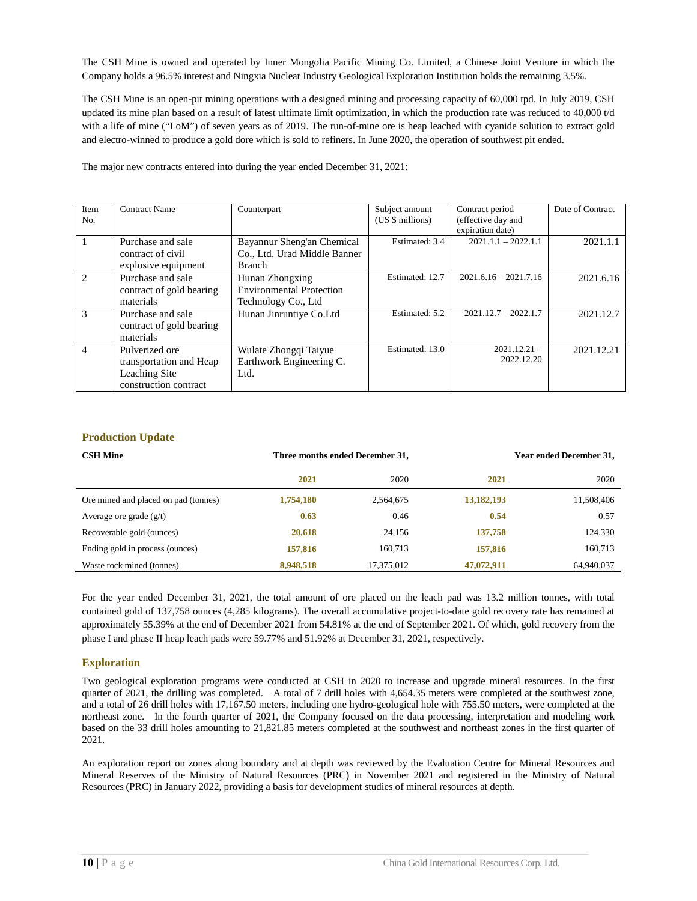The CSH Mine is owned and operated by Inner Mongolia Pacific Mining Co. Limited, a Chinese Joint Venture in which the Company holds a 96.5% interest and Ningxia Nuclear Industry Geological Exploration Institution holds the remaining 3.5%.

The CSH Mine is an open-pit mining operations with a designed mining and processing capacity of 60,000 tpd. In July 2019, CSH updated its mine plan based on a result of latest ultimate limit optimization, in which the production rate was reduced to 40,000 t/d with a life of mine ("LoM") of seven years as of 2019. The run-of-mine ore is heap leached with cyanide solution to extract gold and electro-winned to produce a gold dore which is sold to refiners. In June 2020, the operation of southwest pit ended.

The major new contracts entered into during the year ended December 31, 2021:

| Item No. | Contract Name | Counterpart | Subject amount (US $ millions) | Contract period (effective day and expiration date) | Date of Contract |
|---|---|---|---|---|---|
| 1 | Purchase and sale contract of civil explosive equipment | Bayannur Sheng'an Chemical Co., Ltd. Urad Middle Banner Branch | Estimated: 3.4 | 2021.1.1 – 2022.1.1 | 2021.1.1 |
| 2 | Purchase and sale contract of gold bearing materials | Hunan Zhongxing Environmental Protection Technology Co., Ltd | Estimated: 12.7 | 2021.6.16 – 2021.7.16 | 2021.6.16 |
| 3 | Purchase and sale contract of gold bearing materials | Hunan Jinruntiye Co.Ltd | Estimated: 5.2 | 2021.12.7 – 2022.1.7 | 2021.12.7 |
| 4 | Pulverized ore transportation and Heap Leaching Site construction contract | Wulate Zhongqi Taiyue Earthwork Engineering C. Ltd. | Estimated: 13.0 | 2021.12.21 – 2022.12.20 | 2021.12.21 |

## Production Update

| CSH Mine | Three months ended December 31, | | Year ended December 31, | |
|---|---|---|---|---|
| | **2021** | 2020 | **2021** | 2020 |
| Ore mined and placed on pad (tonnes) | **1,754,180** | 2,564,675 | **13,182,193** | 11,508,406 |
| Average ore grade (g/t) | **0.63** | 0.46 | **0.54** | 0.57 |
| Recoverable gold (ounces) | **20,618** | 24,156 | **137,758** | 124,330 |
| Ending gold in process (ounces) | **157,816** | 160,713 | **157,816** | 160,713 |
| Waste rock mined (tonnes) | **8,948,518** | 17,375,012 | **47,072,911** | 64,940,037 |

For the year ended December 31, 2021, the total amount of ore placed on the leach pad was 13.2 million tonnes, with total contained gold of 137,758 ounces (4,285 kilograms). The overall accumulative project-to-date gold recovery rate has remained at approximately 55.39% at the end of December 2021 from 54.81% at the end of September 2021. Of which, gold recovery from the phase I and phase II heap leach pads were 59.77% and 51.92% at December 31, 2021, respectively.

## Exploration

Two geological exploration programs were conducted at CSH in 2020 to increase and upgrade mineral resources. In the first quarter of 2021, the drilling was completed. A total of 7 drill holes with 4,654.35 meters were completed at the southwest zone, and a total of 26 drill holes with 17,167.50 meters, including one hydro-geological hole with 755.50 meters, were completed at the northeast zone. In the fourth quarter of 2021, the Company focused on the data processing, interpretation and modeling work based on the 33 drill holes amounting to 21,821.85 meters completed at the southwest and northeast zones in the first quarter of 2021.

An exploration report on zones along boundary and at depth was reviewed by the Evaluation Centre for Mineral Resources and Mineral Reserves of the Ministry of Natural Resources (PRC) in November 2021 and registered in the Ministry of Natural Resources (PRC) in January 2022, providing a basis for development studies of mineral resources at depth.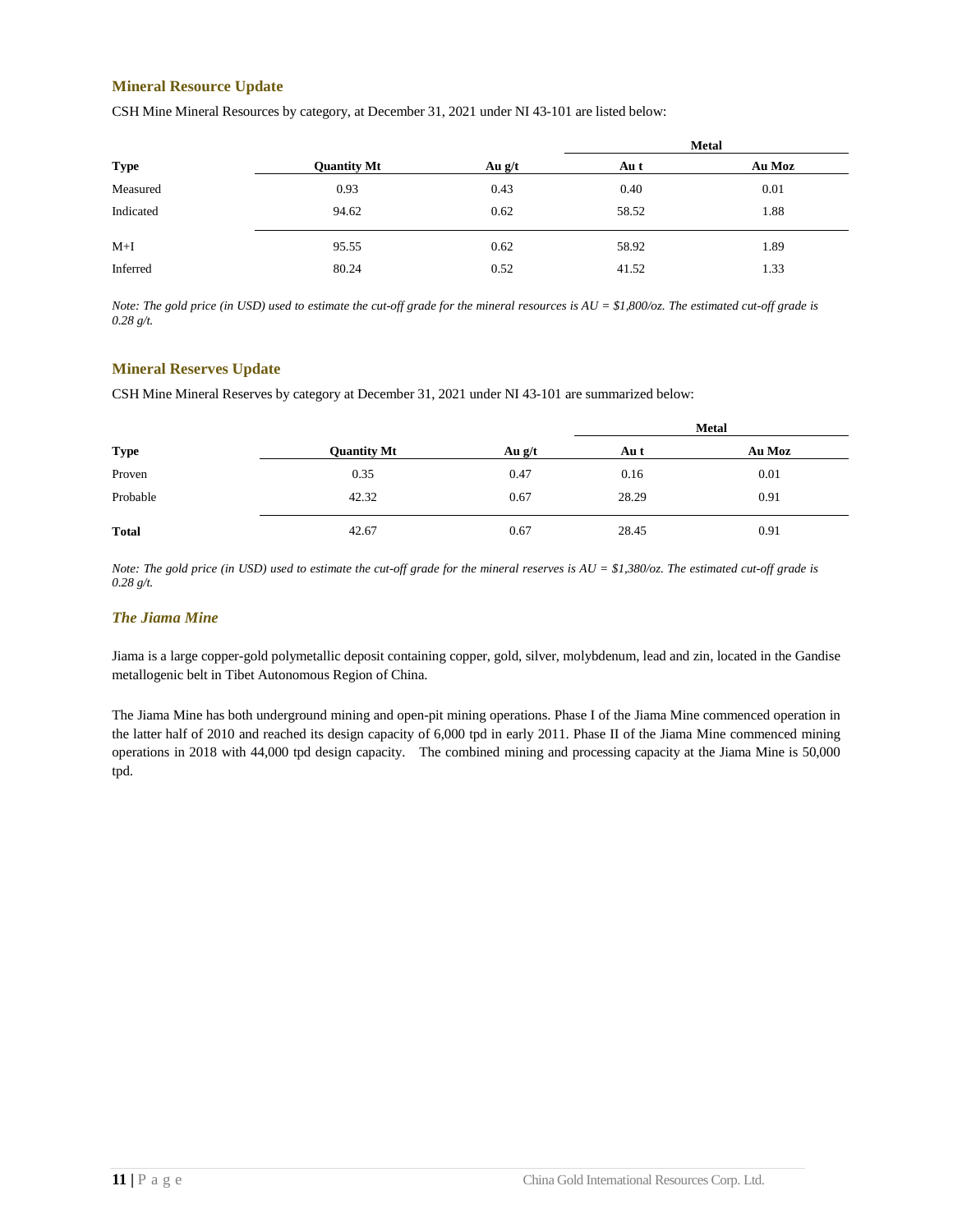### Mineral Resource Update

CSH Mine Mineral Resources by category, at December 31, 2021 under NI 43-101 are listed below:

| | | | Metal | |
|---|---|---|---|---|
| **Type** | **Quantity Mt** | **Au g/t** | **Au t** | **Au Moz** |
| Measured | 0.93 | 0.43 | 0.40 | 0.01 |
| Indicated | 94.62 | 0.62 | 58.52 | 1.88 |
| M+I | 95.55 | 0.62 | 58.92 | 1.89 |
| Inferred | 80.24 | 0.52 | 41.52 | 1.33 |

*Note: The gold price (in USD) used to estimate the cut-off grade for the mineral resources is AU = $1,800/oz. The estimated cut-off grade is 0.28 g/t.*

### Mineral Reserves Update

CSH Mine Mineral Reserves by category at December 31, 2021 under NI 43-101 are summarized below:

| | | | Metal | |
|---|---|---|---|---|
| **Type** | **Quantity Mt** | **Au g/t** | **Au t** | **Au Moz** |
| Proven | 0.35 | 0.47 | 0.16 | 0.01 |
| Probable | 42.32 | 0.67 | 28.29 | 0.91 |
| **Total** | 42.67 | 0.67 | 28.45 | 0.91 |

*Note: The gold price (in USD) used to estimate the cut-off grade for the mineral reserves is AU = $1,380/oz. The estimated cut-off grade is 0.28 g/t.*

### *The Jiama Mine*

Jiama is a large copper-gold polymetallic deposit containing copper, gold, silver, molybdenum, lead and zin, located in the Gandise metallogenic belt in Tibet Autonomous Region of China.

The Jiama Mine has both underground mining and open-pit mining operations. Phase I of the Jiama Mine commenced operation in the latter half of 2010 and reached its design capacity of 6,000 tpd in early 2011. Phase II of the Jiama Mine commenced mining operations in 2018 with 44,000 tpd design capacity. The combined mining and processing capacity at the Jiama Mine is 50,000 tpd.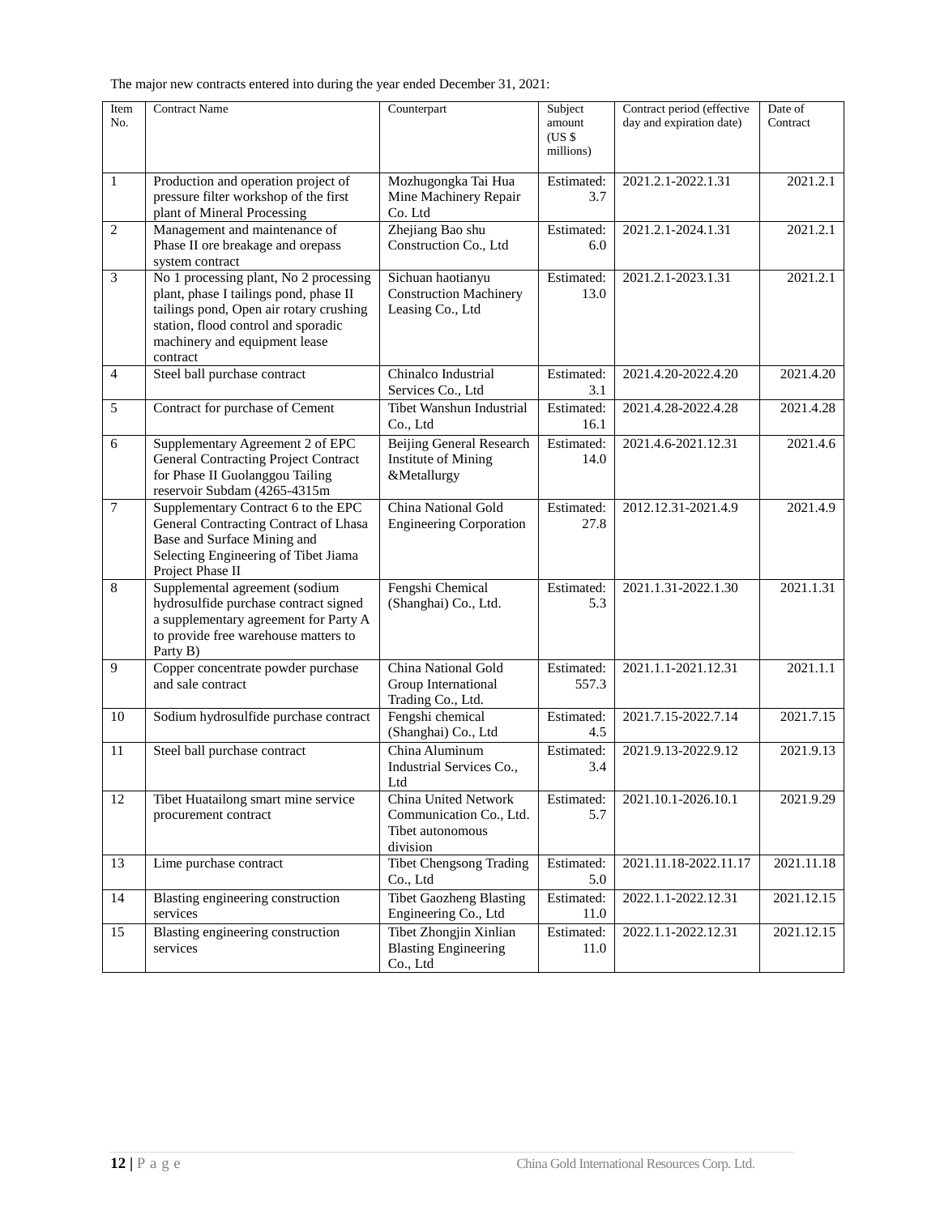The major new contracts entered into during the year ended December 31, 2021:

| Item No. | Contract Name | Counterpart | Subject amount (US $ millions) | Contract period (effective day and expiration date) | Date of Contract |
|---|---|---|---|---|---|
| 1 | Production and operation project of pressure filter workshop of the first plant of Mineral Processing | Mozhugongka Tai Hua Mine Machinery Repair Co. Ltd | Estimated: 3.7 | 2021.2.1-2022.1.31 | 2021.2.1 |
| 2 | Management and maintenance of Phase II ore breakage and orepass system contract | Zhejiang Bao shu Construction Co., Ltd | Estimated: 6.0 | 2021.2.1-2024.1.31 | 2021.2.1 |
| 3 | No 1 processing plant, No 2 processing plant, phase I tailings pond, phase II tailings pond, Open air rotary crushing station, flood control and sporadic machinery and equipment lease contract | Sichuan haotianyu Construction Machinery Leasing Co., Ltd | Estimated: 13.0 | 2021.2.1-2023.1.31 | 2021.2.1 |
| 4 | Steel ball purchase contract | Chinalco Industrial Services Co., Ltd | Estimated: 3.1 | 2021.4.20-2022.4.20 | 2021.4.20 |
| 5 | Contract for purchase of Cement | Tibet Wanshun Industrial Co., Ltd | Estimated: 16.1 | 2021.4.28-2022.4.28 | 2021.4.28 |
| 6 | Supplementary Agreement 2 of EPC General Contracting Project Contract for Phase II Guolanggou Tailing reservoir Subdam (4265-4315m | Beijing General Research Institute of Mining &Metallurgy | Estimated: 14.0 | 2021.4.6-2021.12.31 | 2021.4.6 |
| 7 | Supplementary Contract 6 to the EPC General Contracting Contract of Lhasa Base and Surface Mining and Selecting Engineering of Tibet Jiama Project Phase II | China National Gold Engineering Corporation | Estimated: 27.8 | 2012.12.31-2021.4.9 | 2021.4.9 |
| 8 | Supplemental agreement (sodium hydrosulfide purchase contract signed a supplementary agreement for Party A to provide free warehouse matters to Party B) | Fengshi Chemical (Shanghai) Co., Ltd. | Estimated: 5.3 | 2021.1.31-2022.1.30 | 2021.1.31 |
| 9 | Copper concentrate powder purchase and sale contract | China National Gold Group International Trading Co., Ltd. | Estimated: 557.3 | 2021.1.1-2021.12.31 | 2021.1.1 |
| 10 | Sodium hydrosulfide purchase contract | Fengshi chemical (Shanghai) Co., Ltd | Estimated: 4.5 | 2021.7.15-2022.7.14 | 2021.7.15 |
| 11 | Steel ball purchase contract | China Aluminum Industrial Services Co., Ltd | Estimated: 3.4 | 2021.9.13-2022.9.12 | 2021.9.13 |
| 12 | Tibet Huatailong smart mine service procurement contract | China United Network Communication Co., Ltd. Tibet autonomous division | Estimated: 5.7 | 2021.10.1-2026.10.1 | 2021.9.29 |
| 13 | Lime purchase contract | Tibet Chengsong Trading Co., Ltd | Estimated: 5.0 | 2021.11.18-2022.11.17 | 2021.11.18 |
| 14 | Blasting engineering construction services | Tibet Gaozheng Blasting Engineering Co., Ltd | Estimated: 11.0 | 2022.1.1-2022.12.31 | 2021.12.15 |
| 15 | Blasting engineering construction services | Tibet Zhongjin Xinlian Blasting Engineering Co., Ltd | Estimated: 11.0 | 2022.1.1-2022.12.31 | 2021.12.15 |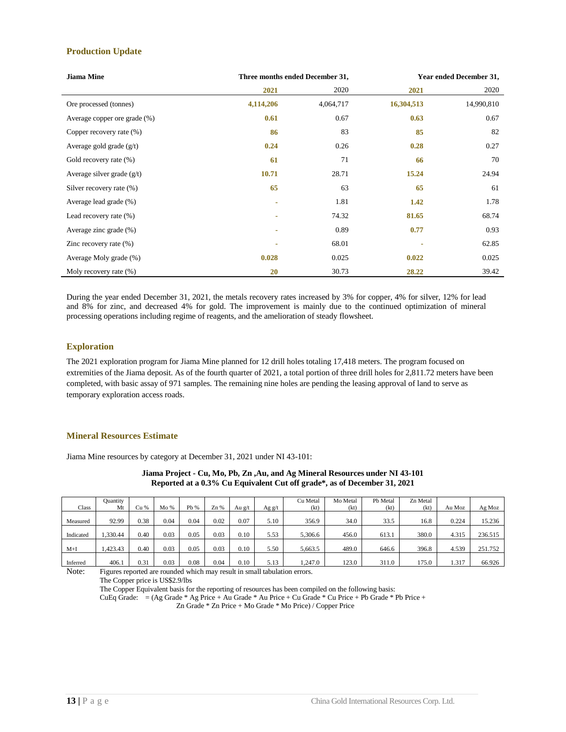## Production Update

| Jiama Mine | Three months ended December 31, | | Year ended December 31, | |
|---|---|---|---|---|
| | **2021** | 2020 | **2021** | 2020 |
| Ore processed (tonnes) | **4,114,206** | 4,064,717 | **16,304,513** | 14,990,810 |
| Average copper ore grade (%) | **0.61** | 0.67 | **0.63** | 0.67 |
| Copper recovery rate (%) | **86** | 83 | **85** | 82 |
| Average gold grade (g/t) | **0.24** | 0.26 | **0.28** | 0.27 |
| Gold recovery rate (%) | **61** | 71 | **66** | 70 |
| Average silver grade (g/t) | **10.71** | 28.71 | **15.24** | 24.94 |
| Silver recovery rate (%) | **65** | 63 | **65** | 61 |
| Average lead grade (%) | - | 1.81 | **1.42** | 1.78 |
| Lead recovery rate (%) | - | 74.32 | **81.65** | 68.74 |
| Average zinc grade (%) | - | 0.89 | **0.77** | 0.93 |
| Zinc recovery rate (%) | - | 68.01 | - | 62.85 |
| Average Moly grade (%) | **0.028** | 0.025 | **0.022** | 0.025 |
| Moly recovery rate (%) | **20** | 30.73 | **28.22** | 39.42 |

During the year ended December 31, 2021, the metals recovery rates increased by 3% for copper, 4% for silver, 12% for lead and 8% for zinc, and decreased 4% for gold. The improvement is mainly due to the continued optimization of mineral processing operations including regime of reagents, and the amelioration of steady flowsheet.

## Exploration

The 2021 exploration program for Jiama Mine planned for 12 drill holes totaling 17,418 meters. The program focused on extremities of the Jiama deposit. As of the fourth quarter of 2021, a total portion of three drill holes for 2,811.72 meters have been completed, with basic assay of 971 samples. The remaining nine holes are pending the leasing approval of land to serve as temporary exploration access roads.

## Mineral Resources Estimate

Jiama Mine resources by category at December 31, 2021 under NI 43-101:

**Jiama Project - Cu, Mo, Pb, Zn ,Au, and Ag Mineral Resources under NI 43-101**
**Reported at a 0.3% Cu Equivalent Cut off grade*, as of December 31, 2021**

| Class | Quantity Mt | Cu % | Mo % | Pb % | Zn % | Au g/t | Ag g/t | Cu Metal (kt) | Mo Metal (kt) | Pb Metal (kt) | Zn Metal (kt) | Au Moz | Ag Moz |
|---|---|---|---|---|---|---|---|---|---|---|---|---|---|
| Measured | 92.99 | 0.38 | 0.04 | 0.04 | 0.02 | 0.07 | 5.10 | 356.9 | 34.0 | 33.5 | 16.8 | 0.224 | 15.236 |
| Indicated | 1,330.44 | 0.40 | 0.03 | 0.05 | 0.03 | 0.10 | 5.53 | 5,306.6 | 456.0 | 613.1 | 380.0 | 4.315 | 236.515 |
| M+I | 1,423.43 | 0.40 | 0.03 | 0.05 | 0.03 | 0.10 | 5.50 | 5,663.5 | 489.0 | 646.6 | 396.8 | 4.539 | 251.752 |
| Inferred | 406.1 | 0.31 | 0.03 | 0.08 | 0.04 | 0.10 | 5.13 | 1,247.0 | 123.0 | 311.0 | 175.0 | 1.317 | 66.926 |

Note: Figures reported are rounded which may result in small tabulation errors.
The Copper price is US$2.9/lbs
The Copper Equivalent basis for the reporting of resources has been compiled on the following basis:
CuEq Grade: = (Ag Grade * Ag Price + Au Grade * Au Price + Cu Grade * Cu Price + Pb Grade * Pb Price + Zn Grade * Zn Price + Mo Grade * Mo Price) / Copper Price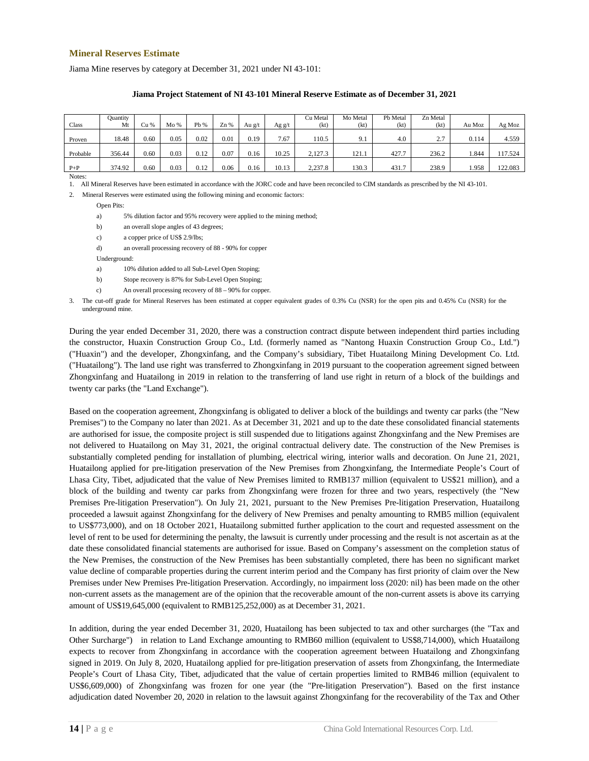## Mineral Reserves Estimate

Jiama Mine reserves by category at December 31, 2021 under NI 43-101:

**Jiama Project Statement of NI 43-101 Mineral Reserve Estimate as of December 31, 2021**

| Class | Quantity Mt | Cu % | Mo % | Pb % | Zn % | Au g/t | Ag g/t | Cu Metal (kt) | Mo Metal (kt) | Pb Metal (kt) | Zn Metal (kt) | Au Moz | Ag Moz |
|---|---|---|---|---|---|---|---|---|---|---|---|---|---|
| Proven | 18.48 | 0.60 | 0.05 | 0.02 | 0.01 | 0.19 | 7.67 | 110.5 | 9.1 | 4.0 | 2.7 | 0.114 | 4.559 |
| Probable | 356.44 | 0.60 | 0.03 | 0.12 | 0.07 | 0.16 | 10.25 | 2,127.3 | 121.1 | 427.7 | 236.2 | 1.844 | 117.524 |
| P+P | 374.92 | 0.60 | 0.03 | 0.12 | 0.06 | 0.16 | 10.13 | 2,237.8 | 130.3 | 431.7 | 238.9 | 1.958 | 122.083 |

Notes:

1. All Mineral Reserves have been estimated in accordance with the JORC code and have been reconciled to CIM standards as prescribed by the NI 43-101.
2. Mineral Reserves were estimated using the following mining and economic factors:

   Open Pits:

   a) 5% dilution factor and 95% recovery were applied to the mining method;

   b) an overall slope angles of 43 degrees;

   c) a copper price of US$ 2.9/lbs;

   d) an overall processing recovery of 88 - 90% for copper

   Underground:

   a) 10% dilution added to all Sub-Level Open Stoping;

   b) Stope recovery is 87% for Sub-Level Open Stoping;

   c) An overall processing recovery of 88 – 90% for copper.
3. The cut-off grade for Mineral Reserves has been estimated at copper equivalent grades of 0.3% Cu (NSR) for the open pits and 0.45% Cu (NSR) for the underground mine.

During the year ended December 31, 2020, there was a construction contract dispute between independent third parties including the constructor, Huaxin Construction Group Co., Ltd. (formerly named as "Nantong Huaxin Construction Group Co., Ltd.") ("Huaxin") and the developer, Zhongxinfang, and the Company's subsidiary, Tibet Huatailong Mining Development Co. Ltd. ("Huatailong"). The land use right was transferred to Zhongxinfang in 2019 pursuant to the cooperation agreement signed between Zhongxinfang and Huatailong in 2019 in relation to the transferring of land use right in return of a block of the buildings and twenty car parks (the "Land Exchange").

Based on the cooperation agreement, Zhongxinfang is obligated to deliver a block of the buildings and twenty car parks (the "New Premises") to the Company no later than 2021. As at December 31, 2021 and up to the date these consolidated financial statements are authorised for issue, the composite project is still suspended due to litigations against Zhongxinfang and the New Premises are not delivered to Huatailong on May 31, 2021, the original contractual delivery date. The construction of the New Premises is substantially completed pending for installation of plumbing, electrical wiring, interior walls and decoration. On June 21, 2021, Huatailong applied for pre-litigation preservation of the New Premises from Zhongxinfang, the Intermediate People's Court of Lhasa City, Tibet, adjudicated that the value of New Premises limited to RMB137 million (equivalent to US$21 million), and a block of the building and twenty car parks from Zhongxinfang were frozen for three and two years, respectively (the "New Premises Pre-litigation Preservation"). On July 21, 2021, pursuant to the New Premises Pre-litigation Preservation, Huatailong proceeded a lawsuit against Zhongxinfang for the delivery of New Premises and penalty amounting to RMB5 million (equivalent to US$773,000), and on 18 October 2021, Huatailong submitted further application to the court and requested assessment on the level of rent to be used for determining the penalty, the lawsuit is currently under processing and the result is not ascertain as at the date these consolidated financial statements are authorised for issue. Based on Company's assessment on the completion status of the New Premises, the construction of the New Premises has been substantially completed, there has been no significant market value decline of comparable properties during the current interim period and the Company has first priority of claim over the New Premises under New Premises Pre-litigation Preservation. Accordingly, no impairment loss (2020: nil) has been made on the other non-current assets as the management are of the opinion that the recoverable amount of the non-current assets is above its carrying amount of US$19,645,000 (equivalent to RMB125,252,000) as at December 31, 2021.

In addition, during the year ended December 31, 2020, Huatailong has been subjected to tax and other surcharges (the "Tax and Other Surcharge") in relation to Land Exchange amounting to RMB60 million (equivalent to US$8,714,000), which Huatailong expects to recover from Zhongxinfang in accordance with the cooperation agreement between Huatailong and Zhongxinfang signed in 2019. On July 8, 2020, Huatailong applied for pre-litigation preservation of assets from Zhongxinfang, the Intermediate People's Court of Lhasa City, Tibet, adjudicated that the value of certain properties limited to RMB46 million (equivalent to US$6,609,000) of Zhongxinfang was frozen for one year (the "Pre-litigation Preservation"). Based on the first instance adjudication dated November 20, 2020 in relation to the lawsuit against Zhongxinfang for the recoverability of the Tax and Other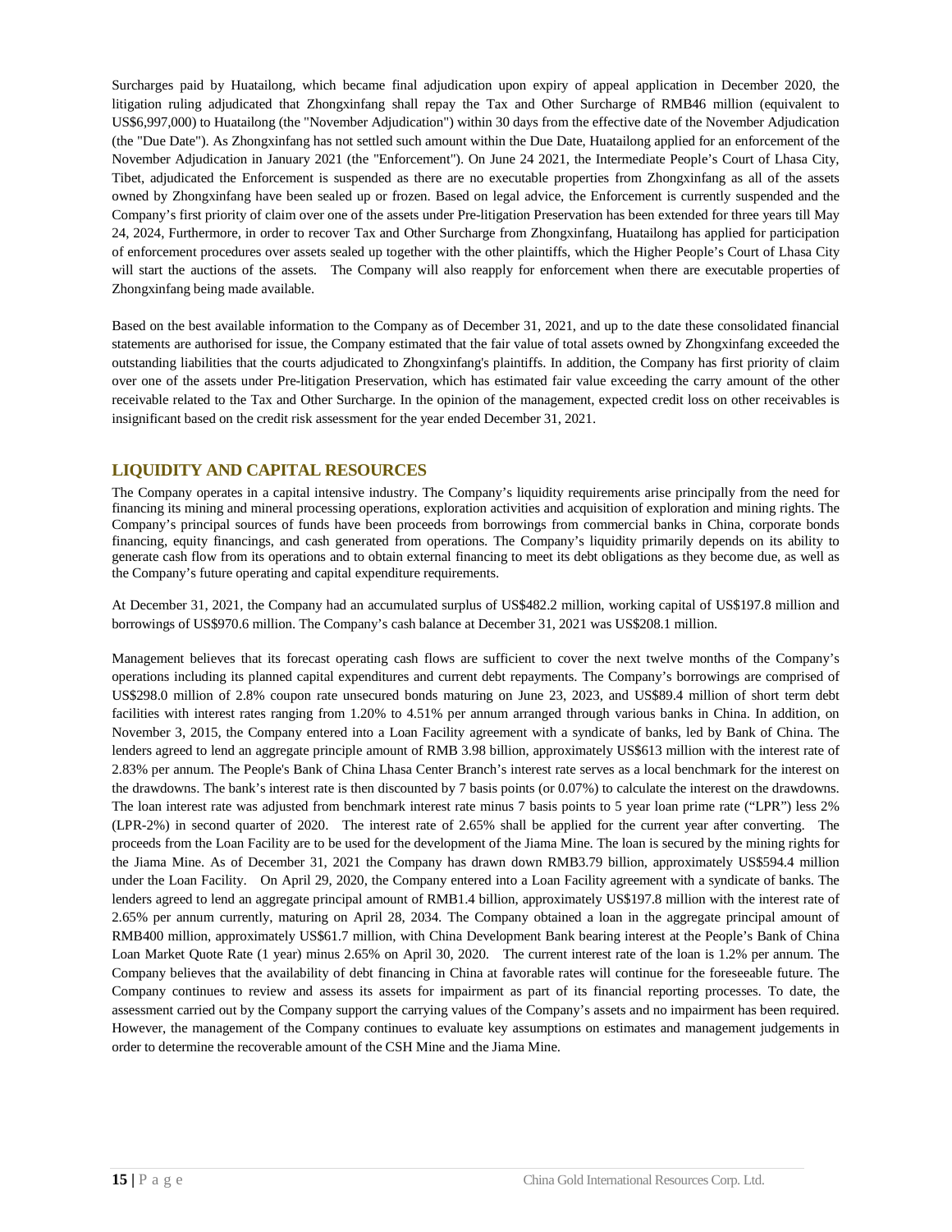Surcharges paid by Huatailong, which became final adjudication upon expiry of appeal application in December 2020, the litigation ruling adjudicated that Zhongxinfang shall repay the Tax and Other Surcharge of RMB46 million (equivalent to US$6,997,000) to Huatailong (the "November Adjudication") within 30 days from the effective date of the November Adjudication (the "Due Date"). As Zhongxinfang has not settled such amount within the Due Date, Huatailong applied for an enforcement of the November Adjudication in January 2021 (the "Enforcement"). On June 24 2021, the Intermediate People's Court of Lhasa City, Tibet, adjudicated the Enforcement is suspended as there are no executable properties from Zhongxinfang as all of the assets owned by Zhongxinfang have been sealed up or frozen. Based on legal advice, the Enforcement is currently suspended and the Company's first priority of claim over one of the assets under Pre-litigation Preservation has been extended for three years till May 24, 2024, Furthermore, in order to recover Tax and Other Surcharge from Zhongxinfang, Huatailong has applied for participation of enforcement procedures over assets sealed up together with the other plaintiffs, which the Higher People's Court of Lhasa City will start the auctions of the assets. The Company will also reapply for enforcement when there are executable properties of Zhongxinfang being made available.

Based on the best available information to the Company as of December 31, 2021, and up to the date these consolidated financial statements are authorised for issue, the Company estimated that the fair value of total assets owned by Zhongxinfang exceeded the outstanding liabilities that the courts adjudicated to Zhongxinfang's plaintiffs. In addition, the Company has first priority of claim over one of the assets under Pre-litigation Preservation, which has estimated fair value exceeding the carry amount of the other receivable related to the Tax and Other Surcharge. In the opinion of the management, expected credit loss on other receivables is insignificant based on the credit risk assessment for the year ended December 31, 2021.

## LIQUIDITY AND CAPITAL RESOURCES

The Company operates in a capital intensive industry. The Company's liquidity requirements arise principally from the need for financing its mining and mineral processing operations, exploration activities and acquisition of exploration and mining rights. The Company's principal sources of funds have been proceeds from borrowings from commercial banks in China, corporate bonds financing, equity financings, and cash generated from operations. The Company's liquidity primarily depends on its ability to generate cash flow from its operations and to obtain external financing to meet its debt obligations as they become due, as well as the Company's future operating and capital expenditure requirements.

At December 31, 2021, the Company had an accumulated surplus of US$482.2 million, working capital of US$197.8 million and borrowings of US$970.6 million. The Company's cash balance at December 31, 2021 was US$208.1 million.

Management believes that its forecast operating cash flows are sufficient to cover the next twelve months of the Company's operations including its planned capital expenditures and current debt repayments. The Company's borrowings are comprised of US$298.0 million of 2.8% coupon rate unsecured bonds maturing on June 23, 2023, and US$89.4 million of short term debt facilities with interest rates ranging from 1.20% to 4.51% per annum arranged through various banks in China. In addition, on November 3, 2015, the Company entered into a Loan Facility agreement with a syndicate of banks, led by Bank of China. The lenders agreed to lend an aggregate principle amount of RMB 3.98 billion, approximately US$613 million with the interest rate of 2.83% per annum. The People's Bank of China Lhasa Center Branch's interest rate serves as a local benchmark for the interest on the drawdowns. The bank's interest rate is then discounted by 7 basis points (or 0.07%) to calculate the interest on the drawdowns. The loan interest rate was adjusted from benchmark interest rate minus 7 basis points to 5 year loan prime rate ("LPR") less 2% (LPR-2%) in second quarter of 2020. The interest rate of 2.65% shall be applied for the current year after converting. The proceeds from the Loan Facility are to be used for the development of the Jiama Mine. The loan is secured by the mining rights for the Jiama Mine. As of December 31, 2021 the Company has drawn down RMB3.79 billion, approximately US$594.4 million under the Loan Facility. On April 29, 2020, the Company entered into a Loan Facility agreement with a syndicate of banks. The lenders agreed to lend an aggregate principal amount of RMB1.4 billion, approximately US$197.8 million with the interest rate of 2.65% per annum currently, maturing on April 28, 2034. The Company obtained a loan in the aggregate principal amount of RMB400 million, approximately US$61.7 million, with China Development Bank bearing interest at the People's Bank of China Loan Market Quote Rate (1 year) minus 2.65% on April 30, 2020. The current interest rate of the loan is 1.2% per annum. The Company believes that the availability of debt financing in China at favorable rates will continue for the foreseeable future. The Company continues to review and assess its assets for impairment as part of its financial reporting processes. To date, the assessment carried out by the Company support the carrying values of the Company's assets and no impairment has been required. However, the management of the Company continues to evaluate key assumptions on estimates and management judgements in order to determine the recoverable amount of the CSH Mine and the Jiama Mine.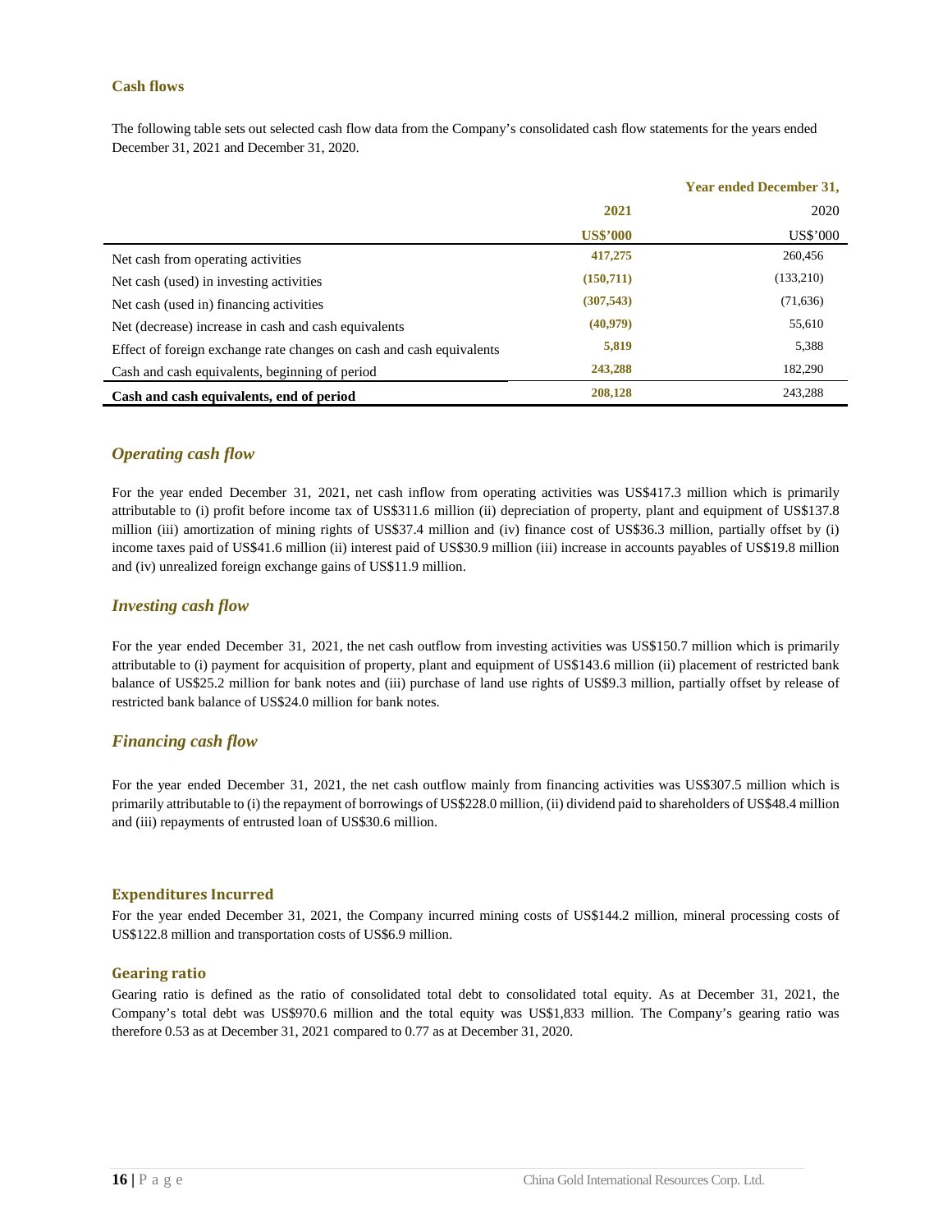## Cash flows

The following table sets out selected cash flow data from the Company's consolidated cash flow statements for the years ended December 31, 2021 and December 31, 2020.

| | Year ended December 31, | |
|---|---|---|
| | **2021** | 2020 |
| | **US$'000** | US$'000 |
| Net cash from operating activities | **417,275** | 260,456 |
| Net cash (used) in investing activities | **(150,711)** | (133,210) |
| Net cash (used in) financing activities | **(307,543)** | (71,636) |
| Net (decrease) increase in cash and cash equivalents | **(40,979)** | 55,610 |
| Effect of foreign exchange rate changes on cash and cash equivalents | **5,819** | 5,388 |
| Cash and cash equivalents, beginning of period | **243,288** | 182,290 |
| **Cash and cash equivalents, end of period** | **208,128** | 243,288 |

### *Operating cash flow*

For the year ended December 31, 2021, net cash inflow from operating activities was US$417.3 million which is primarily attributable to (i) profit before income tax of US$311.6 million (ii) depreciation of property, plant and equipment of US$137.8 million (iii) amortization of mining rights of US$37.4 million and (iv) finance cost of US$36.3 million, partially offset by (i) income taxes paid of US$41.6 million (ii) interest paid of US$30.9 million (iii) increase in accounts payables of US$19.8 million and (iv) unrealized foreign exchange gains of US$11.9 million.

### *Investing cash flow*

For the year ended December 31, 2021, the net cash outflow from investing activities was US$150.7 million which is primarily attributable to (i) payment for acquisition of property, plant and equipment of US$143.6 million (ii) placement of restricted bank balance of US$25.2 million for bank notes and (iii) purchase of land use rights of US$9.3 million, partially offset by release of restricted bank balance of US$24.0 million for bank notes.

### *Financing cash flow*

For the year ended December 31, 2021, the net cash outflow mainly from financing activities was US$307.5 million which is primarily attributable to (i) the repayment of borrowings of US$228.0 million, (ii) dividend paid to shareholders of US$48.4 million and (iii) repayments of entrusted loan of US$30.6 million.

## Expenditures Incurred

For the year ended December 31, 2021, the Company incurred mining costs of US$144.2 million, mineral processing costs of US$122.8 million and transportation costs of US$6.9 million.

## Gearing ratio

Gearing ratio is defined as the ratio of consolidated total debt to consolidated total equity. As at December 31, 2021, the Company's total debt was US$970.6 million and the total equity was US$1,833 million. The Company's gearing ratio was therefore 0.53 as at December 31, 2021 compared to 0.77 as at December 31, 2020.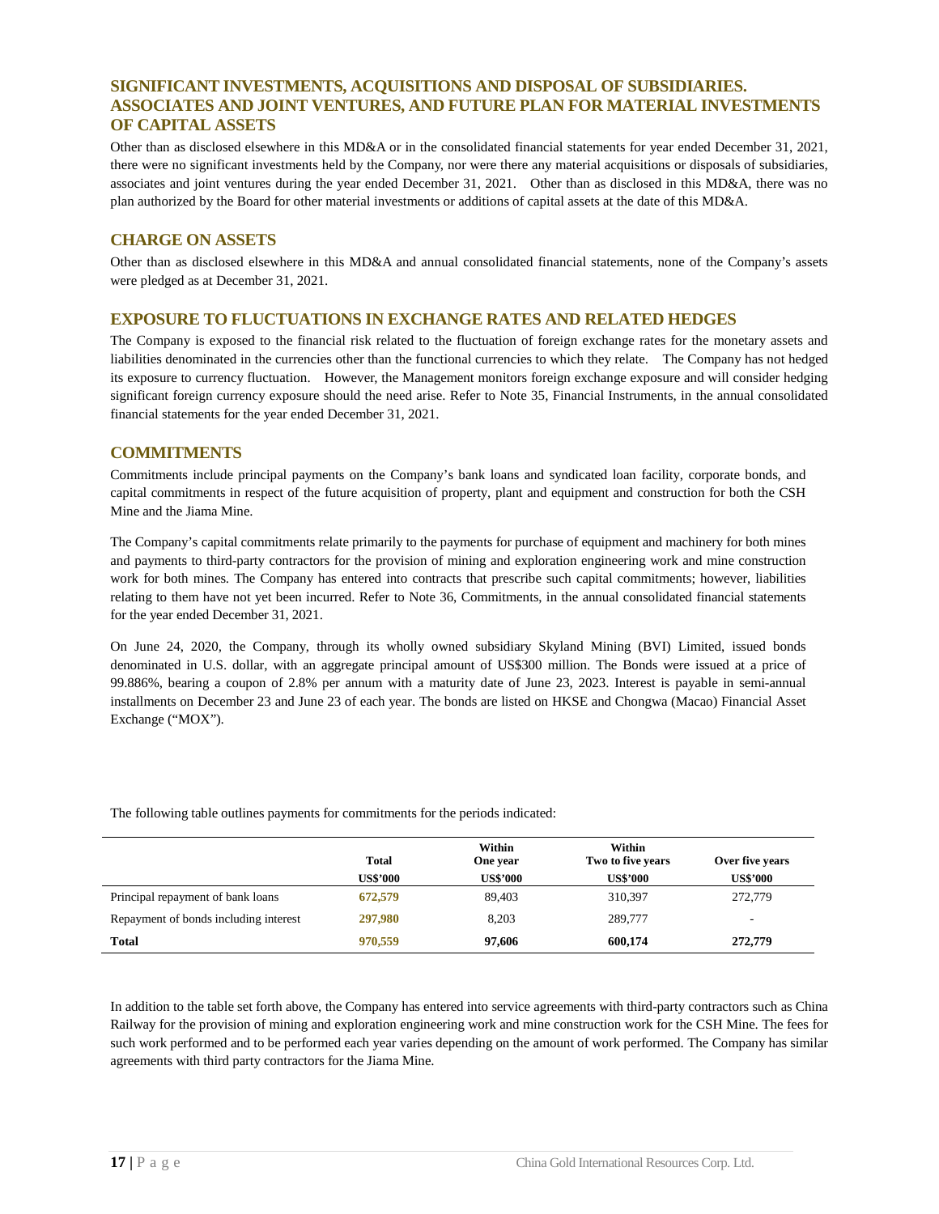## SIGNIFICANT INVESTMENTS, ACQUISITIONS AND DISPOSAL OF SUBSIDIARIES. ASSOCIATES AND JOINT VENTURES, AND FUTURE PLAN FOR MATERIAL INVESTMENTS OF CAPITAL ASSETS

Other than as disclosed elsewhere in this MD&A or in the consolidated financial statements for year ended December 31, 2021, there were no significant investments held by the Company, nor were there any material acquisitions or disposals of subsidiaries, associates and joint ventures during the year ended December 31, 2021. Other than as disclosed in this MD&A, there was no plan authorized by the Board for other material investments or additions of capital assets at the date of this MD&A.

## CHARGE ON ASSETS

Other than as disclosed elsewhere in this MD&A and annual consolidated financial statements, none of the Company's assets were pledged as at December 31, 2021.

## EXPOSURE TO FLUCTUATIONS IN EXCHANGE RATES AND RELATED HEDGES

The Company is exposed to the financial risk related to the fluctuation of foreign exchange rates for the monetary assets and liabilities denominated in the currencies other than the functional currencies to which they relate. The Company has not hedged its exposure to currency fluctuation. However, the Management monitors foreign exchange exposure and will consider hedging significant foreign currency exposure should the need arise. Refer to Note 35, Financial Instruments, in the annual consolidated financial statements for the year ended December 31, 2021.

## COMMITMENTS

Commitments include principal payments on the Company's bank loans and syndicated loan facility, corporate bonds, and capital commitments in respect of the future acquisition of property, plant and equipment and construction for both the CSH Mine and the Jiama Mine.

The Company's capital commitments relate primarily to the payments for purchase of equipment and machinery for both mines and payments to third-party contractors for the provision of mining and exploration engineering work and mine construction work for both mines. The Company has entered into contracts that prescribe such capital commitments; however, liabilities relating to them have not yet been incurred. Refer to Note 36, Commitments, in the annual consolidated financial statements for the year ended December 31, 2021.

On June 24, 2020, the Company, through its wholly owned subsidiary Skyland Mining (BVI) Limited, issued bonds denominated in U.S. dollar, with an aggregate principal amount of US$300 million. The Bonds were issued at a price of 99.886%, bearing a coupon of 2.8% per annum with a maturity date of June 23, 2023. Interest is payable in semi-annual installments on December 23 and June 23 of each year. The bonds are listed on HKSE and Chongwa (Macao) Financial Asset Exchange ("MOX").

The following table outlines payments for commitments for the periods indicated:

| | Total | Within One year | Within Two to five years | Over five years |
|---|---|---|---|---|
| | US$'000 | US$'000 | US$'000 | US$'000 |
| Principal repayment of bank loans | 672,579 | 89,403 | 310,397 | 272,779 |
| Repayment of bonds including interest | 297,980 | 8,203 | 289,777 | - |
| **Total** | **970,559** | **97,606** | **600,174** | **272,779** |

In addition to the table set forth above, the Company has entered into service agreements with third-party contractors such as China Railway for the provision of mining and exploration engineering work and mine construction work for the CSH Mine. The fees for such work performed and to be performed each year varies depending on the amount of work performed. The Company has similar agreements with third party contractors for the Jiama Mine.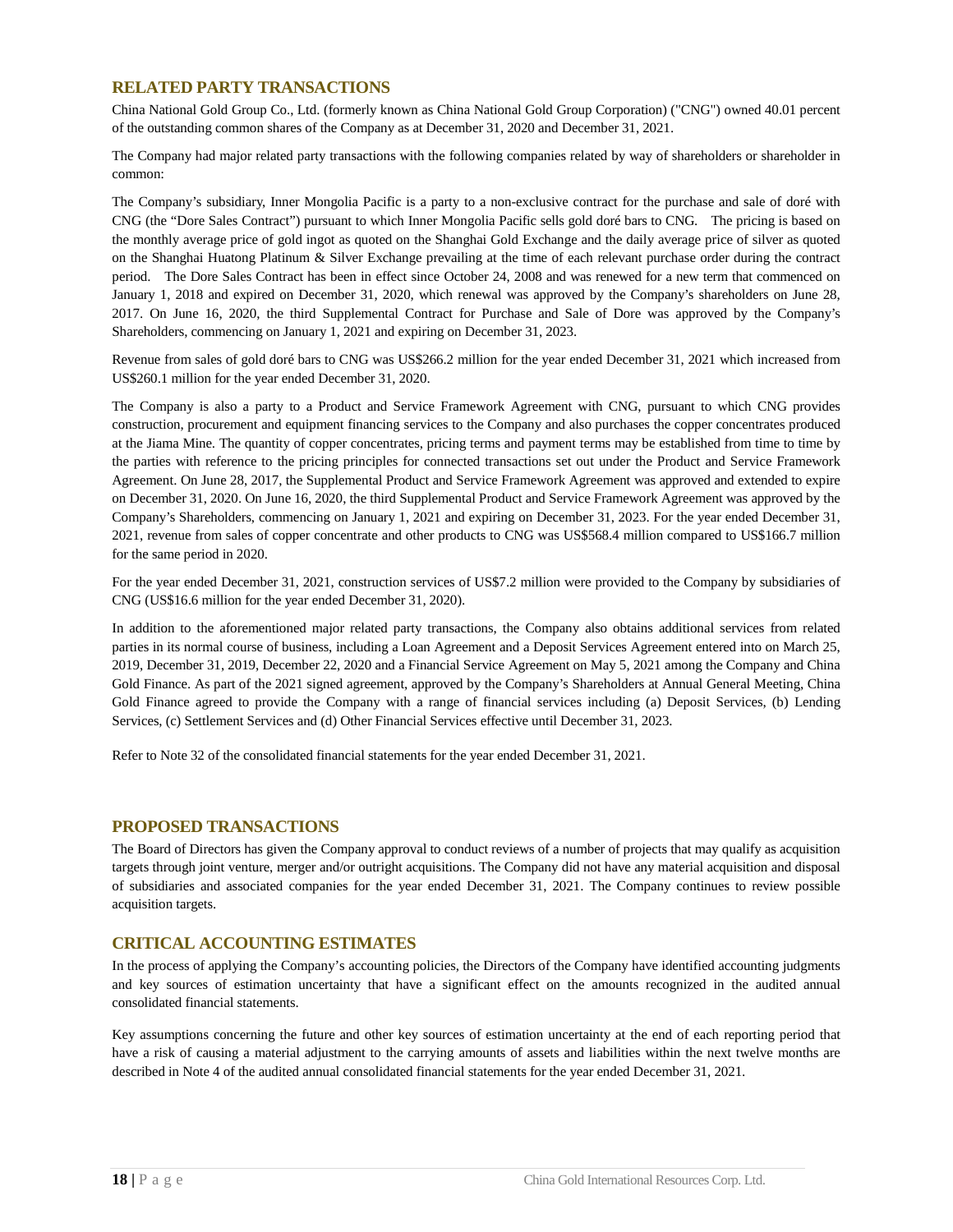## RELATED PARTY TRANSACTIONS

China National Gold Group Co., Ltd. (formerly known as China National Gold Group Corporation) ("CNG") owned 40.01 percent of the outstanding common shares of the Company as at December 31, 2020 and December 31, 2021.

The Company had major related party transactions with the following companies related by way of shareholders or shareholder in common:

The Company's subsidiary, Inner Mongolia Pacific is a party to a non-exclusive contract for the purchase and sale of doré with CNG (the "Dore Sales Contract") pursuant to which Inner Mongolia Pacific sells gold doré bars to CNG. The pricing is based on the monthly average price of gold ingot as quoted on the Shanghai Gold Exchange and the daily average price of silver as quoted on the Shanghai Huatong Platinum & Silver Exchange prevailing at the time of each relevant purchase order during the contract period. The Dore Sales Contract has been in effect since October 24, 2008 and was renewed for a new term that commenced on January 1, 2018 and expired on December 31, 2020, which renewal was approved by the Company's shareholders on June 28, 2017. On June 16, 2020, the third Supplemental Contract for Purchase and Sale of Dore was approved by the Company's Shareholders, commencing on January 1, 2021 and expiring on December 31, 2023.

Revenue from sales of gold doré bars to CNG was US$266.2 million for the year ended December 31, 2021 which increased from US$260.1 million for the year ended December 31, 2020.

The Company is also a party to a Product and Service Framework Agreement with CNG, pursuant to which CNG provides construction, procurement and equipment financing services to the Company and also purchases the copper concentrates produced at the Jiama Mine. The quantity of copper concentrates, pricing terms and payment terms may be established from time to time by the parties with reference to the pricing principles for connected transactions set out under the Product and Service Framework Agreement. On June 28, 2017, the Supplemental Product and Service Framework Agreement was approved and extended to expire on December 31, 2020. On June 16, 2020, the third Supplemental Product and Service Framework Agreement was approved by the Company's Shareholders, commencing on January 1, 2021 and expiring on December 31, 2023. For the year ended December 31, 2021, revenue from sales of copper concentrate and other products to CNG was US$568.4 million compared to US$166.7 million for the same period in 2020.

For the year ended December 31, 2021, construction services of US$7.2 million were provided to the Company by subsidiaries of CNG (US$16.6 million for the year ended December 31, 2020).

In addition to the aforementioned major related party transactions, the Company also obtains additional services from related parties in its normal course of business, including a Loan Agreement and a Deposit Services Agreement entered into on March 25, 2019, December 31, 2019, December 22, 2020 and a Financial Service Agreement on May 5, 2021 among the Company and China Gold Finance. As part of the 2021 signed agreement, approved by the Company's Shareholders at Annual General Meeting, China Gold Finance agreed to provide the Company with a range of financial services including (a) Deposit Services, (b) Lending Services, (c) Settlement Services and (d) Other Financial Services effective until December 31, 2023.

Refer to Note 32 of the consolidated financial statements for the year ended December 31, 2021.

## PROPOSED TRANSACTIONS

The Board of Directors has given the Company approval to conduct reviews of a number of projects that may qualify as acquisition targets through joint venture, merger and/or outright acquisitions. The Company did not have any material acquisition and disposal of subsidiaries and associated companies for the year ended December 31, 2021. The Company continues to review possible acquisition targets.

## CRITICAL ACCOUNTING ESTIMATES

In the process of applying the Company's accounting policies, the Directors of the Company have identified accounting judgments and key sources of estimation uncertainty that have a significant effect on the amounts recognized in the audited annual consolidated financial statements.

Key assumptions concerning the future and other key sources of estimation uncertainty at the end of each reporting period that have a risk of causing a material adjustment to the carrying amounts of assets and liabilities within the next twelve months are described in Note 4 of the audited annual consolidated financial statements for the year ended December 31, 2021.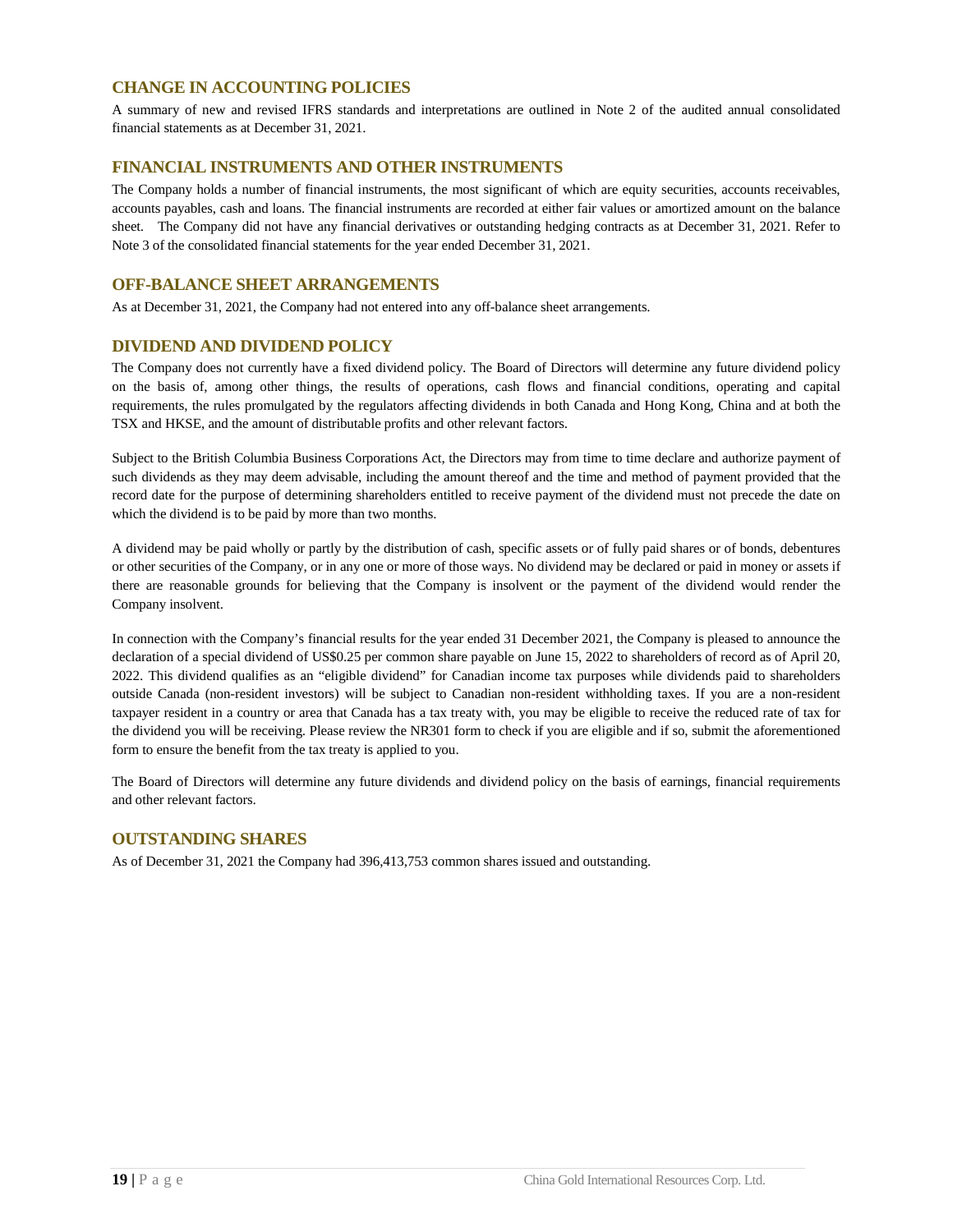## CHANGE IN ACCOUNTING POLICIES

A summary of new and revised IFRS standards and interpretations are outlined in Note 2 of the audited annual consolidated financial statements as at December 31, 2021.

## FINANCIAL INSTRUMENTS AND OTHER INSTRUMENTS

The Company holds a number of financial instruments, the most significant of which are equity securities, accounts receivables, accounts payables, cash and loans. The financial instruments are recorded at either fair values or amortized amount on the balance sheet. The Company did not have any financial derivatives or outstanding hedging contracts as at December 31, 2021. Refer to Note 3 of the consolidated financial statements for the year ended December 31, 2021.

## OFF-BALANCE SHEET ARRANGEMENTS

As at December 31, 2021, the Company had not entered into any off-balance sheet arrangements.

## DIVIDEND AND DIVIDEND POLICY

The Company does not currently have a fixed dividend policy. The Board of Directors will determine any future dividend policy on the basis of, among other things, the results of operations, cash flows and financial conditions, operating and capital requirements, the rules promulgated by the regulators affecting dividends in both Canada and Hong Kong, China and at both the TSX and HKSE, and the amount of distributable profits and other relevant factors.

Subject to the British Columbia Business Corporations Act, the Directors may from time to time declare and authorize payment of such dividends as they may deem advisable, including the amount thereof and the time and method of payment provided that the record date for the purpose of determining shareholders entitled to receive payment of the dividend must not precede the date on which the dividend is to be paid by more than two months.

A dividend may be paid wholly or partly by the distribution of cash, specific assets or of fully paid shares or of bonds, debentures or other securities of the Company, or in any one or more of those ways. No dividend may be declared or paid in money or assets if there are reasonable grounds for believing that the Company is insolvent or the payment of the dividend would render the Company insolvent.

In connection with the Company's financial results for the year ended 31 December 2021, the Company is pleased to announce the declaration of a special dividend of US$0.25 per common share payable on June 15, 2022 to shareholders of record as of April 20, 2022. This dividend qualifies as an "eligible dividend" for Canadian income tax purposes while dividends paid to shareholders outside Canada (non-resident investors) will be subject to Canadian non-resident withholding taxes. If you are a non-resident taxpayer resident in a country or area that Canada has a tax treaty with, you may be eligible to receive the reduced rate of tax for the dividend you will be receiving. Please review the NR301 form to check if you are eligible and if so, submit the aforementioned form to ensure the benefit from the tax treaty is applied to you.

The Board of Directors will determine any future dividends and dividend policy on the basis of earnings, financial requirements and other relevant factors.

## OUTSTANDING SHARES

As of December 31, 2021 the Company had 396,413,753 common shares issued and outstanding.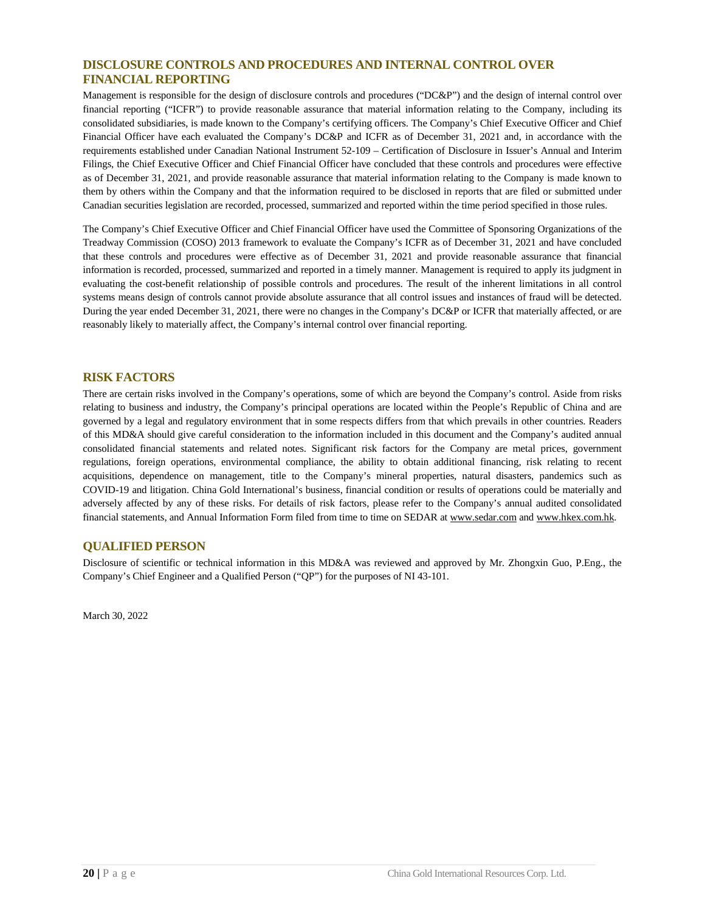## DISCLOSURE CONTROLS AND PROCEDURES AND INTERNAL CONTROL OVER FINANCIAL REPORTING

Management is responsible for the design of disclosure controls and procedures ("DC&P") and the design of internal control over financial reporting ("ICFR") to provide reasonable assurance that material information relating to the Company, including its consolidated subsidiaries, is made known to the Company's certifying officers. The Company's Chief Executive Officer and Chief Financial Officer have each evaluated the Company's DC&P and ICFR as of December 31, 2021 and, in accordance with the requirements established under Canadian National Instrument 52-109 – Certification of Disclosure in Issuer's Annual and Interim Filings, the Chief Executive Officer and Chief Financial Officer have concluded that these controls and procedures were effective as of December 31, 2021, and provide reasonable assurance that material information relating to the Company is made known to them by others within the Company and that the information required to be disclosed in reports that are filed or submitted under Canadian securities legislation are recorded, processed, summarized and reported within the time period specified in those rules.

The Company's Chief Executive Officer and Chief Financial Officer have used the Committee of Sponsoring Organizations of the Treadway Commission (COSO) 2013 framework to evaluate the Company's ICFR as of December 31, 2021 and have concluded that these controls and procedures were effective as of December 31, 2021 and provide reasonable assurance that financial information is recorded, processed, summarized and reported in a timely manner. Management is required to apply its judgment in evaluating the cost-benefit relationship of possible controls and procedures. The result of the inherent limitations in all control systems means design of controls cannot provide absolute assurance that all control issues and instances of fraud will be detected. During the year ended December 31, 2021, there were no changes in the Company's DC&P or ICFR that materially affected, or are reasonably likely to materially affect, the Company's internal control over financial reporting.

## RISK FACTORS

There are certain risks involved in the Company's operations, some of which are beyond the Company's control. Aside from risks relating to business and industry, the Company's principal operations are located within the People's Republic of China and are governed by a legal and regulatory environment that in some respects differs from that which prevails in other countries. Readers of this MD&A should give careful consideration to the information included in this document and the Company's audited annual consolidated financial statements and related notes. Significant risk factors for the Company are metal prices, government regulations, foreign operations, environmental compliance, the ability to obtain additional financing, risk relating to recent acquisitions, dependence on management, title to the Company's mineral properties, natural disasters, pandemics such as COVID-19 and litigation. China Gold International's business, financial condition or results of operations could be materially and adversely affected by any of these risks. For details of risk factors, please refer to the Company's annual audited consolidated financial statements, and Annual Information Form filed from time to time on SEDAR at www.sedar.com and www.hkex.com.hk.

## QUALIFIED PERSON

Disclosure of scientific or technical information in this MD&A was reviewed and approved by Mr. Zhongxin Guo, P.Eng., the Company's Chief Engineer and a Qualified Person ("QP") for the purposes of NI 43-101.

March 30, 2022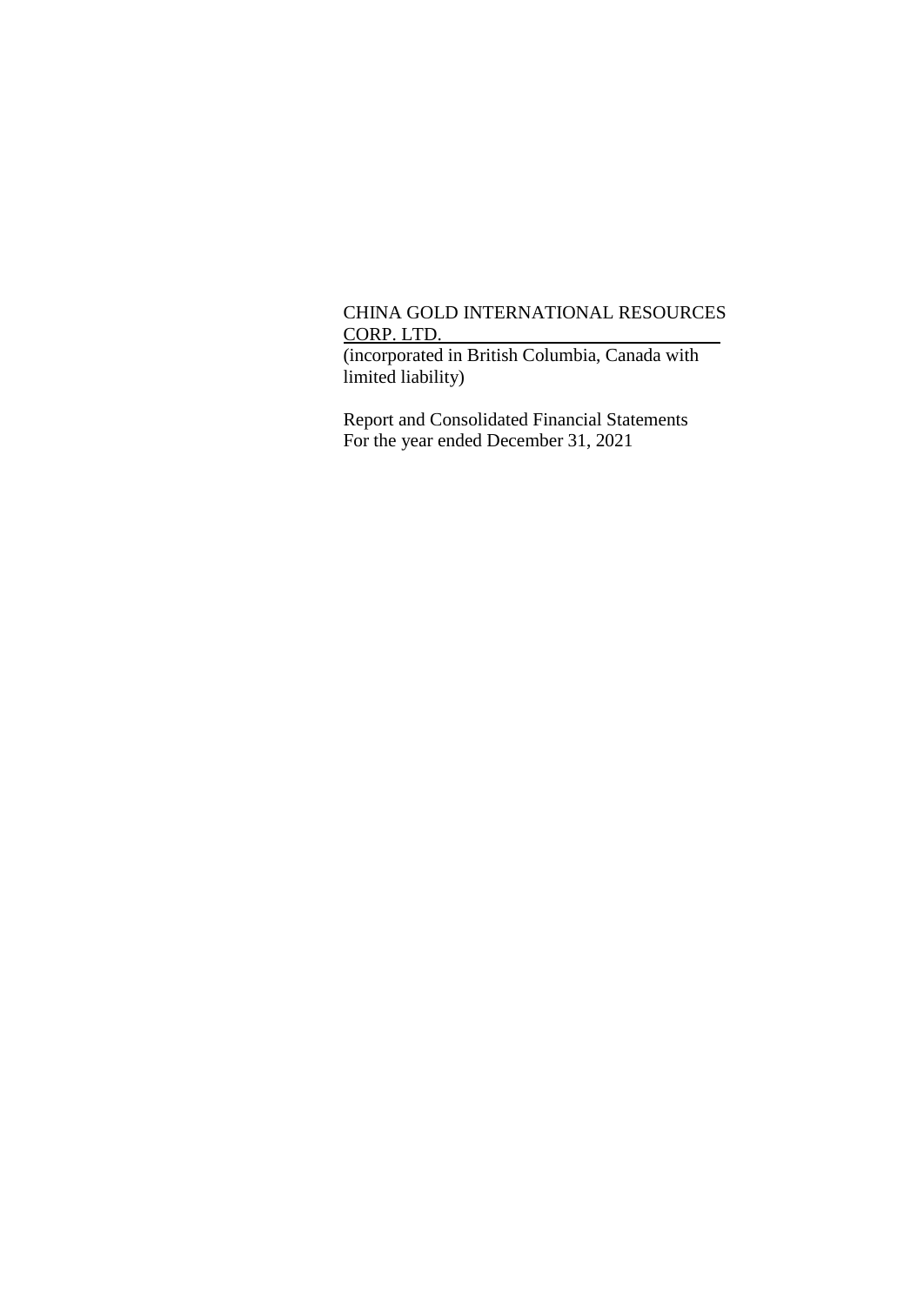CHINA GOLD INTERNATIONAL RESOURCES CORP. LTD.

(incorporated in British Columbia, Canada with limited liability)

Report and Consolidated Financial Statements
For the year ended December 31, 2021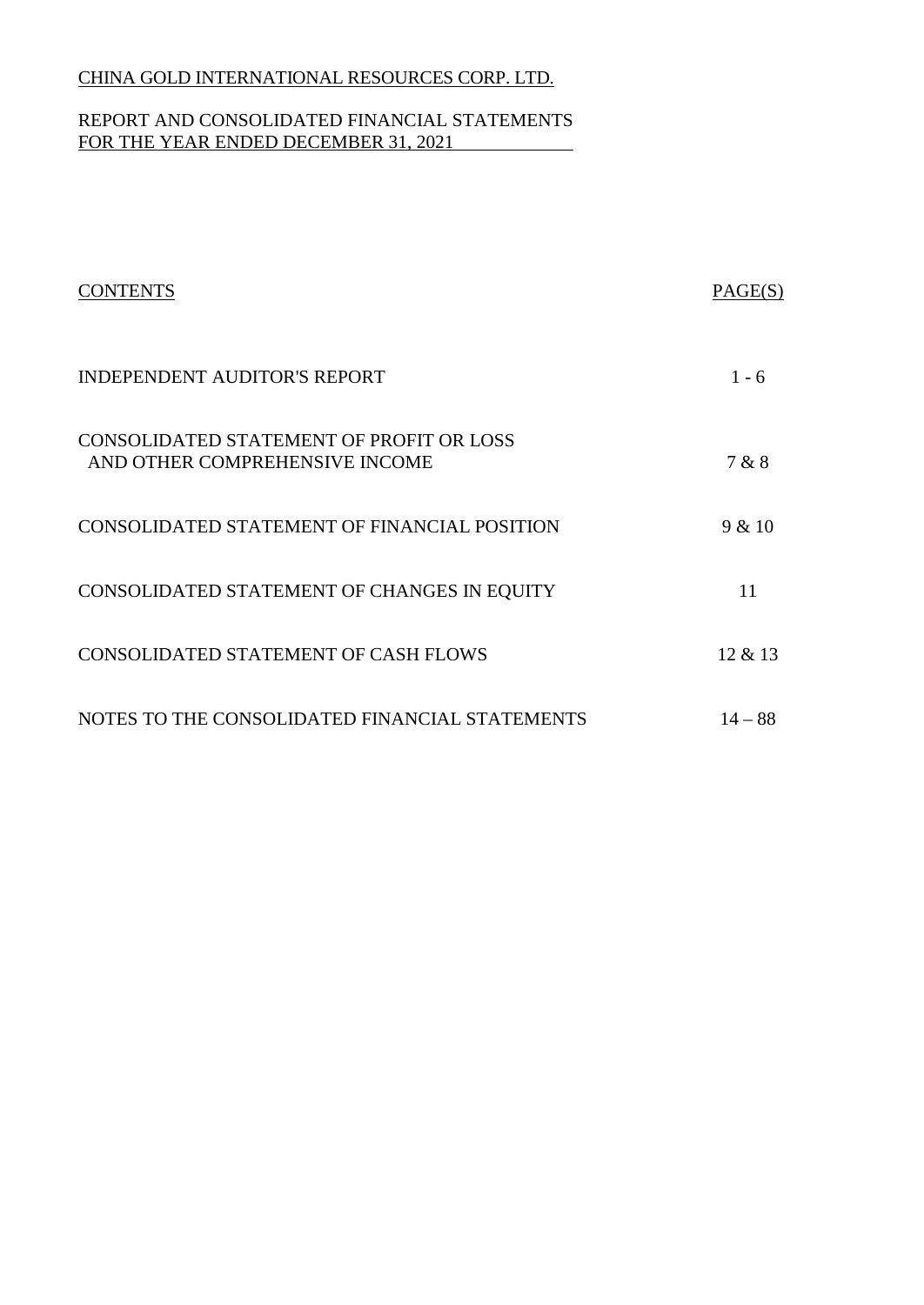CHINA GOLD INTERNATIONAL RESOURCES CORP. LTD.

REPORT AND CONSOLIDATED FINANCIAL STATEMENTS
FOR THE YEAR ENDED DECEMBER 31, 2021

| CONTENTS | PAGE(S) |
| --- | --- |
| INDEPENDENT AUDITOR'S REPORT | 1 - 6 |
| CONSOLIDATED STATEMENT OF PROFIT OR LOSS AND OTHER COMPREHENSIVE INCOME | 7 & 8 |
| CONSOLIDATED STATEMENT OF FINANCIAL POSITION | 9 & 10 |
| CONSOLIDATED STATEMENT OF CHANGES IN EQUITY | 11 |
| CONSOLIDATED STATEMENT OF CASH FLOWS | 12 & 13 |
| NOTES TO THE CONSOLIDATED FINANCIAL STATEMENTS | 14 – 88 |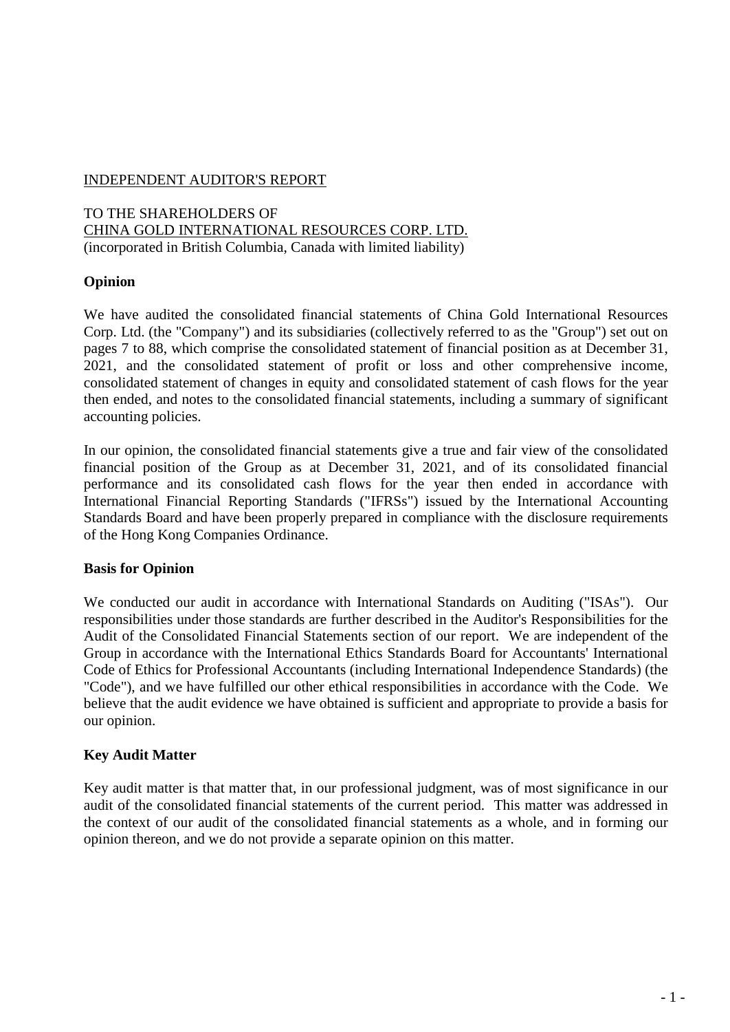INDEPENDENT AUDITOR'S REPORT

TO THE SHAREHOLDERS OF
CHINA GOLD INTERNATIONAL RESOURCES CORP. LTD.
(incorporated in British Columbia, Canada with limited liability)

**Opinion**

We have audited the consolidated financial statements of China Gold International Resources Corp. Ltd. (the "Company") and its subsidiaries (collectively referred to as the "Group") set out on pages 7 to 88, which comprise the consolidated statement of financial position as at December 31, 2021, and the consolidated statement of profit or loss and other comprehensive income, consolidated statement of changes in equity and consolidated statement of cash flows for the year then ended, and notes to the consolidated financial statements, including a summary of significant accounting policies.

In our opinion, the consolidated financial statements give a true and fair view of the consolidated financial position of the Group as at December 31, 2021, and of its consolidated financial performance and its consolidated cash flows for the year then ended in accordance with International Financial Reporting Standards ("IFRSs") issued by the International Accounting Standards Board and have been properly prepared in compliance with the disclosure requirements of the Hong Kong Companies Ordinance.

**Basis for Opinion**

We conducted our audit in accordance with International Standards on Auditing ("ISAs"). Our responsibilities under those standards are further described in the Auditor's Responsibilities for the Audit of the Consolidated Financial Statements section of our report. We are independent of the Group in accordance with the International Ethics Standards Board for Accountants' International Code of Ethics for Professional Accountants (including International Independence Standards) (the "Code"), and we have fulfilled our other ethical responsibilities in accordance with the Code. We believe that the audit evidence we have obtained is sufficient and appropriate to provide a basis for our opinion.

**Key Audit Matter**

Key audit matter is that matter that, in our professional judgment, was of most significance in our audit of the consolidated financial statements of the current period. This matter was addressed in the context of our audit of the consolidated financial statements as a whole, and in forming our opinion thereon, and we do not provide a separate opinion on this matter.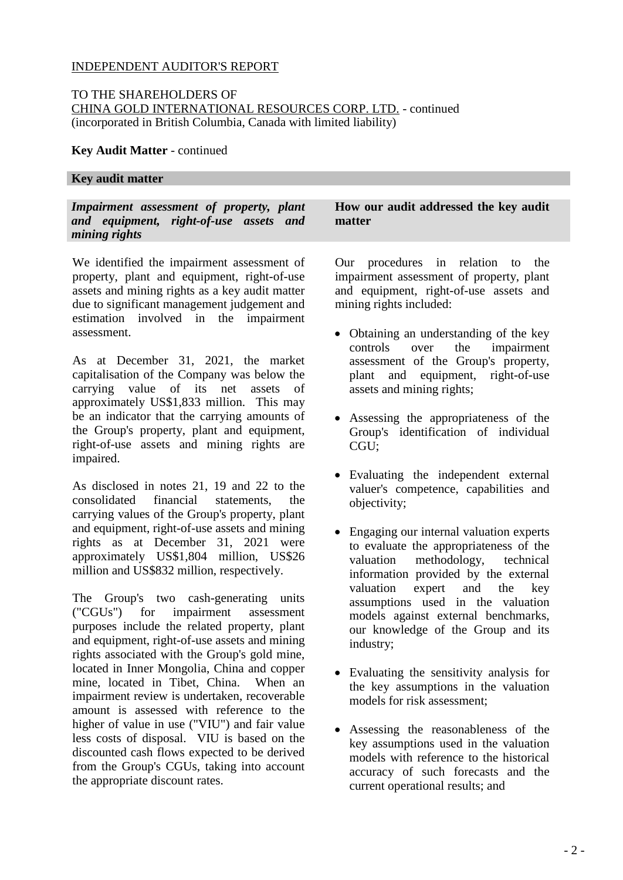INDEPENDENT AUDITOR'S REPORT

TO THE SHAREHOLDERS OF
CHINA GOLD INTERNATIONAL RESOURCES CORP. LTD. - continued
(incorporated in British Columbia, Canada with limited liability)

**Key Audit Matter** - continued

| **Key audit matter** | |
|---|---|
| ***Impairment assessment of property, plant and equipment, right-of-use assets and mining rights*** | **How our audit addressed the key audit matter** |
| We identified the impairment assessment of property, plant and equipment, right-of-use assets and mining rights as a key audit matter due to significant management judgement and estimation involved in the impairment assessment.<br><br>As at December 31, 2021, the market capitalisation of the Company was below the carrying value of its net assets of approximately US$1,833 million. This may be an indicator that the carrying amounts of the Group's property, plant and equipment, right-of-use assets and mining rights are impaired.<br><br>As disclosed in notes 21, 19 and 22 to the consolidated financial statements, the carrying values of the Group's property, plant and equipment, right-of-use assets and mining rights as at December 31, 2021 were approximately US$1,804 million, US$26 million and US$832 million, respectively.<br><br>The Group's two cash-generating units ("CGUs") for impairment assessment purposes include the related property, plant and equipment, right-of-use assets and mining rights associated with the Group's gold mine, located in Inner Mongolia, China and copper mine, located in Tibet, China. When an impairment review is undertaken, recoverable amount is assessed with reference to the higher of value in use ("VIU") and fair value less costs of disposal. VIU is based on the discounted cash flows expected to be derived from the Group's CGUs, taking into account the appropriate discount rates. | Our procedures in relation to the impairment assessment of property, plant and equipment, right-of-use assets and mining rights included:<br><br>• Obtaining an understanding of the key controls over the impairment assessment of the Group's property, plant and equipment, right-of-use assets and mining rights;<br><br>• Assessing the appropriateness of the Group's identification of individual CGU;<br><br>• Evaluating the independent external valuer's competence, capabilities and objectivity;<br><br>• Engaging our internal valuation experts to evaluate the appropriateness of the valuation methodology, technical information provided by the external valuation expert and the key assumptions used in the valuation models against external benchmarks, our knowledge of the Group and its industry;<br><br>• Evaluating the sensitivity analysis for the key assumptions in the valuation models for risk assessment;<br><br>• Assessing the reasonableness of the key assumptions used in the valuation models with reference to the historical accuracy of such forecasts and the current operational results; and |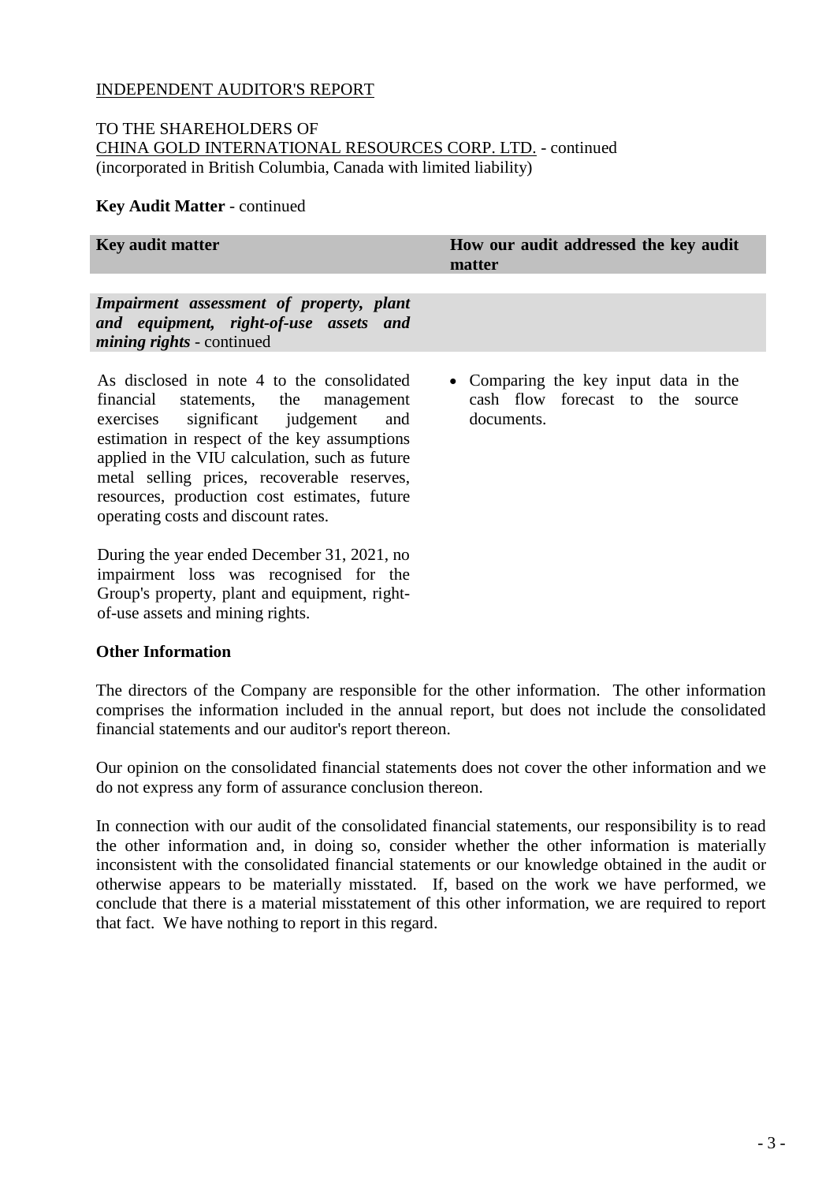INDEPENDENT AUDITOR'S REPORT

TO THE SHAREHOLDERS OF
CHINA GOLD INTERNATIONAL RESOURCES CORP. LTD. - continued
(incorporated in British Columbia, Canada with limited liability)

**Key Audit Matter** - continued

| **Key audit matter** | **How our audit addressed the key audit matter** |
|---|---|
| ***Impairment assessment of property, plant and equipment, right-of-use assets and mining rights*** - continued | |
| As disclosed in note 4 to the consolidated financial statements, the management exercises significant judgement and estimation in respect of the key assumptions applied in the VIU calculation, such as future metal selling prices, recoverable reserves, resources, production cost estimates, future operating costs and discount rates.<br><br>During the year ended December 31, 2021, no impairment loss was recognised for the Group's property, plant and equipment, right-of-use assets and mining rights. | • Comparing the key input data in the cash flow forecast to the source documents. |

**Other Information**

The directors of the Company are responsible for the other information. The other information comprises the information included in the annual report, but does not include the consolidated financial statements and our auditor's report thereon.

Our opinion on the consolidated financial statements does not cover the other information and we do not express any form of assurance conclusion thereon.

In connection with our audit of the consolidated financial statements, our responsibility is to read the other information and, in doing so, consider whether the other information is materially inconsistent with the consolidated financial statements or our knowledge obtained in the audit or otherwise appears to be materially misstated. If, based on the work we have performed, we conclude that there is a material misstatement of this other information, we are required to report that fact. We have nothing to report in this regard.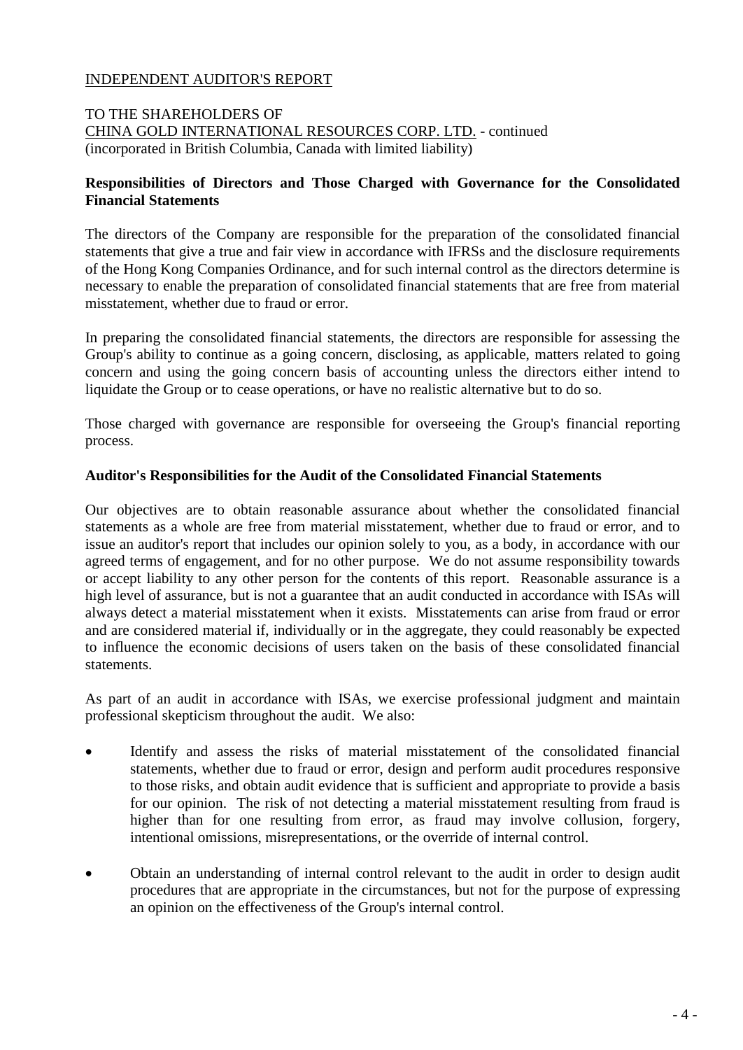INDEPENDENT AUDITOR'S REPORT

TO THE SHAREHOLDERS OF
CHINA GOLD INTERNATIONAL RESOURCES CORP. LTD. - continued
(incorporated in British Columbia, Canada with limited liability)

**Responsibilities of Directors and Those Charged with Governance for the Consolidated Financial Statements**

The directors of the Company are responsible for the preparation of the consolidated financial statements that give a true and fair view in accordance with IFRSs and the disclosure requirements of the Hong Kong Companies Ordinance, and for such internal control as the directors determine is necessary to enable the preparation of consolidated financial statements that are free from material misstatement, whether due to fraud or error.

In preparing the consolidated financial statements, the directors are responsible for assessing the Group's ability to continue as a going concern, disclosing, as applicable, matters related to going concern and using the going concern basis of accounting unless the directors either intend to liquidate the Group or to cease operations, or have no realistic alternative but to do so.

Those charged with governance are responsible for overseeing the Group's financial reporting process.

**Auditor's Responsibilities for the Audit of the Consolidated Financial Statements**

Our objectives are to obtain reasonable assurance about whether the consolidated financial statements as a whole are free from material misstatement, whether due to fraud or error, and to issue an auditor's report that includes our opinion solely to you, as a body, in accordance with our agreed terms of engagement, and for no other purpose. We do not assume responsibility towards or accept liability to any other person for the contents of this report. Reasonable assurance is a high level of assurance, but is not a guarantee that an audit conducted in accordance with ISAs will always detect a material misstatement when it exists. Misstatements can arise from fraud or error and are considered material if, individually or in the aggregate, they could reasonably be expected to influence the economic decisions of users taken on the basis of these consolidated financial statements.

As part of an audit in accordance with ISAs, we exercise professional judgment and maintain professional skepticism throughout the audit. We also:

- Identify and assess the risks of material misstatement of the consolidated financial statements, whether due to fraud or error, design and perform audit procedures responsive to those risks, and obtain audit evidence that is sufficient and appropriate to provide a basis for our opinion. The risk of not detecting a material misstatement resulting from fraud is higher than for one resulting from error, as fraud may involve collusion, forgery, intentional omissions, misrepresentations, or the override of internal control.

- Obtain an understanding of internal control relevant to the audit in order to design audit procedures that are appropriate in the circumstances, but not for the purpose of expressing an opinion on the effectiveness of the Group's internal control.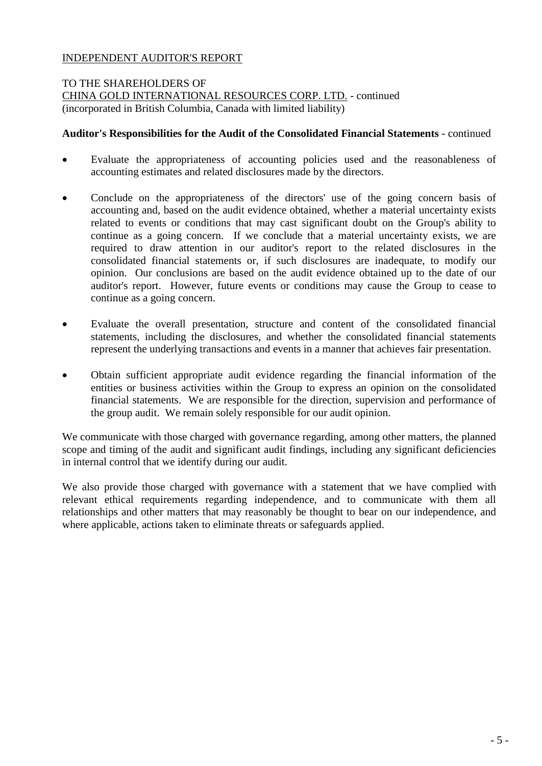INDEPENDENT AUDITOR'S REPORT

TO THE SHAREHOLDERS OF
CHINA GOLD INTERNATIONAL RESOURCES CORP. LTD. - continued
(incorporated in British Columbia, Canada with limited liability)

**Auditor's Responsibilities for the Audit of the Consolidated Financial Statements** - continued

- Evaluate the appropriateness of accounting policies used and the reasonableness of accounting estimates and related disclosures made by the directors.
- Conclude on the appropriateness of the directors' use of the going concern basis of accounting and, based on the audit evidence obtained, whether a material uncertainty exists related to events or conditions that may cast significant doubt on the Group's ability to continue as a going concern. If we conclude that a material uncertainty exists, we are required to draw attention in our auditor's report to the related disclosures in the consolidated financial statements or, if such disclosures are inadequate, to modify our opinion. Our conclusions are based on the audit evidence obtained up to the date of our auditor's report. However, future events or conditions may cause the Group to cease to continue as a going concern.
- Evaluate the overall presentation, structure and content of the consolidated financial statements, including the disclosures, and whether the consolidated financial statements represent the underlying transactions and events in a manner that achieves fair presentation.
- Obtain sufficient appropriate audit evidence regarding the financial information of the entities or business activities within the Group to express an opinion on the consolidated financial statements. We are responsible for the direction, supervision and performance of the group audit. We remain solely responsible for our audit opinion.

We communicate with those charged with governance regarding, among other matters, the planned scope and timing of the audit and significant audit findings, including any significant deficiencies in internal control that we identify during our audit.

We also provide those charged with governance with a statement that we have complied with relevant ethical requirements regarding independence, and to communicate with them all relationships and other matters that may reasonably be thought to bear on our independence, and where applicable, actions taken to eliminate threats or safeguards applied.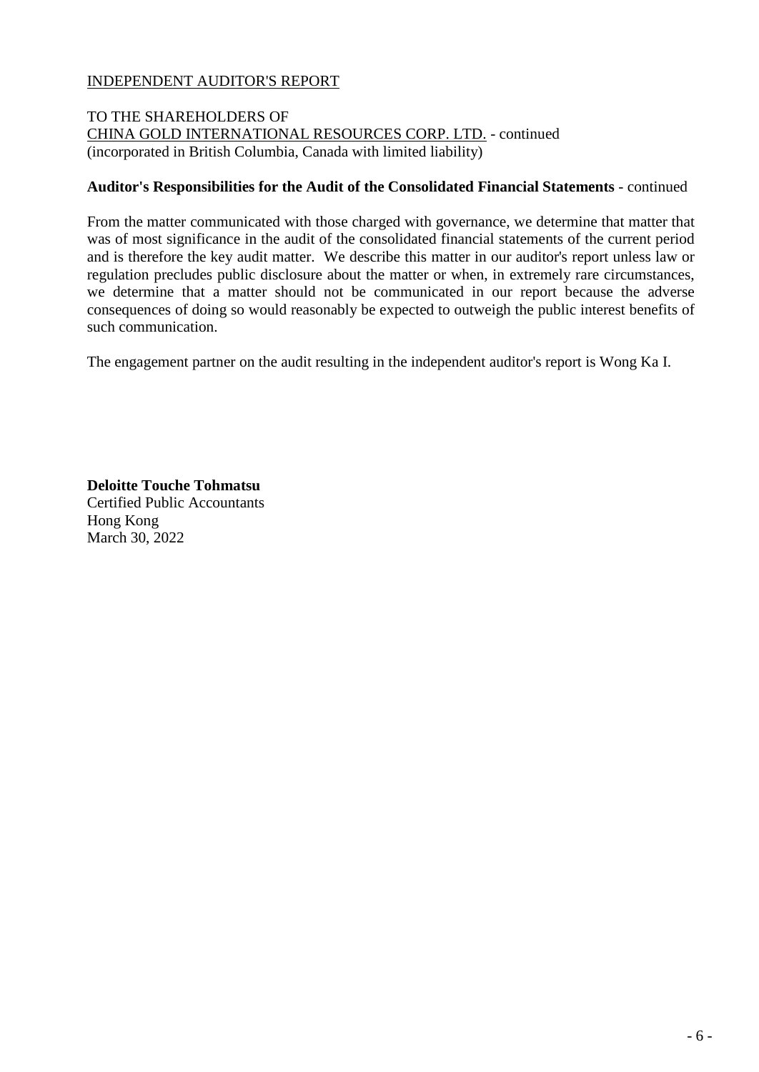INDEPENDENT AUDITOR'S REPORT

TO THE SHAREHOLDERS OF
CHINA GOLD INTERNATIONAL RESOURCES CORP. LTD. - continued
(incorporated in British Columbia, Canada with limited liability)

**Auditor's Responsibilities for the Audit of the Consolidated Financial Statements** - continued

From the matter communicated with those charged with governance, we determine that matter that was of most significance in the audit of the consolidated financial statements of the current period and is therefore the key audit matter. We describe this matter in our auditor's report unless law or regulation precludes public disclosure about the matter or when, in extremely rare circumstances, we determine that a matter should not be communicated in our report because the adverse consequences of doing so would reasonably be expected to outweigh the public interest benefits of such communication.

The engagement partner on the audit resulting in the independent auditor's report is Wong Ka I.

**Deloitte Touche Tohmatsu**
Certified Public Accountants
Hong Kong
March 30, 2022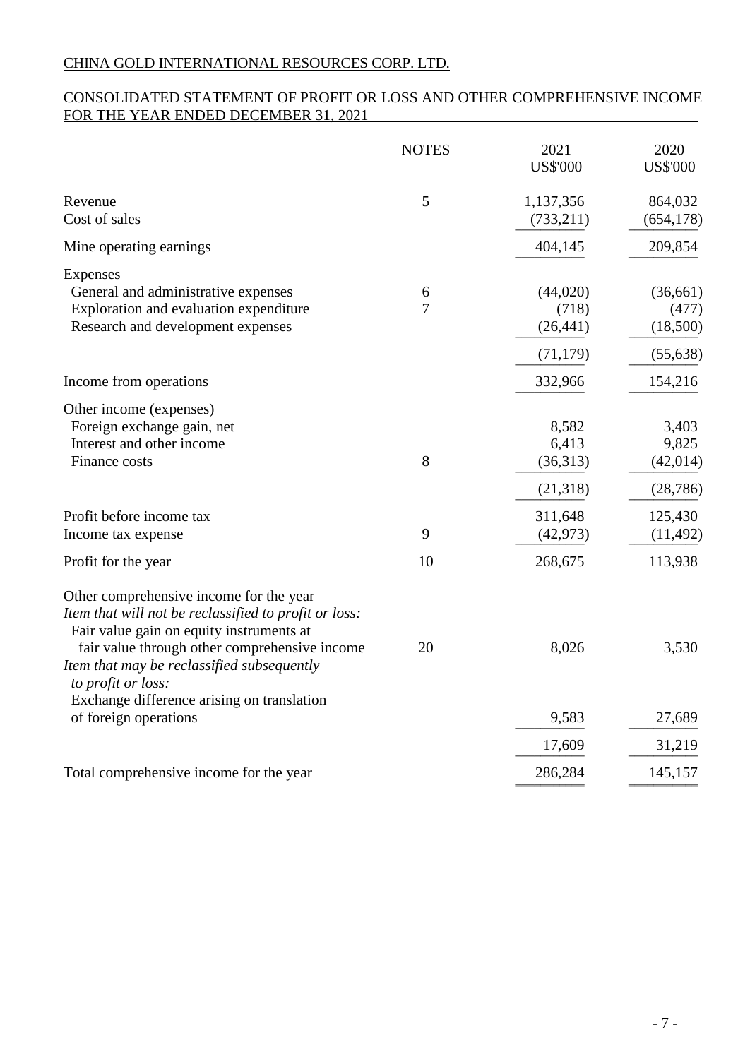CHINA GOLD INTERNATIONAL RESOURCES CORP. LTD.

CONSOLIDATED STATEMENT OF PROFIT OR LOSS AND OTHER COMPREHENSIVE INCOME FOR THE YEAR ENDED DECEMBER 31, 2021

| | NOTES | 2021 US$'000 | 2020 US$'000 |
|---|---|---|---|
| Revenue | 5 | 1,137,356 | 864,032 |
| Cost of sales | | (733,211) | (654,178) |
| Mine operating earnings | | 404,145 | 209,854 |
| Expenses | | | |
| General and administrative expenses | 6 | (44,020) | (36,661) |
| Exploration and evaluation expenditure | 7 | (718) | (477) |
| Research and development expenses | | (26,441) | (18,500) |
| | | (71,179) | (55,638) |
| Income from operations | | 332,966 | 154,216 |
| Other income (expenses) | | | |
| Foreign exchange gain, net | | 8,582 | 3,403 |
| Interest and other income | | 6,413 | 9,825 |
| Finance costs | 8 | (36,313) | (42,014) |
| | | (21,318) | (28,786) |
| Profit before income tax | | 311,648 | 125,430 |
| Income tax expense | 9 | (42,973) | (11,492) |
| Profit for the year | 10 | 268,675 | 113,938 |
| Other comprehensive income for the year | | | |
| *Item that will not be reclassified to profit or loss:* | | | |
| Fair value gain on equity instruments at fair value through other comprehensive income | 20 | 8,026 | 3,530 |
| *Item that may be reclassified subsequently to profit or loss:* | | | |
| Exchange difference arising on translation of foreign operations | | 9,583 | 27,689 |
| | | 17,609 | 31,219 |
| Total comprehensive income for the year | | 286,284 | 145,157 |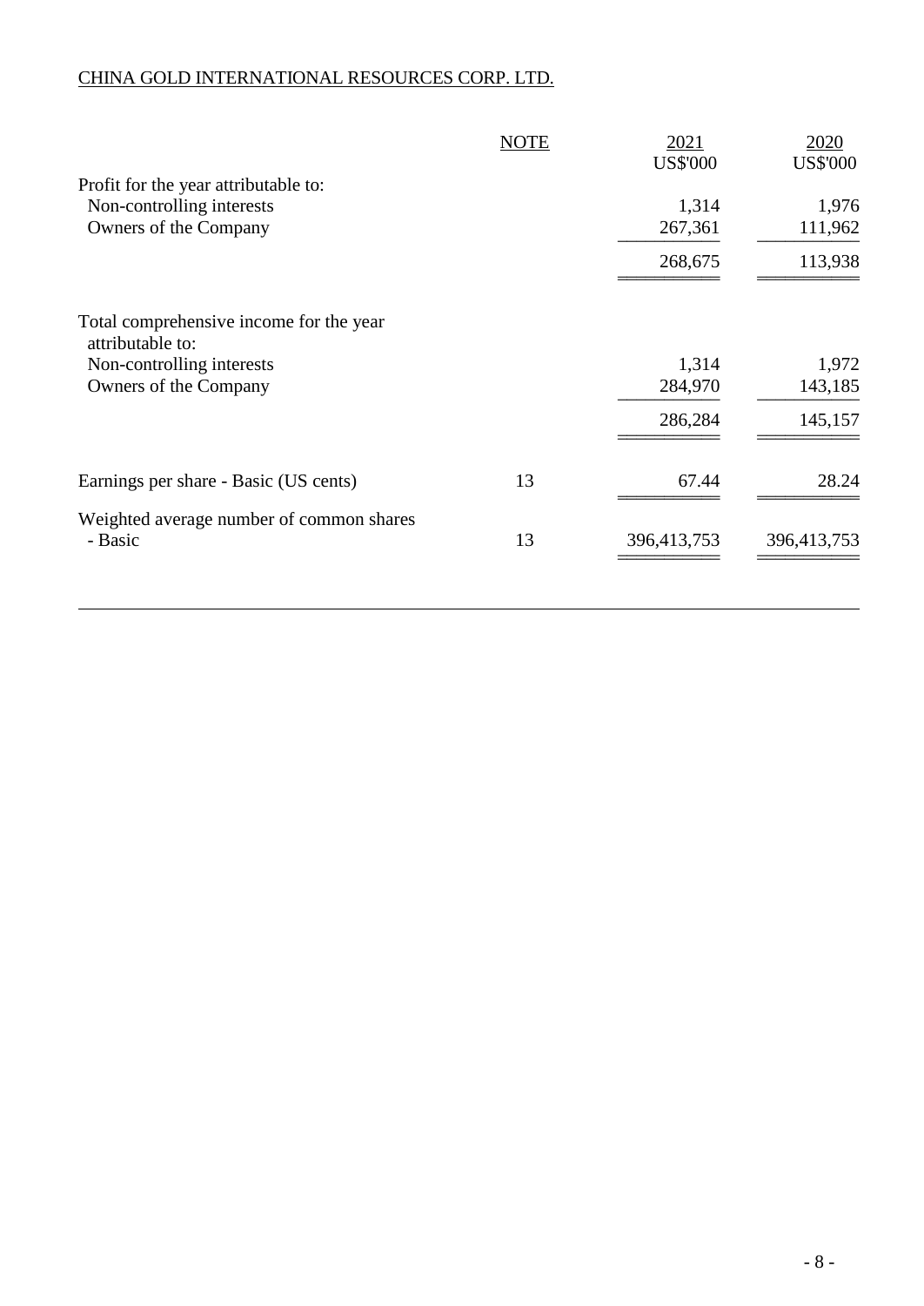CHINA GOLD INTERNATIONAL RESOURCES CORP. LTD.

| | NOTE | 2021 US$'000 | 2020 US$'000 |
|---|---|---|---|
| Profit for the year attributable to: | | | |
| Non-controlling interests | | 1,314 | 1,976 |
| Owners of the Company | | 267,361 | 111,962 |
| | | 268,675 | 113,938 |
| Total comprehensive income for the year attributable to: | | | |
| Non-controlling interests | | 1,314 | 1,972 |
| Owners of the Company | | 284,970 | 143,185 |
| | | 286,284 | 145,157 |
| Earnings per share - Basic (US cents) | 13 | 67.44 | 28.24 |
| Weighted average number of common shares - Basic | 13 | 396,413,753 | 396,413,753 |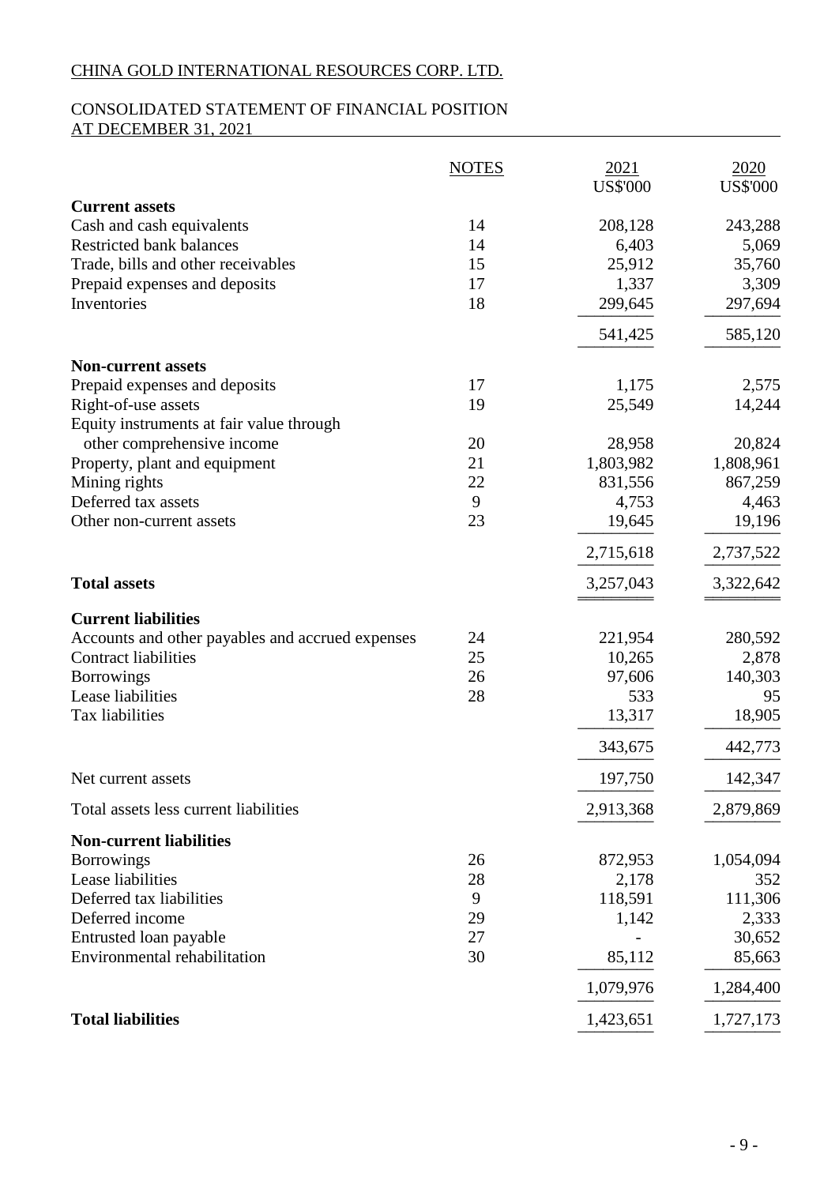CHINA GOLD INTERNATIONAL RESOURCES CORP. LTD.

CONSOLIDATED STATEMENT OF FINANCIAL POSITION
AT DECEMBER 31, 2021

| | NOTES | 2021 US$'000 | 2020 US$'000 |
|---|---|---|---|
| **Current assets** | | | |
| Cash and cash equivalents | 14 | 208,128 | 243,288 |
| Restricted bank balances | 14 | 6,403 | 5,069 |
| Trade, bills and other receivables | 15 | 25,912 | 35,760 |
| Prepaid expenses and deposits | 17 | 1,337 | 3,309 |
| Inventories | 18 | 299,645 | 297,694 |
| | | 541,425 | 585,120 |
| **Non-current assets** | | | |
| Prepaid expenses and deposits | 17 | 1,175 | 2,575 |
| Right-of-use assets | 19 | 25,549 | 14,244 |
| Equity instruments at fair value through other comprehensive income | 20 | 28,958 | 20,824 |
| Property, plant and equipment | 21 | 1,803,982 | 1,808,961 |
| Mining rights | 22 | 831,556 | 867,259 |
| Deferred tax assets | 9 | 4,753 | 4,463 |
| Other non-current assets | 23 | 19,645 | 19,196 |
| | | 2,715,618 | 2,737,522 |
| **Total assets** | | 3,257,043 | 3,322,642 |
| **Current liabilities** | | | |
| Accounts and other payables and accrued expenses | 24 | 221,954 | 280,592 |
| Contract liabilities | 25 | 10,265 | 2,878 |
| Borrowings | 26 | 97,606 | 140,303 |
| Lease liabilities | 28 | 533 | 95 |
| Tax liabilities | | 13,317 | 18,905 |
| | | 343,675 | 442,773 |
| Net current assets | | 197,750 | 142,347 |
| Total assets less current liabilities | | 2,913,368 | 2,879,869 |
| **Non-current liabilities** | | | |
| Borrowings | 26 | 872,953 | 1,054,094 |
| Lease liabilities | 28 | 2,178 | 352 |
| Deferred tax liabilities | 9 | 118,591 | 111,306 |
| Deferred income | 29 | 1,142 | 2,333 |
| Entrusted loan payable | 27 | - | 30,652 |
| Environmental rehabilitation | 30 | 85,112 | 85,663 |
| | | 1,079,976 | 1,284,400 |
| **Total liabilities** | | 1,423,651 | 1,727,173 |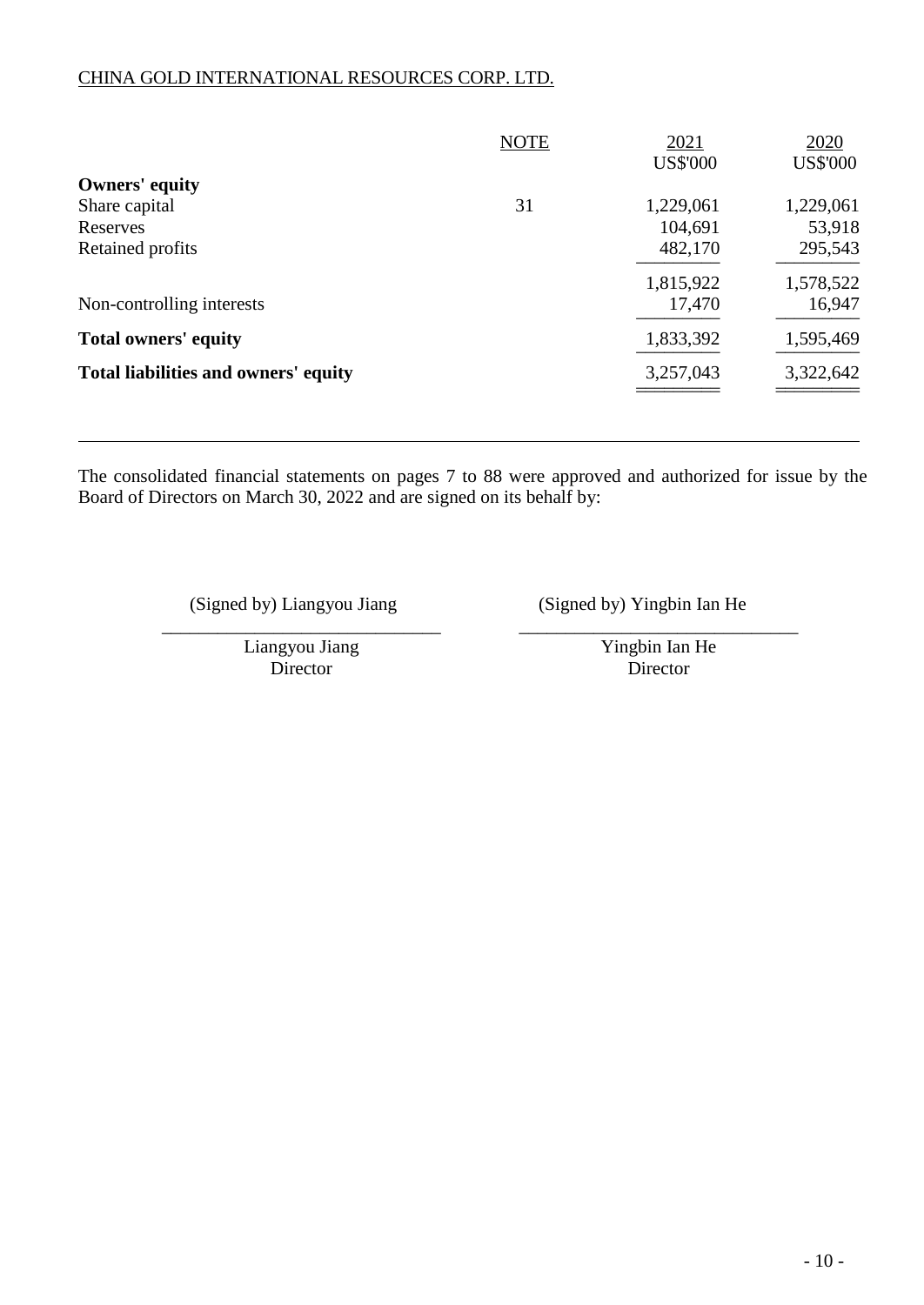CHINA GOLD INTERNATIONAL RESOURCES CORP. LTD.

| | NOTE | 2021 US$'000 | 2020 US$'000 |
|---|---|---|---|
| **Owners' equity** | | | |
| Share capital | 31 | 1,229,061 | 1,229,061 |
| Reserves | | 104,691 | 53,918 |
| Retained profits | | 482,170 | 295,543 |
| | | 1,815,922 | 1,578,522 |
| Non-controlling interests | | 17,470 | 16,947 |
| **Total owners' equity** | | 1,833,392 | 1,595,469 |
| **Total liabilities and owners' equity** | | 3,257,043 | 3,322,642 |

The consolidated financial statements on pages 7 to 88 were approved and authorized for issue by the Board of Directors on March 30, 2022 and are signed on its behalf by:

(Signed by) Liangyou Jiang
Liangyou Jiang
Director

(Signed by) Yingbin Ian He
Yingbin Ian He
Director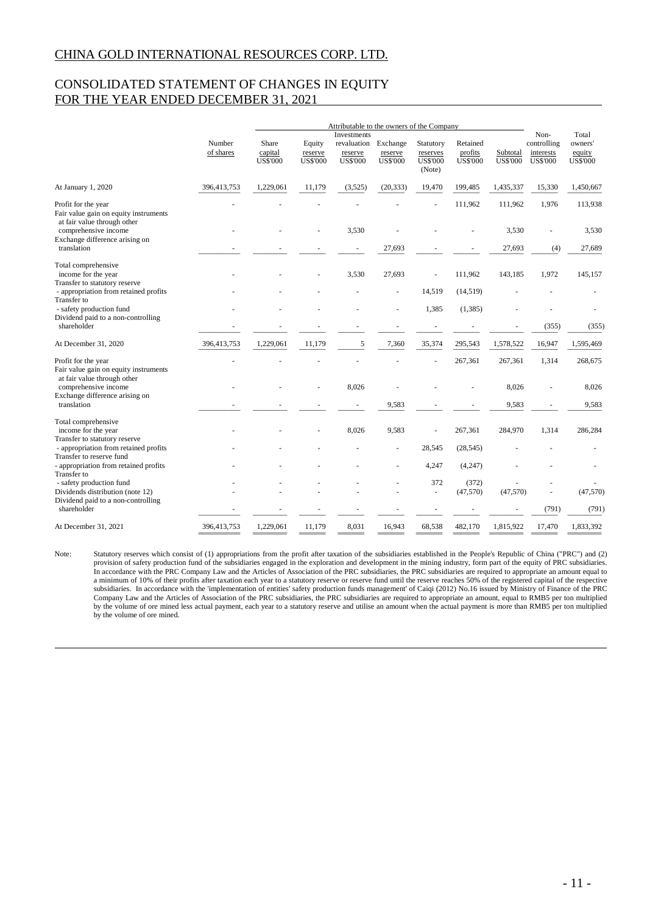# CHINA GOLD INTERNATIONAL RESOURCES CORP. LTD.

## CONSOLIDATED STATEMENT OF CHANGES IN EQUITY FOR THE YEAR ENDED DECEMBER 31, 2021

| | Number of shares | Attributable to the owners of the Company | | | | | | | Non-controlling interests US$'000 | Total owners' equity US$'000 |
|---|---|---|---|---|---|---|---|---|---|---|
| | | Share capital US$'000 | Equity reserve US$'000 | Investments revaluation reserve US$'000 | Exchange reserve US$'000 | Statutory reserves US$'000 (Note) | Retained profits US$'000 | Subtotal US$'000 | | |
| At January 1, 2020 | 396,413,753 | 1,229,061 | 11,179 | (3,525) | (20,333) | 19,470 | 199,485 | 1,435,337 | 15,330 | 1,450,667 |
| Profit for the year | - | - | - | - | - | - | 111,962 | 111,962 | 1,976 | 113,938 |
| Fair value gain on equity instruments at fair value through other comprehensive income | - | - | - | 3,530 | - | - | - | 3,530 | - | 3,530 |
| Exchange difference arising on translation | - | - | - | - | 27,693 | - | - | 27,693 | (4) | 27,689 |
| Total comprehensive income for the year | - | - | - | 3,530 | 27,693 | - | 111,962 | 143,185 | 1,972 | 145,157 |
| Transfer to statutory reserve - appropriation from retained profits | - | - | - | - | - | 14,519 | (14,519) | - | - | - |
| Transfer to - safety production fund | - | - | - | - | - | 1,385 | (1,385) | - | - | - |
| Dividend paid to a non-controlling shareholder | - | - | - | - | - | - | - | - | (355) | (355) |
| At December 31, 2020 | 396,413,753 | 1,229,061 | 11,179 | 5 | 7,360 | 35,374 | 295,543 | 1,578,522 | 16,947 | 1,595,469 |
| Profit for the year | - | - | - | - | - | - | 267,361 | 267,361 | 1,314 | 268,675 |
| Fair value gain on equity instruments at fair value through other comprehensive income | - | - | - | 8,026 | - | - | - | 8,026 | - | 8,026 |
| Exchange difference arising on translation | - | - | - | - | 9,583 | - | - | 9,583 | - | 9,583 |
| Total comprehensive income for the year | - | - | - | 8,026 | 9,583 | - | 267,361 | 284,970 | 1,314 | 286,284 |
| Transfer to statutory reserve - appropriation from retained profits | - | - | - | - | - | 28,545 | (28,545) | - | - | - |
| Transfer to reserve fund - appropriation from retained profits | - | - | - | - | - | 4,247 | (4,247) | - | - | - |
| Transfer to - safety production fund | - | - | - | - | - | 372 | (372) | - | - | - |
| Dividends distribution (note 12) | - | - | - | - | - | - | (47,570) | (47,570) | - | (47,570) |
| Dividend paid to a non-controlling shareholder | - | - | - | - | - | - | - | - | (791) | (791) |
| At December 31, 2021 | 396,413,753 | 1,229,061 | 11,179 | 8,031 | 16,943 | 68,538 | 482,170 | 1,815,922 | 17,470 | 1,833,392 |

Note: Statutory reserves which consist of (1) appropriations from the profit after taxation of the subsidiaries established in the People's Republic of China ("PRC") and (2) provision of safety production fund of the subsidiaries engaged in the exploration and development in the mining industry, form part of the equity of PRC subsidiaries. In accordance with the PRC Company Law and the Articles of Association of the PRC subsidiaries, the PRC subsidiaries are required to appropriate an amount equal to a minimum of 10% of their profits after taxation each year to a statutory reserve or reserve fund until the reserve reaches 50% of the registered capital of the respective subsidiaries. In accordance with the 'implementation of entities' safety production funds management' of Caiqi (2012) No.16 issued by Ministry of Finance of the PRC Company Law and the Articles of Association of the PRC subsidiaries, the PRC subsidiaries are required to appropriate an amount, equal to RMB5 per ton multiplied by the volume of ore mined less actual payment, each year to a statutory reserve and utilise an amount when the actual payment is more than RMB5 per ton multiplied by the volume of ore mined.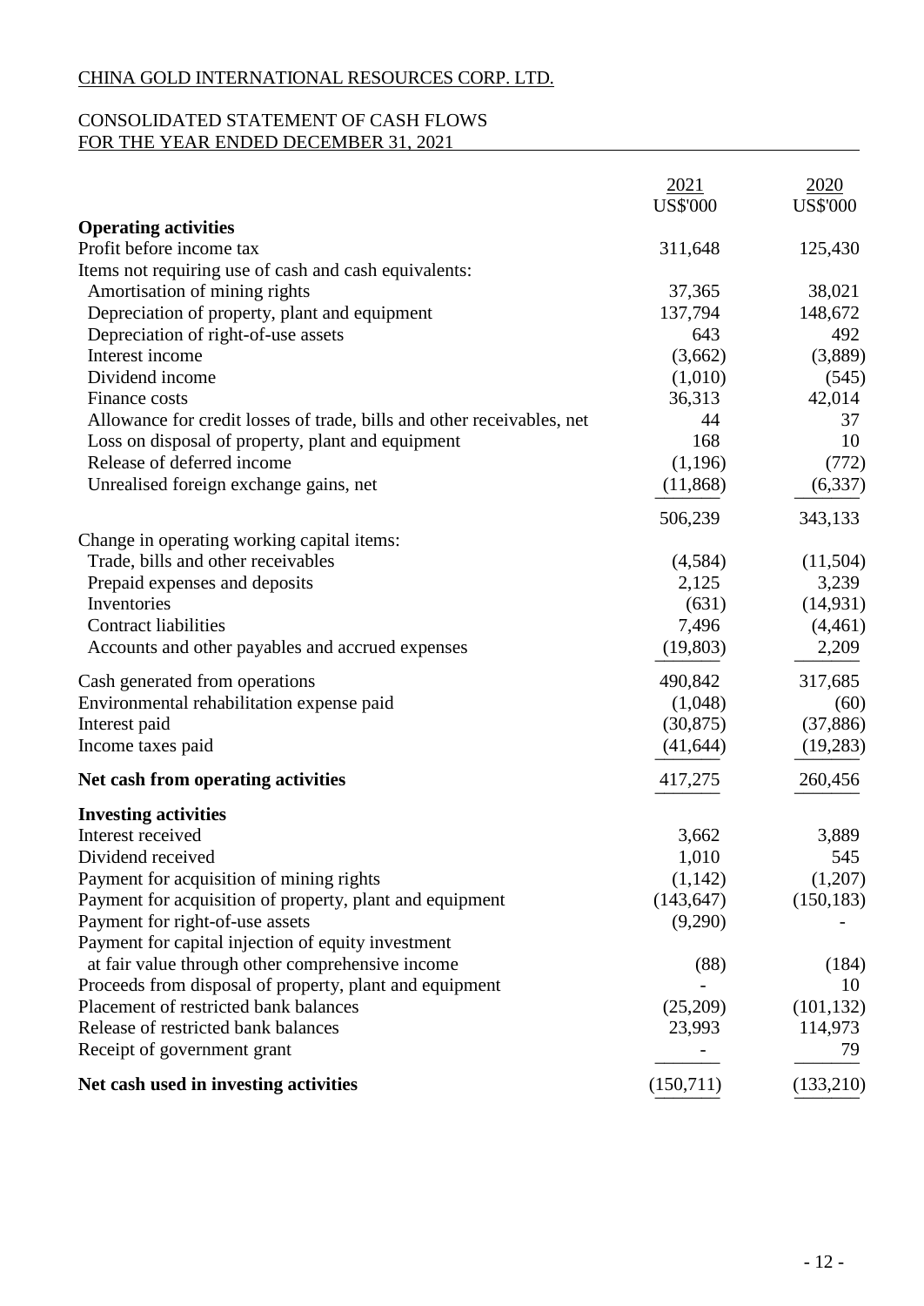CHINA GOLD INTERNATIONAL RESOURCES CORP. LTD.

CONSOLIDATED STATEMENT OF CASH FLOWS
FOR THE YEAR ENDED DECEMBER 31, 2021

| | 2021 US$'000 | 2020 US$'000 |
|---|---|---|
| **Operating activities** | | |
| Profit before income tax | 311,648 | 125,430 |
| Items not requiring use of cash and cash equivalents: | | |
| Amortisation of mining rights | 37,365 | 38,021 |
| Depreciation of property, plant and equipment | 137,794 | 148,672 |
| Depreciation of right-of-use assets | 643 | 492 |
| Interest income | (3,662) | (3,889) |
| Dividend income | (1,010) | (545) |
| Finance costs | 36,313 | 42,014 |
| Allowance for credit losses of trade, bills and other receivables, net | 44 | 37 |
| Loss on disposal of property, plant and equipment | 168 | 10 |
| Release of deferred income | (1,196) | (772) |
| Unrealised foreign exchange gains, net | (11,868) | (6,337) |
| | 506,239 | 343,133 |
| Change in operating working capital items: | | |
| Trade, bills and other receivables | (4,584) | (11,504) |
| Prepaid expenses and deposits | 2,125 | 3,239 |
| Inventories | (631) | (14,931) |
| Contract liabilities | 7,496 | (4,461) |
| Accounts and other payables and accrued expenses | (19,803) | 2,209 |
| Cash generated from operations | 490,842 | 317,685 |
| Environmental rehabilitation expense paid | (1,048) | (60) |
| Interest paid | (30,875) | (37,886) |
| Income taxes paid | (41,644) | (19,283) |
| **Net cash from operating activities** | 417,275 | 260,456 |
| **Investing activities** | | |
| Interest received | 3,662 | 3,889 |
| Dividend received | 1,010 | 545 |
| Payment for acquisition of mining rights | (1,142) | (1,207) |
| Payment for acquisition of property, plant and equipment | (143,647) | (150,183) |
| Payment for right-of-use assets | (9,290) | - |
| Payment for capital injection of equity investment at fair value through other comprehensive income | (88) | (184) |
| Proceeds from disposal of property, plant and equipment | - | 10 |
| Placement of restricted bank balances | (25,209) | (101,132) |
| Release of restricted bank balances | 23,993 | 114,973 |
| Receipt of government grant | - | 79 |
| **Net cash used in investing activities** | (150,711) | (133,210) |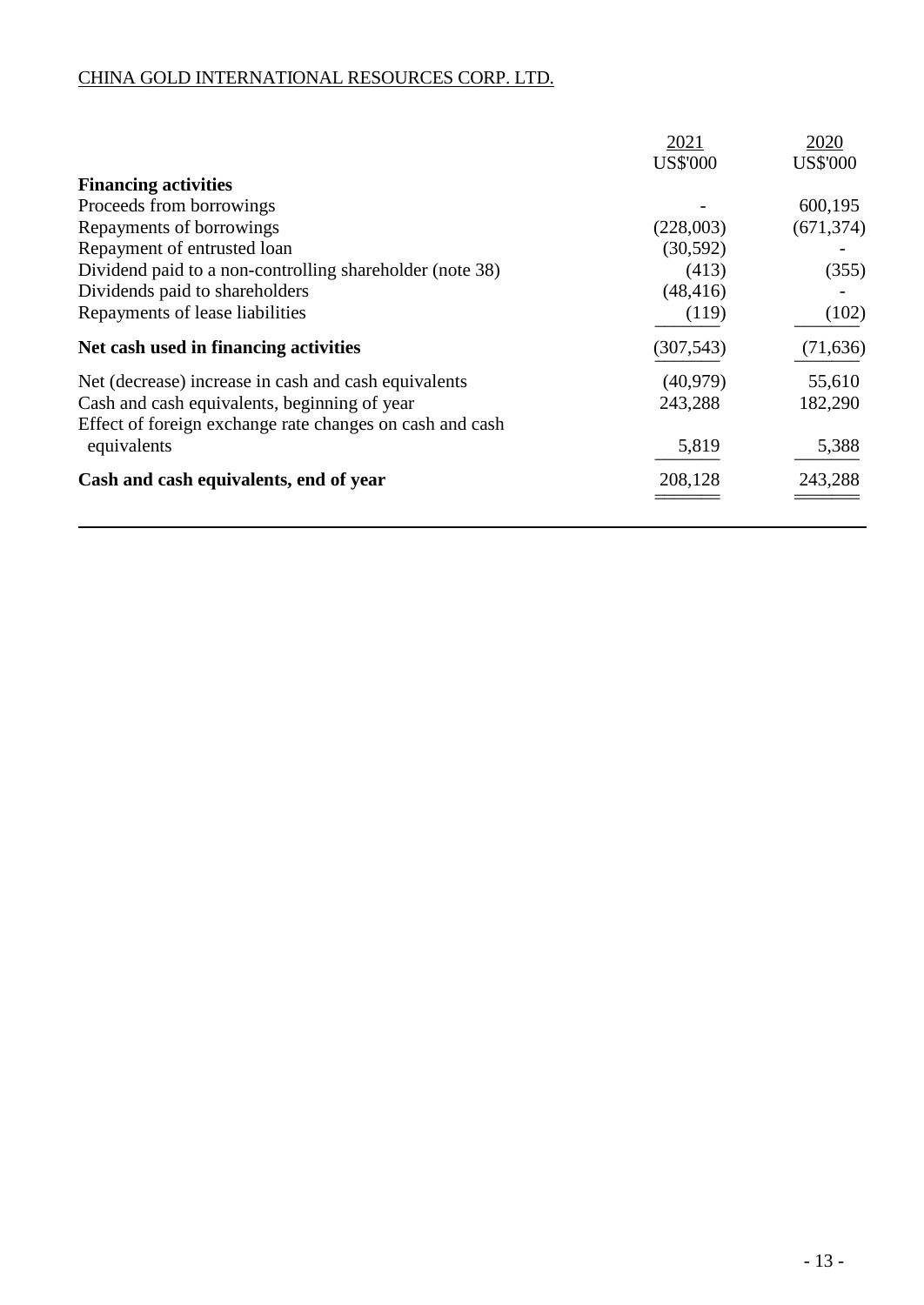CHINA GOLD INTERNATIONAL RESOURCES CORP. LTD.

| | 2021<br>US$'000 | 2020<br>US$'000 |
|---|---|---|
| **Financing activities** | | |
| Proceeds from borrowings | - | 600,195 |
| Repayments of borrowings | (228,003) | (671,374) |
| Repayment of entrusted loan | (30,592) | - |
| Dividend paid to a non-controlling shareholder (note 38) | (413) | (355) |
| Dividends paid to shareholders | (48,416) | - |
| Repayments of lease liabilities | (119) | (102) |
| **Net cash used in financing activities** | (307,543) | (71,636) |
| Net (decrease) increase in cash and cash equivalents | (40,979) | 55,610 |
| Cash and cash equivalents, beginning of year | 243,288 | 182,290 |
| Effect of foreign exchange rate changes on cash and cash equivalents | 5,819 | 5,388 |
| **Cash and cash equivalents, end of year** | 208,128 | 243,288 |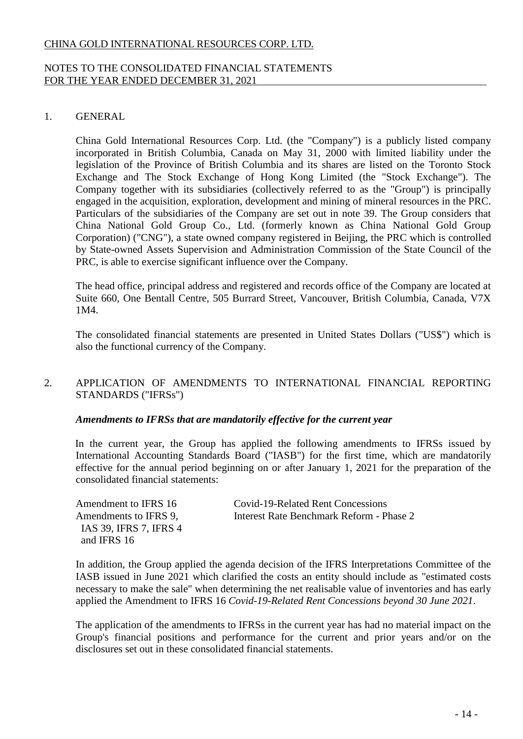CHINA GOLD INTERNATIONAL RESOURCES CORP. LTD.

NOTES TO THE CONSOLIDATED FINANCIAL STATEMENTS
FOR THE YEAR ENDED DECEMBER 31, 2021

## 1. GENERAL

China Gold International Resources Corp. Ltd. (the "Company") is a publicly listed company incorporated in British Columbia, Canada on May 31, 2000 with limited liability under the legislation of the Province of British Columbia and its shares are listed on the Toronto Stock Exchange and The Stock Exchange of Hong Kong Limited (the "Stock Exchange"). The Company together with its subsidiaries (collectively referred to as the "Group") is principally engaged in the acquisition, exploration, development and mining of mineral resources in the PRC. Particulars of the subsidiaries of the Company are set out in note 39. The Group considers that China National Gold Group Co., Ltd. (formerly known as China National Gold Group Corporation) ("CNG"), a state owned company registered in Beijing, the PRC which is controlled by State-owned Assets Supervision and Administration Commission of the State Council of the PRC, is able to exercise significant influence over the Company.

The head office, principal address and registered and records office of the Company are located at Suite 660, One Bentall Centre, 505 Burrard Street, Vancouver, British Columbia, Canada, V7X 1M4.

The consolidated financial statements are presented in United States Dollars ("US$") which is also the functional currency of the Company.

## 2. APPLICATION OF AMENDMENTS TO INTERNATIONAL FINANCIAL REPORTING STANDARDS ("IFRSs")

### *Amendments to IFRSs that are mandatorily effective for the current year*

In the current year, the Group has applied the following amendments to IFRSs issued by International Accounting Standards Board ("IASB") for the first time, which are mandatorily effective for the annual period beginning on or after January 1, 2021 for the preparation of the consolidated financial statements:

| | |
|---|---|
| Amendment to IFRS 16 | Covid-19-Related Rent Concessions |
| Amendments to IFRS 9, IAS 39, IFRS 7, IFRS 4 and IFRS 16 | Interest Rate Benchmark Reform - Phase 2 |

In addition, the Group applied the agenda decision of the IFRS Interpretations Committee of the IASB issued in June 2021 which clarified the costs an entity should include as "estimated costs necessary to make the sale" when determining the net realisable value of inventories and has early applied the Amendment to IFRS 16 *Covid-19-Related Rent Concessions beyond 30 June 2021*.

The application of the amendments to IFRSs in the current year has had no material impact on the Group's financial positions and performance for the current and prior years and/or on the disclosures set out in these consolidated financial statements.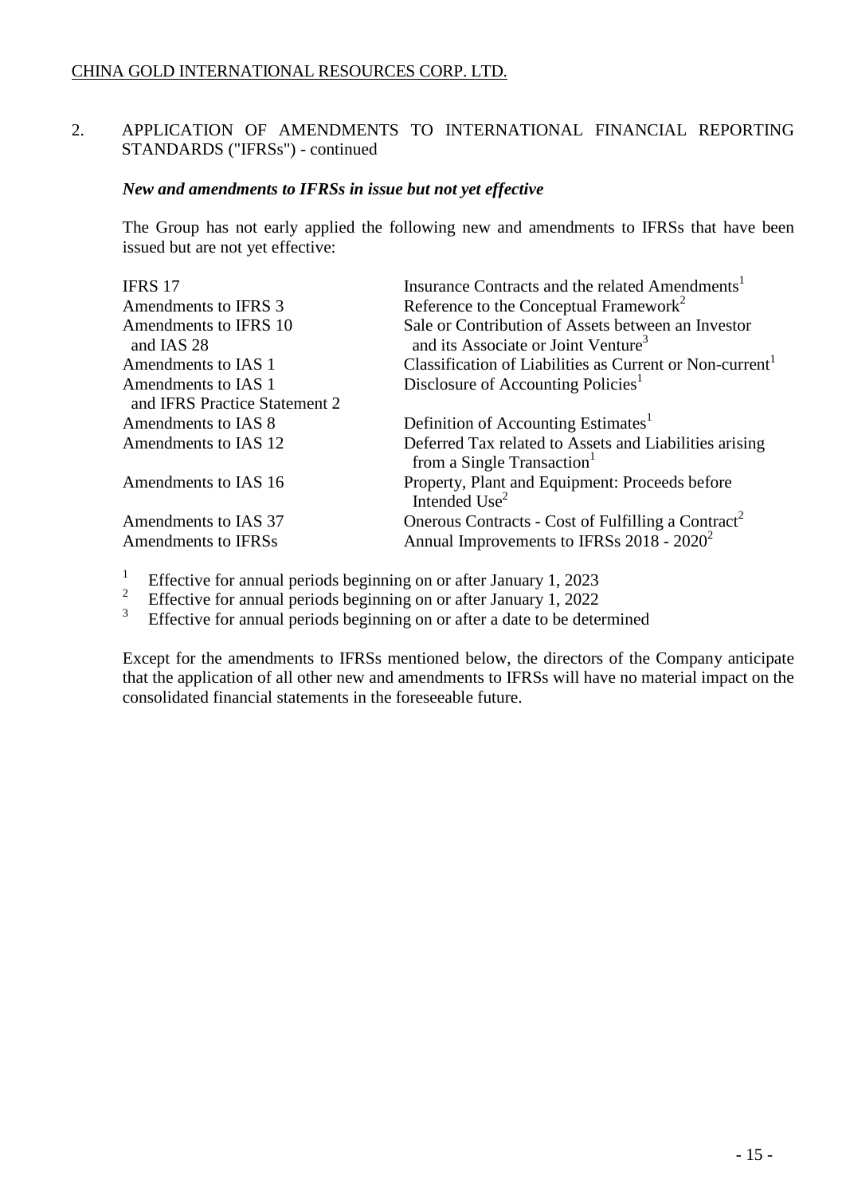## 2. APPLICATION OF AMENDMENTS TO INTERNATIONAL FINANCIAL REPORTING STANDARDS ("IFRSs") - continued

***New and amendments to IFRSs in issue but not yet effective***

The Group has not early applied the following new and amendments to IFRSs that have been issued but are not yet effective:

| | |
|---|---|
| IFRS 17 | Insurance Contracts and the related Amendments[1] |
| Amendments to IFRS 3 | Reference to the Conceptual Framework[2] |
| Amendments to IFRS 10 and IAS 28 | Sale or Contribution of Assets between an Investor and its Associate or Joint Venture[3] |
| Amendments to IAS 1 | Classification of Liabilities as Current or Non-current[1] |
| Amendments to IAS 1 and IFRS Practice Statement 2 | Disclosure of Accounting Policies[1] |
| Amendments to IAS 8 | Definition of Accounting Estimates[1] |
| Amendments to IAS 12 | Deferred Tax related to Assets and Liabilities arising from a Single Transaction[1] |
| Amendments to IAS 16 | Property, Plant and Equipment: Proceeds before Intended Use[2] |
| Amendments to IAS 37 | Onerous Contracts - Cost of Fulfilling a Contract[2] |
| Amendments to IFRSs | Annual Improvements to IFRSs 2018 - 2020[2] |

[1] Effective for annual periods beginning on or after January 1, 2023
[2] Effective for annual periods beginning on or after January 1, 2022
[3] Effective for annual periods beginning on or after a date to be determined

Except for the amendments to IFRSs mentioned below, the directors of the Company anticipate that the application of all other new and amendments to IFRSs will have no material impact on the consolidated financial statements in the foreseeable future.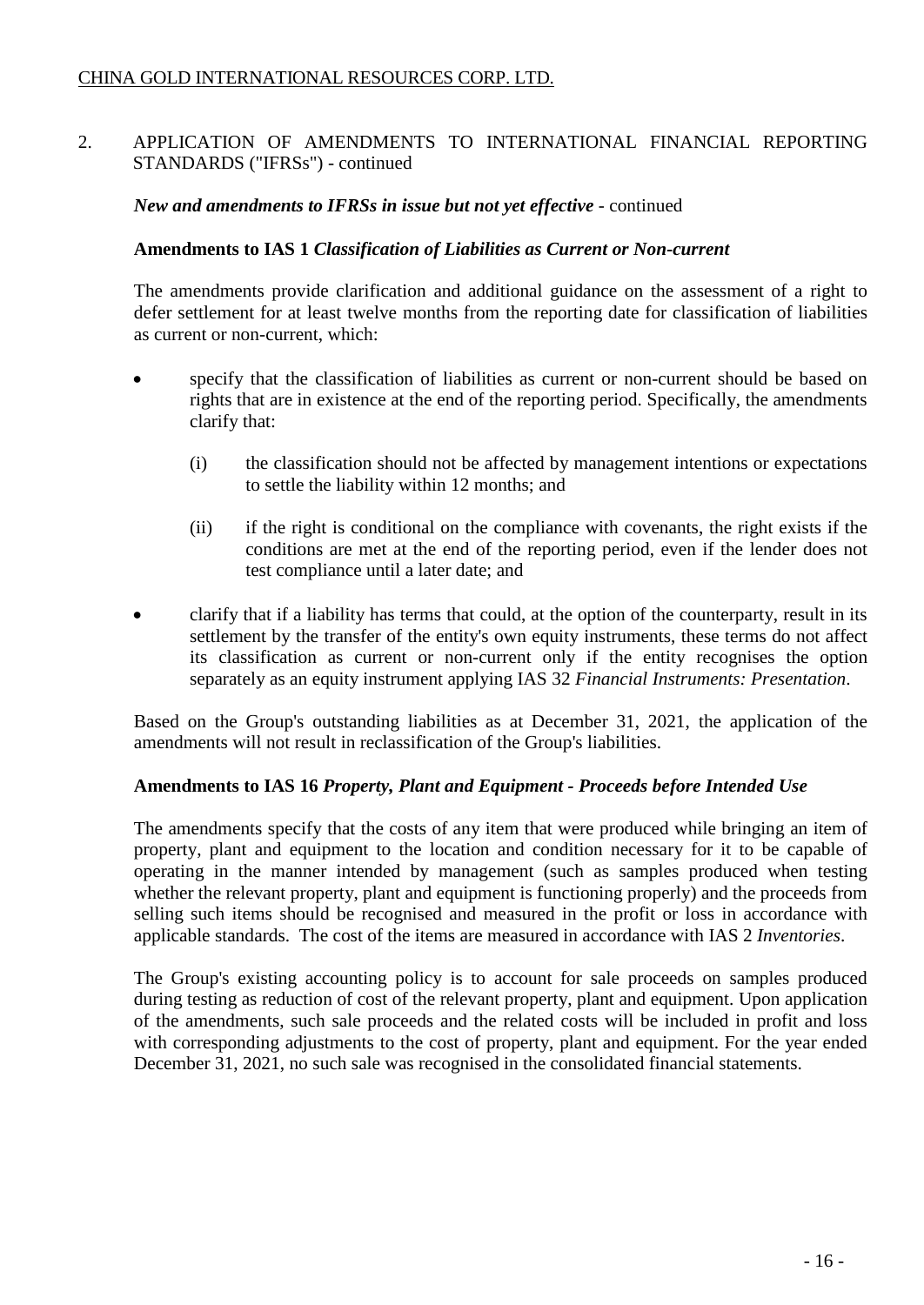## 2. APPLICATION OF AMENDMENTS TO INTERNATIONAL FINANCIAL REPORTING STANDARDS ("IFRSs") - continued

***New and amendments to IFRSs in issue but not yet effective*** - continued

**Amendments to IAS 1 *Classification of Liabilities as Current or Non-current***

The amendments provide clarification and additional guidance on the assessment of a right to defer settlement for at least twelve months from the reporting date for classification of liabilities as current or non-current, which:

- specify that the classification of liabilities as current or non-current should be based on rights that are in existence at the end of the reporting period. Specifically, the amendments clarify that:

  (i) the classification should not be affected by management intentions or expectations to settle the liability within 12 months; and

  (ii) if the right is conditional on the compliance with covenants, the right exists if the conditions are met at the end of the reporting period, even if the lender does not test compliance until a later date; and

- clarify that if a liability has terms that could, at the option of the counterparty, result in its settlement by the transfer of the entity's own equity instruments, these terms do not affect its classification as current or non-current only if the entity recognises the option separately as an equity instrument applying IAS 32 *Financial Instruments: Presentation*.

Based on the Group's outstanding liabilities as at December 31, 2021, the application of the amendments will not result in reclassification of the Group's liabilities.

**Amendments to IAS 16 *Property, Plant and Equipment - Proceeds before Intended Use***

The amendments specify that the costs of any item that were produced while bringing an item of property, plant and equipment to the location and condition necessary for it to be capable of operating in the manner intended by management (such as samples produced when testing whether the relevant property, plant and equipment is functioning properly) and the proceeds from selling such items should be recognised and measured in the profit or loss in accordance with applicable standards. The cost of the items are measured in accordance with IAS 2 *Inventories*.

The Group's existing accounting policy is to account for sale proceeds on samples produced during testing as reduction of cost of the relevant property, plant and equipment. Upon application of the amendments, such sale proceeds and the related costs will be included in profit and loss with corresponding adjustments to the cost of property, plant and equipment. For the year ended December 31, 2021, no such sale was recognised in the consolidated financial statements.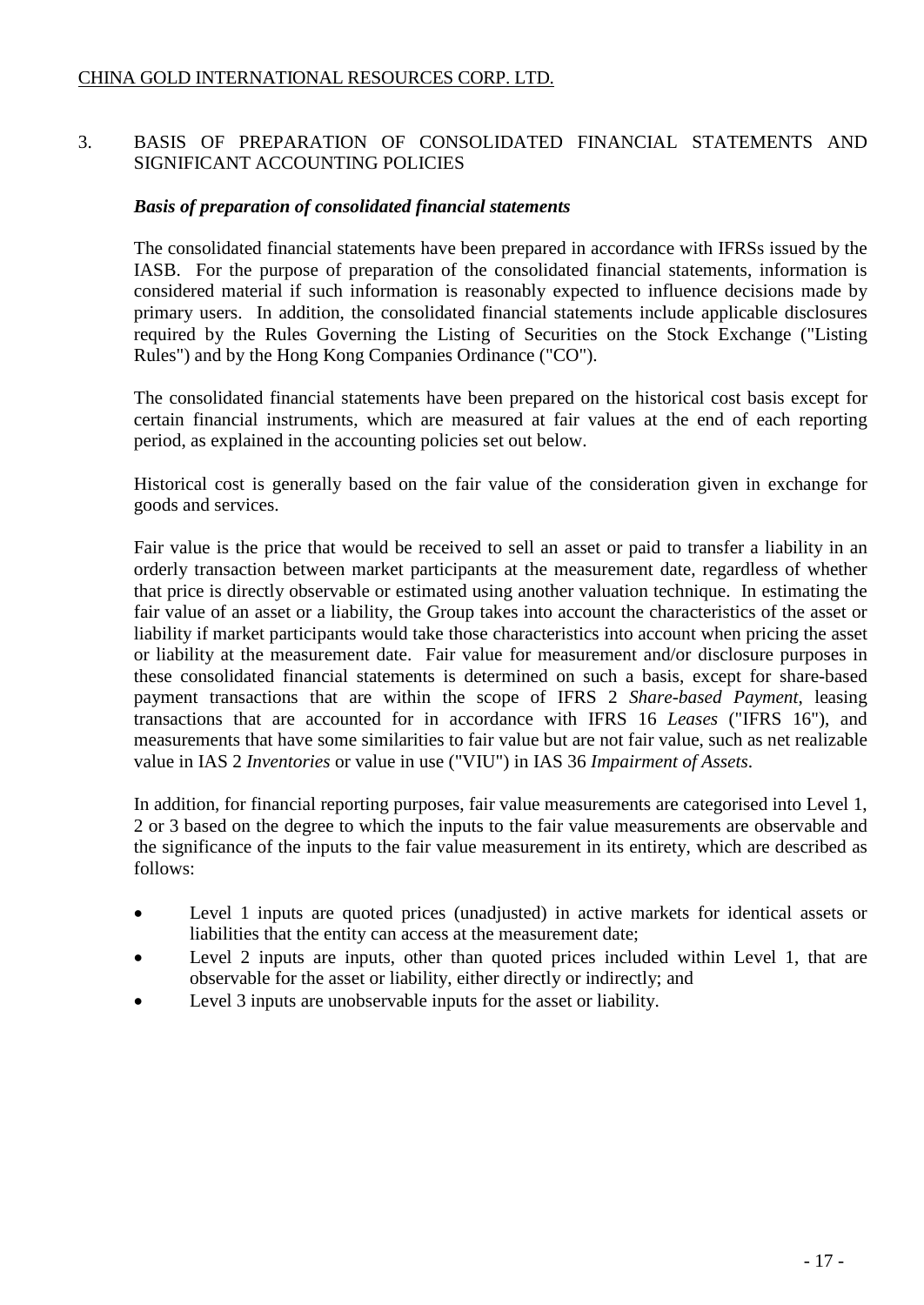## 3. BASIS OF PREPARATION OF CONSOLIDATED FINANCIAL STATEMENTS AND SIGNIFICANT ACCOUNTING POLICIES

### *Basis of preparation of consolidated financial statements*

The consolidated financial statements have been prepared in accordance with IFRSs issued by the IASB. For the purpose of preparation of the consolidated financial statements, information is considered material if such information is reasonably expected to influence decisions made by primary users. In addition, the consolidated financial statements include applicable disclosures required by the Rules Governing the Listing of Securities on the Stock Exchange ("Listing Rules") and by the Hong Kong Companies Ordinance ("CO").

The consolidated financial statements have been prepared on the historical cost basis except for certain financial instruments, which are measured at fair values at the end of each reporting period, as explained in the accounting policies set out below.

Historical cost is generally based on the fair value of the consideration given in exchange for goods and services.

Fair value is the price that would be received to sell an asset or paid to transfer a liability in an orderly transaction between market participants at the measurement date, regardless of whether that price is directly observable or estimated using another valuation technique. In estimating the fair value of an asset or a liability, the Group takes into account the characteristics of the asset or liability if market participants would take those characteristics into account when pricing the asset or liability at the measurement date. Fair value for measurement and/or disclosure purposes in these consolidated financial statements is determined on such a basis, except for share-based payment transactions that are within the scope of IFRS 2 *Share-based Payment*, leasing transactions that are accounted for in accordance with IFRS 16 *Leases* ("IFRS 16"), and measurements that have some similarities to fair value but are not fair value, such as net realizable value in IAS 2 *Inventories* or value in use ("VIU") in IAS 36 *Impairment of Assets*.

In addition, for financial reporting purposes, fair value measurements are categorised into Level 1, 2 or 3 based on the degree to which the inputs to the fair value measurements are observable and the significance of the inputs to the fair value measurement in its entirety, which are described as follows:

- Level 1 inputs are quoted prices (unadjusted) in active markets for identical assets or liabilities that the entity can access at the measurement date;
- Level 2 inputs are inputs, other than quoted prices included within Level 1, that are observable for the asset or liability, either directly or indirectly; and
- Level 3 inputs are unobservable inputs for the asset or liability.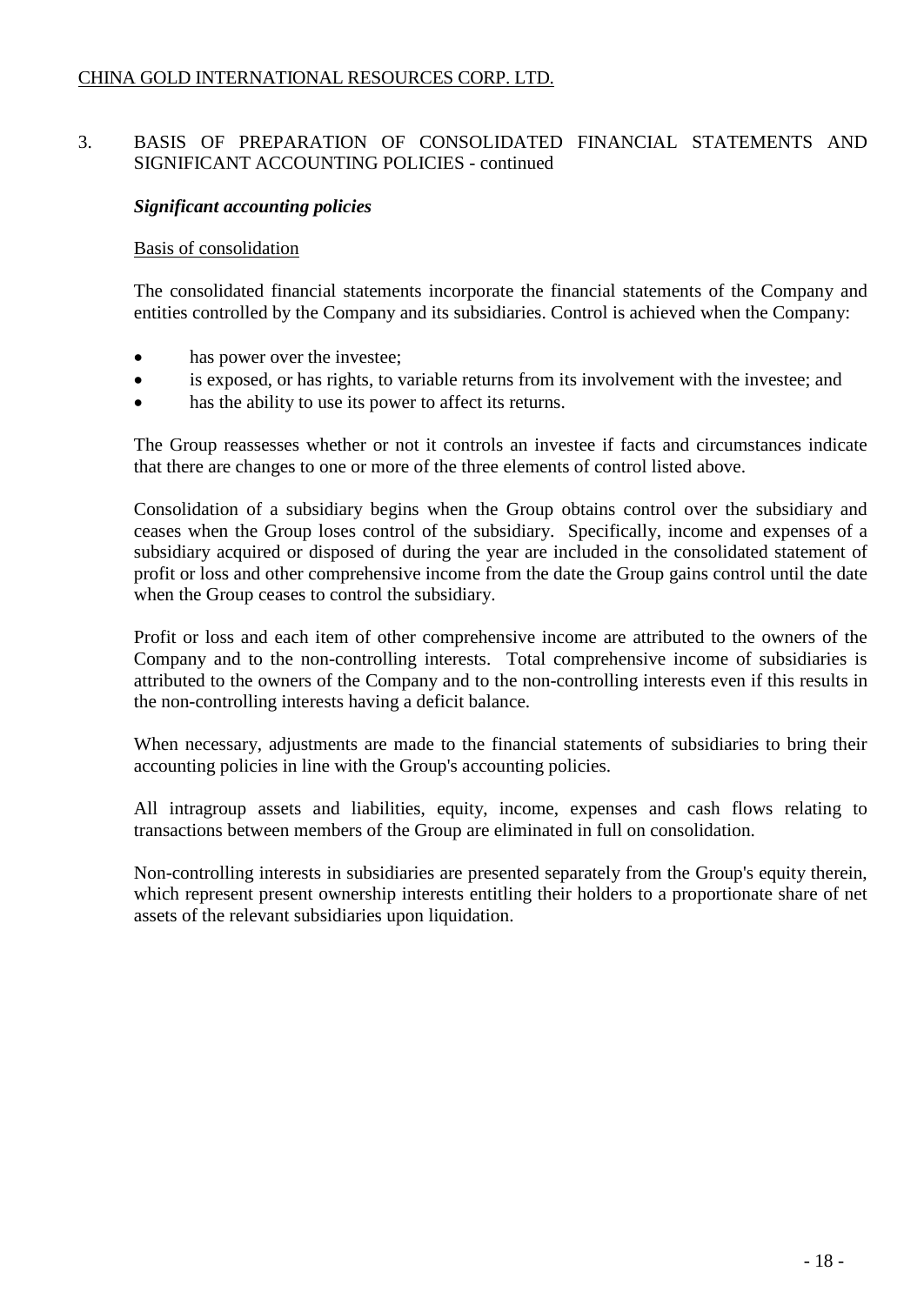## 3. BASIS OF PREPARATION OF CONSOLIDATED FINANCIAL STATEMENTS AND SIGNIFICANT ACCOUNTING POLICIES - continued

### *Significant accounting policies*

Basis of consolidation

The consolidated financial statements incorporate the financial statements of the Company and entities controlled by the Company and its subsidiaries. Control is achieved when the Company:

- has power over the investee;
- is exposed, or has rights, to variable returns from its involvement with the investee; and
- has the ability to use its power to affect its returns.

The Group reassesses whether or not it controls an investee if facts and circumstances indicate that there are changes to one or more of the three elements of control listed above.

Consolidation of a subsidiary begins when the Group obtains control over the subsidiary and ceases when the Group loses control of the subsidiary. Specifically, income and expenses of a subsidiary acquired or disposed of during the year are included in the consolidated statement of profit or loss and other comprehensive income from the date the Group gains control until the date when the Group ceases to control the subsidiary.

Profit or loss and each item of other comprehensive income are attributed to the owners of the Company and to the non-controlling interests. Total comprehensive income of subsidiaries is attributed to the owners of the Company and to the non-controlling interests even if this results in the non-controlling interests having a deficit balance.

When necessary, adjustments are made to the financial statements of subsidiaries to bring their accounting policies in line with the Group's accounting policies.

All intragroup assets and liabilities, equity, income, expenses and cash flows relating to transactions between members of the Group are eliminated in full on consolidation.

Non-controlling interests in subsidiaries are presented separately from the Group's equity therein, which represent present ownership interests entitling their holders to a proportionate share of net assets of the relevant subsidiaries upon liquidation.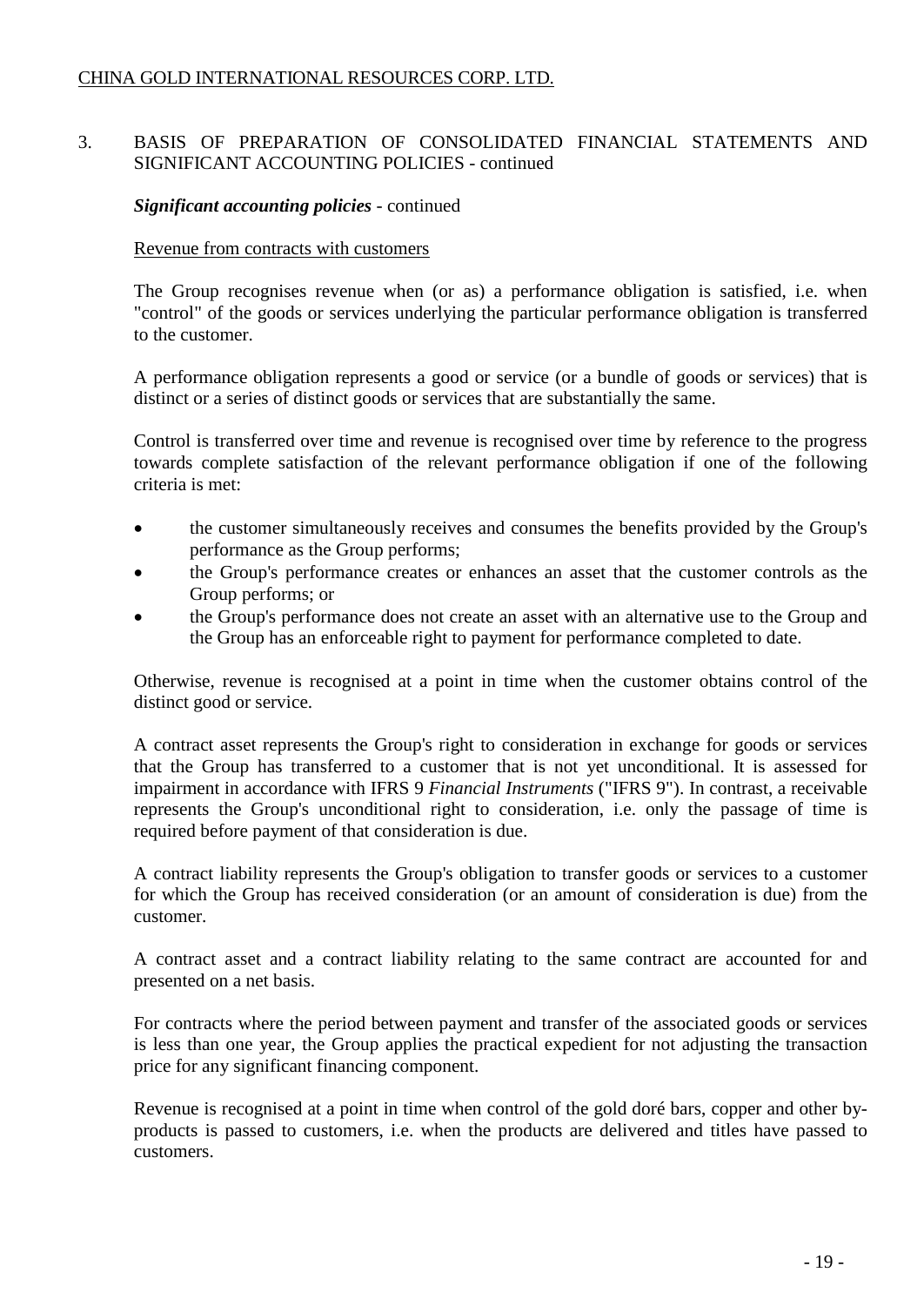## 3. BASIS OF PREPARATION OF CONSOLIDATED FINANCIAL STATEMENTS AND SIGNIFICANT ACCOUNTING POLICIES - continued

***Significant accounting policies*** - continued

Revenue from contracts with customers

The Group recognises revenue when (or as) a performance obligation is satisfied, i.e. when "control" of the goods or services underlying the particular performance obligation is transferred to the customer.

A performance obligation represents a good or service (or a bundle of goods or services) that is distinct or a series of distinct goods or services that are substantially the same.

Control is transferred over time and revenue is recognised over time by reference to the progress towards complete satisfaction of the relevant performance obligation if one of the following criteria is met:

- the customer simultaneously receives and consumes the benefits provided by the Group's performance as the Group performs;
- the Group's performance creates or enhances an asset that the customer controls as the Group performs; or
- the Group's performance does not create an asset with an alternative use to the Group and the Group has an enforceable right to payment for performance completed to date.

Otherwise, revenue is recognised at a point in time when the customer obtains control of the distinct good or service.

A contract asset represents the Group's right to consideration in exchange for goods or services that the Group has transferred to a customer that is not yet unconditional. It is assessed for impairment in accordance with IFRS 9 *Financial Instruments* ("IFRS 9"). In contrast, a receivable represents the Group's unconditional right to consideration, i.e. only the passage of time is required before payment of that consideration is due.

A contract liability represents the Group's obligation to transfer goods or services to a customer for which the Group has received consideration (or an amount of consideration is due) from the customer.

A contract asset and a contract liability relating to the same contract are accounted for and presented on a net basis.

For contracts where the period between payment and transfer of the associated goods or services is less than one year, the Group applies the practical expedient for not adjusting the transaction price for any significant financing component.

Revenue is recognised at a point in time when control of the gold doré bars, copper and other by-products is passed to customers, i.e. when the products are delivered and titles have passed to customers.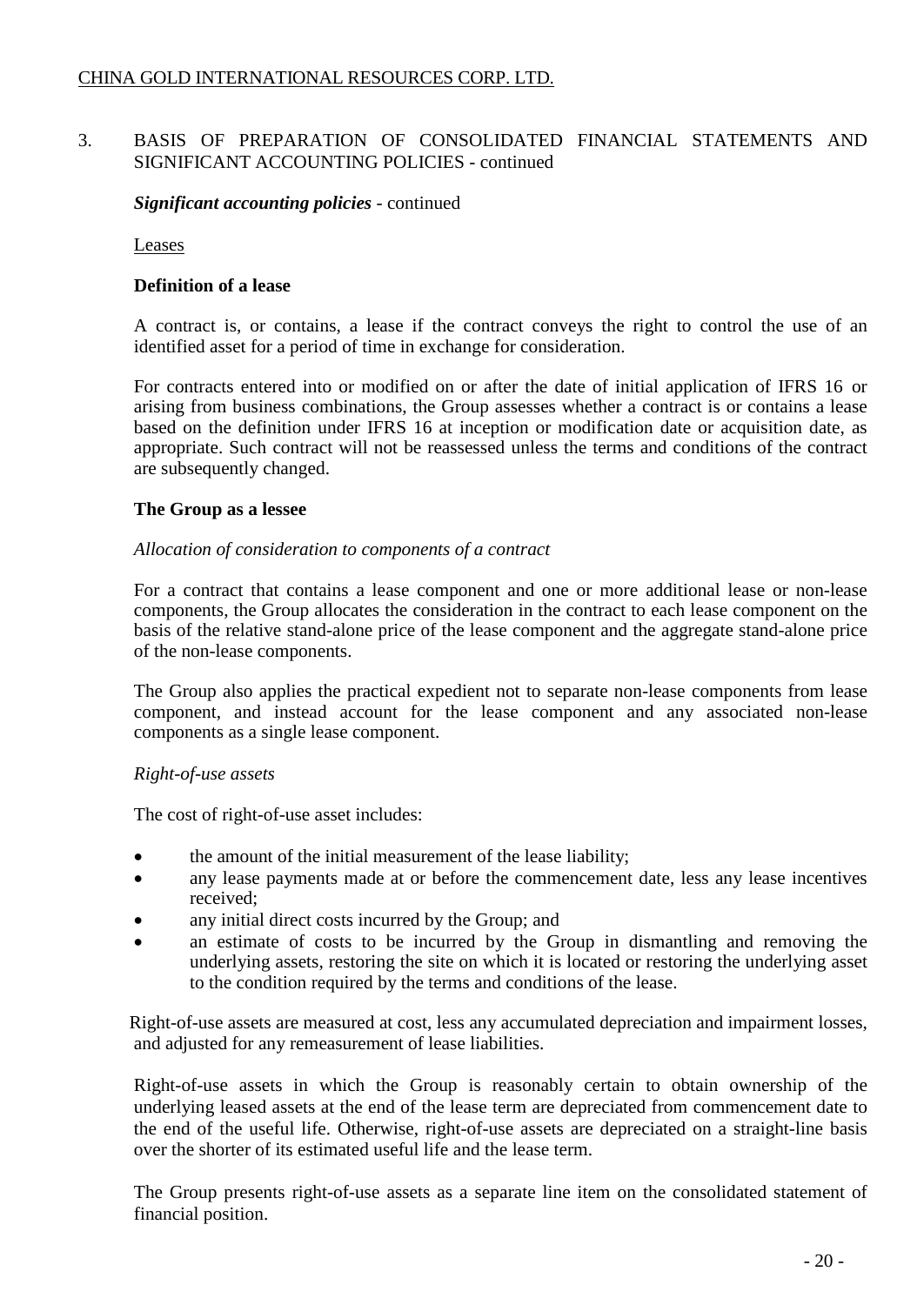## 3. BASIS OF PREPARATION OF CONSOLIDATED FINANCIAL STATEMENTS AND SIGNIFICANT ACCOUNTING POLICIES - continued

***Significant accounting policies*** - continued

Leases

**Definition of a lease**

A contract is, or contains, a lease if the contract conveys the right to control the use of an identified asset for a period of time in exchange for consideration.

For contracts entered into or modified on or after the date of initial application of IFRS 16 or arising from business combinations, the Group assesses whether a contract is or contains a lease based on the definition under IFRS 16 at inception or modification date or acquisition date, as appropriate. Such contract will not be reassessed unless the terms and conditions of the contract are subsequently changed.

**The Group as a lessee**

*Allocation of consideration to components of a contract*

For a contract that contains a lease component and one or more additional lease or non-lease components, the Group allocates the consideration in the contract to each lease component on the basis of the relative stand-alone price of the lease component and the aggregate stand-alone price of the non-lease components.

The Group also applies the practical expedient not to separate non-lease components from lease component, and instead account for the lease component and any associated non-lease components as a single lease component.

*Right-of-use assets*

The cost of right-of-use asset includes:

- the amount of the initial measurement of the lease liability;
- any lease payments made at or before the commencement date, less any lease incentives received;
- any initial direct costs incurred by the Group; and
- an estimate of costs to be incurred by the Group in dismantling and removing the underlying assets, restoring the site on which it is located or restoring the underlying asset to the condition required by the terms and conditions of the lease.

Right-of-use assets are measured at cost, less any accumulated depreciation and impairment losses, and adjusted for any remeasurement of lease liabilities.

Right-of-use assets in which the Group is reasonably certain to obtain ownership of the underlying leased assets at the end of the lease term are depreciated from commencement date to the end of the useful life. Otherwise, right-of-use assets are depreciated on a straight-line basis over the shorter of its estimated useful life and the lease term.

The Group presents right-of-use assets as a separate line item on the consolidated statement of financial position.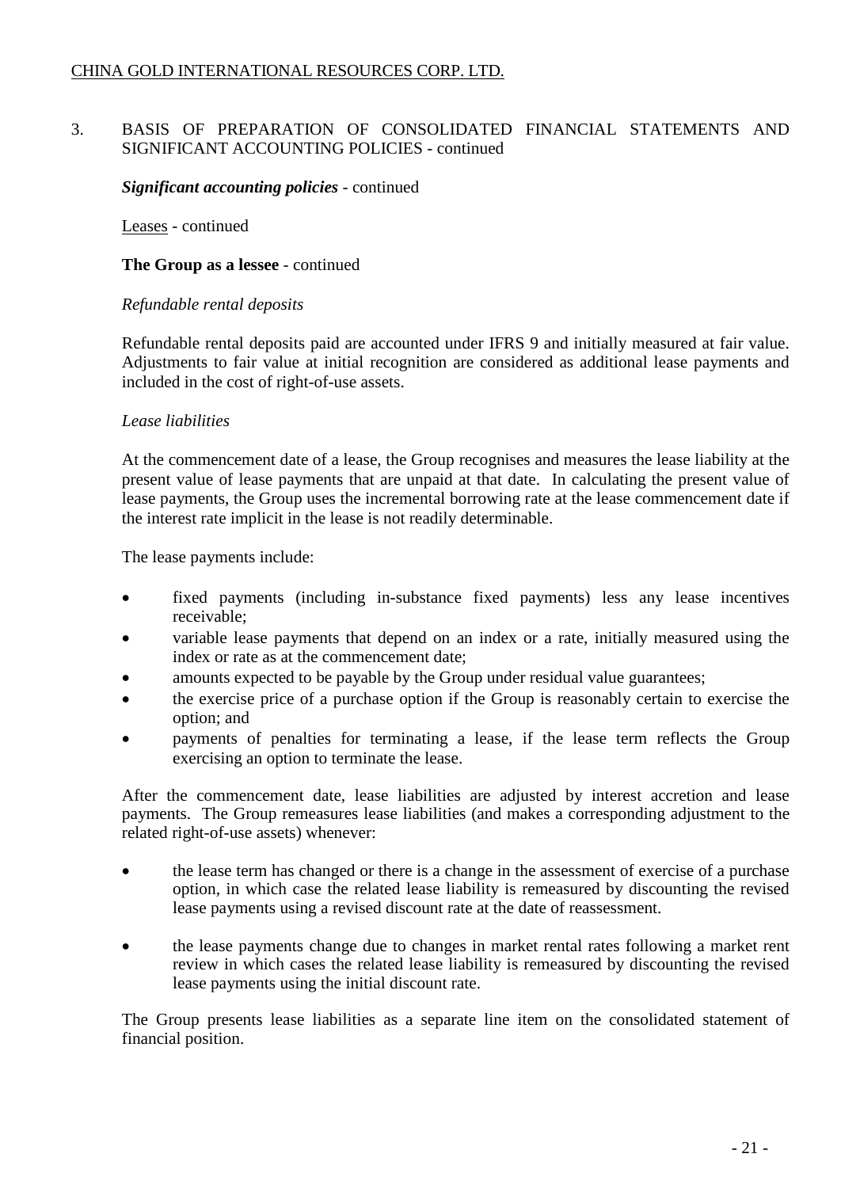## 3. BASIS OF PREPARATION OF CONSOLIDATED FINANCIAL STATEMENTS AND SIGNIFICANT ACCOUNTING POLICIES - continued

***Significant accounting policies*** - continued

Leases - continued

**The Group as a lessee** - continued

*Refundable rental deposits*

Refundable rental deposits paid are accounted under IFRS 9 and initially measured at fair value. Adjustments to fair value at initial recognition are considered as additional lease payments and included in the cost of right-of-use assets.

*Lease liabilities*

At the commencement date of a lease, the Group recognises and measures the lease liability at the present value of lease payments that are unpaid at that date. In calculating the present value of lease payments, the Group uses the incremental borrowing rate at the lease commencement date if the interest rate implicit in the lease is not readily determinable.

The lease payments include:

- fixed payments (including in-substance fixed payments) less any lease incentives receivable;
- variable lease payments that depend on an index or a rate, initially measured using the index or rate as at the commencement date;
- amounts expected to be payable by the Group under residual value guarantees;
- the exercise price of a purchase option if the Group is reasonably certain to exercise the option; and
- payments of penalties for terminating a lease, if the lease term reflects the Group exercising an option to terminate the lease.

After the commencement date, lease liabilities are adjusted by interest accretion and lease payments. The Group remeasures lease liabilities (and makes a corresponding adjustment to the related right-of-use assets) whenever:

- the lease term has changed or there is a change in the assessment of exercise of a purchase option, in which case the related lease liability is remeasured by discounting the revised lease payments using a revised discount rate at the date of reassessment.

- the lease payments change due to changes in market rental rates following a market rent review in which cases the related lease liability is remeasured by discounting the revised lease payments using the initial discount rate.

The Group presents lease liabilities as a separate line item on the consolidated statement of financial position.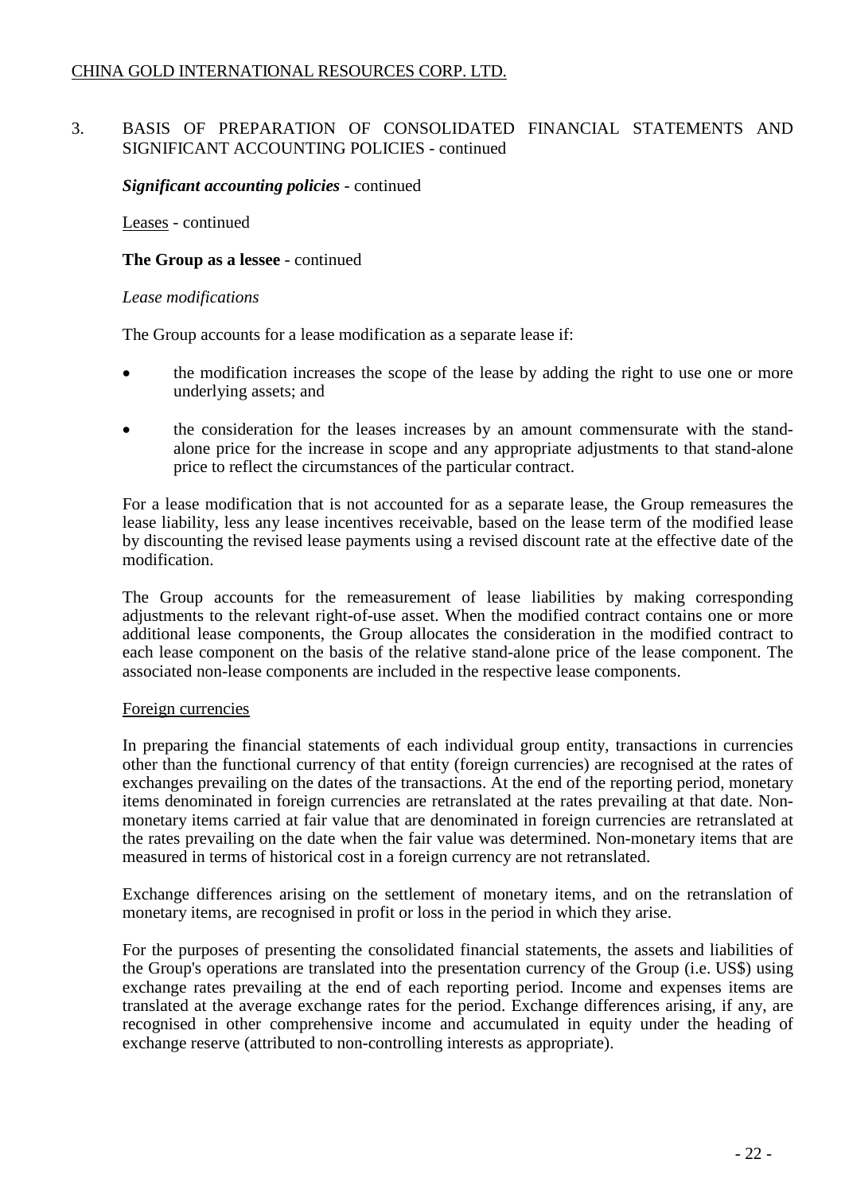## 3. BASIS OF PREPARATION OF CONSOLIDATED FINANCIAL STATEMENTS AND SIGNIFICANT ACCOUNTING POLICIES - continued

***Significant accounting policies*** - continued

Leases - continued

**The Group as a lessee** - continued

*Lease modifications*

The Group accounts for a lease modification as a separate lease if:

- the modification increases the scope of the lease by adding the right to use one or more underlying assets; and
- the consideration for the leases increases by an amount commensurate with the stand-alone price for the increase in scope and any appropriate adjustments to that stand-alone price to reflect the circumstances of the particular contract.

For a lease modification that is not accounted for as a separate lease, the Group remeasures the lease liability, less any lease incentives receivable, based on the lease term of the modified lease by discounting the revised lease payments using a revised discount rate at the effective date of the modification.

The Group accounts for the remeasurement of lease liabilities by making corresponding adjustments to the relevant right-of-use asset. When the modified contract contains one or more additional lease components, the Group allocates the consideration in the modified contract to each lease component on the basis of the relative stand-alone price of the lease component. The associated non-lease components are included in the respective lease components.

Foreign currencies

In preparing the financial statements of each individual group entity, transactions in currencies other than the functional currency of that entity (foreign currencies) are recognised at the rates of exchanges prevailing on the dates of the transactions. At the end of the reporting period, monetary items denominated in foreign currencies are retranslated at the rates prevailing at that date. Non-monetary items carried at fair value that are denominated in foreign currencies are retranslated at the rates prevailing on the date when the fair value was determined. Non-monetary items that are measured in terms of historical cost in a foreign currency are not retranslated.

Exchange differences arising on the settlement of monetary items, and on the retranslation of monetary items, are recognised in profit or loss in the period in which they arise.

For the purposes of presenting the consolidated financial statements, the assets and liabilities of the Group's operations are translated into the presentation currency of the Group (i.e. US$) using exchange rates prevailing at the end of each reporting period. Income and expenses items are translated at the average exchange rates for the period. Exchange differences arising, if any, are recognised in other comprehensive income and accumulated in equity under the heading of exchange reserve (attributed to non-controlling interests as appropriate).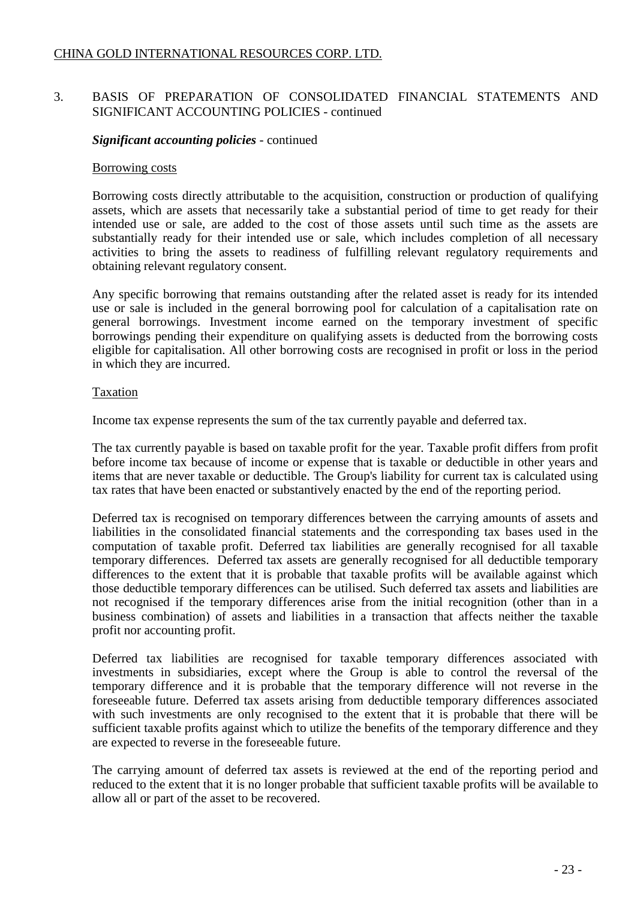## 3. BASIS OF PREPARATION OF CONSOLIDATED FINANCIAL STATEMENTS AND SIGNIFICANT ACCOUNTING POLICIES - continued

***Significant accounting policies*** - continued

Borrowing costs

Borrowing costs directly attributable to the acquisition, construction or production of qualifying assets, which are assets that necessarily take a substantial period of time to get ready for their intended use or sale, are added to the cost of those assets until such time as the assets are substantially ready for their intended use or sale, which includes completion of all necessary activities to bring the assets to readiness of fulfilling relevant regulatory requirements and obtaining relevant regulatory consent.

Any specific borrowing that remains outstanding after the related asset is ready for its intended use or sale is included in the general borrowing pool for calculation of a capitalisation rate on general borrowings. Investment income earned on the temporary investment of specific borrowings pending their expenditure on qualifying assets is deducted from the borrowing costs eligible for capitalisation. All other borrowing costs are recognised in profit or loss in the period in which they are incurred.

Taxation

Income tax expense represents the sum of the tax currently payable and deferred tax.

The tax currently payable is based on taxable profit for the year. Taxable profit differs from profit before income tax because of income or expense that is taxable or deductible in other years and items that are never taxable or deductible. The Group's liability for current tax is calculated using tax rates that have been enacted or substantively enacted by the end of the reporting period.

Deferred tax is recognised on temporary differences between the carrying amounts of assets and liabilities in the consolidated financial statements and the corresponding tax bases used in the computation of taxable profit. Deferred tax liabilities are generally recognised for all taxable temporary differences. Deferred tax assets are generally recognised for all deductible temporary differences to the extent that it is probable that taxable profits will be available against which those deductible temporary differences can be utilised. Such deferred tax assets and liabilities are not recognised if the temporary differences arise from the initial recognition (other than in a business combination) of assets and liabilities in a transaction that affects neither the taxable profit nor accounting profit.

Deferred tax liabilities are recognised for taxable temporary differences associated with investments in subsidiaries, except where the Group is able to control the reversal of the temporary difference and it is probable that the temporary difference will not reverse in the foreseeable future. Deferred tax assets arising from deductible temporary differences associated with such investments are only recognised to the extent that it is probable that there will be sufficient taxable profits against which to utilize the benefits of the temporary difference and they are expected to reverse in the foreseeable future.

The carrying amount of deferred tax assets is reviewed at the end of the reporting period and reduced to the extent that it is no longer probable that sufficient taxable profits will be available to allow all or part of the asset to be recovered.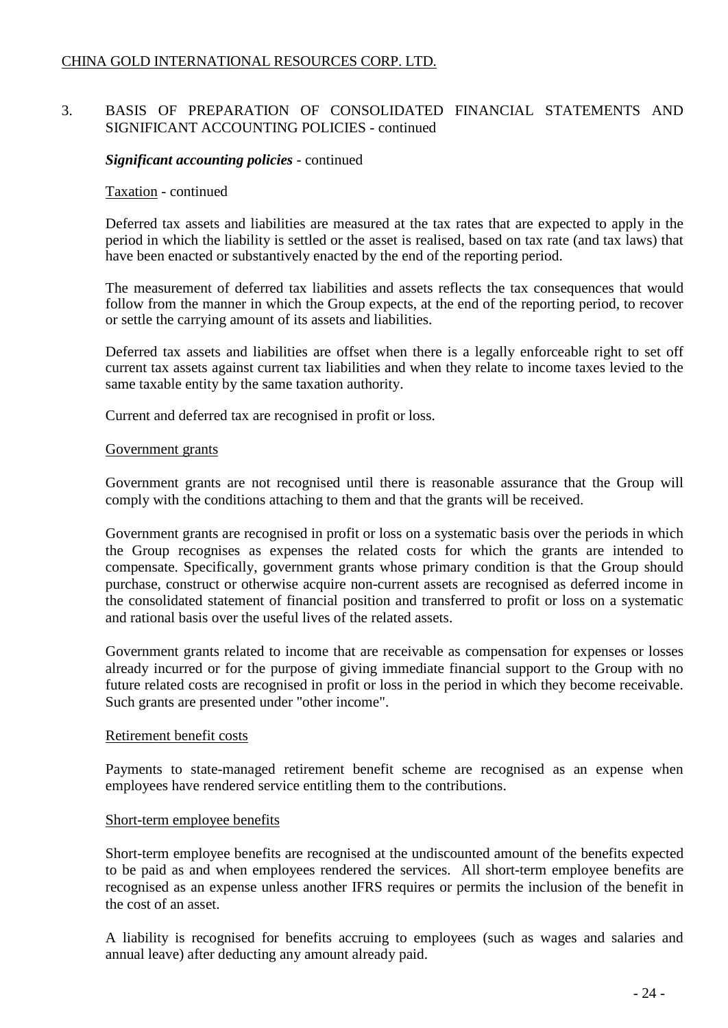# 3. BASIS OF PREPARATION OF CONSOLIDATED FINANCIAL STATEMENTS AND SIGNIFICANT ACCOUNTING POLICIES - continued

***Significant accounting policies*** - continued

Taxation - continued

Deferred tax assets and liabilities are measured at the tax rates that are expected to apply in the period in which the liability is settled or the asset is realised, based on tax rate (and tax laws) that have been enacted or substantively enacted by the end of the reporting period.

The measurement of deferred tax liabilities and assets reflects the tax consequences that would follow from the manner in which the Group expects, at the end of the reporting period, to recover or settle the carrying amount of its assets and liabilities.

Deferred tax assets and liabilities are offset when there is a legally enforceable right to set off current tax assets against current tax liabilities and when they relate to income taxes levied to the same taxable entity by the same taxation authority.

Current and deferred tax are recognised in profit or loss.

Government grants

Government grants are not recognised until there is reasonable assurance that the Group will comply with the conditions attaching to them and that the grants will be received.

Government grants are recognised in profit or loss on a systematic basis over the periods in which the Group recognises as expenses the related costs for which the grants are intended to compensate. Specifically, government grants whose primary condition is that the Group should purchase, construct or otherwise acquire non-current assets are recognised as deferred income in the consolidated statement of financial position and transferred to profit or loss on a systematic and rational basis over the useful lives of the related assets.

Government grants related to income that are receivable as compensation for expenses or losses already incurred or for the purpose of giving immediate financial support to the Group with no future related costs are recognised in profit or loss in the period in which they become receivable. Such grants are presented under "other income".

Retirement benefit costs

Payments to state-managed retirement benefit scheme are recognised as an expense when employees have rendered service entitling them to the contributions.

Short-term employee benefits

Short-term employee benefits are recognised at the undiscounted amount of the benefits expected to be paid as and when employees rendered the services. All short-term employee benefits are recognised as an expense unless another IFRS requires or permits the inclusion of the benefit in the cost of an asset.

A liability is recognised for benefits accruing to employees (such as wages and salaries and annual leave) after deducting any amount already paid.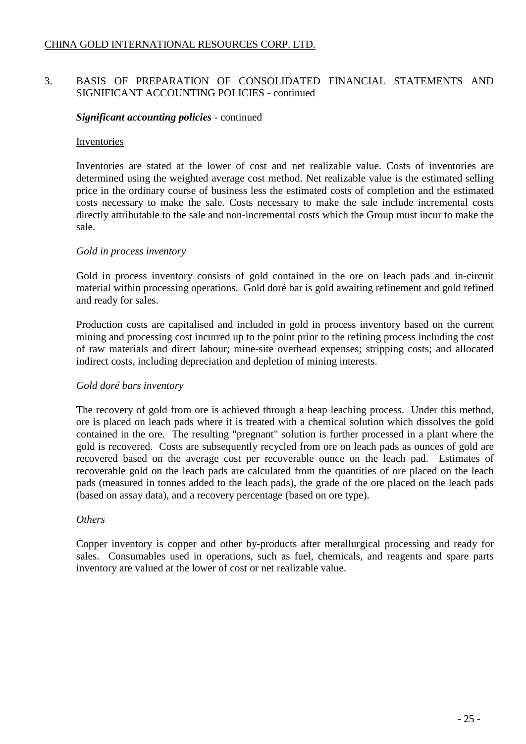## 3. BASIS OF PREPARATION OF CONSOLIDATED FINANCIAL STATEMENTS AND SIGNIFICANT ACCOUNTING POLICIES - continued

***Significant accounting policies*** - continued

Inventories

Inventories are stated at the lower of cost and net realizable value. Costs of inventories are determined using the weighted average cost method. Net realizable value is the estimated selling price in the ordinary course of business less the estimated costs of completion and the estimated costs necessary to make the sale. Costs necessary to make the sale include incremental costs directly attributable to the sale and non-incremental costs which the Group must incur to make the sale.

*Gold in process inventory*

Gold in process inventory consists of gold contained in the ore on leach pads and in-circuit material within processing operations. Gold doré bar is gold awaiting refinement and gold refined and ready for sales.

Production costs are capitalised and included in gold in process inventory based on the current mining and processing cost incurred up to the point prior to the refining process including the cost of raw materials and direct labour; mine-site overhead expenses; stripping costs; and allocated indirect costs, including depreciation and depletion of mining interests.

*Gold doré bars inventory*

The recovery of gold from ore is achieved through a heap leaching process. Under this method, ore is placed on leach pads where it is treated with a chemical solution which dissolves the gold contained in the ore. The resulting "pregnant" solution is further processed in a plant where the gold is recovered. Costs are subsequently recycled from ore on leach pads as ounces of gold are recovered based on the average cost per recoverable ounce on the leach pad. Estimates of recoverable gold on the leach pads are calculated from the quantities of ore placed on the leach pads (measured in tonnes added to the leach pads), the grade of the ore placed on the leach pads (based on assay data), and a recovery percentage (based on ore type).

*Others*

Copper inventory is copper and other by-products after metallurgical processing and ready for sales. Consumables used in operations, such as fuel, chemicals, and reagents and spare parts inventory are valued at the lower of cost or net realizable value.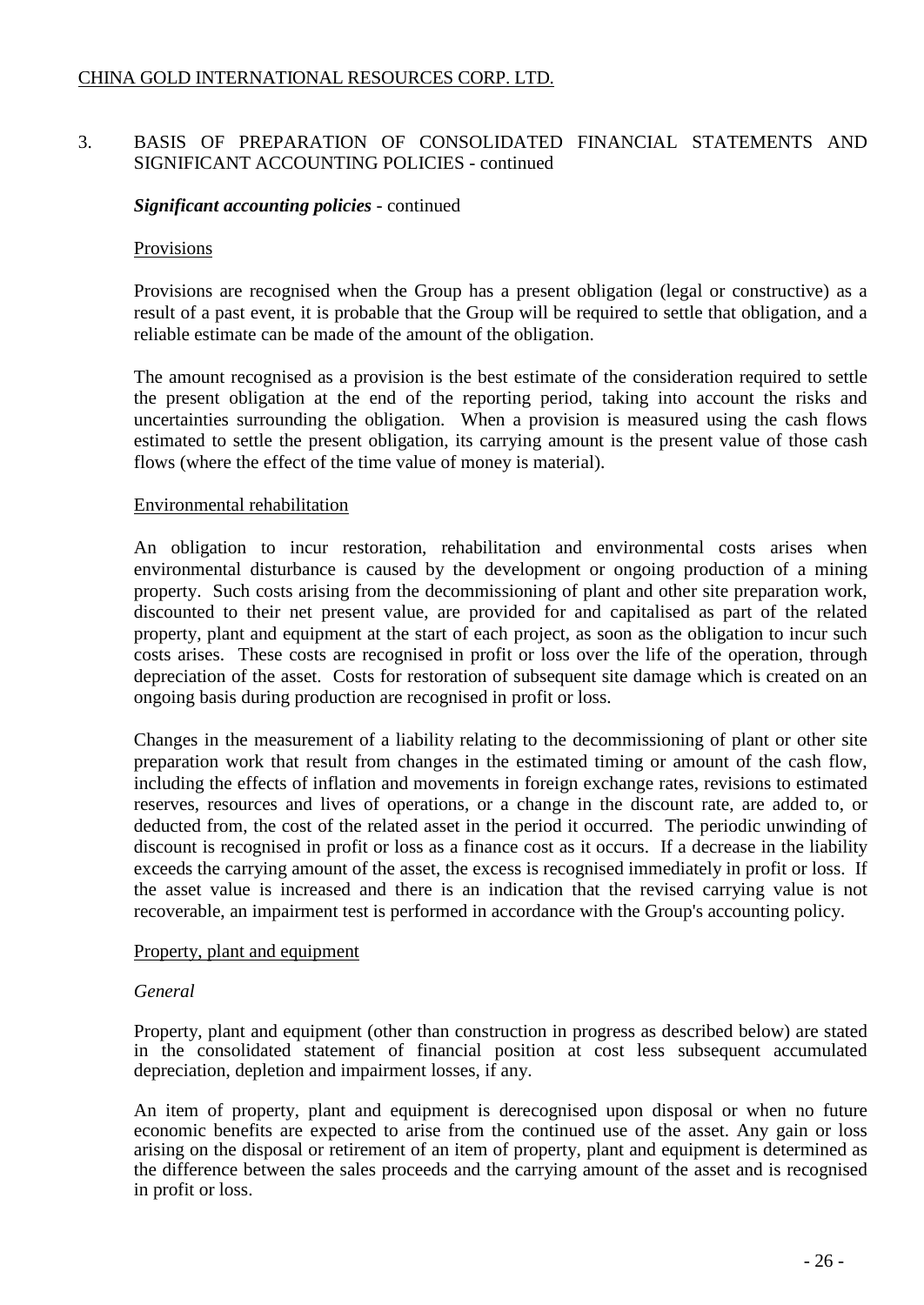## 3. BASIS OF PREPARATION OF CONSOLIDATED FINANCIAL STATEMENTS AND SIGNIFICANT ACCOUNTING POLICIES - continued

***Significant accounting policies*** - continued

Provisions

Provisions are recognised when the Group has a present obligation (legal or constructive) as a result of a past event, it is probable that the Group will be required to settle that obligation, and a reliable estimate can be made of the amount of the obligation.

The amount recognised as a provision is the best estimate of the consideration required to settle the present obligation at the end of the reporting period, taking into account the risks and uncertainties surrounding the obligation. When a provision is measured using the cash flows estimated to settle the present obligation, its carrying amount is the present value of those cash flows (where the effect of the time value of money is material).

Environmental rehabilitation

An obligation to incur restoration, rehabilitation and environmental costs arises when environmental disturbance is caused by the development or ongoing production of a mining property. Such costs arising from the decommissioning of plant and other site preparation work, discounted to their net present value, are provided for and capitalised as part of the related property, plant and equipment at the start of each project, as soon as the obligation to incur such costs arises. These costs are recognised in profit or loss over the life of the operation, through depreciation of the asset. Costs for restoration of subsequent site damage which is created on an ongoing basis during production are recognised in profit or loss.

Changes in the measurement of a liability relating to the decommissioning of plant or other site preparation work that result from changes in the estimated timing or amount of the cash flow, including the effects of inflation and movements in foreign exchange rates, revisions to estimated reserves, resources and lives of operations, or a change in the discount rate, are added to, or deducted from, the cost of the related asset in the period it occurred. The periodic unwinding of discount is recognised in profit or loss as a finance cost as it occurs. If a decrease in the liability exceeds the carrying amount of the asset, the excess is recognised immediately in profit or loss. If the asset value is increased and there is an indication that the revised carrying value is not recoverable, an impairment test is performed in accordance with the Group's accounting policy.

Property, plant and equipment

*General*

Property, plant and equipment (other than construction in progress as described below) are stated in the consolidated statement of financial position at cost less subsequent accumulated depreciation, depletion and impairment losses, if any.

An item of property, plant and equipment is derecognised upon disposal or when no future economic benefits are expected to arise from the continued use of the asset. Any gain or loss arising on the disposal or retirement of an item of property, plant and equipment is determined as the difference between the sales proceeds and the carrying amount of the asset and is recognised in profit or loss.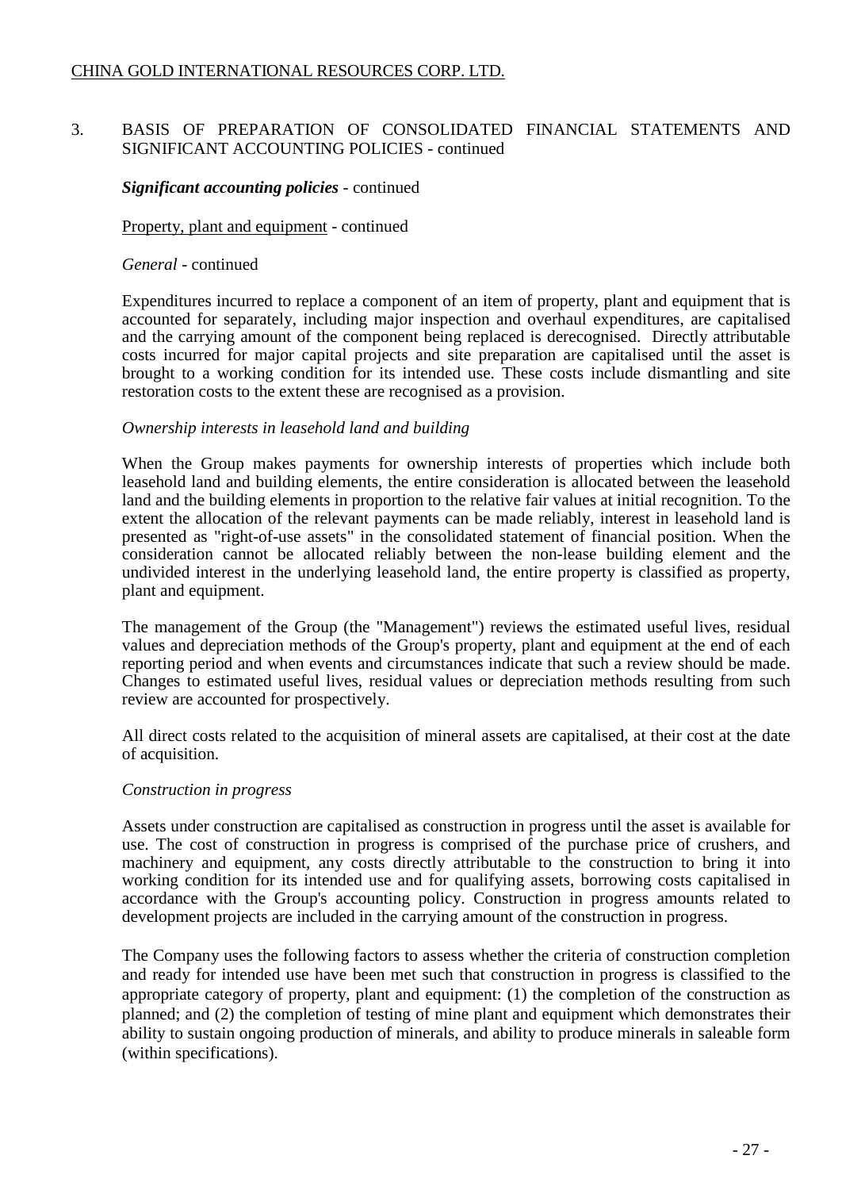CHINA GOLD INTERNATIONAL RESOURCES CORP. LTD.

## 3. BASIS OF PREPARATION OF CONSOLIDATED FINANCIAL STATEMENTS AND SIGNIFICANT ACCOUNTING POLICIES - continued

***Significant accounting policies*** - continued

Property, plant and equipment - continued

*General* - continued

Expenditures incurred to replace a component of an item of property, plant and equipment that is accounted for separately, including major inspection and overhaul expenditures, are capitalised and the carrying amount of the component being replaced is derecognised. Directly attributable costs incurred for major capital projects and site preparation are capitalised until the asset is brought to a working condition for its intended use. These costs include dismantling and site restoration costs to the extent these are recognised as a provision.

*Ownership interests in leasehold land and building*

When the Group makes payments for ownership interests of properties which include both leasehold land and building elements, the entire consideration is allocated between the leasehold land and the building elements in proportion to the relative fair values at initial recognition. To the extent the allocation of the relevant payments can be made reliably, interest in leasehold land is presented as "right-of-use assets" in the consolidated statement of financial position. When the consideration cannot be allocated reliably between the non-lease building element and the undivided interest in the underlying leasehold land, the entire property is classified as property, plant and equipment.

The management of the Group (the "Management") reviews the estimated useful lives, residual values and depreciation methods of the Group's property, plant and equipment at the end of each reporting period and when events and circumstances indicate that such a review should be made. Changes to estimated useful lives, residual values or depreciation methods resulting from such review are accounted for prospectively.

All direct costs related to the acquisition of mineral assets are capitalised, at their cost at the date of acquisition.

*Construction in progress*

Assets under construction are capitalised as construction in progress until the asset is available for use. The cost of construction in progress is comprised of the purchase price of crushers, and machinery and equipment, any costs directly attributable to the construction to bring it into working condition for its intended use and for qualifying assets, borrowing costs capitalised in accordance with the Group's accounting policy. Construction in progress amounts related to development projects are included in the carrying amount of the construction in progress.

The Company uses the following factors to assess whether the criteria of construction completion and ready for intended use have been met such that construction in progress is classified to the appropriate category of property, plant and equipment: (1) the completion of the construction as planned; and (2) the completion of testing of mine plant and equipment which demonstrates their ability to sustain ongoing production of minerals, and ability to produce minerals in saleable form (within specifications).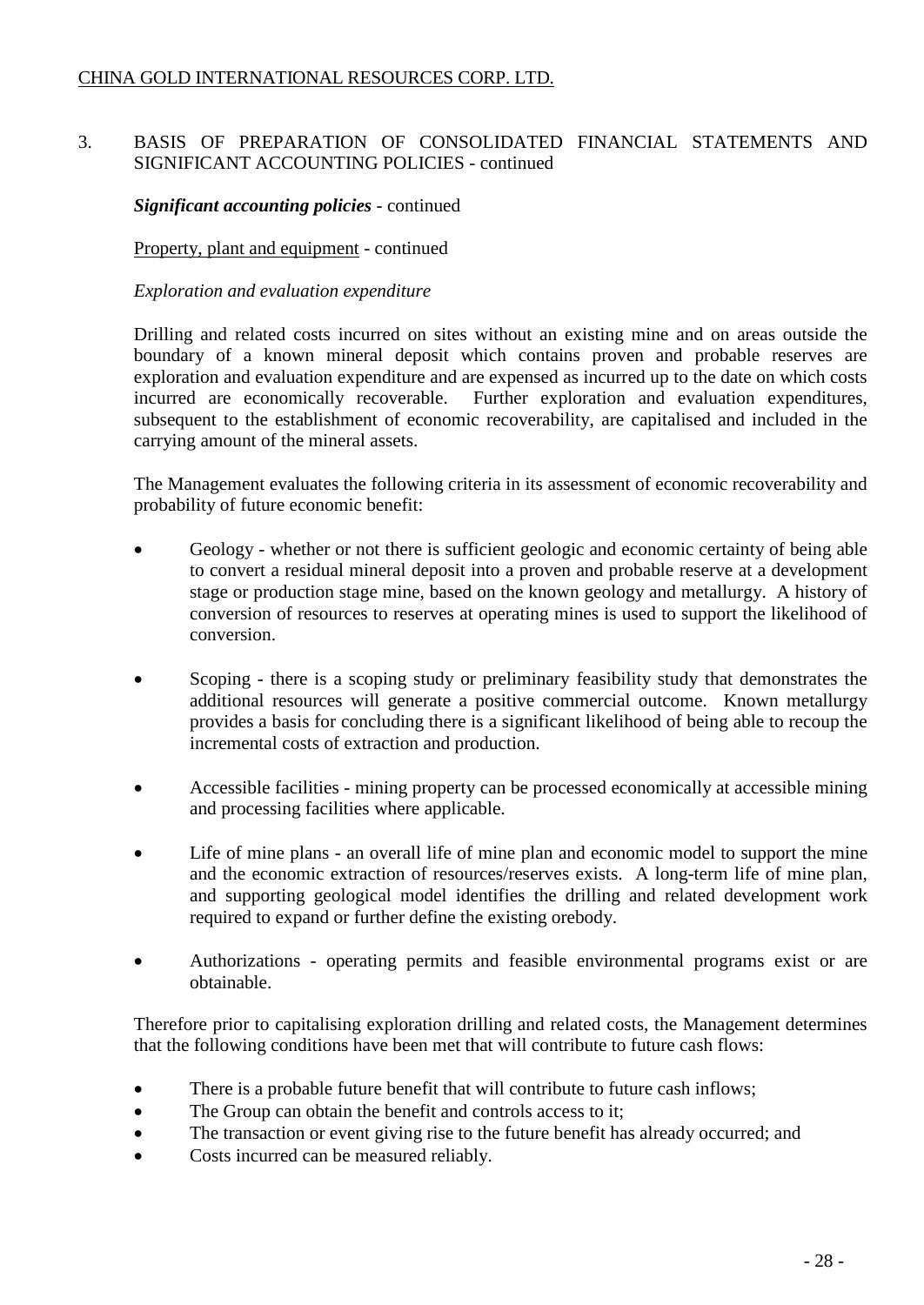CHINA GOLD INTERNATIONAL RESOURCES CORP. LTD.

3. BASIS OF PREPARATION OF CONSOLIDATED FINANCIAL STATEMENTS AND SIGNIFICANT ACCOUNTING POLICIES - continued

***Significant accounting policies*** - continued

Property, plant and equipment - continued

*Exploration and evaluation expenditure*

Drilling and related costs incurred on sites without an existing mine and on areas outside the boundary of a known mineral deposit which contains proven and probable reserves are exploration and evaluation expenditure and are expensed as incurred up to the date on which costs incurred are economically recoverable. Further exploration and evaluation expenditures, subsequent to the establishment of economic recoverability, are capitalised and included in the carrying amount of the mineral assets.

The Management evaluates the following criteria in its assessment of economic recoverability and probability of future economic benefit:

- Geology - whether or not there is sufficient geologic and economic certainty of being able to convert a residual mineral deposit into a proven and probable reserve at a development stage or production stage mine, based on the known geology and metallurgy. A history of conversion of resources to reserves at operating mines is used to support the likelihood of conversion.

- Scoping - there is a scoping study or preliminary feasibility study that demonstrates the additional resources will generate a positive commercial outcome. Known metallurgy provides a basis for concluding there is a significant likelihood of being able to recoup the incremental costs of extraction and production.

- Accessible facilities - mining property can be processed economically at accessible mining and processing facilities where applicable.

- Life of mine plans - an overall life of mine plan and economic model to support the mine and the economic extraction of resources/reserves exists. A long-term life of mine plan, and supporting geological model identifies the drilling and related development work required to expand or further define the existing orebody.

- Authorizations - operating permits and feasible environmental programs exist or are obtainable.

Therefore prior to capitalising exploration drilling and related costs, the Management determines that the following conditions have been met that will contribute to future cash flows:

- There is a probable future benefit that will contribute to future cash inflows;
- The Group can obtain the benefit and controls access to it;
- The transaction or event giving rise to the future benefit has already occurred; and
- Costs incurred can be measured reliably.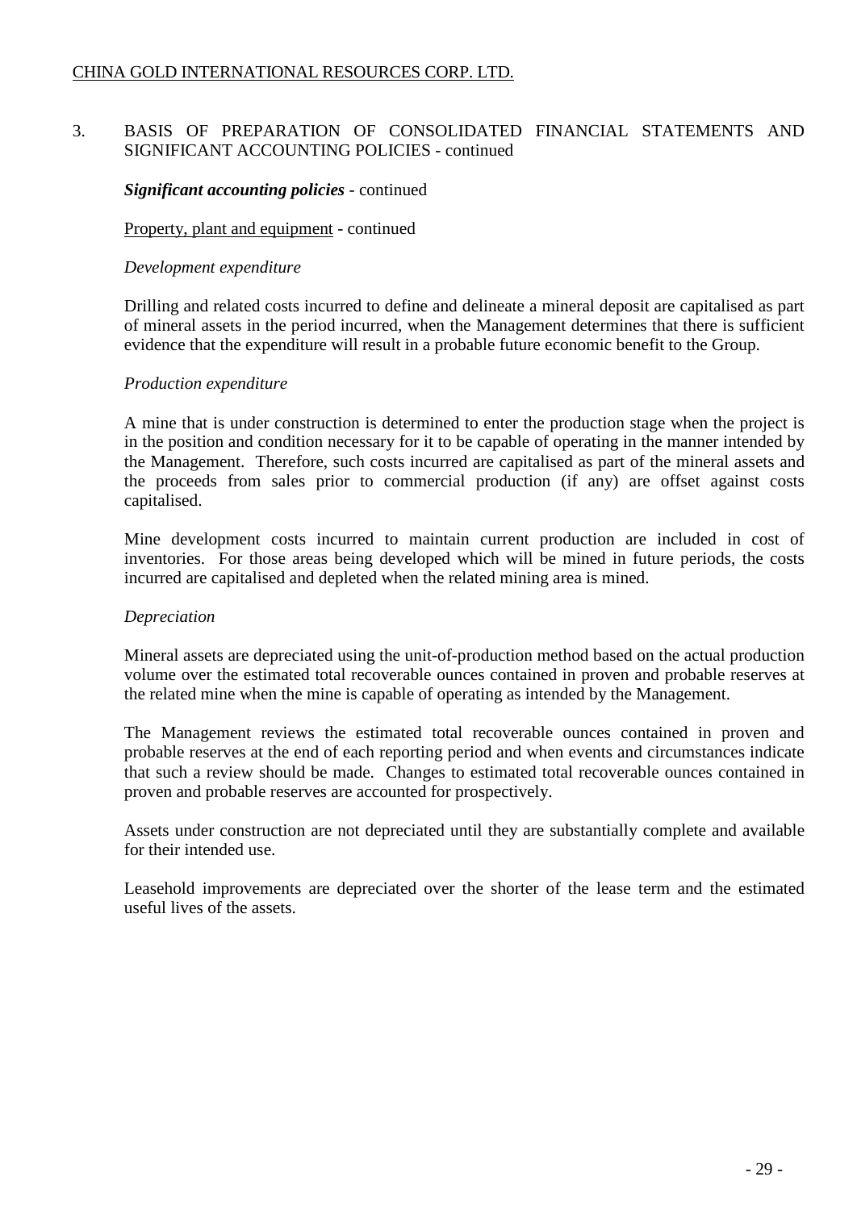## 3. BASIS OF PREPARATION OF CONSOLIDATED FINANCIAL STATEMENTS AND SIGNIFICANT ACCOUNTING POLICIES - continued

***Significant accounting policies*** - continued

Property, plant and equipment - continued

*Development expenditure*

Drilling and related costs incurred to define and delineate a mineral deposit are capitalised as part of mineral assets in the period incurred, when the Management determines that there is sufficient evidence that the expenditure will result in a probable future economic benefit to the Group.

*Production expenditure*

A mine that is under construction is determined to enter the production stage when the project is in the position and condition necessary for it to be capable of operating in the manner intended by the Management. Therefore, such costs incurred are capitalised as part of the mineral assets and the proceeds from sales prior to commercial production (if any) are offset against costs capitalised.

Mine development costs incurred to maintain current production are included in cost of inventories. For those areas being developed which will be mined in future periods, the costs incurred are capitalised and depleted when the related mining area is mined.

*Depreciation*

Mineral assets are depreciated using the unit-of-production method based on the actual production volume over the estimated total recoverable ounces contained in proven and probable reserves at the related mine when the mine is capable of operating as intended by the Management.

The Management reviews the estimated total recoverable ounces contained in proven and probable reserves at the end of each reporting period and when events and circumstances indicate that such a review should be made. Changes to estimated total recoverable ounces contained in proven and probable reserves are accounted for prospectively.

Assets under construction are not depreciated until they are substantially complete and available for their intended use.

Leasehold improvements are depreciated over the shorter of the lease term and the estimated useful lives of the assets.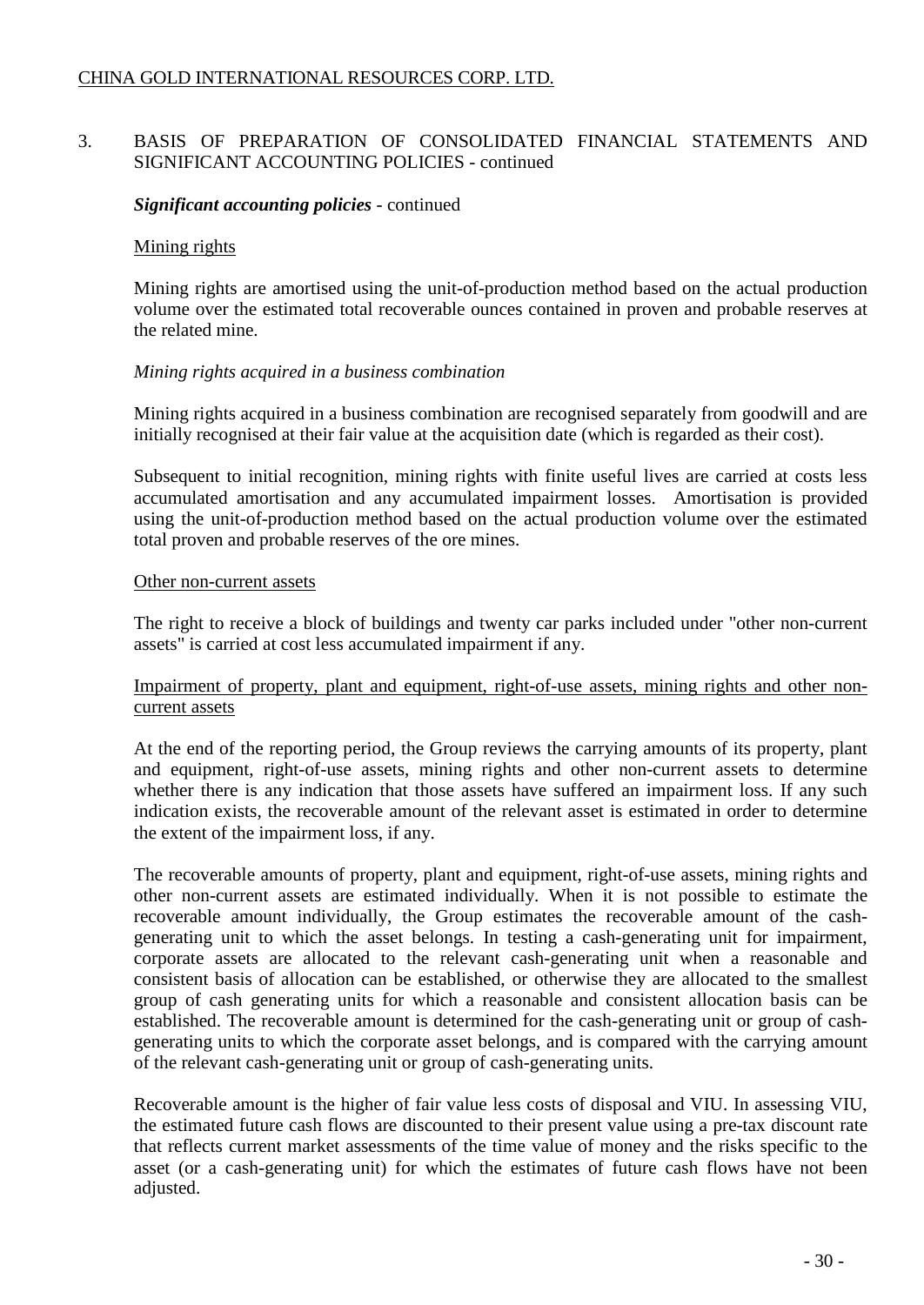## 3. BASIS OF PREPARATION OF CONSOLIDATED FINANCIAL STATEMENTS AND SIGNIFICANT ACCOUNTING POLICIES - continued

***Significant accounting policies*** - continued

Mining rights

Mining rights are amortised using the unit-of-production method based on the actual production volume over the estimated total recoverable ounces contained in proven and probable reserves at the related mine.

*Mining rights acquired in a business combination*

Mining rights acquired in a business combination are recognised separately from goodwill and are initially recognised at their fair value at the acquisition date (which is regarded as their cost).

Subsequent to initial recognition, mining rights with finite useful lives are carried at costs less accumulated amortisation and any accumulated impairment losses. Amortisation is provided using the unit-of-production method based on the actual production volume over the estimated total proven and probable reserves of the ore mines.

Other non-current assets

The right to receive a block of buildings and twenty car parks included under "other non-current assets" is carried at cost less accumulated impairment if any.

Impairment of property, plant and equipment, right-of-use assets, mining rights and other non-current assets

At the end of the reporting period, the Group reviews the carrying amounts of its property, plant and equipment, right-of-use assets, mining rights and other non-current assets to determine whether there is any indication that those assets have suffered an impairment loss. If any such indication exists, the recoverable amount of the relevant asset is estimated in order to determine the extent of the impairment loss, if any.

The recoverable amounts of property, plant and equipment, right-of-use assets, mining rights and other non-current assets are estimated individually. When it is not possible to estimate the recoverable amount individually, the Group estimates the recoverable amount of the cash-generating unit to which the asset belongs. In testing a cash-generating unit for impairment, corporate assets are allocated to the relevant cash-generating unit when a reasonable and consistent basis of allocation can be established, or otherwise they are allocated to the smallest group of cash generating units for which a reasonable and consistent allocation basis can be established. The recoverable amount is determined for the cash-generating unit or group of cash-generating units to which the corporate asset belongs, and is compared with the carrying amount of the relevant cash-generating unit or group of cash-generating units.

Recoverable amount is the higher of fair value less costs of disposal and VIU. In assessing VIU, the estimated future cash flows are discounted to their present value using a pre-tax discount rate that reflects current market assessments of the time value of money and the risks specific to the asset (or a cash-generating unit) for which the estimates of future cash flows have not been adjusted.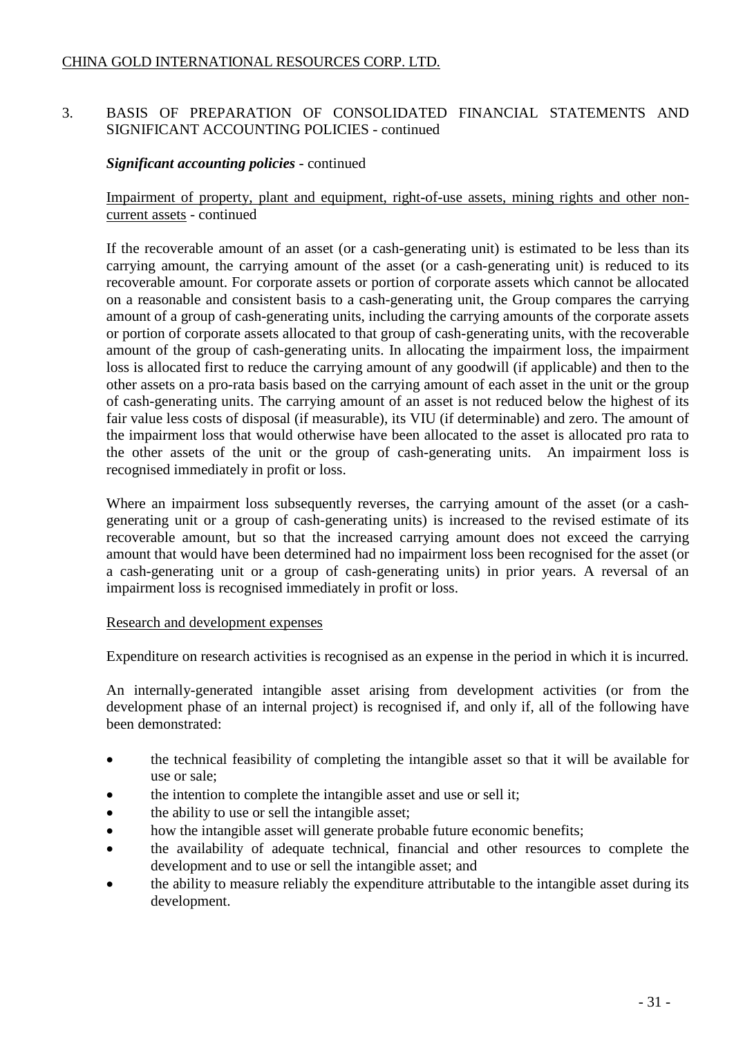## 3. BASIS OF PREPARATION OF CONSOLIDATED FINANCIAL STATEMENTS AND SIGNIFICANT ACCOUNTING POLICIES - continued

***Significant accounting policies*** - continued

Impairment of property, plant and equipment, right-of-use assets, mining rights and other non-current assets - continued

If the recoverable amount of an asset (or a cash-generating unit) is estimated to be less than its carrying amount, the carrying amount of the asset (or a cash-generating unit) is reduced to its recoverable amount. For corporate assets or portion of corporate assets which cannot be allocated on a reasonable and consistent basis to a cash-generating unit, the Group compares the carrying amount of a group of cash-generating units, including the carrying amounts of the corporate assets or portion of corporate assets allocated to that group of cash-generating units, with the recoverable amount of the group of cash-generating units. In allocating the impairment loss, the impairment loss is allocated first to reduce the carrying amount of any goodwill (if applicable) and then to the other assets on a pro-rata basis based on the carrying amount of each asset in the unit or the group of cash-generating units. The carrying amount of an asset is not reduced below the highest of its fair value less costs of disposal (if measurable), its VIU (if determinable) and zero. The amount of the impairment loss that would otherwise have been allocated to the asset is allocated pro rata to the other assets of the unit or the group of cash-generating units. An impairment loss is recognised immediately in profit or loss.

Where an impairment loss subsequently reverses, the carrying amount of the asset (or a cash-generating unit or a group of cash-generating units) is increased to the revised estimate of its recoverable amount, but so that the increased carrying amount does not exceed the carrying amount that would have been determined had no impairment loss been recognised for the asset (or a cash-generating unit or a group of cash-generating units) in prior years. A reversal of an impairment loss is recognised immediately in profit or loss.

Research and development expenses

Expenditure on research activities is recognised as an expense in the period in which it is incurred.

An internally-generated intangible asset arising from development activities (or from the development phase of an internal project) is recognised if, and only if, all of the following have been demonstrated:

- the technical feasibility of completing the intangible asset so that it will be available for use or sale;
- the intention to complete the intangible asset and use or sell it;
- the ability to use or sell the intangible asset;
- how the intangible asset will generate probable future economic benefits;
- the availability of adequate technical, financial and other resources to complete the development and to use or sell the intangible asset; and
- the ability to measure reliably the expenditure attributable to the intangible asset during its development.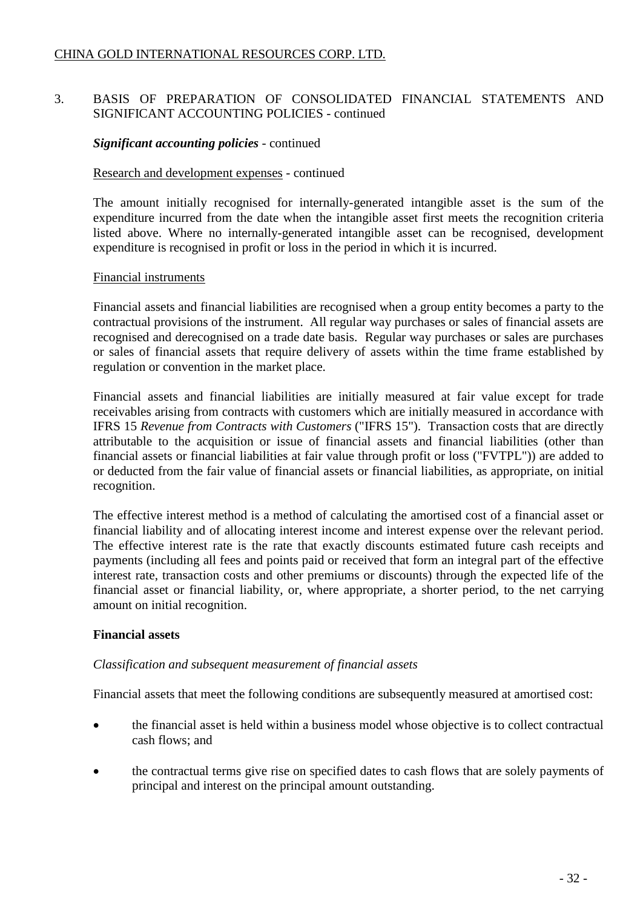## 3. BASIS OF PREPARATION OF CONSOLIDATED FINANCIAL STATEMENTS AND SIGNIFICANT ACCOUNTING POLICIES - continued

***Significant accounting policies*** - continued

Research and development expenses - continued

The amount initially recognised for internally-generated intangible asset is the sum of the expenditure incurred from the date when the intangible asset first meets the recognition criteria listed above. Where no internally-generated intangible asset can be recognised, development expenditure is recognised in profit or loss in the period in which it is incurred.

Financial instruments

Financial assets and financial liabilities are recognised when a group entity becomes a party to the contractual provisions of the instrument. All regular way purchases or sales of financial assets are recognised and derecognised on a trade date basis. Regular way purchases or sales are purchases or sales of financial assets that require delivery of assets within the time frame established by regulation or convention in the market place.

Financial assets and financial liabilities are initially measured at fair value except for trade receivables arising from contracts with customers which are initially measured in accordance with IFRS 15 *Revenue from Contracts with Customers* ("IFRS 15"). Transaction costs that are directly attributable to the acquisition or issue of financial assets and financial liabilities (other than financial assets or financial liabilities at fair value through profit or loss ("FVTPL")) are added to or deducted from the fair value of financial assets or financial liabilities, as appropriate, on initial recognition.

The effective interest method is a method of calculating the amortised cost of a financial asset or financial liability and of allocating interest income and interest expense over the relevant period. The effective interest rate is the rate that exactly discounts estimated future cash receipts and payments (including all fees and points paid or received that form an integral part of the effective interest rate, transaction costs and other premiums or discounts) through the expected life of the financial asset or financial liability, or, where appropriate, a shorter period, to the net carrying amount on initial recognition.

**Financial assets**

*Classification and subsequent measurement of financial assets*

Financial assets that meet the following conditions are subsequently measured at amortised cost:

- the financial asset is held within a business model whose objective is to collect contractual cash flows; and
- the contractual terms give rise on specified dates to cash flows that are solely payments of principal and interest on the principal amount outstanding.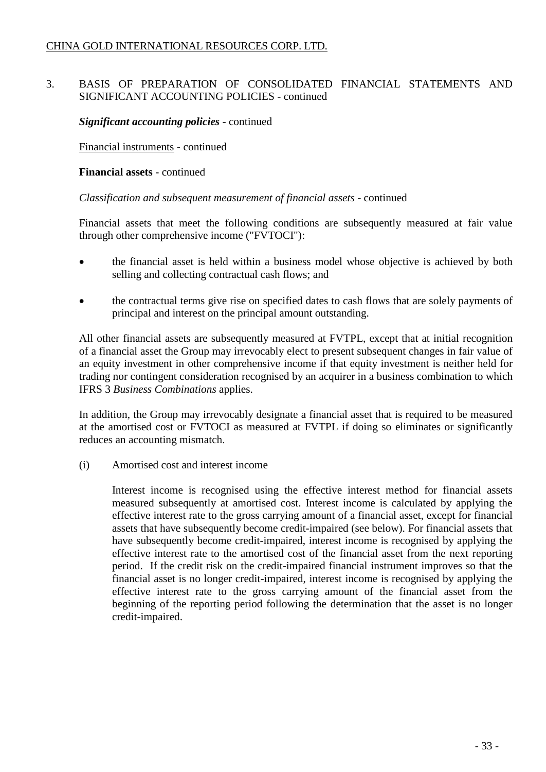3. BASIS OF PREPARATION OF CONSOLIDATED FINANCIAL STATEMENTS AND SIGNIFICANT ACCOUNTING POLICIES - continued

***Significant accounting policies*** - continued

Financial instruments - continued

**Financial assets** - continued

*Classification and subsequent measurement of financial assets* - continued

Financial assets that meet the following conditions are subsequently measured at fair value through other comprehensive income ("FVTOCI"):

- the financial asset is held within a business model whose objective is achieved by both selling and collecting contractual cash flows; and
- the contractual terms give rise on specified dates to cash flows that are solely payments of principal and interest on the principal amount outstanding.

All other financial assets are subsequently measured at FVTPL, except that at initial recognition of a financial asset the Group may irrevocably elect to present subsequent changes in fair value of an equity investment in other comprehensive income if that equity investment is neither held for trading nor contingent consideration recognised by an acquirer in a business combination to which IFRS 3 *Business Combinations* applies.

In addition, the Group may irrevocably designate a financial asset that is required to be measured at the amortised cost or FVTOCI as measured at FVTPL if doing so eliminates or significantly reduces an accounting mismatch.

(i) Amortised cost and interest income

Interest income is recognised using the effective interest method for financial assets measured subsequently at amortised cost. Interest income is calculated by applying the effective interest rate to the gross carrying amount of a financial asset, except for financial assets that have subsequently become credit-impaired (see below). For financial assets that have subsequently become credit-impaired, interest income is recognised by applying the effective interest rate to the amortised cost of the financial asset from the next reporting period. If the credit risk on the credit-impaired financial instrument improves so that the financial asset is no longer credit-impaired, interest income is recognised by applying the effective interest rate to the gross carrying amount of the financial asset from the beginning of the reporting period following the determination that the asset is no longer credit-impaired.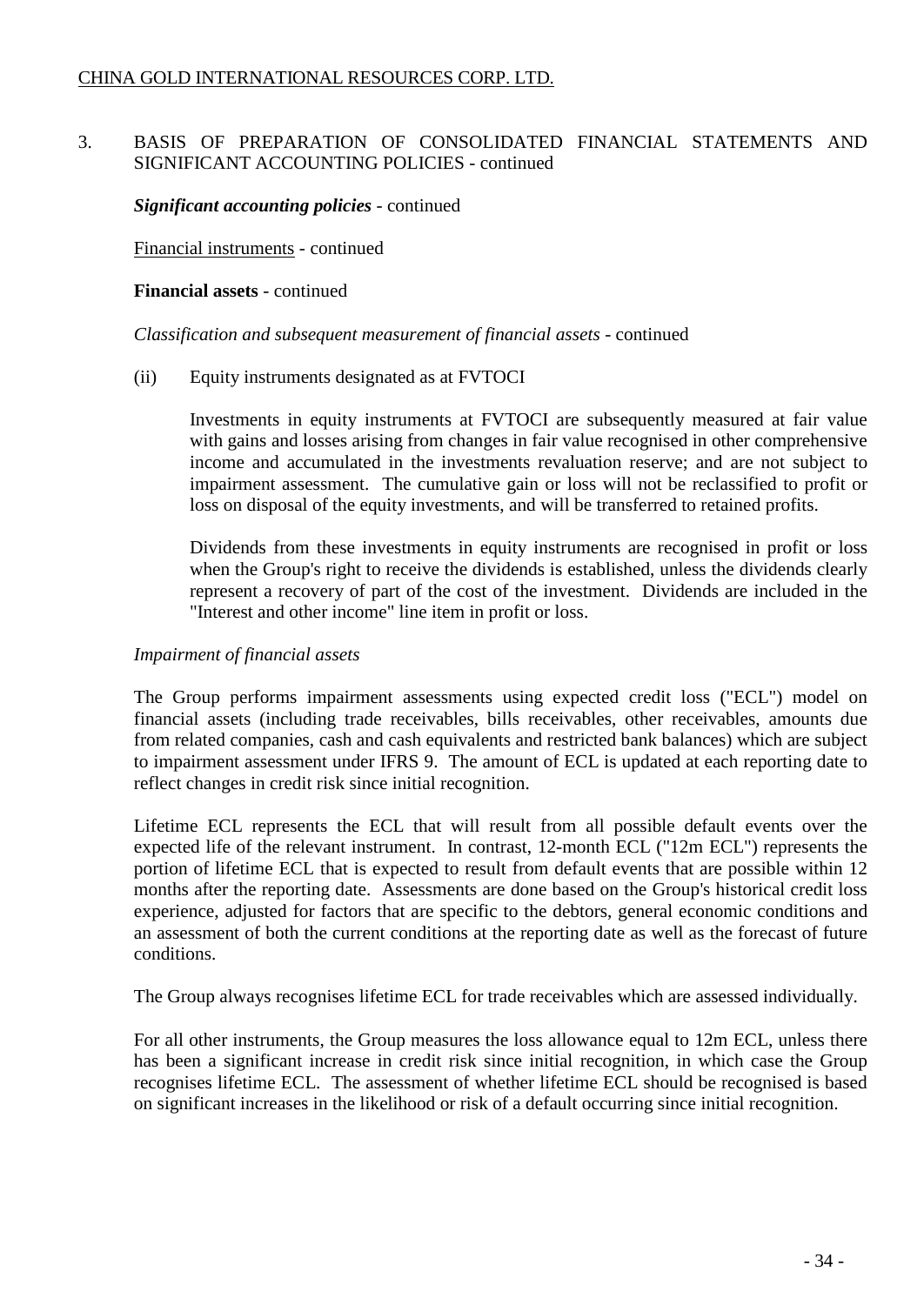# 3. BASIS OF PREPARATION OF CONSOLIDATED FINANCIAL STATEMENTS AND SIGNIFICANT ACCOUNTING POLICIES - continued

***Significant accounting policies*** - continued

Financial instruments - continued

**Financial assets** - continued

*Classification and subsequent measurement of financial assets* - continued

(ii) Equity instruments designated as at FVTOCI

Investments in equity instruments at FVTOCI are subsequently measured at fair value with gains and losses arising from changes in fair value recognised in other comprehensive income and accumulated in the investments revaluation reserve; and are not subject to impairment assessment. The cumulative gain or loss will not be reclassified to profit or loss on disposal of the equity investments, and will be transferred to retained profits.

Dividends from these investments in equity instruments are recognised in profit or loss when the Group's right to receive the dividends is established, unless the dividends clearly represent a recovery of part of the cost of the investment. Dividends are included in the "Interest and other income" line item in profit or loss.

*Impairment of financial assets*

The Group performs impairment assessments using expected credit loss ("ECL") model on financial assets (including trade receivables, bills receivables, other receivables, amounts due from related companies, cash and cash equivalents and restricted bank balances) which are subject to impairment assessment under IFRS 9. The amount of ECL is updated at each reporting date to reflect changes in credit risk since initial recognition.

Lifetime ECL represents the ECL that will result from all possible default events over the expected life of the relevant instrument. In contrast, 12-month ECL ("12m ECL") represents the portion of lifetime ECL that is expected to result from default events that are possible within 12 months after the reporting date. Assessments are done based on the Group's historical credit loss experience, adjusted for factors that are specific to the debtors, general economic conditions and an assessment of both the current conditions at the reporting date as well as the forecast of future conditions.

The Group always recognises lifetime ECL for trade receivables which are assessed individually.

For all other instruments, the Group measures the loss allowance equal to 12m ECL, unless there has been a significant increase in credit risk since initial recognition, in which case the Group recognises lifetime ECL. The assessment of whether lifetime ECL should be recognised is based on significant increases in the likelihood or risk of a default occurring since initial recognition.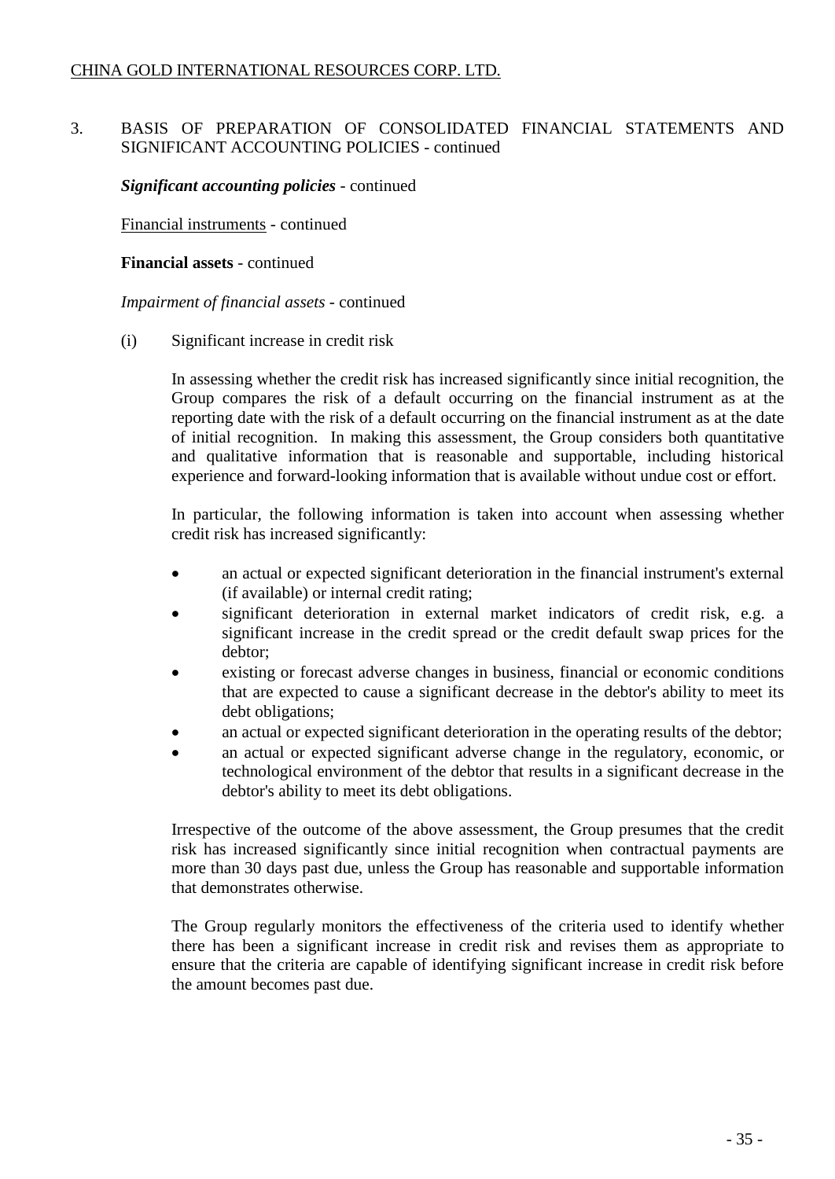3. BASIS OF PREPARATION OF CONSOLIDATED FINANCIAL STATEMENTS AND SIGNIFICANT ACCOUNTING POLICIES - continued

***Significant accounting policies*** - continued

Financial instruments - continued

**Financial assets** - continued

*Impairment of financial assets* - continued

(i) Significant increase in credit risk

In assessing whether the credit risk has increased significantly since initial recognition, the Group compares the risk of a default occurring on the financial instrument as at the reporting date with the risk of a default occurring on the financial instrument as at the date of initial recognition. In making this assessment, the Group considers both quantitative and qualitative information that is reasonable and supportable, including historical experience and forward-looking information that is available without undue cost or effort.

In particular, the following information is taken into account when assessing whether credit risk has increased significantly:

- an actual or expected significant deterioration in the financial instrument's external (if available) or internal credit rating;
- significant deterioration in external market indicators of credit risk, e.g. a significant increase in the credit spread or the credit default swap prices for the debtor;
- existing or forecast adverse changes in business, financial or economic conditions that are expected to cause a significant decrease in the debtor's ability to meet its debt obligations;
- an actual or expected significant deterioration in the operating results of the debtor;
- an actual or expected significant adverse change in the regulatory, economic, or technological environment of the debtor that results in a significant decrease in the debtor's ability to meet its debt obligations.

Irrespective of the outcome of the above assessment, the Group presumes that the credit risk has increased significantly since initial recognition when contractual payments are more than 30 days past due, unless the Group has reasonable and supportable information that demonstrates otherwise.

The Group regularly monitors the effectiveness of the criteria used to identify whether there has been a significant increase in credit risk and revises them as appropriate to ensure that the criteria are capable of identifying significant increase in credit risk before the amount becomes past due.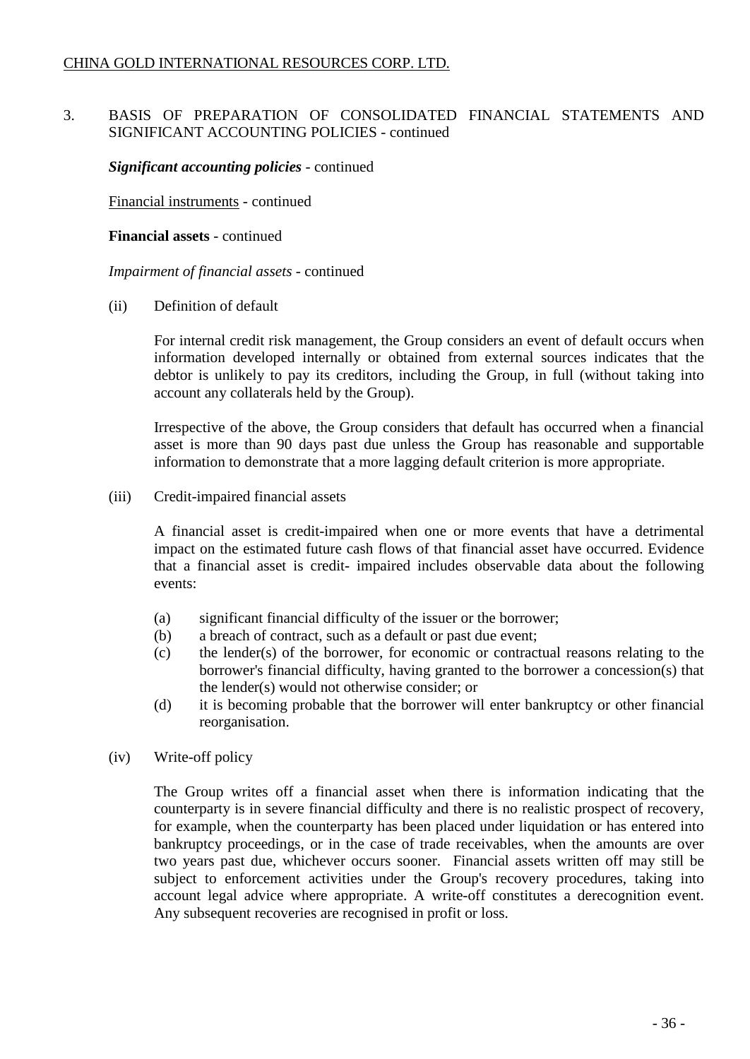3. BASIS OF PREPARATION OF CONSOLIDATED FINANCIAL STATEMENTS AND SIGNIFICANT ACCOUNTING POLICIES - continued

***Significant accounting policies*** - continued

Financial instruments - continued

**Financial assets** - continued

*Impairment of financial assets* - continued

(ii) Definition of default

For internal credit risk management, the Group considers an event of default occurs when information developed internally or obtained from external sources indicates that the debtor is unlikely to pay its creditors, including the Group, in full (without taking into account any collaterals held by the Group).

Irrespective of the above, the Group considers that default has occurred when a financial asset is more than 90 days past due unless the Group has reasonable and supportable information to demonstrate that a more lagging default criterion is more appropriate.

(iii) Credit-impaired financial assets

A financial asset is credit-impaired when one or more events that have a detrimental impact on the estimated future cash flows of that financial asset have occurred. Evidence that a financial asset is credit- impaired includes observable data about the following events:

(a) significant financial difficulty of the issuer or the borrower;
(b) a breach of contract, such as a default or past due event;
(c) the lender(s) of the borrower, for economic or contractual reasons relating to the borrower's financial difficulty, having granted to the borrower a concession(s) that the lender(s) would not otherwise consider; or
(d) it is becoming probable that the borrower will enter bankruptcy or other financial reorganisation.

(iv) Write-off policy

The Group writes off a financial asset when there is information indicating that the counterparty is in severe financial difficulty and there is no realistic prospect of recovery, for example, when the counterparty has been placed under liquidation or has entered into bankruptcy proceedings, or in the case of trade receivables, when the amounts are over two years past due, whichever occurs sooner. Financial assets written off may still be subject to enforcement activities under the Group's recovery procedures, taking into account legal advice where appropriate. A write-off constitutes a derecognition event. Any subsequent recoveries are recognised in profit or loss.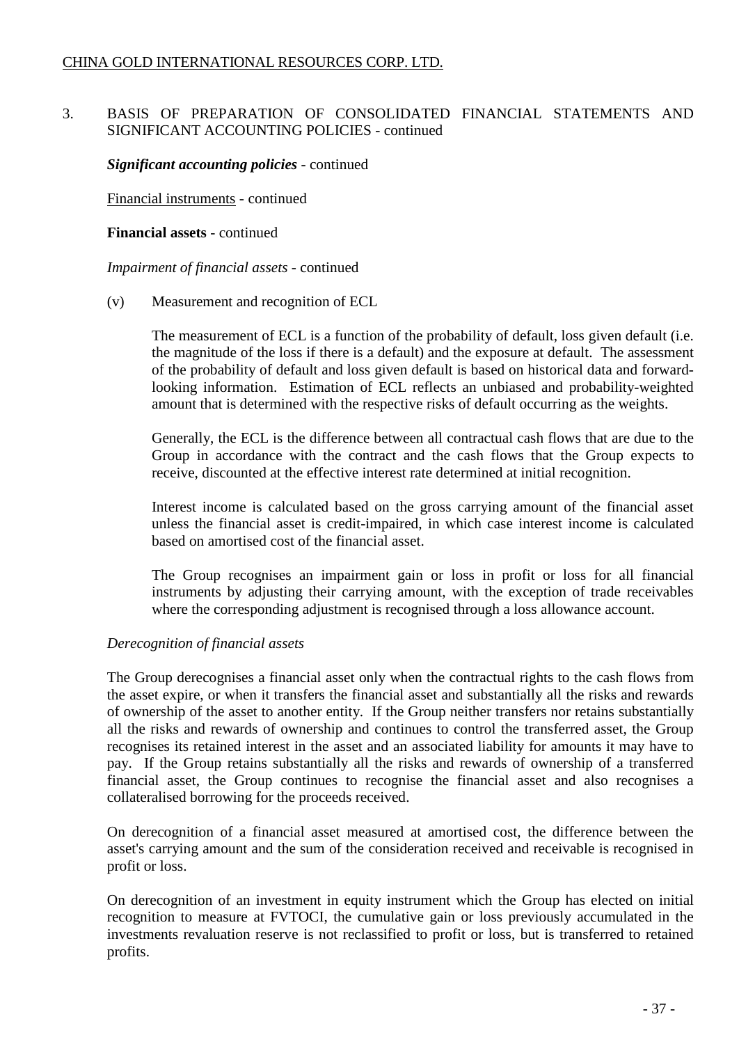## 3. BASIS OF PREPARATION OF CONSOLIDATED FINANCIAL STATEMENTS AND SIGNIFICANT ACCOUNTING POLICIES - continued

***Significant accounting policies*** - continued

Financial instruments - continued

**Financial assets** - continued

*Impairment of financial assets* - continued

(v) Measurement and recognition of ECL

The measurement of ECL is a function of the probability of default, loss given default (i.e. the magnitude of the loss if there is a default) and the exposure at default. The assessment of the probability of default and loss given default is based on historical data and forward-looking information. Estimation of ECL reflects an unbiased and probability-weighted amount that is determined with the respective risks of default occurring as the weights.

Generally, the ECL is the difference between all contractual cash flows that are due to the Group in accordance with the contract and the cash flows that the Group expects to receive, discounted at the effective interest rate determined at initial recognition.

Interest income is calculated based on the gross carrying amount of the financial asset unless the financial asset is credit-impaired, in which case interest income is calculated based on amortised cost of the financial asset.

The Group recognises an impairment gain or loss in profit or loss for all financial instruments by adjusting their carrying amount, with the exception of trade receivables where the corresponding adjustment is recognised through a loss allowance account.

*Derecognition of financial assets*

The Group derecognises a financial asset only when the contractual rights to the cash flows from the asset expire, or when it transfers the financial asset and substantially all the risks and rewards of ownership of the asset to another entity. If the Group neither transfers nor retains substantially all the risks and rewards of ownership and continues to control the transferred asset, the Group recognises its retained interest in the asset and an associated liability for amounts it may have to pay. If the Group retains substantially all the risks and rewards of ownership of a transferred financial asset, the Group continues to recognise the financial asset and also recognises a collateralised borrowing for the proceeds received.

On derecognition of a financial asset measured at amortised cost, the difference between the asset's carrying amount and the sum of the consideration received and receivable is recognised in profit or loss.

On derecognition of an investment in equity instrument which the Group has elected on initial recognition to measure at FVTOCI, the cumulative gain or loss previously accumulated in the investments revaluation reserve is not reclassified to profit or loss, but is transferred to retained profits.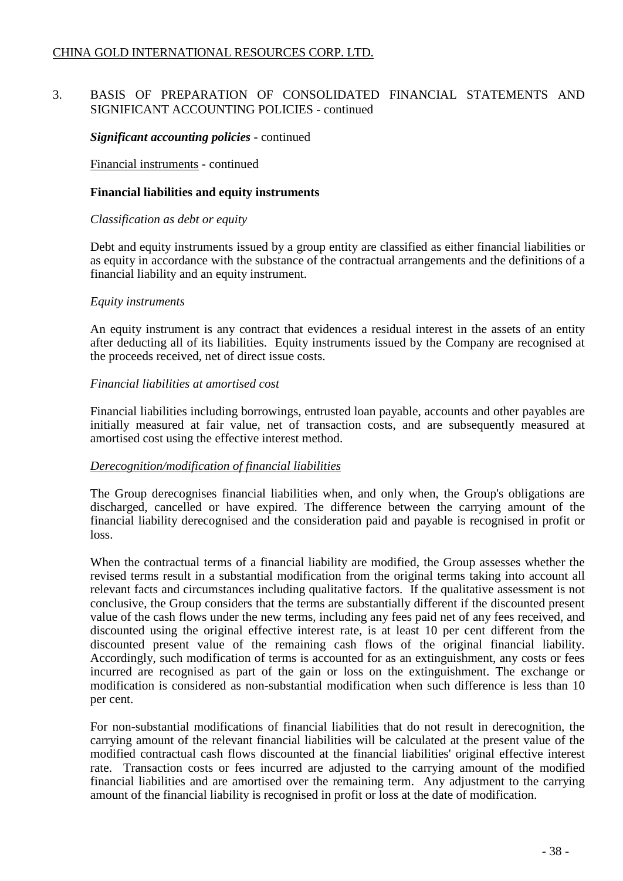## 3. BASIS OF PREPARATION OF CONSOLIDATED FINANCIAL STATEMENTS AND SIGNIFICANT ACCOUNTING POLICIES - continued

***Significant accounting policies*** - continued

Financial instruments - continued

**Financial liabilities and equity instruments**

*Classification as debt or equity*

Debt and equity instruments issued by a group entity are classified as either financial liabilities or as equity in accordance with the substance of the contractual arrangements and the definitions of a financial liability and an equity instrument.

*Equity instruments*

An equity instrument is any contract that evidences a residual interest in the assets of an entity after deducting all of its liabilities. Equity instruments issued by the Company are recognised at the proceeds received, net of direct issue costs.

*Financial liabilities at amortised cost*

Financial liabilities including borrowings, entrusted loan payable, accounts and other payables are initially measured at fair value, net of transaction costs, and are subsequently measured at amortised cost using the effective interest method.

*Derecognition/modification of financial liabilities*

The Group derecognises financial liabilities when, and only when, the Group's obligations are discharged, cancelled or have expired. The difference between the carrying amount of the financial liability derecognised and the consideration paid and payable is recognised in profit or loss.

When the contractual terms of a financial liability are modified, the Group assesses whether the revised terms result in a substantial modification from the original terms taking into account all relevant facts and circumstances including qualitative factors. If the qualitative assessment is not conclusive, the Group considers that the terms are substantially different if the discounted present value of the cash flows under the new terms, including any fees paid net of any fees received, and discounted using the original effective interest rate, is at least 10 per cent different from the discounted present value of the remaining cash flows of the original financial liability. Accordingly, such modification of terms is accounted for as an extinguishment, any costs or fees incurred are recognised as part of the gain or loss on the extinguishment. The exchange or modification is considered as non-substantial modification when such difference is less than 10 per cent.

For non-substantial modifications of financial liabilities that do not result in derecognition, the carrying amount of the relevant financial liabilities will be calculated at the present value of the modified contractual cash flows discounted at the financial liabilities' original effective interest rate. Transaction costs or fees incurred are adjusted to the carrying amount of the modified financial liabilities and are amortised over the remaining term. Any adjustment to the carrying amount of the financial liability is recognised in profit or loss at the date of modification.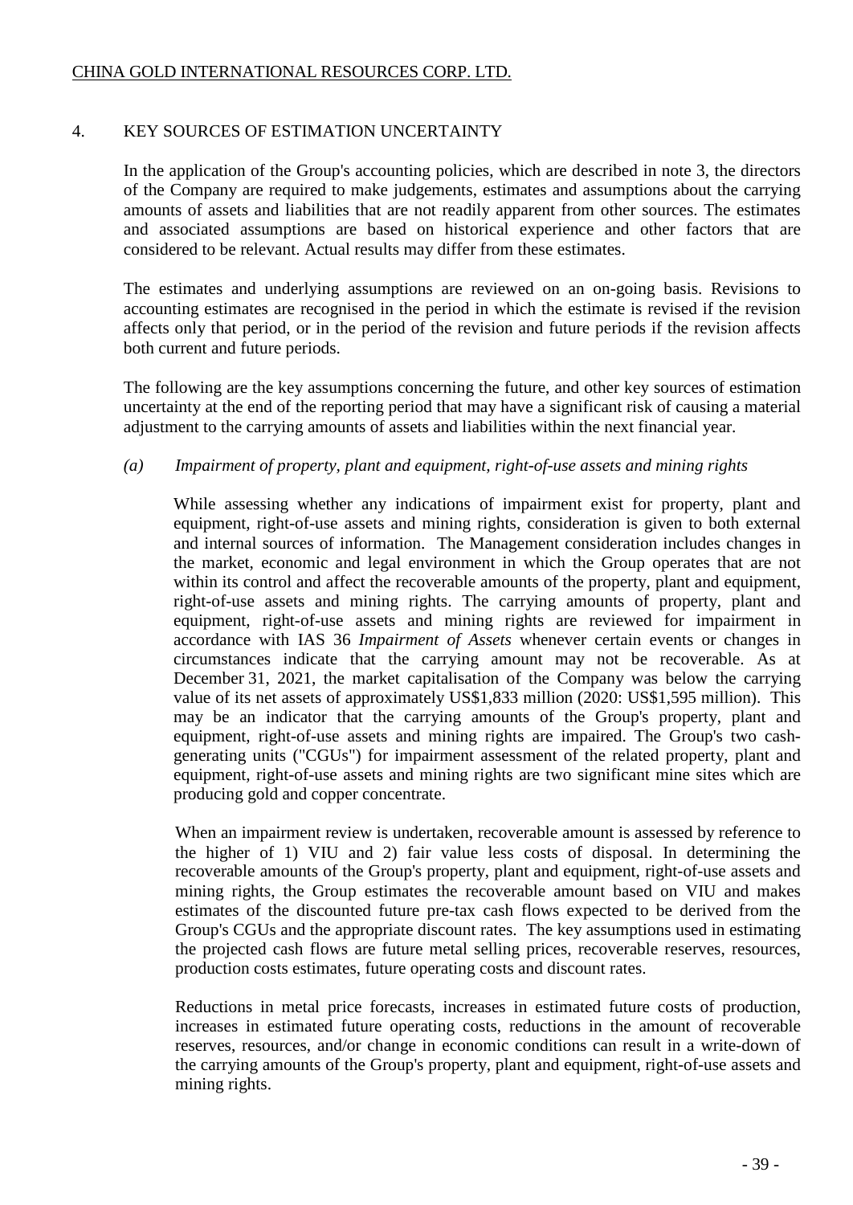## 4. KEY SOURCES OF ESTIMATION UNCERTAINTY

In the application of the Group's accounting policies, which are described in note 3, the directors of the Company are required to make judgements, estimates and assumptions about the carrying amounts of assets and liabilities that are not readily apparent from other sources. The estimates and associated assumptions are based on historical experience and other factors that are considered to be relevant. Actual results may differ from these estimates.

The estimates and underlying assumptions are reviewed on an on-going basis. Revisions to accounting estimates are recognised in the period in which the estimate is revised if the revision affects only that period, or in the period of the revision and future periods if the revision affects both current and future periods.

The following are the key assumptions concerning the future, and other key sources of estimation uncertainty at the end of the reporting period that may have a significant risk of causing a material adjustment to the carrying amounts of assets and liabilities within the next financial year.

### *(a) Impairment of property, plant and equipment, right-of-use assets and mining rights*

While assessing whether any indications of impairment exist for property, plant and equipment, right-of-use assets and mining rights, consideration is given to both external and internal sources of information. The Management consideration includes changes in the market, economic and legal environment in which the Group operates that are not within its control and affect the recoverable amounts of the property, plant and equipment, right-of-use assets and mining rights. The carrying amounts of property, plant and equipment, right-of-use assets and mining rights are reviewed for impairment in accordance with IAS 36 *Impairment of Assets* whenever certain events or changes in circumstances indicate that the carrying amount may not be recoverable. As at December 31, 2021, the market capitalisation of the Company was below the carrying value of its net assets of approximately US$1,833 million (2020: US$1,595 million). This may be an indicator that the carrying amounts of the Group's property, plant and equipment, right-of-use assets and mining rights are impaired. The Group's two cash-generating units ("CGUs") for impairment assessment of the related property, plant and equipment, right-of-use assets and mining rights are two significant mine sites which are producing gold and copper concentrate.

When an impairment review is undertaken, recoverable amount is assessed by reference to the higher of 1) VIU and 2) fair value less costs of disposal. In determining the recoverable amounts of the Group's property, plant and equipment, right-of-use assets and mining rights, the Group estimates the recoverable amount based on VIU and makes estimates of the discounted future pre-tax cash flows expected to be derived from the Group's CGUs and the appropriate discount rates. The key assumptions used in estimating the projected cash flows are future metal selling prices, recoverable reserves, resources, production costs estimates, future operating costs and discount rates.

Reductions in metal price forecasts, increases in estimated future costs of production, increases in estimated future operating costs, reductions in the amount of recoverable reserves, resources, and/or change in economic conditions can result in a write-down of the carrying amounts of the Group's property, plant and equipment, right-of-use assets and mining rights.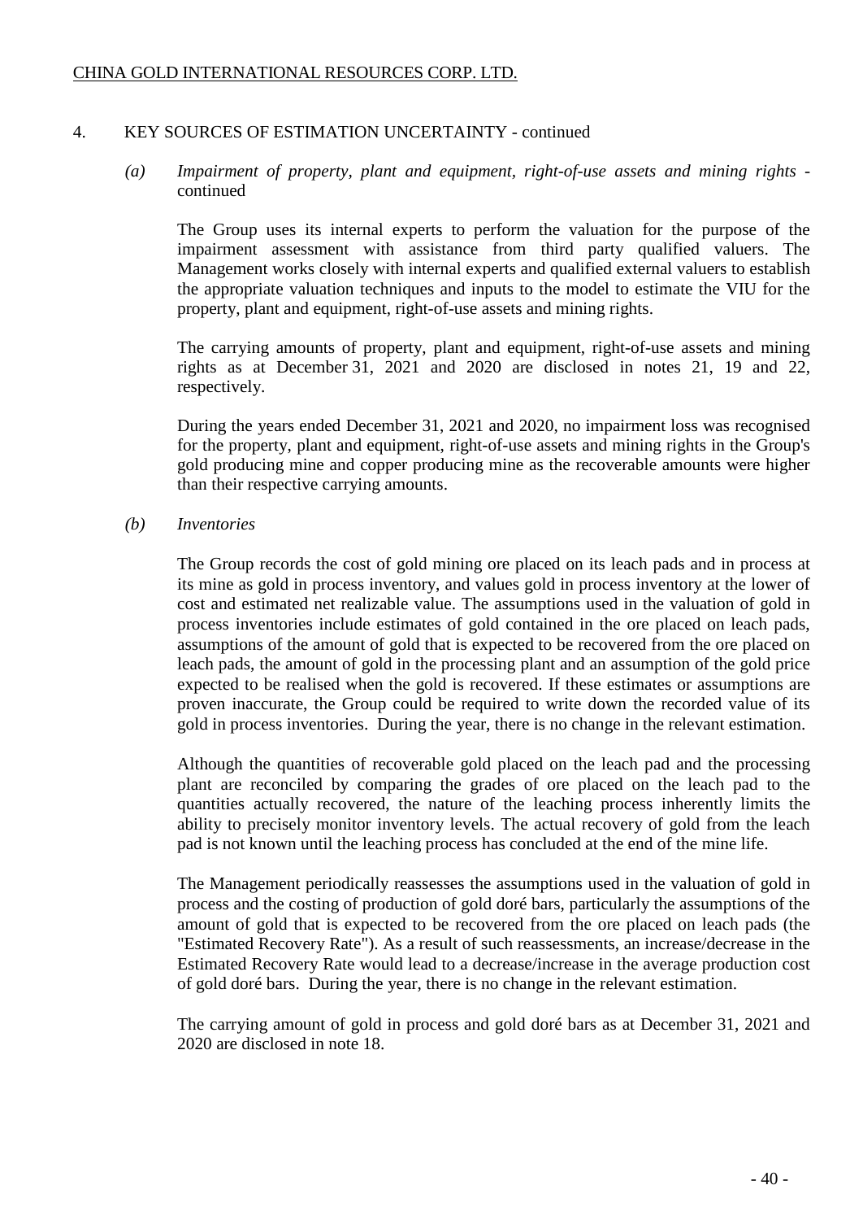## 4. KEY SOURCES OF ESTIMATION UNCERTAINTY - continued

### *(a) Impairment of property, plant and equipment, right-of-use assets and mining rights* - continued

The Group uses its internal experts to perform the valuation for the purpose of the impairment assessment with assistance from third party qualified valuers. The Management works closely with internal experts and qualified external valuers to establish the appropriate valuation techniques and inputs to the model to estimate the VIU for the property, plant and equipment, right-of-use assets and mining rights.

The carrying amounts of property, plant and equipment, right-of-use assets and mining rights as at December 31, 2021 and 2020 are disclosed in notes 21, 19 and 22, respectively.

During the years ended December 31, 2021 and 2020, no impairment loss was recognised for the property, plant and equipment, right-of-use assets and mining rights in the Group's gold producing mine and copper producing mine as the recoverable amounts were higher than their respective carrying amounts.

### *(b) Inventories*

The Group records the cost of gold mining ore placed on its leach pads and in process at its mine as gold in process inventory, and values gold in process inventory at the lower of cost and estimated net realizable value. The assumptions used in the valuation of gold in process inventories include estimates of gold contained in the ore placed on leach pads, assumptions of the amount of gold that is expected to be recovered from the ore placed on leach pads, the amount of gold in the processing plant and an assumption of the gold price expected to be realised when the gold is recovered. If these estimates or assumptions are proven inaccurate, the Group could be required to write down the recorded value of its gold in process inventories. During the year, there is no change in the relevant estimation.

Although the quantities of recoverable gold placed on the leach pad and the processing plant are reconciled by comparing the grades of ore placed on the leach pad to the quantities actually recovered, the nature of the leaching process inherently limits the ability to precisely monitor inventory levels. The actual recovery of gold from the leach pad is not known until the leaching process has concluded at the end of the mine life.

The Management periodically reassesses the assumptions used in the valuation of gold in process and the costing of production of gold doré bars, particularly the assumptions of the amount of gold that is expected to be recovered from the ore placed on leach pads (the "Estimated Recovery Rate"). As a result of such reassessments, an increase/decrease in the Estimated Recovery Rate would lead to a decrease/increase in the average production cost of gold doré bars. During the year, there is no change in the relevant estimation.

The carrying amount of gold in process and gold doré bars as at December 31, 2021 and 2020 are disclosed in note 18.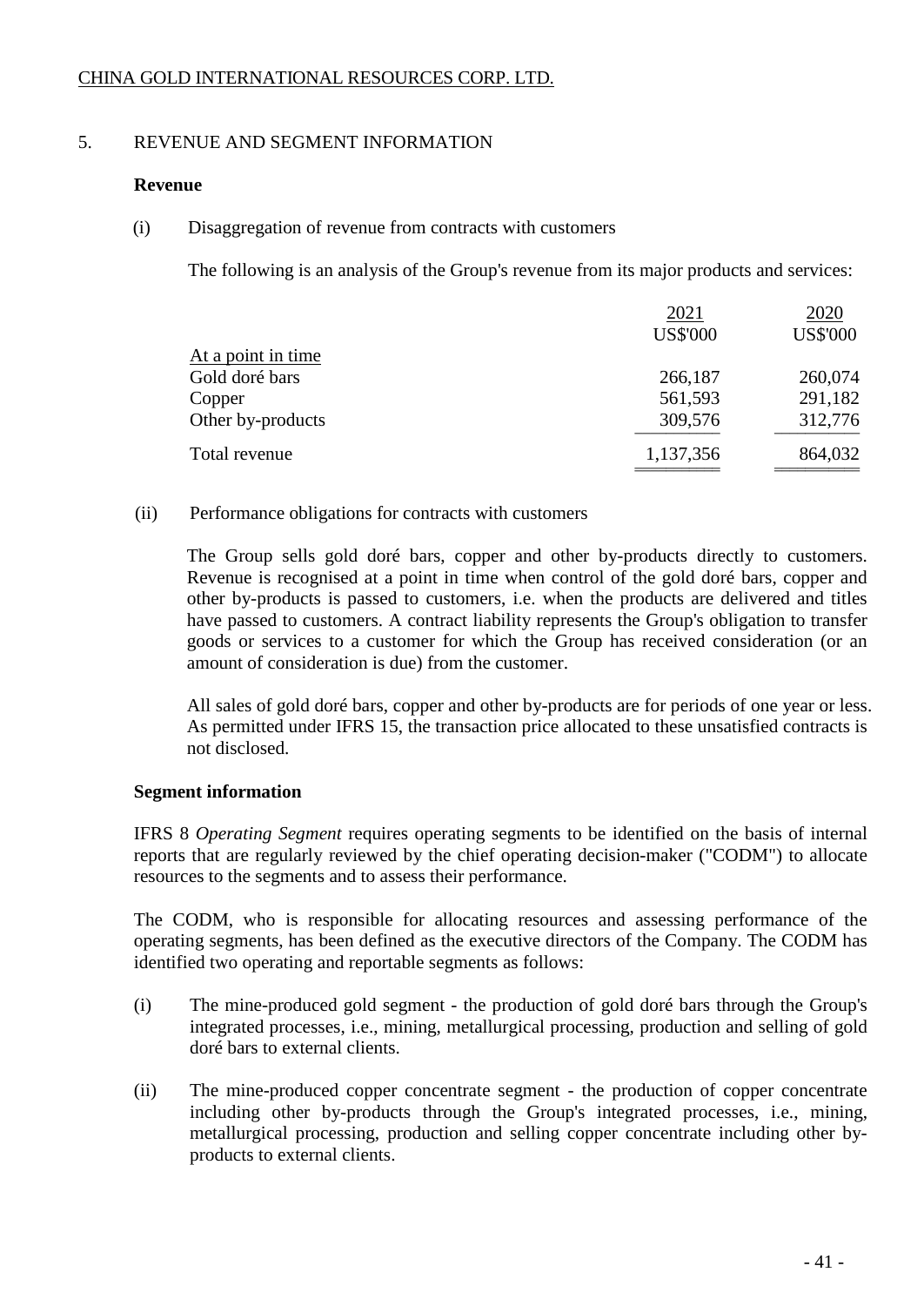## 5. REVENUE AND SEGMENT INFORMATION

### Revenue

(i) Disaggregation of revenue from contracts with customers

The following is an analysis of the Group's revenue from its major products and services:

| | 2021 | 2020 |
|---|---|---|
| | US$'000 | US$'000 |
| At a point in time | | |
| Gold doré bars | 266,187 | 260,074 |
| Copper | 561,593 | 291,182 |
| Other by-products | 309,576 | 312,776 |
| Total revenue | 1,137,356 | 864,032 |

(ii) Performance obligations for contracts with customers

The Group sells gold doré bars, copper and other by-products directly to customers. Revenue is recognised at a point in time when control of the gold doré bars, copper and other by-products is passed to customers, i.e. when the products are delivered and titles have passed to customers. A contract liability represents the Group's obligation to transfer goods or services to a customer for which the Group has received consideration (or an amount of consideration is due) from the customer.

All sales of gold doré bars, copper and other by-products are for periods of one year or less. As permitted under IFRS 15, the transaction price allocated to these unsatisfied contracts is not disclosed.

### Segment information

IFRS 8 *Operating Segment* requires operating segments to be identified on the basis of internal reports that are regularly reviewed by the chief operating decision-maker ("CODM") to allocate resources to the segments and to assess their performance.

The CODM, who is responsible for allocating resources and assessing performance of the operating segments, has been defined as the executive directors of the Company. The CODM has identified two operating and reportable segments as follows:

(i) The mine-produced gold segment - the production of gold doré bars through the Group's integrated processes, i.e., mining, metallurgical processing, production and selling of gold doré bars to external clients.

(ii) The mine-produced copper concentrate segment - the production of copper concentrate including other by-products through the Group's integrated processes, i.e., mining, metallurgical processing, production and selling copper concentrate including other by-products to external clients.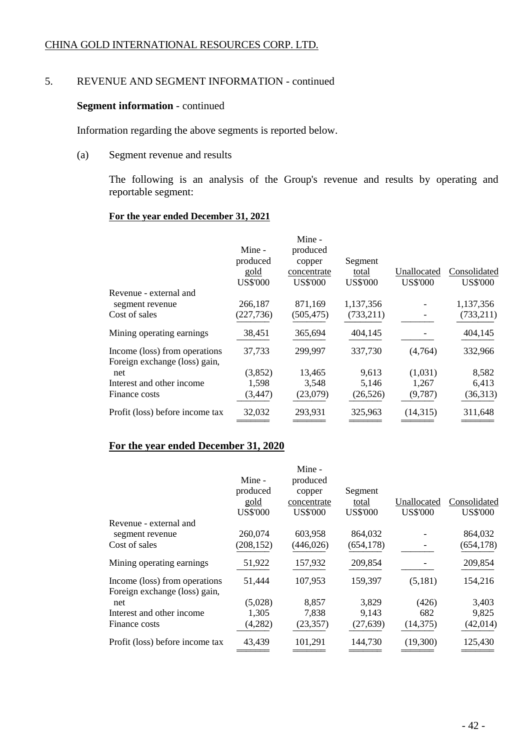CHINA GOLD INTERNATIONAL RESOURCES CORP. LTD.

## 5. REVENUE AND SEGMENT INFORMATION - continued

**Segment information** - continued

Information regarding the above segments is reported below.

(a) Segment revenue and results

The following is an analysis of the Group's revenue and results by operating and reportable segment:

**For the year ended December 31, 2021**

| | Mine - produced gold US$'000 | Mine - produced copper concentrate US$'000 | Segment total US$'000 | Unallocated US$'000 | Consolidated US$'000 |
|---|---|---|---|---|---|
| Revenue - external and segment revenue | 266,187 | 871,169 | 1,137,356 | - | 1,137,356 |
| Cost of sales | (227,736) | (505,475) | (733,211) | - | (733,211) |
| Mining operating earnings | 38,451 | 365,694 | 404,145 | - | 404,145 |
| Income (loss) from operations | 37,733 | 299,997 | 337,730 | (4,764) | 332,966 |
| Foreign exchange (loss) gain, net | (3,852) | 13,465 | 9,613 | (1,031) | 8,582 |
| Interest and other income | 1,598 | 3,548 | 5,146 | 1,267 | 6,413 |
| Finance costs | (3,447) | (23,079) | (26,526) | (9,787) | (36,313) |
| Profit (loss) before income tax | 32,032 | 293,931 | 325,963 | (14,315) | 311,648 |

**For the year ended December 31, 2020**

| | Mine - produced gold US$'000 | Mine - produced copper concentrate US$'000 | Segment total US$'000 | Unallocated US$'000 | Consolidated US$'000 |
|---|---|---|---|---|---|
| Revenue - external and segment revenue | 260,074 | 603,958 | 864,032 | - | 864,032 |
| Cost of sales | (208,152) | (446,026) | (654,178) | - | (654,178) |
| Mining operating earnings | 51,922 | 157,932 | 209,854 | - | 209,854 |
| Income (loss) from operations | 51,444 | 107,953 | 159,397 | (5,181) | 154,216 |
| Foreign exchange (loss) gain, net | (5,028) | 8,857 | 3,829 | (426) | 3,403 |
| Interest and other income | 1,305 | 7,838 | 9,143 | 682 | 9,825 |
| Finance costs | (4,282) | (23,357) | (27,639) | (14,375) | (42,014) |
| Profit (loss) before income tax | 43,439 | 101,291 | 144,730 | (19,300) | 125,430 |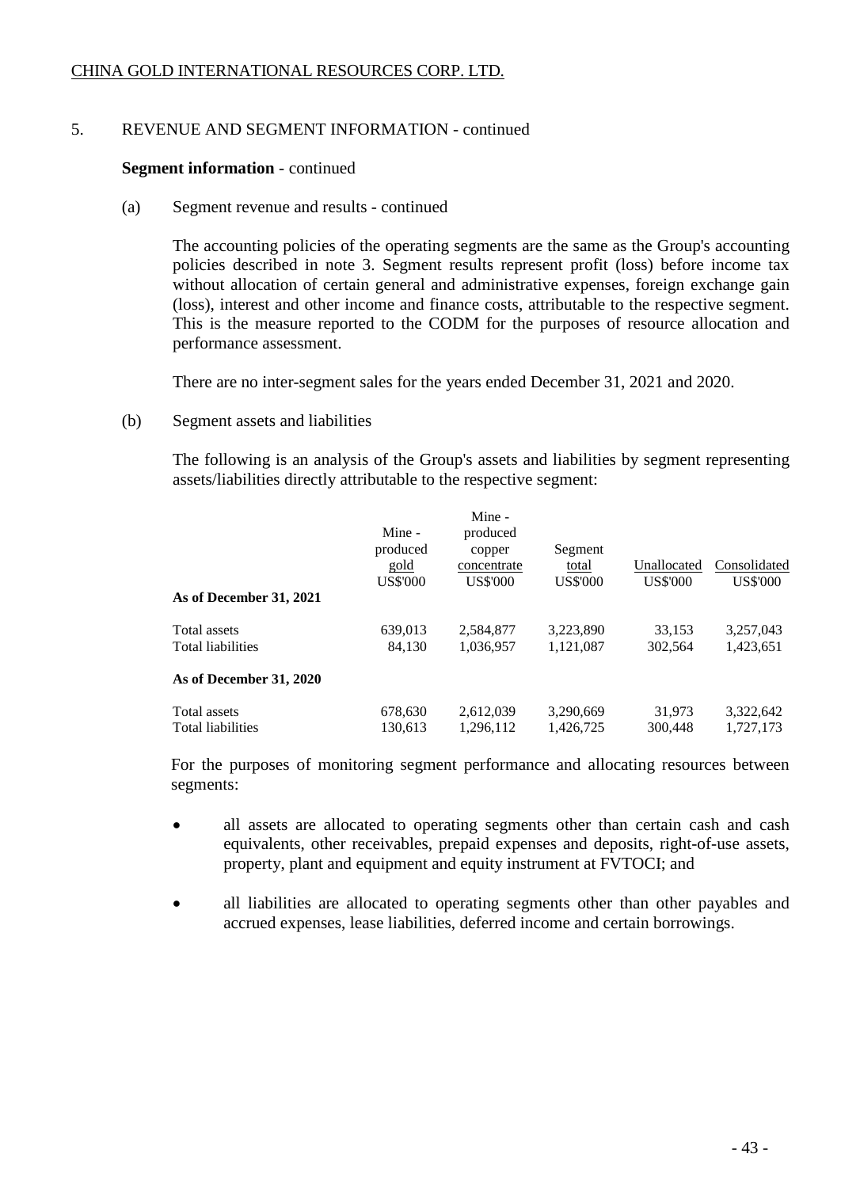CHINA GOLD INTERNATIONAL RESOURCES CORP. LTD.

## 5. REVENUE AND SEGMENT INFORMATION - continued

**Segment information** - continued

(a) Segment revenue and results - continued

The accounting policies of the operating segments are the same as the Group's accounting policies described in note 3. Segment results represent profit (loss) before income tax without allocation of certain general and administrative expenses, foreign exchange gain (loss), interest and other income and finance costs, attributable to the respective segment. This is the measure reported to the CODM for the purposes of resource allocation and performance assessment.

There are no inter-segment sales for the years ended December 31, 2021 and 2020.

(b) Segment assets and liabilities

The following is an analysis of the Group's assets and liabilities by segment representing assets/liabilities directly attributable to the respective segment:

| | Mine - produced gold US$'000 | Mine - produced copper concentrate US$'000 | Segment total US$'000 | Unallocated US$'000 | Consolidated US$'000 |
|---|---|---|---|---|---|
| **As of December 31, 2021** | | | | | |
| Total assets | 639,013 | 2,584,877 | 3,223,890 | 33,153 | 3,257,043 |
| Total liabilities | 84,130 | 1,036,957 | 1,121,087 | 302,564 | 1,423,651 |
| **As of December 31, 2020** | | | | | |
| Total assets | 678,630 | 2,612,039 | 3,290,669 | 31,973 | 3,322,642 |
| Total liabilities | 130,613 | 1,296,112 | 1,426,725 | 300,448 | 1,727,173 |

For the purposes of monitoring segment performance and allocating resources between segments:

- all assets are allocated to operating segments other than certain cash and cash equivalents, other receivables, prepaid expenses and deposits, right-of-use assets, property, plant and equipment and equity instrument at FVTOCI; and
- all liabilities are allocated to operating segments other than other payables and accrued expenses, lease liabilities, deferred income and certain borrowings.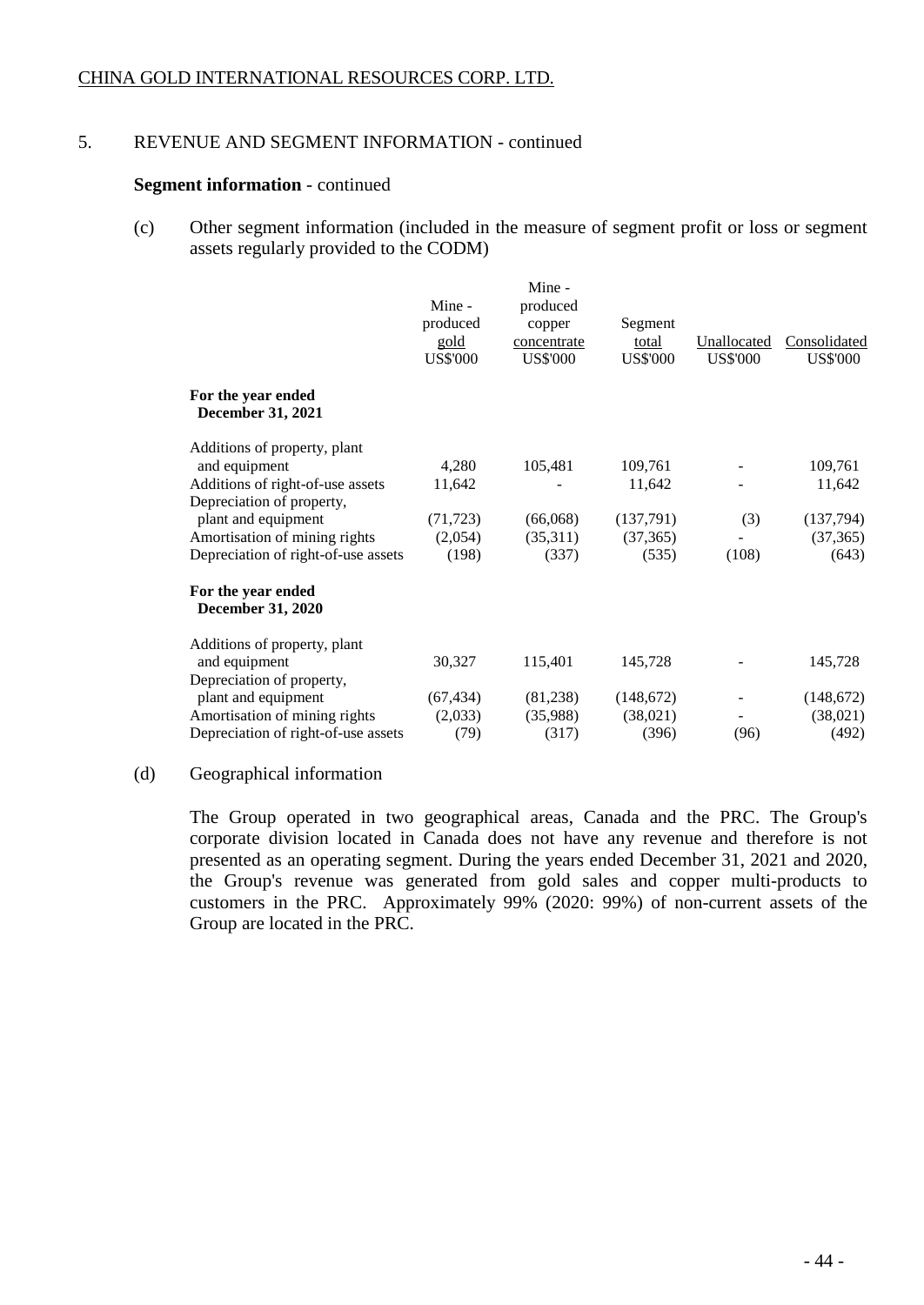CHINA GOLD INTERNATIONAL RESOURCES CORP. LTD.

## 5. REVENUE AND SEGMENT INFORMATION - continued

**Segment information** - continued

(c) Other segment information (included in the measure of segment profit or loss or segment assets regularly provided to the CODM)

| | Mine - produced gold US$'000 | Mine - produced copper concentrate US$'000 | Segment total US$'000 | Unallocated US$'000 | Consolidated US$'000 |
|---|---|---|---|---|---|
| **For the year ended December 31, 2021** | | | | | |
| Additions of property, plant and equipment | 4,280 | 105,481 | 109,761 | - | 109,761 |
| Additions of right-of-use assets | 11,642 | - | 11,642 | - | 11,642 |
| Depreciation of property, plant and equipment | (71,723) | (66,068) | (137,791) | (3) | (137,794) |
| Amortisation of mining rights | (2,054) | (35,311) | (37,365) | - | (37,365) |
| Depreciation of right-of-use assets | (198) | (337) | (535) | (108) | (643) |
| **For the year ended December 31, 2020** | | | | | |
| Additions of property, plant and equipment | 30,327 | 115,401 | 145,728 | - | 145,728 |
| Depreciation of property, plant and equipment | (67,434) | (81,238) | (148,672) | - | (148,672) |
| Amortisation of mining rights | (2,033) | (35,988) | (38,021) | - | (38,021) |
| Depreciation of right-of-use assets | (79) | (317) | (396) | (96) | (492) |

(d) Geographical information

The Group operated in two geographical areas, Canada and the PRC. The Group's corporate division located in Canada does not have any revenue and therefore is not presented as an operating segment. During the years ended December 31, 2021 and 2020, the Group's revenue was generated from gold sales and copper multi-products to customers in the PRC. Approximately 99% (2020: 99%) of non-current assets of the Group are located in the PRC.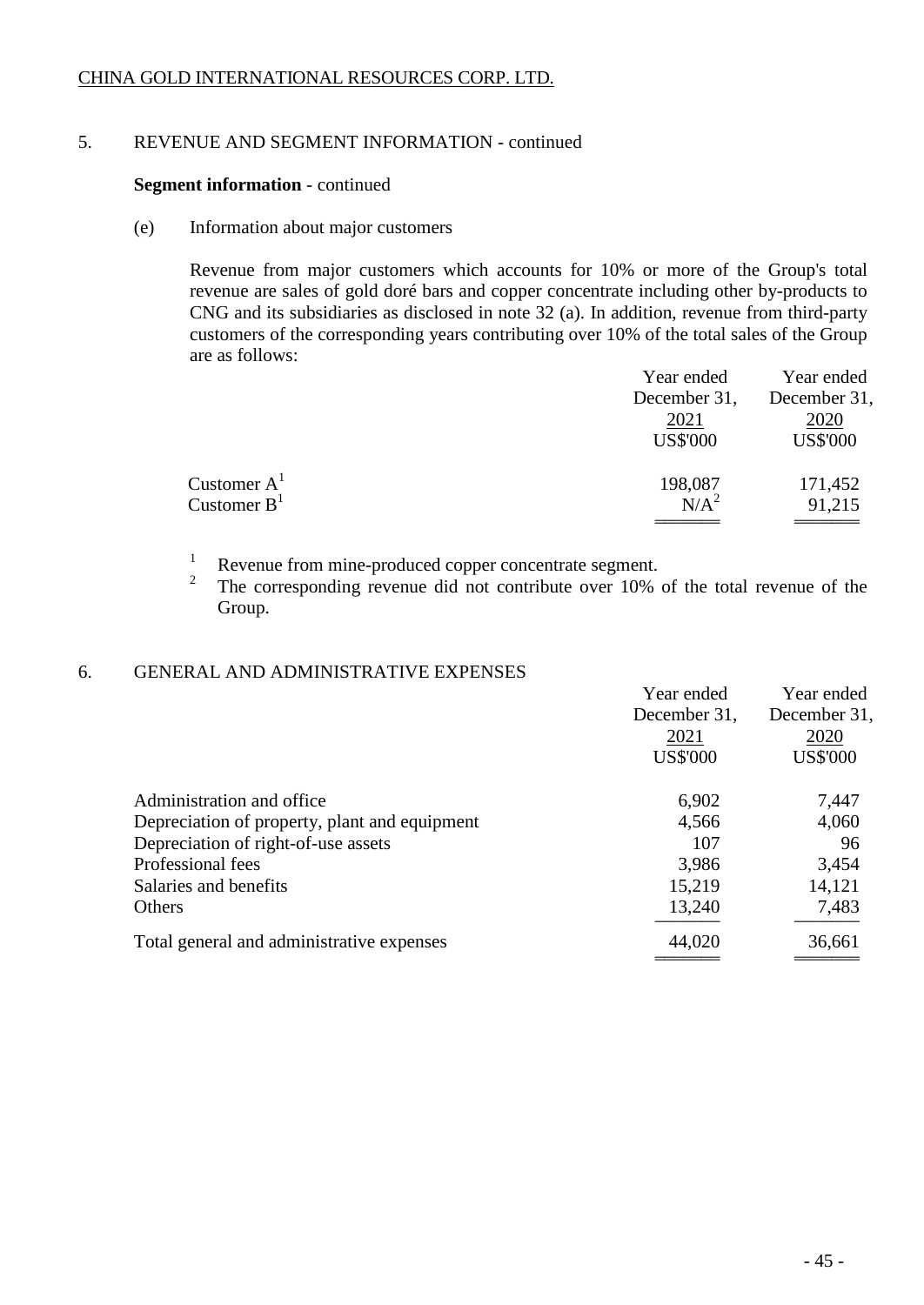## 5. REVENUE AND SEGMENT INFORMATION - continued

**Segment information** - continued

(e) Information about major customers

Revenue from major customers which accounts for 10% or more of the Group's total revenue are sales of gold doré bars and copper concentrate including other by-products to CNG and its subsidiaries as disclosed in note 32 (a). In addition, revenue from third-party customers of the corresponding years contributing over 10% of the total sales of the Group are as follows:

| | Year ended December 31, 2021 US$'000 | Year ended December 31, 2020 US$'000 |
|---|---|---|
| Customer A[1] | 198,087 | 171,452 |
| Customer B[1] | N/A[2] | 91,215 |

[1] Revenue from mine-produced copper concentrate segment.

[2] The corresponding revenue did not contribute over 10% of the total revenue of the Group.

## 6. GENERAL AND ADMINISTRATIVE EXPENSES

| | Year ended December 31, 2021 US$'000 | Year ended December 31, 2020 US$'000 |
|---|---|---|
| Administration and office | 6,902 | 7,447 |
| Depreciation of property, plant and equipment | 4,566 | 4,060 |
| Depreciation of right-of-use assets | 107 | 96 |
| Professional fees | 3,986 | 3,454 |
| Salaries and benefits | 15,219 | 14,121 |
| Others | 13,240 | 7,483 |
| Total general and administrative expenses | 44,020 | 36,661 |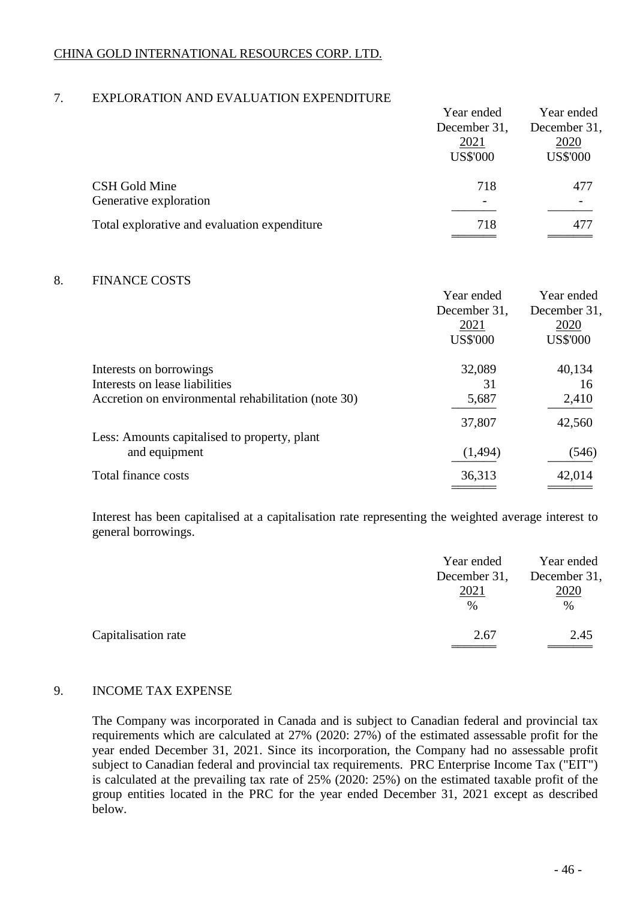CHINA GOLD INTERNATIONAL RESOURCES CORP. LTD.

## 7. EXPLORATION AND EVALUATION EXPENDITURE

| | Year ended December 31, 2021 US$'000 | Year ended December 31, 2020 US$'000 |
|---|---|---|
| CSH Gold Mine | 718 | 477 |
| Generative exploration | - | - |
| Total explorative and evaluation expenditure | 718 | 477 |

## 8. FINANCE COSTS

| | Year ended December 31, 2021 US$'000 | Year ended December 31, 2020 US$'000 |
|---|---|---|
| Interests on borrowings | 32,089 | 40,134 |
| Interests on lease liabilities | 31 | 16 |
| Accretion on environmental rehabilitation (note 30) | 5,687 | 2,410 |
| | 37,807 | 42,560 |
| Less: Amounts capitalised to property, plant and equipment | (1,494) | (546) |
| Total finance costs | 36,313 | 42,014 |

Interest has been capitalised at a capitalisation rate representing the weighted average interest to general borrowings.

| | Year ended December 31, 2021 % | Year ended December 31, 2020 % |
|---|---|---|
| Capitalisation rate | 2.67 | 2.45 |

## 9. INCOME TAX EXPENSE

The Company was incorporated in Canada and is subject to Canadian federal and provincial tax requirements which are calculated at 27% (2020: 27%) of the estimated assessable profit for the year ended December 31, 2021. Since its incorporation, the Company had no assessable profit subject to Canadian federal and provincial tax requirements. PRC Enterprise Income Tax ("EIT") is calculated at the prevailing tax rate of 25% (2020: 25%) on the estimated taxable profit of the group entities located in the PRC for the year ended December 31, 2021 except as described below.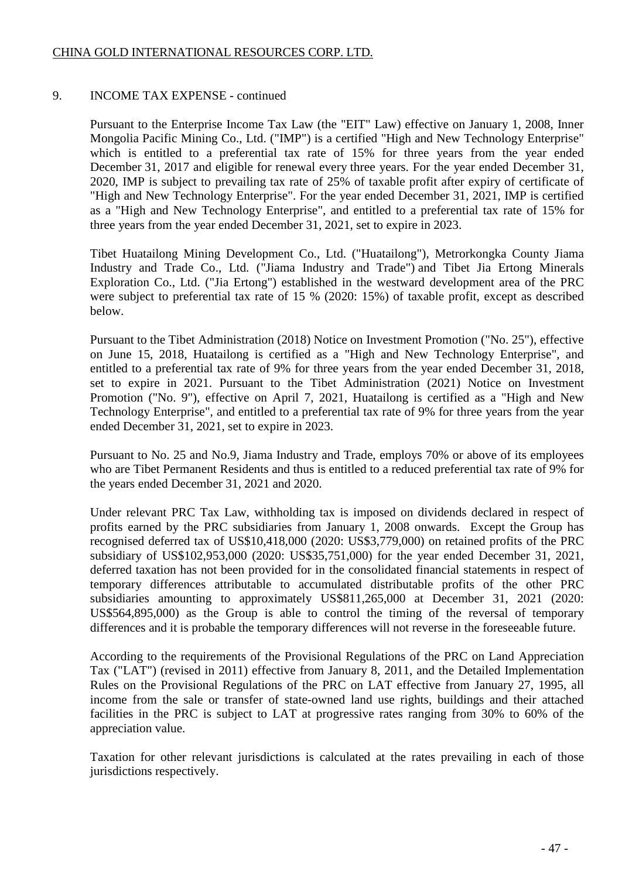## 9. INCOME TAX EXPENSE - continued

Pursuant to the Enterprise Income Tax Law (the "EIT" Law) effective on January 1, 2008, Inner Mongolia Pacific Mining Co., Ltd. ("IMP") is a certified "High and New Technology Enterprise" which is entitled to a preferential tax rate of 15% for three years from the year ended December 31, 2017 and eligible for renewal every three years. For the year ended December 31, 2020, IMP is subject to prevailing tax rate of 25% of taxable profit after expiry of certificate of "High and New Technology Enterprise". For the year ended December 31, 2021, IMP is certified as a "High and New Technology Enterprise", and entitled to a preferential tax rate of 15% for three years from the year ended December 31, 2021, set to expire in 2023.

Tibet Huatailong Mining Development Co., Ltd. ("Huatailong"), Metrorkongka County Jiama Industry and Trade Co., Ltd. ("Jiama Industry and Trade") and Tibet Jia Ertong Minerals Exploration Co., Ltd. ("Jia Ertong") established in the westward development area of the PRC were subject to preferential tax rate of 15 % (2020: 15%) of taxable profit, except as described below.

Pursuant to the Tibet Administration (2018) Notice on Investment Promotion ("No. 25"), effective on June 15, 2018, Huatailong is certified as a "High and New Technology Enterprise", and entitled to a preferential tax rate of 9% for three years from the year ended December 31, 2018, set to expire in 2021. Pursuant to the Tibet Administration (2021) Notice on Investment Promotion ("No. 9"), effective on April 7, 2021, Huatailong is certified as a "High and New Technology Enterprise", and entitled to a preferential tax rate of 9% for three years from the year ended December 31, 2021, set to expire in 2023.

Pursuant to No. 25 and No.9, Jiama Industry and Trade, employs 70% or above of its employees who are Tibet Permanent Residents and thus is entitled to a reduced preferential tax rate of 9% for the years ended December 31, 2021 and 2020.

Under relevant PRC Tax Law, withholding tax is imposed on dividends declared in respect of profits earned by the PRC subsidiaries from January 1, 2008 onwards. Except the Group has recognised deferred tax of US$10,418,000 (2020: US$3,779,000) on retained profits of the PRC subsidiary of US$102,953,000 (2020: US$35,751,000) for the year ended December 31, 2021, deferred taxation has not been provided for in the consolidated financial statements in respect of temporary differences attributable to accumulated distributable profits of the other PRC subsidiaries amounting to approximately US$811,265,000 at December 31, 2021 (2020: US$564,895,000) as the Group is able to control the timing of the reversal of temporary differences and it is probable the temporary differences will not reverse in the foreseeable future.

According to the requirements of the Provisional Regulations of the PRC on Land Appreciation Tax ("LAT") (revised in 2011) effective from January 8, 2011, and the Detailed Implementation Rules on the Provisional Regulations of the PRC on LAT effective from January 27, 1995, all income from the sale or transfer of state-owned land use rights, buildings and their attached facilities in the PRC is subject to LAT at progressive rates ranging from 30% to 60% of the appreciation value.

Taxation for other relevant jurisdictions is calculated at the rates prevailing in each of those jurisdictions respectively.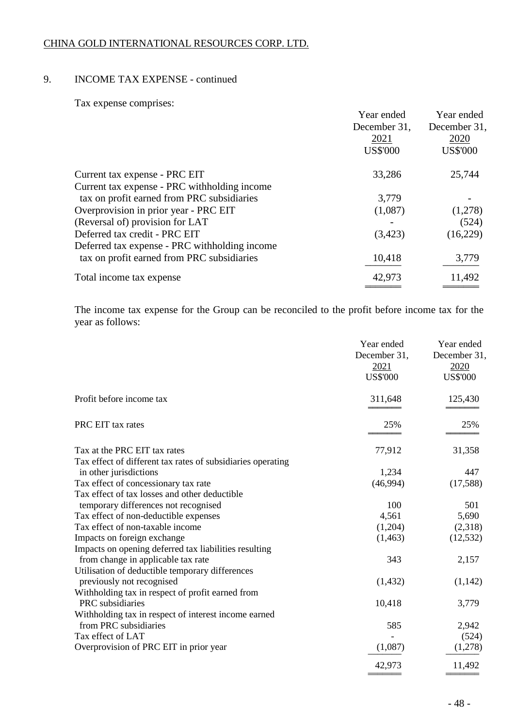## 9. INCOME TAX EXPENSE - continued

Tax expense comprises:

| | Year ended December 31, 2021 US$'000 | Year ended December 31, 2020 US$'000 |
|---|---|---|
| Current tax expense - PRC EIT | 33,286 | 25,744 |
| Current tax expense - PRC withholding income tax on profit earned from PRC subsidiaries | 3,779 | - |
| Overprovision in prior year - PRC EIT | (1,087) | (1,278) |
| (Reversal of) provision for LAT | - | (524) |
| Deferred tax credit - PRC EIT | (3,423) | (16,229) |
| Deferred tax expense - PRC withholding income tax on profit earned from PRC subsidiaries | 10,418 | 3,779 |
| Total income tax expense | 42,973 | 11,492 |

The income tax expense for the Group can be reconciled to the profit before income tax for the year as follows:

| | Year ended December 31, 2021 US$'000 | Year ended December 31, 2020 US$'000 |
|---|---|---|
| Profit before income tax | 311,648 | 125,430 |
| PRC EIT tax rates | 25% | 25% |
| Tax at the PRC EIT tax rates | 77,912 | 31,358 |
| Tax effect of different tax rates of subsidiaries operating in other jurisdictions | 1,234 | 447 |
| Tax effect of concessionary tax rate | (46,994) | (17,588) |
| Tax effect of tax losses and other deductible temporary differences not recognised | 100 | 501 |
| Tax effect of non-deductible expenses | 4,561 | 5,690 |
| Tax effect of non-taxable income | (1,204) | (2,318) |
| Impacts on foreign exchange | (1,463) | (12,532) |
| Impacts on opening deferred tax liabilities resulting from change in applicable tax rate | 343 | 2,157 |
| Utilisation of deductible temporary differences previously not recognised | (1,432) | (1,142) |
| Withholding tax in respect of profit earned from PRC subsidiaries | 10,418 | 3,779 |
| Withholding tax in respect of interest income earned from PRC subsidiaries | 585 | 2,942 |
| Tax effect of LAT | - | (524) |
| Overprovision of PRC EIT in prior year | (1,087) | (1,278) |
| | 42,973 | 11,492 |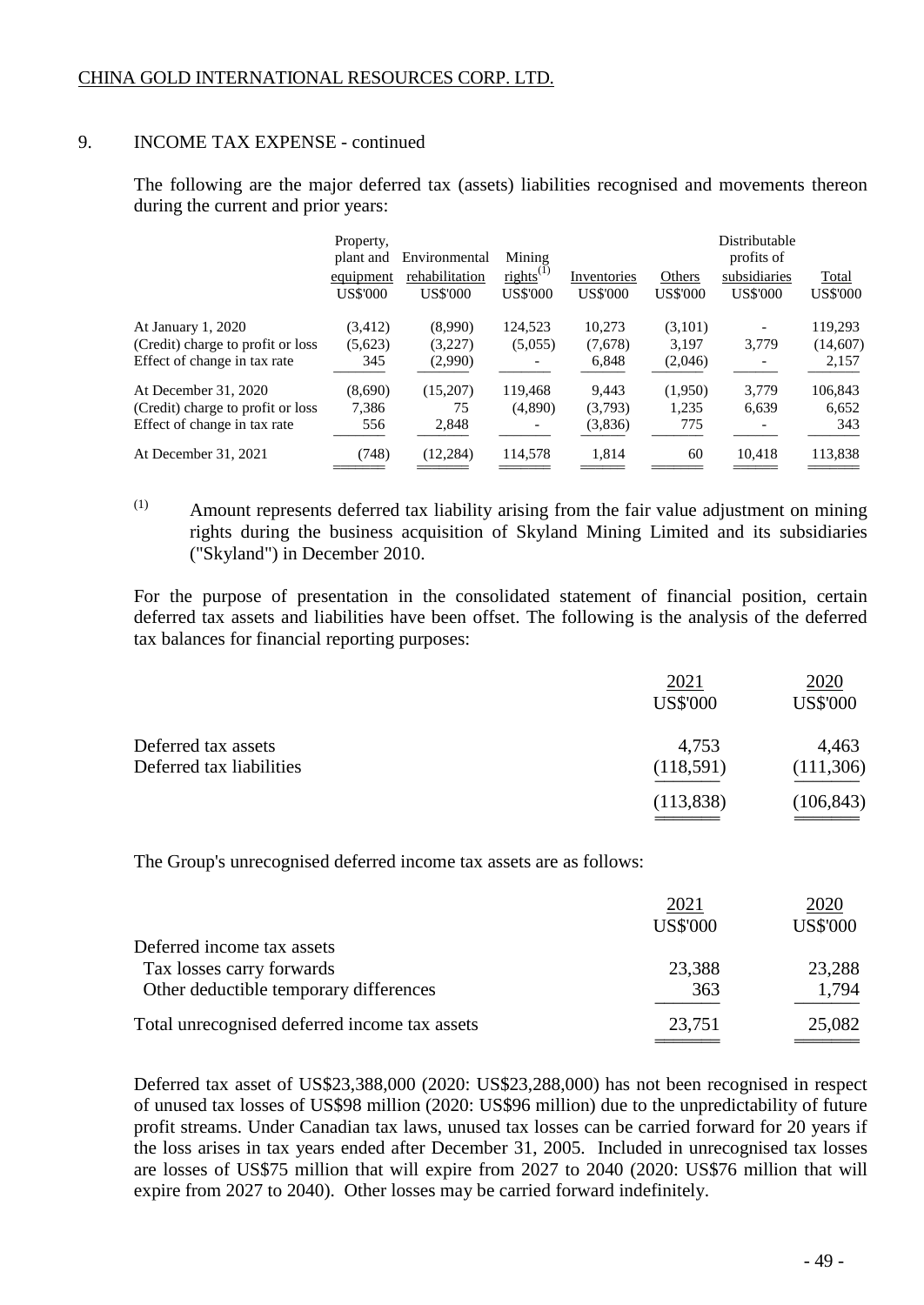CHINA GOLD INTERNATIONAL RESOURCES CORP. LTD.

## 9. INCOME TAX EXPENSE - continued

The following are the major deferred tax (assets) liabilities recognised and movements thereon during the current and prior years:

| | Property, plant and equipment | Environmental rehabilitation | Mining rights[(1)] | Inventories | Others | Distributable profits of subsidiaries | Total |
|---|---|---|---|---|---|---|---|
| | US$'000 | US$'000 | US$'000 | US$'000 | US$'000 | US$'000 | US$'000 |
| At January 1, 2020 | (3,412) | (8,990) | 124,523 | 10,273 | (3,101) | - | 119,293 |
| (Credit) charge to profit or loss | (5,623) | (3,227) | (5,055) | (7,678) | 3,197 | 3,779 | (14,607) |
| Effect of change in tax rate | 345 | (2,990) | - | 6,848 | (2,046) | - | 2,157 |
| At December 31, 2020 | (8,690) | (15,207) | 119,468 | 9,443 | (1,950) | 3,779 | 106,843 |
| (Credit) charge to profit or loss | 7,386 | 75 | (4,890) | (3,793) | 1,235 | 6,639 | 6,652 |
| Effect of change in tax rate | 556 | 2,848 | - | (3,836) | 775 | - | 343 |
| At December 31, 2021 | (748) | (12,284) | 114,578 | 1,814 | 60 | 10,418 | 113,838 |

(1) Amount represents deferred tax liability arising from the fair value adjustment on mining rights during the business acquisition of Skyland Mining Limited and its subsidiaries ("Skyland") in December 2010.

For the purpose of presentation in the consolidated statement of financial position, certain deferred tax assets and liabilities have been offset. The following is the analysis of the deferred tax balances for financial reporting purposes:

| | 2021 | 2020 |
|---|---|---|
| | US$'000 | US$'000 |
| Deferred tax assets | 4,753 | 4,463 |
| Deferred tax liabilities | (118,591) | (111,306) |
| | (113,838) | (106,843) |

The Group's unrecognised deferred income tax assets are as follows:

| | 2021 | 2020 |
|---|---|---|
| | US$'000 | US$'000 |
| Deferred income tax assets | | |
| Tax losses carry forwards | 23,388 | 23,288 |
| Other deductible temporary differences | 363 | 1,794 |
| Total unrecognised deferred income tax assets | 23,751 | 25,082 |

Deferred tax asset of US$23,388,000 (2020: US$23,288,000) has not been recognised in respect of unused tax losses of US$98 million (2020: US$96 million) due to the unpredictability of future profit streams. Under Canadian tax laws, unused tax losses can be carried forward for 20 years if the loss arises in tax years ended after December 31, 2005. Included in unrecognised tax losses are losses of US$75 million that will expire from 2027 to 2040 (2020: US$76 million that will expire from 2027 to 2040). Other losses may be carried forward indefinitely.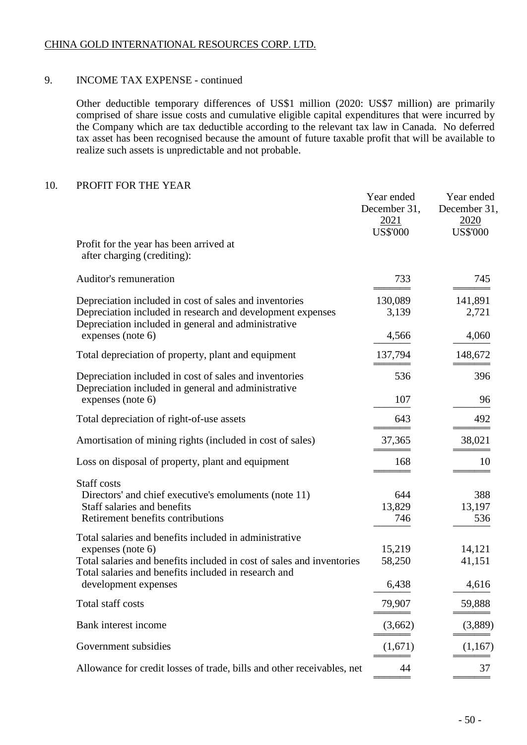CHINA GOLD INTERNATIONAL RESOURCES CORP. LTD.

## 9. INCOME TAX EXPENSE - continued

Other deductible temporary differences of US$1 million (2020: US$7 million) are primarily comprised of share issue costs and cumulative eligible capital expenditures that were incurred by the Company which are tax deductible according to the relevant tax law in Canada. No deferred tax asset has been recognised because the amount of future taxable profit that will be available to realize such assets is unpredictable and not probable.

## 10. PROFIT FOR THE YEAR

| | Year ended December 31, 2021 US$'000 | Year ended December 31, 2020 US$'000 |
|---|---|---|
| Profit for the year has been arrived at after charging (crediting): | | |
| Auditor's remuneration | 733 | 745 |
| Depreciation included in cost of sales and inventories | 130,089 | 141,891 |
| Depreciation included in research and development expenses | 3,139 | 2,721 |
| Depreciation included in general and administrative expenses (note 6) | 4,566 | 4,060 |
| Total depreciation of property, plant and equipment | 137,794 | 148,672 |
| Depreciation included in cost of sales and inventories | 536 | 396 |
| Depreciation included in general and administrative expenses (note 6) | 107 | 96 |
| Total depreciation of right-of-use assets | 643 | 492 |
| Amortisation of mining rights (included in cost of sales) | 37,365 | 38,021 |
| Loss on disposal of property, plant and equipment | 168 | 10 |
| Staff costs | | |
| Directors' and chief executive's emoluments (note 11) | 644 | 388 |
| Staff salaries and benefits | 13,829 | 13,197 |
| Retirement benefits contributions | 746 | 536 |
| Total salaries and benefits included in administrative expenses (note 6) | 15,219 | 14,121 |
| Total salaries and benefits included in cost of sales and inventories | 58,250 | 41,151 |
| Total salaries and benefits included in research and development expenses | 6,438 | 4,616 |
| Total staff costs | 79,907 | 59,888 |
| Bank interest income | (3,662) | (3,889) |
| Government subsidies | (1,671) | (1,167) |
| Allowance for credit losses of trade, bills and other receivables, net | 44 | 37 |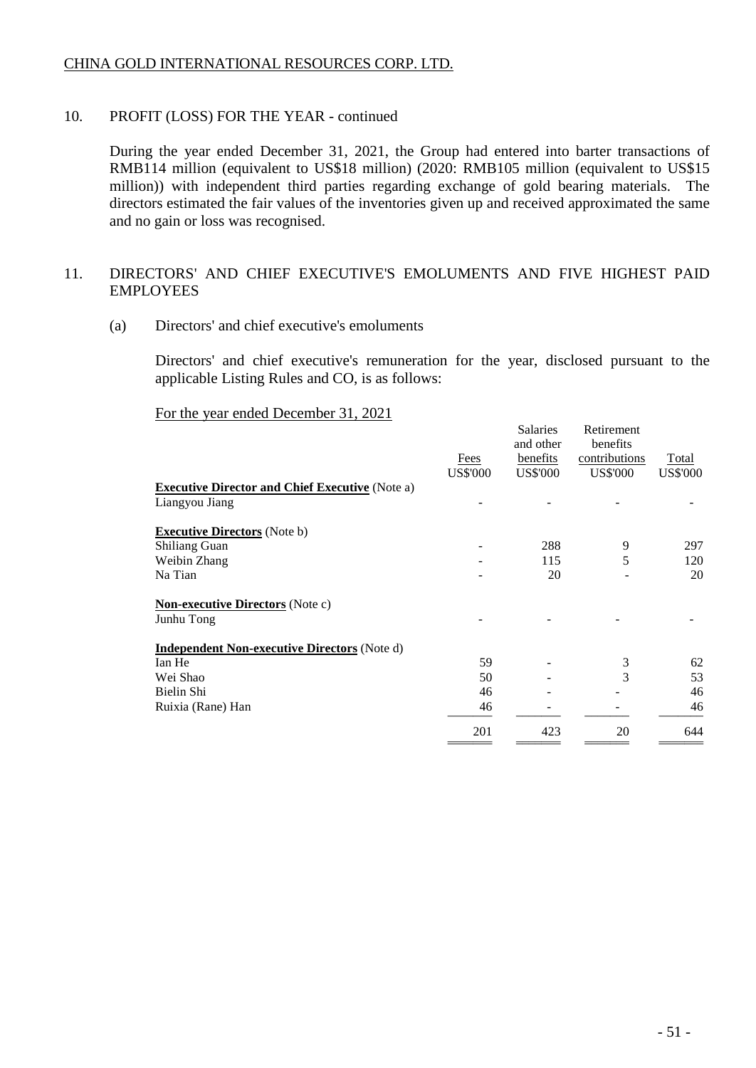## 10. PROFIT (LOSS) FOR THE YEAR - continued

During the year ended December 31, 2021, the Group had entered into barter transactions of RMB114 million (equivalent to US$18 million) (2020: RMB105 million (equivalent to US$15 million)) with independent third parties regarding exchange of gold bearing materials. The directors estimated the fair values of the inventories given up and received approximated the same and no gain or loss was recognised.

## 11. DIRECTORS' AND CHIEF EXECUTIVE'S EMOLUMENTS AND FIVE HIGHEST PAID EMPLOYEES

### (a) Directors' and chief executive's emoluments

Directors' and chief executive's remuneration for the year, disclosed pursuant to the applicable Listing Rules and CO, is as follows:

For the year ended December 31, 2021

| | Fees | Salaries and other benefits | Retirement benefits contributions | Total |
|---|---|---|---|---|
| | US$'000 | US$'000 | US$'000 | US$'000 |
| **Executive Director and Chief Executive** (Note a) | | | | |
| Liangyou Jiang | - | - | - | - |
| **Executive Directors** (Note b) | | | | |
| Shiliang Guan | - | 288 | 9 | 297 |
| Weibin Zhang | - | 115 | 5 | 120 |
| Na Tian | - | 20 | - | 20 |
| **Non-executive Directors** (Note c) | | | | |
| Junhu Tong | - | - | - | - |
| **Independent Non-executive Directors** (Note d) | | | | |
| Ian He | 59 | - | 3 | 62 |
| Wei Shao | 50 | - | 3 | 53 |
| Bielin Shi | 46 | - | - | 46 |
| Ruixia (Rane) Han | 46 | - | - | 46 |
| | 201 | 423 | 20 | 644 |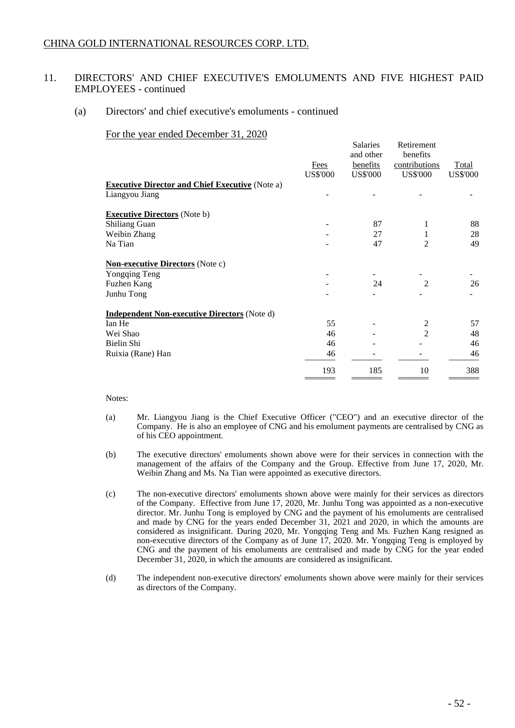CHINA GOLD INTERNATIONAL RESOURCES CORP. LTD.

## 11. DIRECTORS' AND CHIEF EXECUTIVE'S EMOLUMENTS AND FIVE HIGHEST PAID EMPLOYEES - continued

### (a) Directors' and chief executive's emoluments - continued

For the year ended December 31, 2020

| | Fees US$'000 | Salaries and other benefits US$'000 | Retirement benefits contributions US$'000 | Total US$'000 |
|---|---|---|---|---|
| **Executive Director and Chief Executive** (Note a) | | | | |
| Liangyou Jiang | - | - | - | - |
| **Executive Directors** (Note b) | | | | |
| Shiliang Guan | - | 87 | 1 | 88 |
| Weibin Zhang | - | 27 | 1 | 28 |
| Na Tian | - | 47 | 2 | 49 |
| **Non-executive Directors** (Note c) | | | | |
| Yongqing Teng | - | - | - | - |
| Fuzhen Kang | - | 24 | 2 | 26 |
| Junhu Tong | - | - | - | - |
| **Independent Non-executive Directors** (Note d) | | | | |
| Ian He | 55 | - | 2 | 57 |
| Wei Shao | 46 | - | 2 | 48 |
| Bielin Shi | 46 | - | - | 46 |
| Ruixia (Rane) Han | 46 | - | - | 46 |
| | 193 | 185 | 10 | 388 |

Notes:

(a) Mr. Liangyou Jiang is the Chief Executive Officer ("CEO") and an executive director of the Company. He is also an employee of CNG and his emolument payments are centralised by CNG as of his CEO appointment.

(b) The executive directors' emoluments shown above were for their services in connection with the management of the affairs of the Company and the Group. Effective from June 17, 2020, Mr. Weibin Zhang and Ms. Na Tian were appointed as executive directors.

(c) The non-executive directors' emoluments shown above were mainly for their services as directors of the Company. Effective from June 17, 2020, Mr. Junhu Tong was appointed as a non-executive director. Mr. Junhu Tong is employed by CNG and the payment of his emoluments are centralised and made by CNG for the years ended December 31, 2021 and 2020, in which the amounts are considered as insignificant. During 2020, Mr. Yongqing Teng and Ms. Fuzhen Kang resigned as non-executive directors of the Company as of June 17, 2020. Mr. Yongqing Teng is employed by CNG and the payment of his emoluments are centralised and made by CNG for the year ended December 31, 2020, in which the amounts are considered as insignificant.

(d) The independent non-executive directors' emoluments shown above were mainly for their services as directors of the Company.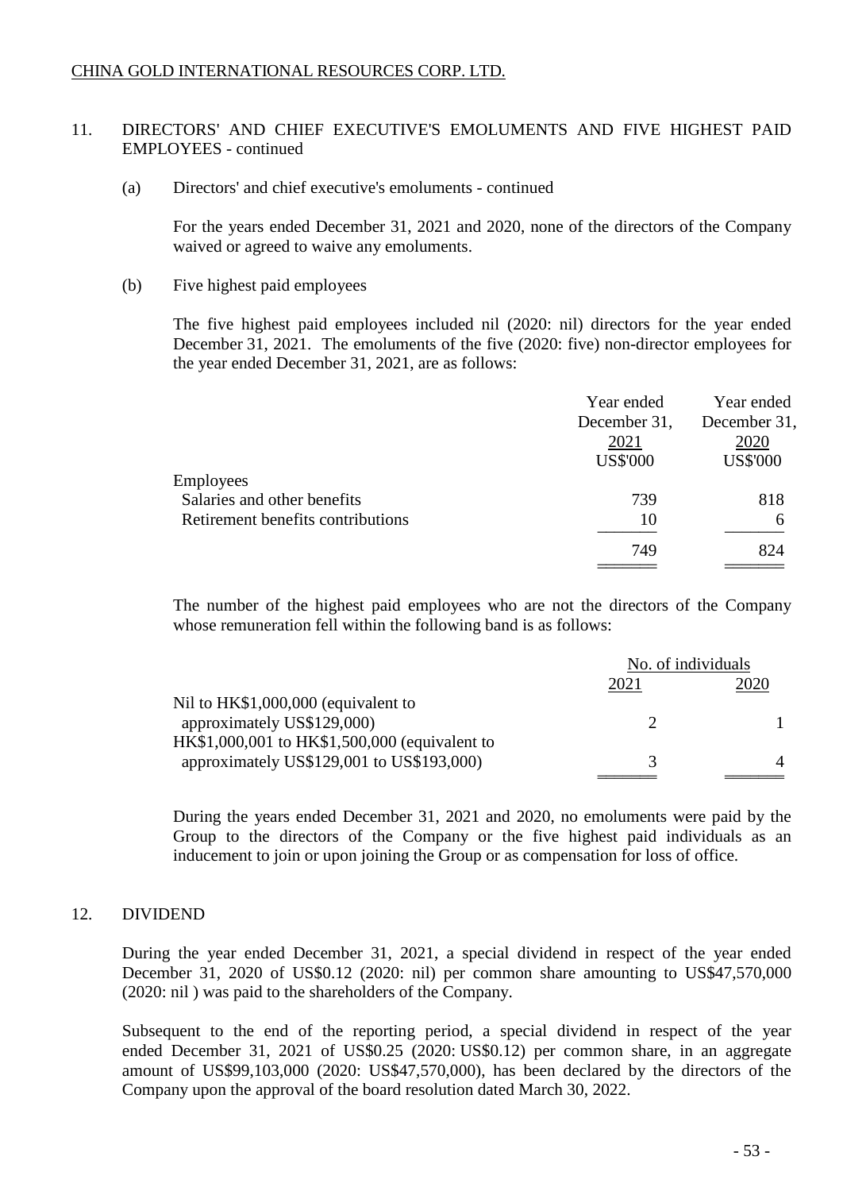## 11. DIRECTORS' AND CHIEF EXECUTIVE'S EMOLUMENTS AND FIVE HIGHEST PAID EMPLOYEES - continued

### (a) Directors' and chief executive's emoluments - continued

For the years ended December 31, 2021 and 2020, none of the directors of the Company waived or agreed to waive any emoluments.

### (b) Five highest paid employees

The five highest paid employees included nil (2020: nil) directors for the year ended December 31, 2021. The emoluments of the five (2020: five) non-director employees for the year ended December 31, 2021, are as follows:

| | Year ended December 31, 2021 US$'000 | Year ended December 31, 2020 US$'000 |
|---|---|---|
| Employees | | |
| Salaries and other benefits | 739 | 818 |
| Retirement benefits contributions | 10 | 6 |
| | 749 | 824 |

The number of the highest paid employees who are not the directors of the Company whose remuneration fell within the following band is as follows:

| | No. of individuals | |
|---|---|---|
| | 2021 | 2020 |
| Nil to HK$1,000,000 (equivalent to approximately US$129,000) | 2 | 1 |
| HK$1,000,001 to HK$1,500,000 (equivalent to approximately US$129,001 to US$193,000) | 3 | 4 |

During the years ended December 31, 2021 and 2020, no emoluments were paid by the Group to the directors of the Company or the five highest paid individuals as an inducement to join or upon joining the Group or as compensation for loss of office.

## 12. DIVIDEND

During the year ended December 31, 2021, a special dividend in respect of the year ended December 31, 2020 of US$0.12 (2020: nil) per common share amounting to US$47,570,000 (2020: nil ) was paid to the shareholders of the Company.

Subsequent to the end of the reporting period, a special dividend in respect of the year ended December 31, 2021 of US$0.25 (2020: US$0.12) per common share, in an aggregate amount of US$99,103,000 (2020: US$47,570,000), has been declared by the directors of the Company upon the approval of the board resolution dated March 30, 2022.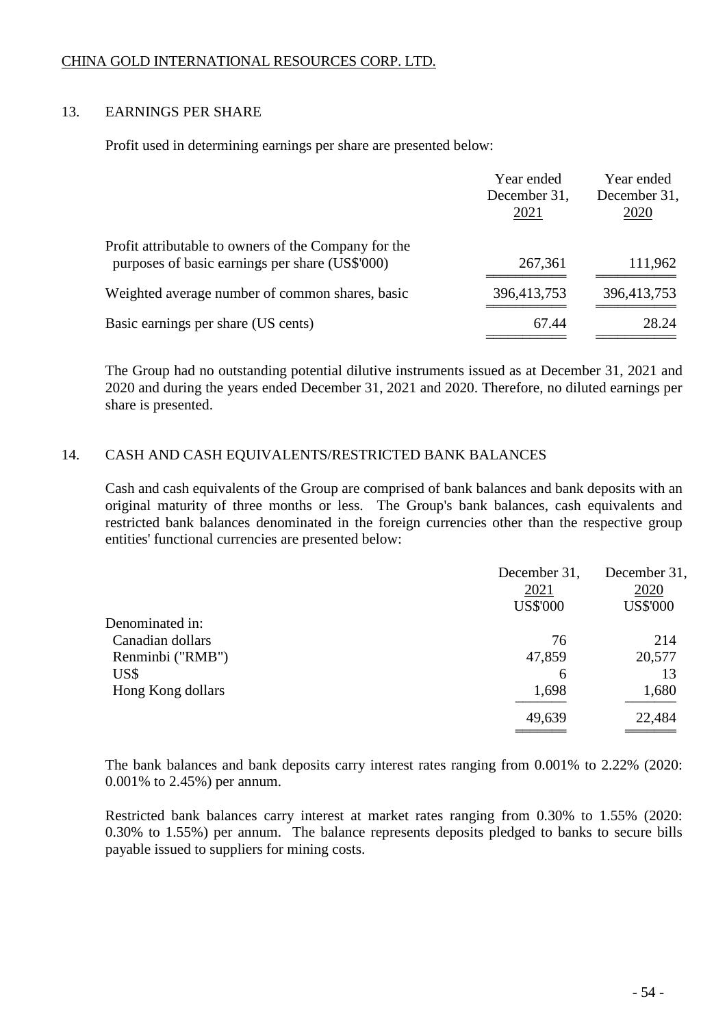## 13. EARNINGS PER SHARE

Profit used in determining earnings per share are presented below:

| | Year ended December 31, 2021 | Year ended December 31, 2020 |
|---|---|---|
| Profit attributable to owners of the Company for the purposes of basic earnings per share (US$'000) | 267,361 | 111,962 |
| Weighted average number of common shares, basic | 396,413,753 | 396,413,753 |
| Basic earnings per share (US cents) | 67.44 | 28.24 |

The Group had no outstanding potential dilutive instruments issued as at December 31, 2021 and 2020 and during the years ended December 31, 2021 and 2020. Therefore, no diluted earnings per share is presented.

## 14. CASH AND CASH EQUIVALENTS/RESTRICTED BANK BALANCES

Cash and cash equivalents of the Group are comprised of bank balances and bank deposits with an original maturity of three months or less. The Group's bank balances, cash equivalents and restricted bank balances denominated in the foreign currencies other than the respective group entities' functional currencies are presented below:

| | December 31, 2021 US$'000 | December 31, 2020 US$'000 |
|---|---|---|
| Denominated in: | | |
| Canadian dollars | 76 | 214 |
| Renminbi ("RMB") | 47,859 | 20,577 |
| US$ | 6 | 13 |
| Hong Kong dollars | 1,698 | 1,680 |
| | 49,639 | 22,484 |

The bank balances and bank deposits carry interest rates ranging from 0.001% to 2.22% (2020: 0.001% to 2.45%) per annum.

Restricted bank balances carry interest at market rates ranging from 0.30% to 1.55% (2020: 0.30% to 1.55%) per annum. The balance represents deposits pledged to banks to secure bills payable issued to suppliers for mining costs.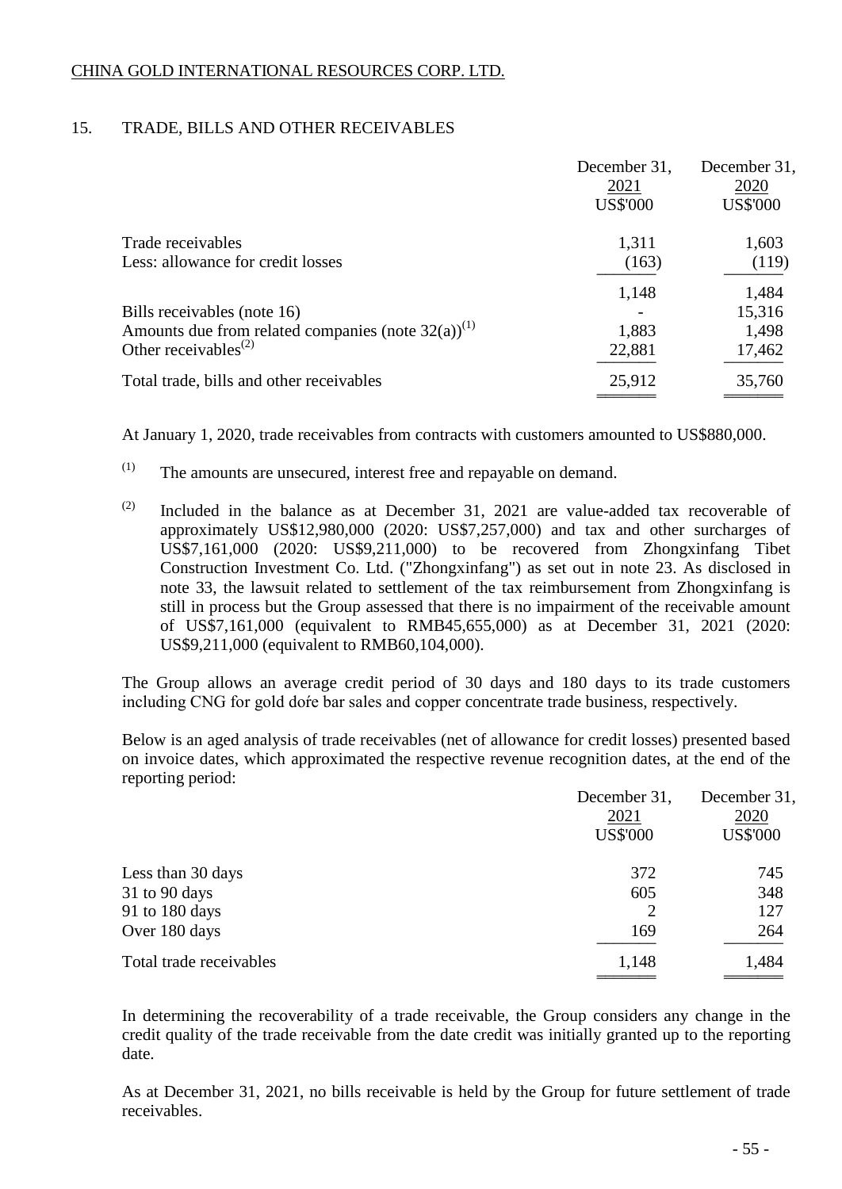CHINA GOLD INTERNATIONAL RESOURCES CORP. LTD.

## 15. TRADE, BILLS AND OTHER RECEIVABLES

| | December 31, 2021 US$'000 | December 31, 2020 US$'000 |
|---|---|---|
| Trade receivables | 1,311 | 1,603 |
| Less: allowance for credit losses | (163) | (119) |
| | 1,148 | 1,484 |
| Bills receivables (note 16) | - | 15,316 |
| Amounts due from related companies (note 32(a))[(1)] | 1,883 | 1,498 |
| Other receivables[(2)] | 22,881 | 17,462 |
| Total trade, bills and other receivables | 25,912 | 35,760 |

At January 1, 2020, trade receivables from contracts with customers amounted to US$880,000.

[(1)] The amounts are unsecured, interest free and repayable on demand.

[(2)] Included in the balance as at December 31, 2021 are value-added tax recoverable of approximately US$12,980,000 (2020: US$7,257,000) and tax and other surcharges of US$7,161,000 (2020: US$9,211,000) to be recovered from Zhongxinfang Tibet Construction Investment Co. Ltd. ("Zhongxinfang") as set out in note 23. As disclosed in note 33, the lawsuit related to settlement of the tax reimbursement from Zhongxinfang is still in process but the Group assessed that there is no impairment of the receivable amount of US$7,161,000 (equivalent to RMB45,655,000) as at December 31, 2021 (2020: US$9,211,000 (equivalent to RMB60,104,000).

The Group allows an average credit period of 30 days and 180 days to its trade customers including CNG for gold doŕe bar sales and copper concentrate trade business, respectively.

Below is an aged analysis of trade receivables (net of allowance for credit losses) presented based on invoice dates, which approximated the respective revenue recognition dates, at the end of the reporting period:

| | December 31, 2021 US$'000 | December 31, 2020 US$'000 |
|---|---|---|
| Less than 30 days | 372 | 745 |
| 31 to 90 days | 605 | 348 |
| 91 to 180 days | 2 | 127 |
| Over 180 days | 169 | 264 |
| Total trade receivables | 1,148 | 1,484 |

In determining the recoverability of a trade receivable, the Group considers any change in the credit quality of the trade receivable from the date credit was initially granted up to the reporting date.

As at December 31, 2021, no bills receivable is held by the Group for future settlement of trade receivables.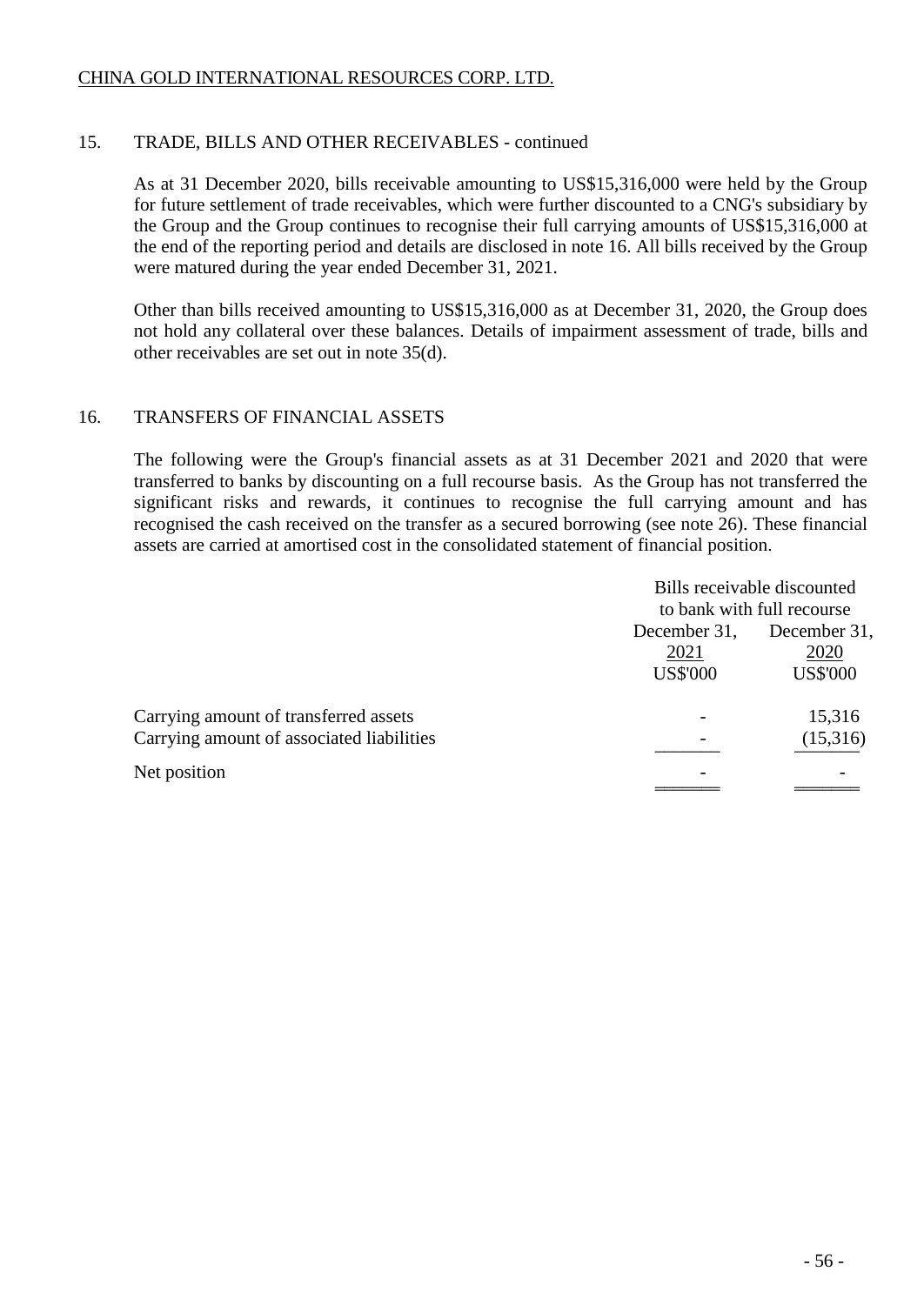## 15. TRADE, BILLS AND OTHER RECEIVABLES - continued

As at 31 December 2020, bills receivable amounting to US$15,316,000 were held by the Group for future settlement of trade receivables, which were further discounted to a CNG's subsidiary by the Group and the Group continues to recognise their full carrying amounts of US$15,316,000 at the end of the reporting period and details are disclosed in note 16. All bills received by the Group were matured during the year ended December 31, 2021.

Other than bills received amounting to US$15,316,000 as at December 31, 2020, the Group does not hold any collateral over these balances. Details of impairment assessment of trade, bills and other receivables are set out in note 35(d).

## 16. TRANSFERS OF FINANCIAL ASSETS

The following were the Group's financial assets as at 31 December 2021 and 2020 that were transferred to banks by discounting on a full recourse basis. As the Group has not transferred the significant risks and rewards, it continues to recognise the full carrying amount and has recognised the cash received on the transfer as a secured borrowing (see note 26). These financial assets are carried at amortised cost in the consolidated statement of financial position.

| | Bills receivable discounted to bank with full recourse | |
|---|---|---|
| | December 31, 2021 | December 31, 2020 |
| | US$'000 | US$'000 |
| Carrying amount of transferred assets | - | 15,316 |
| Carrying amount of associated liabilities | - | (15,316) |
| Net position | - | - |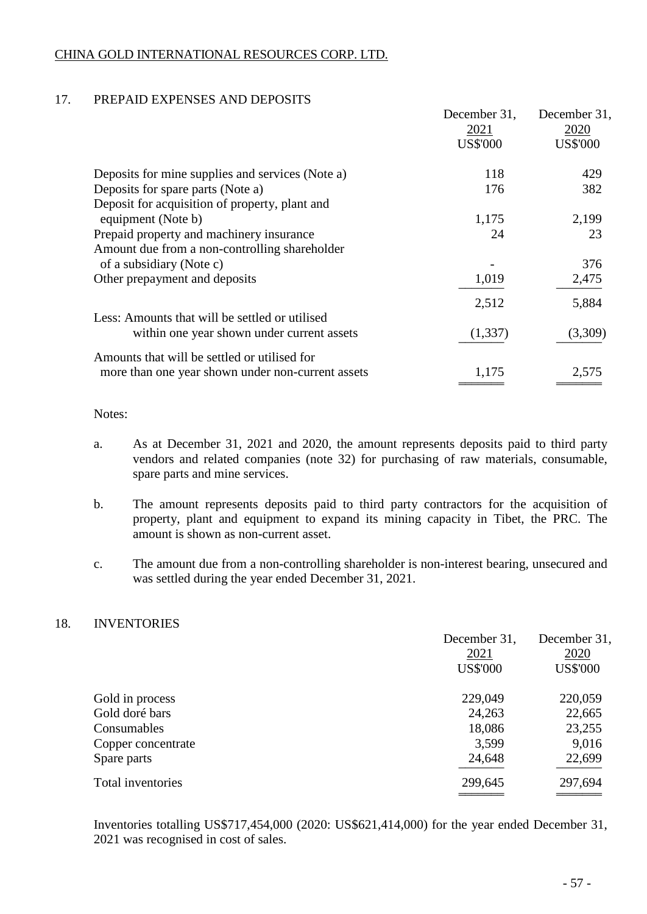## 17. PREPAID EXPENSES AND DEPOSITS

| | December 31, 2021 US$'000 | December 31, 2020 US$'000 |
|---|---|---|
| Deposits for mine supplies and services (Note a) | 118 | 429 |
| Deposits for spare parts (Note a) | 176 | 382 |
| Deposit for acquisition of property, plant and equipment (Note b) | 1,175 | 2,199 |
| Prepaid property and machinery insurance | 24 | 23 |
| Amount due from a non-controlling shareholder of a subsidiary (Note c) | - | 376 |
| Other prepayment and deposits | 1,019 | 2,475 |
| | 2,512 | 5,884 |
| Less: Amounts that will be settled or utilised within one year shown under current assets | (1,337) | (3,309) |
| Amounts that will be settled or utilised for more than one year shown under non-current assets | 1,175 | 2,575 |

Notes:

a. As at December 31, 2021 and 2020, the amount represents deposits paid to third party vendors and related companies (note 32) for purchasing of raw materials, consumable, spare parts and mine services.

b. The amount represents deposits paid to third party contractors for the acquisition of property, plant and equipment to expand its mining capacity in Tibet, the PRC. The amount is shown as non-current asset.

c. The amount due from a non-controlling shareholder is non-interest bearing, unsecured and was settled during the year ended December 31, 2021.

## 18. INVENTORIES

| | December 31, 2021 US$'000 | December 31, 2020 US$'000 |
|---|---|---|
| Gold in process | 229,049 | 220,059 |
| Gold doré bars | 24,263 | 22,665 |
| Consumables | 18,086 | 23,255 |
| Copper concentrate | 3,599 | 9,016 |
| Spare parts | 24,648 | 22,699 |
| Total inventories | 299,645 | 297,694 |

Inventories totalling US$717,454,000 (2020: US$621,414,000) for the year ended December 31, 2021 was recognised in cost of sales.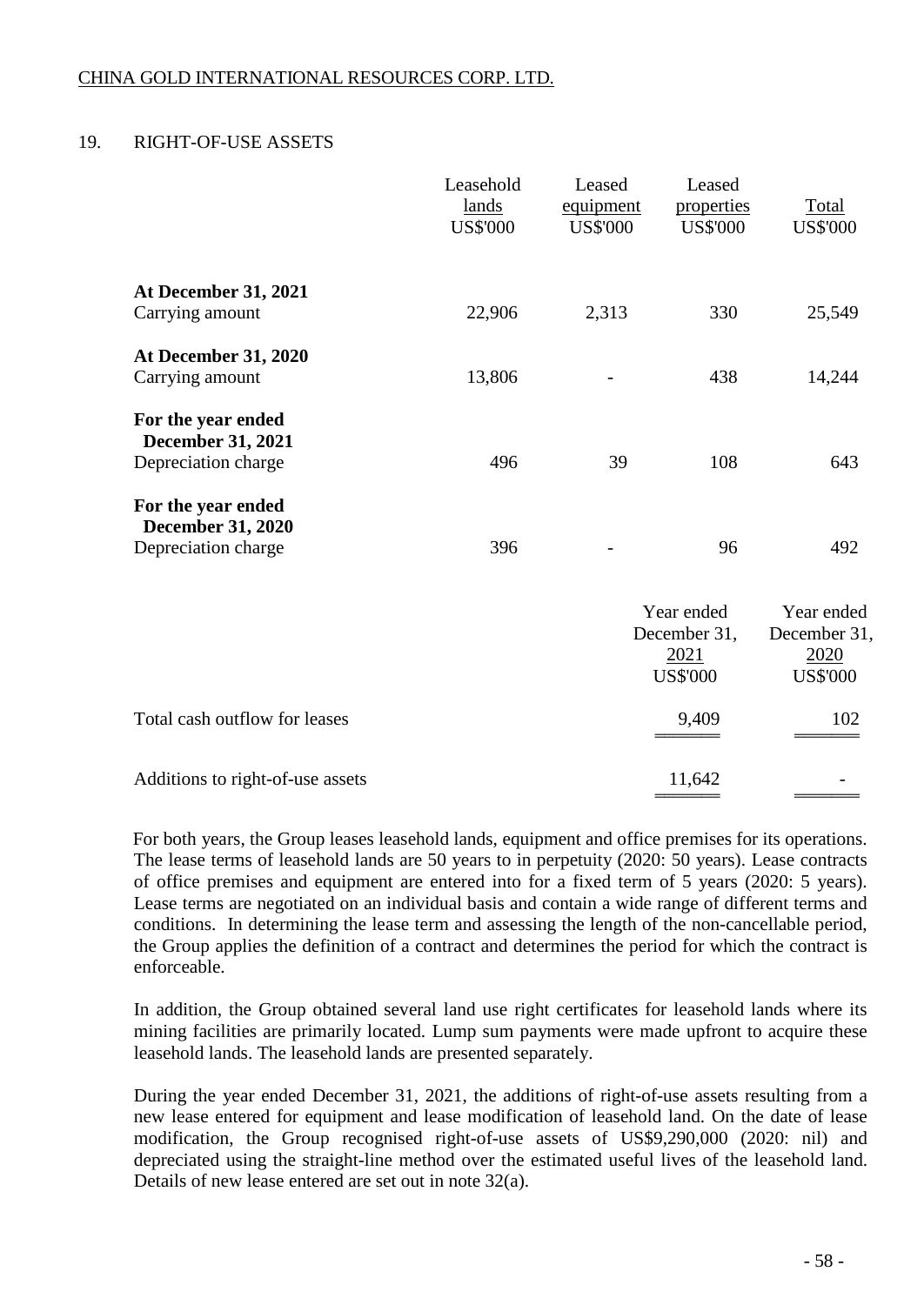## 19. RIGHT-OF-USE ASSETS

| | Leasehold lands US$'000 | Leased equipment US$'000 | Leased properties US$'000 | Total US$'000 |
|---|---|---|---|---|
| **At December 31, 2021** | | | | |
| Carrying amount | 22,906 | 2,313 | 330 | 25,549 |
| **At December 31, 2020** | | | | |
| Carrying amount | 13,806 | - | 438 | 14,244 |
| **For the year ended December 31, 2021** | | | | |
| Depreciation charge | 496 | 39 | 108 | 643 |
| **For the year ended December 31, 2020** | | | | |
| Depreciation charge | 396 | - | 96 | 492 |

| | Year ended December 31, 2021 US$'000 | Year ended December 31, 2020 US$'000 |
|---|---|---|
| Total cash outflow for leases | 9,409 | 102 |
| Additions to right-of-use assets | 11,642 | - |

For both years, the Group leases leasehold lands, equipment and office premises for its operations. The lease terms of leasehold lands are 50 years to in perpetuity (2020: 50 years). Lease contracts of office premises and equipment are entered into for a fixed term of 5 years (2020: 5 years). Lease terms are negotiated on an individual basis and contain a wide range of different terms and conditions. In determining the lease term and assessing the length of the non-cancellable period, the Group applies the definition of a contract and determines the period for which the contract is enforceable.

In addition, the Group obtained several land use right certificates for leasehold lands where its mining facilities are primarily located. Lump sum payments were made upfront to acquire these leasehold lands. The leasehold lands are presented separately.

During the year ended December 31, 2021, the additions of right-of-use assets resulting from a new lease entered for equipment and lease modification of leasehold land. On the date of lease modification, the Group recognised right-of-use assets of US$9,290,000 (2020: nil) and depreciated using the straight-line method over the estimated useful lives of the leasehold land. Details of new lease entered are set out in note 32(a).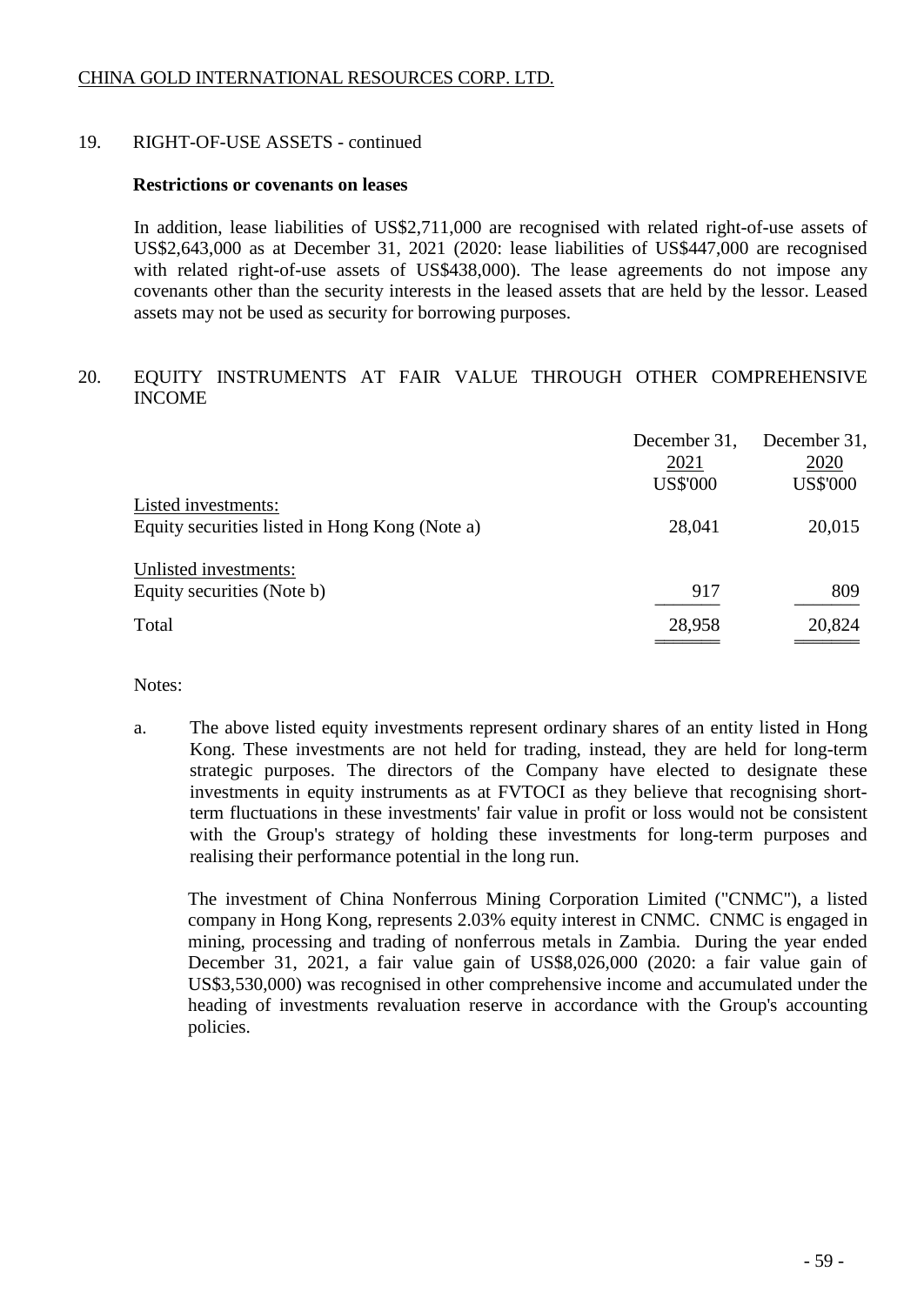## 19. RIGHT-OF-USE ASSETS - continued

**Restrictions or covenants on leases**

In addition, lease liabilities of US$2,711,000 are recognised with related right-of-use assets of US$2,643,000 as at December 31, 2021 (2020: lease liabilities of US$447,000 are recognised with related right-of-use assets of US$438,000). The lease agreements do not impose any covenants other than the security interests in the leased assets that are held by the lessor. Leased assets may not be used as security for borrowing purposes.

## 20. EQUITY INSTRUMENTS AT FAIR VALUE THROUGH OTHER COMPREHENSIVE INCOME

| | December 31, 2021 US$'000 | December 31, 2020 US$'000 |
|---|---|---|
| Listed investments: | | |
| Equity securities listed in Hong Kong (Note a) | 28,041 | 20,015 |
| Unlisted investments: | | |
| Equity securities (Note b) | 917 | 809 |
| Total | 28,958 | 20,824 |

Notes:

a. The above listed equity investments represent ordinary shares of an entity listed in Hong Kong. These investments are not held for trading, instead, they are held for long-term strategic purposes. The directors of the Company have elected to designate these investments in equity instruments as at FVTOCI as they believe that recognising short-term fluctuations in these investments' fair value in profit or loss would not be consistent with the Group's strategy of holding these investments for long-term purposes and realising their performance potential in the long run.

   The investment of China Nonferrous Mining Corporation Limited ("CNMC"), a listed company in Hong Kong, represents 2.03% equity interest in CNMC. CNMC is engaged in mining, processing and trading of nonferrous metals in Zambia. During the year ended December 31, 2021, a fair value gain of US$8,026,000 (2020: a fair value gain of US$3,530,000) was recognised in other comprehensive income and accumulated under the heading of investments revaluation reserve in accordance with the Group's accounting policies.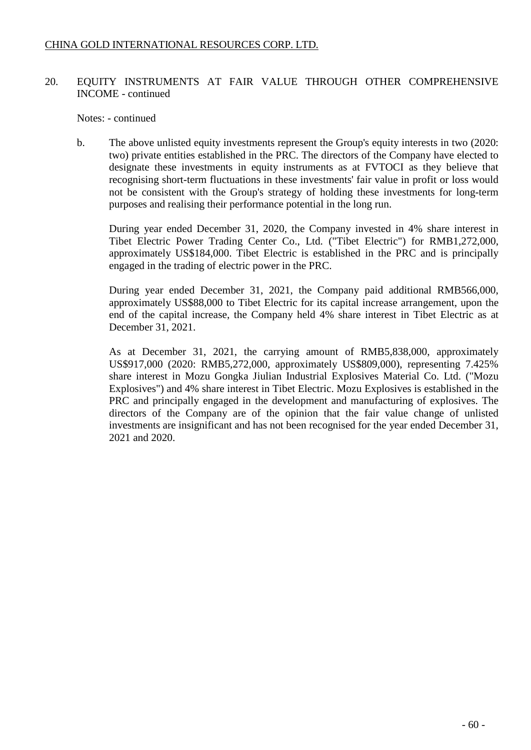## 20. EQUITY INSTRUMENTS AT FAIR VALUE THROUGH OTHER COMPREHENSIVE INCOME - continued

Notes: - continued

b. The above unlisted equity investments represent the Group's equity interests in two (2020: two) private entities established in the PRC. The directors of the Company have elected to designate these investments in equity instruments as at FVTOCI as they believe that recognising short-term fluctuations in these investments' fair value in profit or loss would not be consistent with the Group's strategy of holding these investments for long-term purposes and realising their performance potential in the long run.

   During year ended December 31, 2020, the Company invested in 4% share interest in Tibet Electric Power Trading Center Co., Ltd. ("Tibet Electric") for RMB1,272,000, approximately US$184,000. Tibet Electric is established in the PRC and is principally engaged in the trading of electric power in the PRC.

   During year ended December 31, 2021, the Company paid additional RMB566,000, approximately US$88,000 to Tibet Electric for its capital increase arrangement, upon the end of the capital increase, the Company held 4% share interest in Tibet Electric as at December 31, 2021.

   As at December 31, 2021, the carrying amount of RMB5,838,000, approximately US$917,000 (2020: RMB5,272,000, approximately US$809,000), representing 7.425% share interest in Mozu Gongka Jiulian Industrial Explosives Material Co. Ltd. ("Mozu Explosives") and 4% share interest in Tibet Electric. Mozu Explosives is established in the PRC and principally engaged in the development and manufacturing of explosives. The directors of the Company are of the opinion that the fair value change of unlisted investments are insignificant and has not been recognised for the year ended December 31, 2021 and 2020.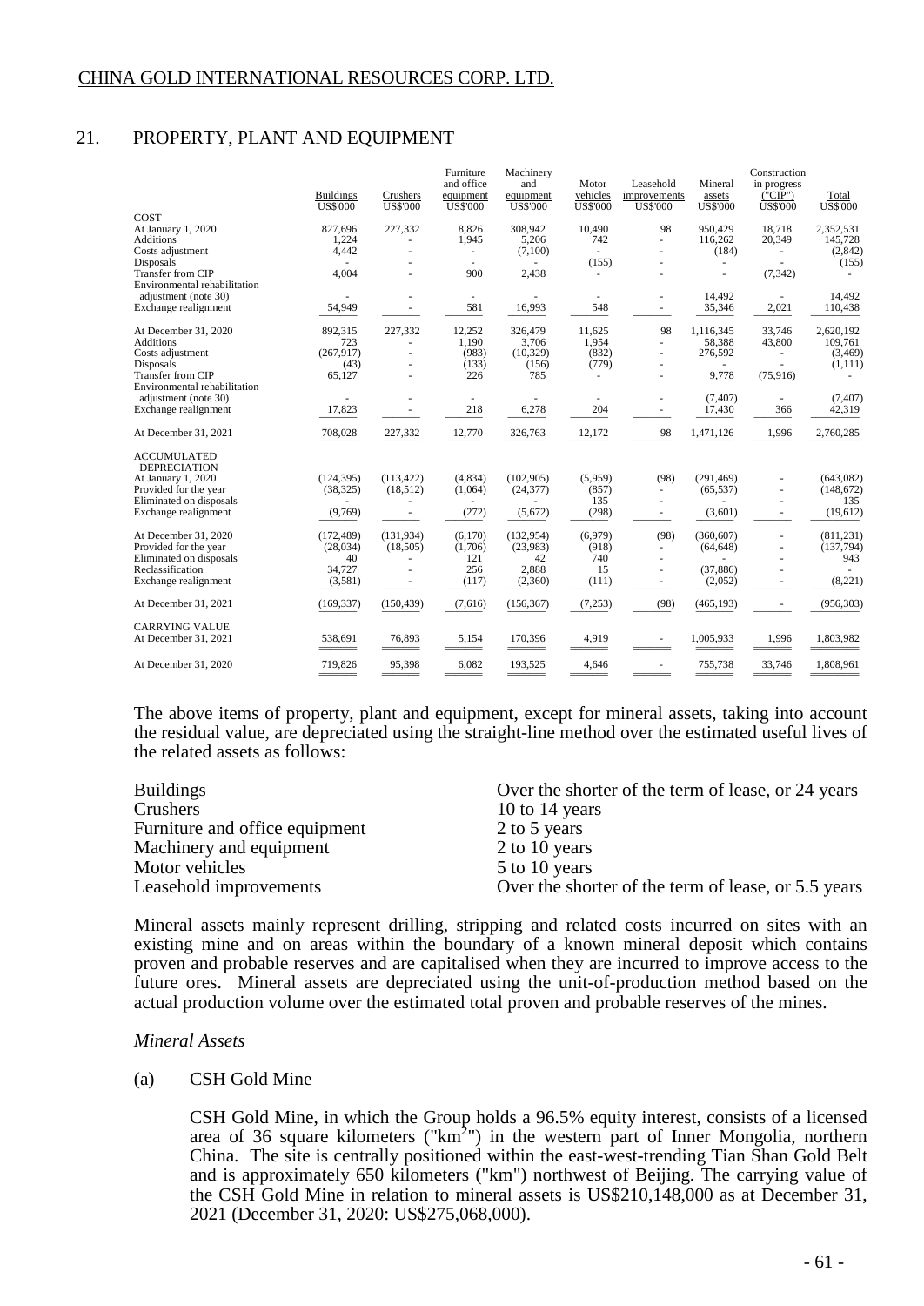CHINA GOLD INTERNATIONAL RESOURCES CORP. LTD.

## 21. PROPERTY, PLANT AND EQUIPMENT

| | Buildings US$'000 | Crushers US$'000 | Furniture and office equipment US$'000 | Machinery and equipment US$'000 | Motor vehicles US$'000 | Leasehold improvements US$'000 | Mineral assets US$'000 | Construction in progress ("CIP") US$'000 | Total US$'000 |
|---|---|---|---|---|---|---|---|---|---|
| **COST** | | | | | | | | | |
| At January 1, 2020 | 827,696 | 227,332 | 8,826 | 308,942 | 10,490 | 98 | 950,429 | 18,718 | 2,352,531 |
| Additions | 1,224 | - | 1,945 | 5,206 | 742 | - | 116,262 | 20,349 | 145,728 |
| Costs adjustment | 4,442 | - | - | (7,100) | - | - | (184) | - | (2,842) |
| Disposals | - | - | - | - | (155) | - | - | - | (155) |
| Transfer from CIP | 4,004 | - | 900 | 2,438 | - | - | - | (7,342) | - |
| Environmental rehabilitation adjustment (note 30) | - | - | - | - | - | - | 14,492 | - | 14,492 |
| Exchange realignment | 54,949 | - | 581 | 16,993 | 548 | - | 35,346 | 2,021 | 110,438 |
| At December 31, 2020 | 892,315 | 227,332 | 12,252 | 326,479 | 11,625 | 98 | 1,116,345 | 33,746 | 2,620,192 |
| Additions | 723 | - | 1,190 | 3,706 | 1,954 | - | 58,388 | 43,800 | 109,761 |
| Costs adjustment | (267,917) | - | (983) | (10,329) | (832) | - | 276,592 | - | (3,469) |
| Disposals | (43) | - | (133) | (156) | (779) | - | - | - | (1,111) |
| Transfer from CIP | 65,127 | - | 226 | 785 | - | - | 9,778 | (75,916) | - |
| Environmental rehabilitation adjustment (note 30) | - | - | - | - | - | - | (7,407) | - | (7,407) |
| Exchange realignment | 17,823 | - | 218 | 6,278 | 204 | - | 17,430 | 366 | 42,319 |
| At December 31, 2021 | 708,028 | 227,332 | 12,770 | 326,763 | 12,172 | 98 | 1,471,126 | 1,996 | 2,760,285 |
| **ACCUMULATED DEPRECIATION** | | | | | | | | | |
| At January 1, 2020 | (124,395) | (113,422) | (4,834) | (102,905) | (5,959) | (98) | (291,469) | - | (643,082) |
| Provided for the year | (38,325) | (18,512) | (1,064) | (24,377) | (857) | - | (65,537) | - | (148,672) |
| Eliminated on disposals | - | - | - | - | 135 | - | - | - | 135 |
| Exchange realignment | (9,769) | - | (272) | (5,672) | (298) | - | (3,601) | - | (19,612) |
| At December 31, 2020 | (172,489) | (131,934) | (6,170) | (132,954) | (6,979) | (98) | (360,607) | - | (811,231) |
| Provided for the year | (28,034) | (18,505) | (1,706) | (23,983) | (918) | - | (64,648) | - | (137,794) |
| Eliminated on disposals | 40 | - | 121 | 42 | 740 | - | - | - | 943 |
| Reclassification | 34,727 | - | 256 | 2,888 | 15 | - | (37,886) | - | - |
| Exchange realignment | (3,581) | - | (117) | (2,360) | (111) | - | (2,052) | - | (8,221) |
| At December 31, 2021 | (169,337) | (150,439) | (7,616) | (156,367) | (7,253) | (98) | (465,193) | - | (956,303) |
| **CARRYING VALUE** | | | | | | | | | |
| At December 31, 2021 | 538,691 | 76,893 | 5,154 | 170,396 | 4,919 | - | 1,005,933 | 1,996 | 1,803,982 |
| At December 31, 2020 | 719,826 | 95,398 | 6,082 | 193,525 | 4,646 | - | 755,738 | 33,746 | 1,808,961 |

The above items of property, plant and equipment, except for mineral assets, taking into account the residual value, are depreciated using the straight-line method over the estimated useful lives of the related assets as follows:

| | |
|---|---|
| Buildings | Over the shorter of the term of lease, or 24 years |
| Crushers | 10 to 14 years |
| Furniture and office equipment | 2 to 5 years |
| Machinery and equipment | 2 to 10 years |
| Motor vehicles | 5 to 10 years |
| Leasehold improvements | Over the shorter of the term of lease, or 5.5 years |

Mineral assets mainly represent drilling, stripping and related costs incurred on sites with an existing mine and on areas within the boundary of a known mineral deposit which contains proven and probable reserves and are capitalised when they are incurred to improve access to the future ores. Mineral assets are depreciated using the unit-of-production method based on the actual production volume over the estimated total proven and probable reserves of the mines.

*Mineral Assets*

(a) CSH Gold Mine

CSH Gold Mine, in which the Group holds a 96.5% equity interest, consists of a licensed area of 36 square kilometers ("$km^2$") in the western part of Inner Mongolia, northern China. The site is centrally positioned within the east-west-trending Tian Shan Gold Belt and is approximately 650 kilometers ("km") northwest of Beijing. The carrying value of the CSH Gold Mine in relation to mineral assets is US$210,148,000 as at December 31, 2021 (December 31, 2020: US$275,068,000).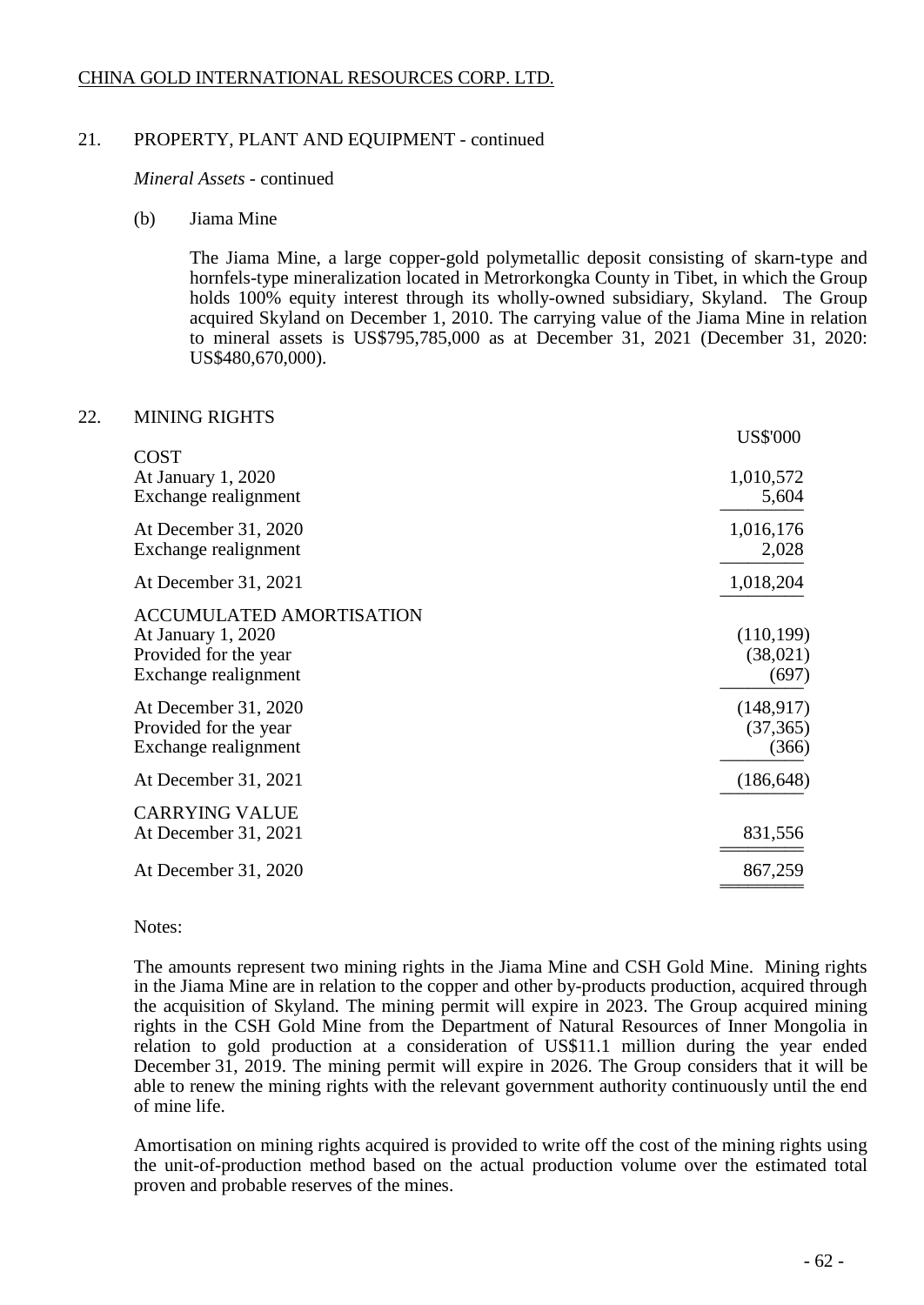## 21. PROPERTY, PLANT AND EQUIPMENT - continued

*Mineral Assets* - continued

(b) Jiama Mine

The Jiama Mine, a large copper-gold polymetallic deposit consisting of skarn-type and hornfels-type mineralization located in Metrorkongka County in Tibet, in which the Group holds 100% equity interest through its wholly-owned subsidiary, Skyland. The Group acquired Skyland on December 1, 2010. The carrying value of the Jiama Mine in relation to mineral assets is US$795,785,000 as at December 31, 2021 (December 31, 2020: US$480,670,000).

## 22. MINING RIGHTS

| | US$'000 |
|---|---|
| **COST** | |
| At January 1, 2020 | 1,010,572 |
| Exchange realignment | 5,604 |
| At December 31, 2020 | 1,016,176 |
| Exchange realignment | 2,028 |
| At December 31, 2021 | 1,018,204 |
| **ACCUMULATED AMORTISATION** | |
| At January 1, 2020 | (110,199) |
| Provided for the year | (38,021) |
| Exchange realignment | (697) |
| At December 31, 2020 | (148,917) |
| Provided for the year | (37,365) |
| Exchange realignment | (366) |
| At December 31, 2021 | (186,648) |
| **CARRYING VALUE** | |
| At December 31, 2021 | 831,556 |
| At December 31, 2020 | 867,259 |

Notes:

The amounts represent two mining rights in the Jiama Mine and CSH Gold Mine. Mining rights in the Jiama Mine are in relation to the copper and other by-products production, acquired through the acquisition of Skyland. The mining permit will expire in 2023. The Group acquired mining rights in the CSH Gold Mine from the Department of Natural Resources of Inner Mongolia in relation to gold production at a consideration of US$11.1 million during the year ended December 31, 2019. The mining permit will expire in 2026. The Group considers that it will be able to renew the mining rights with the relevant government authority continuously until the end of mine life.

Amortisation on mining rights acquired is provided to write off the cost of the mining rights using the unit-of-production method based on the actual production volume over the estimated total proven and probable reserves of the mines.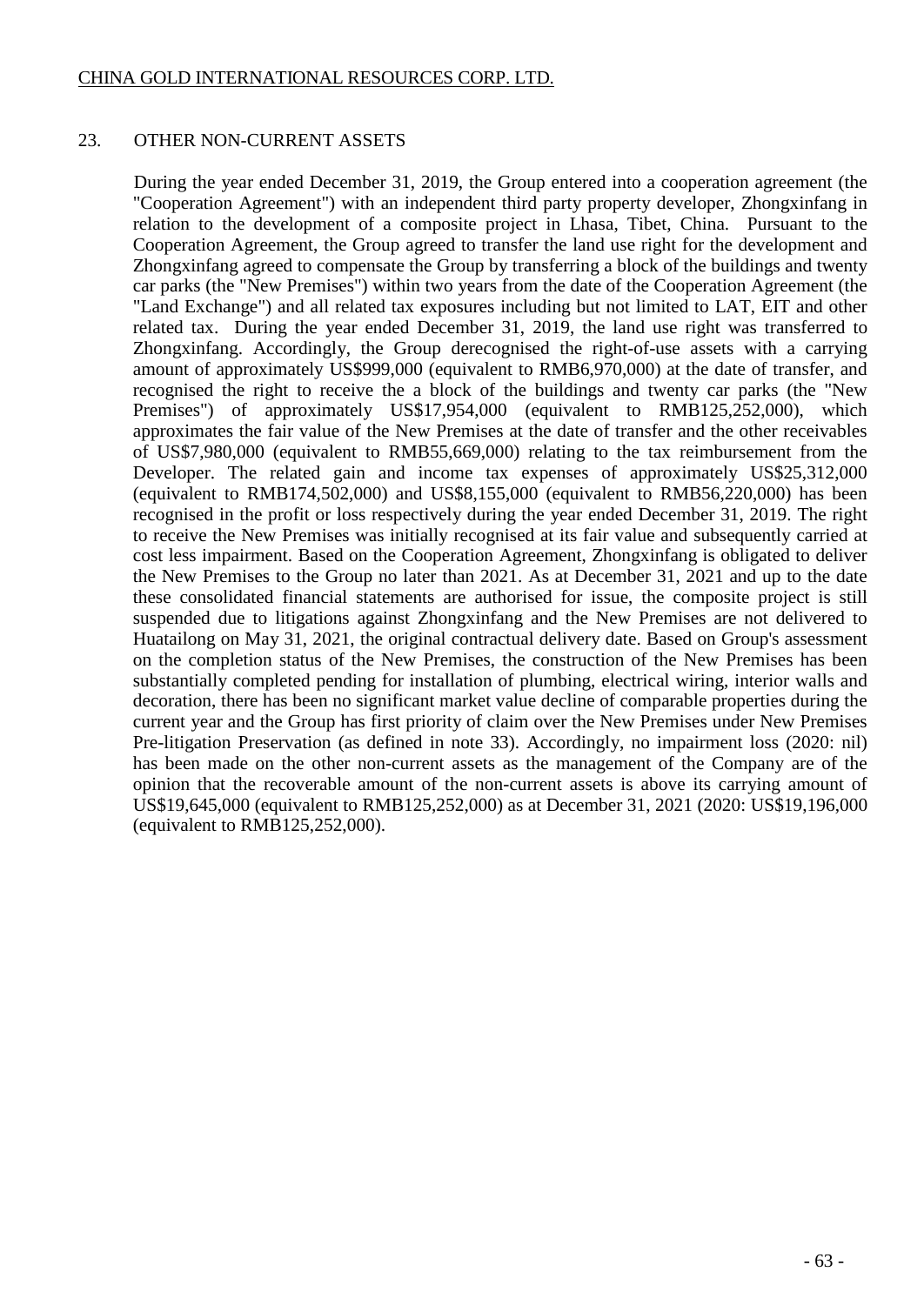## 23. OTHER NON-CURRENT ASSETS

During the year ended December 31, 2019, the Group entered into a cooperation agreement (the "Cooperation Agreement") with an independent third party property developer, Zhongxinfang in relation to the development of a composite project in Lhasa, Tibet, China. Pursuant to the Cooperation Agreement, the Group agreed to transfer the land use right for the development and Zhongxinfang agreed to compensate the Group by transferring a block of the buildings and twenty car parks (the "New Premises") within two years from the date of the Cooperation Agreement (the "Land Exchange") and all related tax exposures including but not limited to LAT, EIT and other related tax. During the year ended December 31, 2019, the land use right was transferred to Zhongxinfang. Accordingly, the Group derecognised the right-of-use assets with a carrying amount of approximately US$999,000 (equivalent to RMB6,970,000) at the date of transfer, and recognised the right to receive the a block of the buildings and twenty car parks (the "New Premises") of approximately US$17,954,000 (equivalent to RMB125,252,000), which approximates the fair value of the New Premises at the date of transfer and the other receivables of US$7,980,000 (equivalent to RMB55,669,000) relating to the tax reimbursement from the Developer. The related gain and income tax expenses of approximately US$25,312,000 (equivalent to RMB174,502,000) and US$8,155,000 (equivalent to RMB56,220,000) has been recognised in the profit or loss respectively during the year ended December 31, 2019. The right to receive the New Premises was initially recognised at its fair value and subsequently carried at cost less impairment. Based on the Cooperation Agreement, Zhongxinfang is obligated to deliver the New Premises to the Group no later than 2021. As at December 31, 2021 and up to the date these consolidated financial statements are authorised for issue, the composite project is still suspended due to litigations against Zhongxinfang and the New Premises are not delivered to Huatailong on May 31, 2021, the original contractual delivery date. Based on Group's assessment on the completion status of the New Premises, the construction of the New Premises has been substantially completed pending for installation of plumbing, electrical wiring, interior walls and decoration, there has been no significant market value decline of comparable properties during the current year and the Group has first priority of claim over the New Premises under New Premises Pre-litigation Preservation (as defined in note 33). Accordingly, no impairment loss (2020: nil) has been made on the other non-current assets as the management of the Company are of the opinion that the recoverable amount of the non-current assets is above its carrying amount of US$19,645,000 (equivalent to RMB125,252,000) as at December 31, 2021 (2020: US$19,196,000 (equivalent to RMB125,252,000).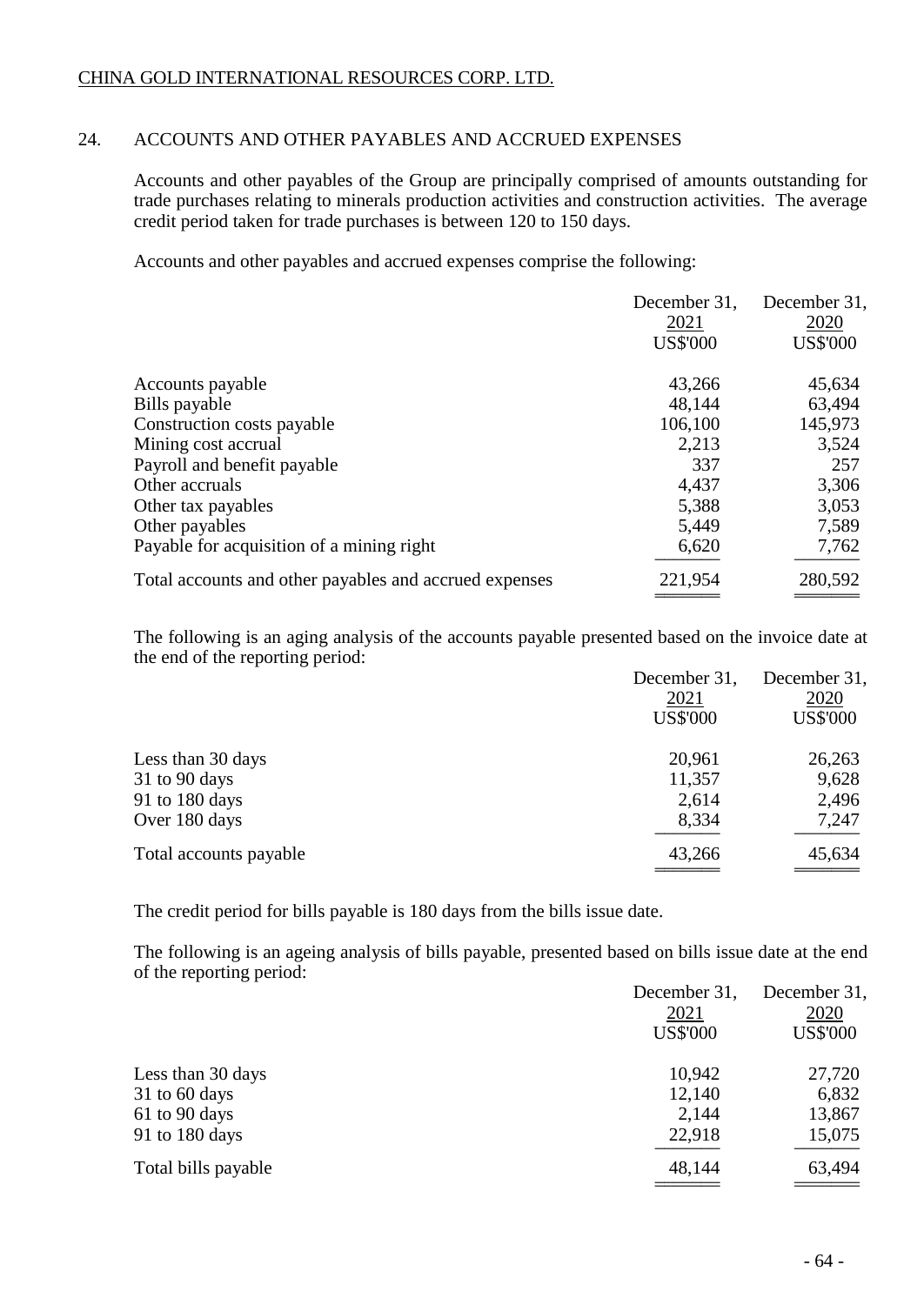## 24. ACCOUNTS AND OTHER PAYABLES AND ACCRUED EXPENSES

Accounts and other payables of the Group are principally comprised of amounts outstanding for trade purchases relating to minerals production activities and construction activities. The average credit period taken for trade purchases is between 120 to 150 days.

Accounts and other payables and accrued expenses comprise the following:

| | December 31, 2021 US$'000 | December 31, 2020 US$'000 |
|---|---|---|
| Accounts payable | 43,266 | 45,634 |
| Bills payable | 48,144 | 63,494 |
| Construction costs payable | 106,100 | 145,973 |
| Mining cost accrual | 2,213 | 3,524 |
| Payroll and benefit payable | 337 | 257 |
| Other accruals | 4,437 | 3,306 |
| Other tax payables | 5,388 | 3,053 |
| Other payables | 5,449 | 7,589 |
| Payable for acquisition of a mining right | 6,620 | 7,762 |
| Total accounts and other payables and accrued expenses | 221,954 | 280,592 |

The following is an aging analysis of the accounts payable presented based on the invoice date at the end of the reporting period:

| | December 31, 2021 US$'000 | December 31, 2020 US$'000 |
|---|---|---|
| Less than 30 days | 20,961 | 26,263 |
| 31 to 90 days | 11,357 | 9,628 |
| 91 to 180 days | 2,614 | 2,496 |
| Over 180 days | 8,334 | 7,247 |
| Total accounts payable | 43,266 | 45,634 |

The credit period for bills payable is 180 days from the bills issue date.

The following is an ageing analysis of bills payable, presented based on bills issue date at the end of the reporting period:

| | December 31, 2021 US$'000 | December 31, 2020 US$'000 |
|---|---|---|
| Less than 30 days | 10,942 | 27,720 |
| 31 to 60 days | 12,140 | 6,832 |
| 61 to 90 days | 2,144 | 13,867 |
| 91 to 180 days | 22,918 | 15,075 |
| Total bills payable | 48,144 | 63,494 |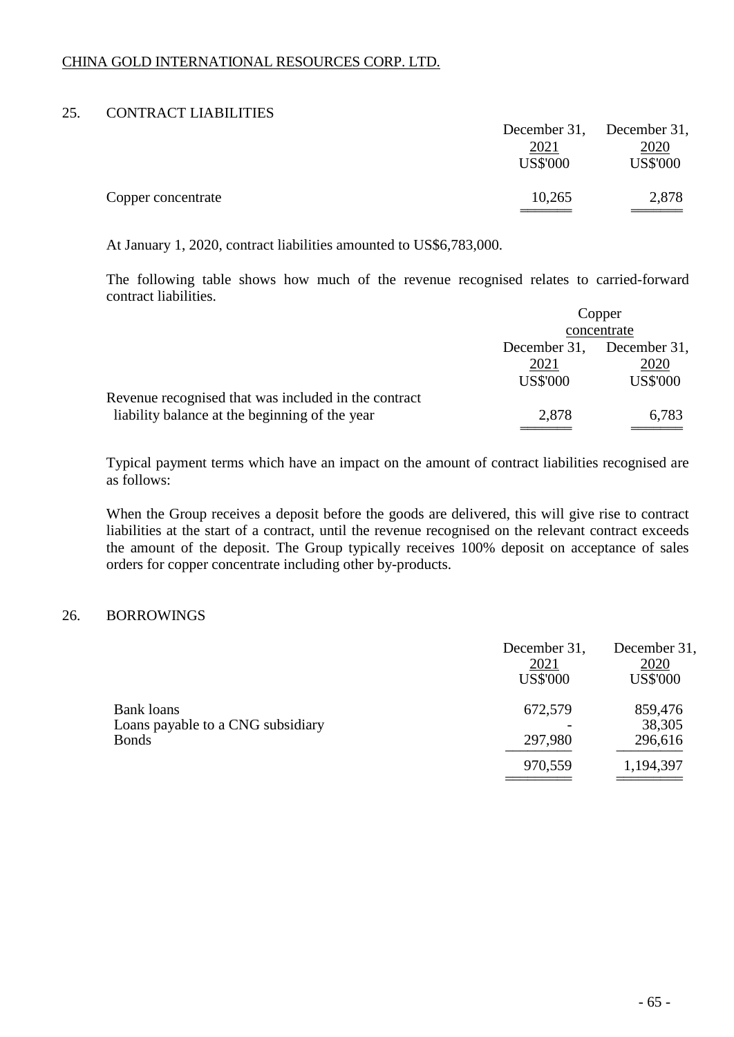## 25. CONTRACT LIABILITIES

| | December 31, 2021 US$'000 | December 31, 2020 US$'000 |
|---|---|---|
| Copper concentrate | 10,265 | 2,878 |

At January 1, 2020, contract liabilities amounted to US$6,783,000.

The following table shows how much of the revenue recognised relates to carried-forward contract liabilities.

| | Copper concentrate | |
|---|---|---|
| | December 31, 2021 US$'000 | December 31, 2020 US$'000 |
| Revenue recognised that was included in the contract liability balance at the beginning of the year | 2,878 | 6,783 |

Typical payment terms which have an impact on the amount of contract liabilities recognised are as follows:

When the Group receives a deposit before the goods are delivered, this will give rise to contract liabilities at the start of a contract, until the revenue recognised on the relevant contract exceeds the amount of the deposit. The Group typically receives 100% deposit on acceptance of sales orders for copper concentrate including other by-products.

## 26. BORROWINGS

| | December 31, 2021 US$'000 | December 31, 2020 US$'000 |
|---|---|---|
| Bank loans | 672,579 | 859,476 |
| Loans payable to a CNG subsidiary | - | 38,305 |
| Bonds | 297,980 | 296,616 |
| | 970,559 | 1,194,397 |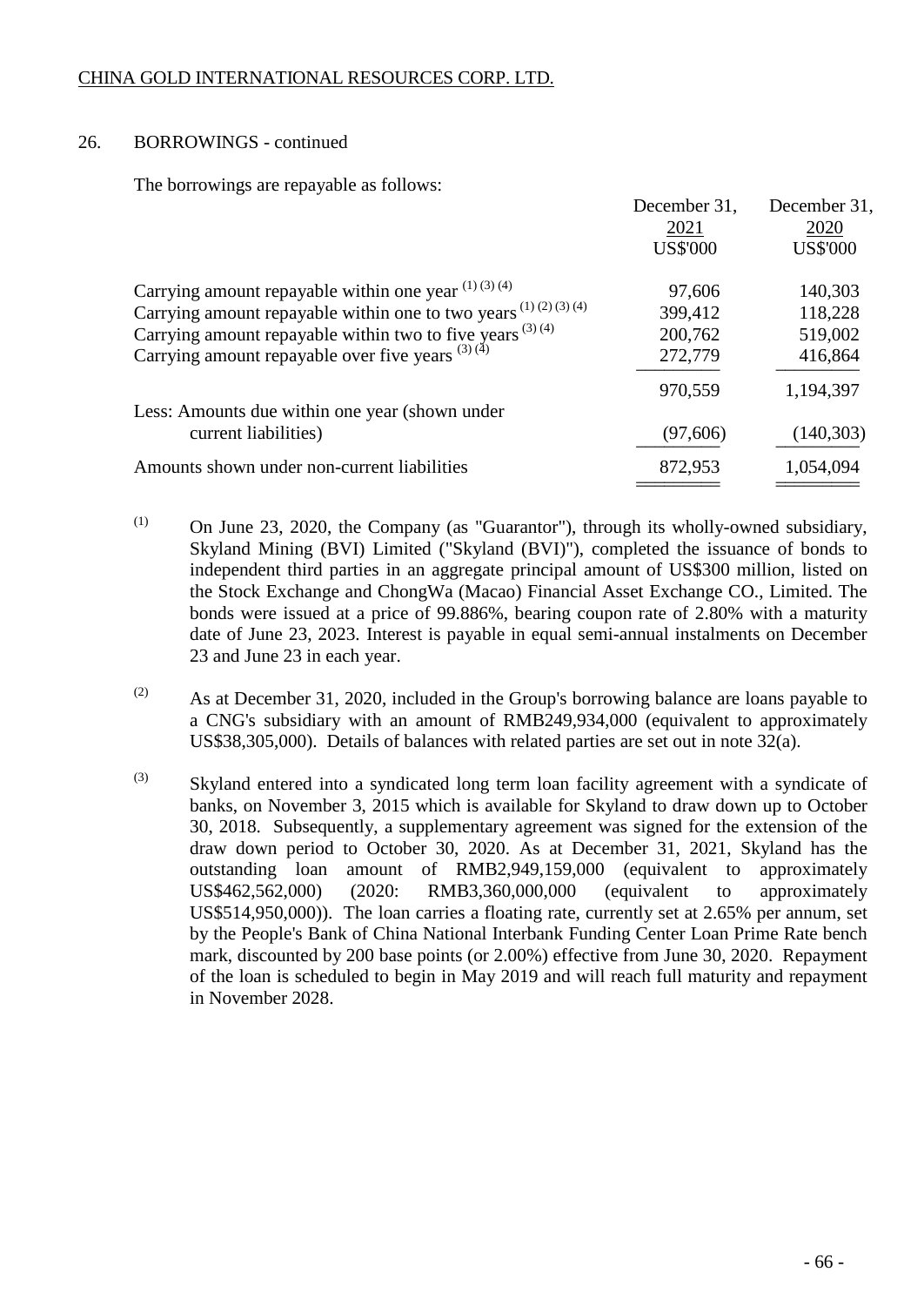## 26. BORROWINGS - continued

The borrowings are repayable as follows:

| | December 31, 2021 US$'000 | December 31, 2020 US$'000 |
|---|---|---|
| Carrying amount repayable within one year [(1) (3) (4)] | 97,606 | 140,303 |
| Carrying amount repayable within one to two years [(1) (2) (3) (4)] | 399,412 | 118,228 |
| Carrying amount repayable within two to five years [(3) (4)] | 200,762 | 519,002 |
| Carrying amount repayable over five years [(3) (4)] | 272,779 | 416,864 |
| | 970,559 | 1,194,397 |
| Less: Amounts due within one year (shown under current liabilities) | (97,606) | (140,303) |
| Amounts shown under non-current liabilities | 872,953 | 1,054,094 |

(1) On June 23, 2020, the Company (as "Guarantor"), through its wholly-owned subsidiary, Skyland Mining (BVI) Limited ("Skyland (BVI)"), completed the issuance of bonds to independent third parties in an aggregate principal amount of US$300 million, listed on the Stock Exchange and ChongWa (Macao) Financial Asset Exchange CO., Limited. The bonds were issued at a price of 99.886%, bearing coupon rate of 2.80% with a maturity date of June 23, 2023. Interest is payable in equal semi-annual instalments on December 23 and June 23 in each year.

(2) As at December 31, 2020, included in the Group's borrowing balance are loans payable to a CNG's subsidiary with an amount of RMB249,934,000 (equivalent to approximately US$38,305,000). Details of balances with related parties are set out in note 32(a).

(3) Skyland entered into a syndicated long term loan facility agreement with a syndicate of banks, on November 3, 2015 which is available for Skyland to draw down up to October 30, 2018. Subsequently, a supplementary agreement was signed for the extension of the draw down period to October 30, 2020. As at December 31, 2021, Skyland has the outstanding loan amount of RMB2,949,159,000 (equivalent to approximately US$462,562,000) (2020: RMB3,360,000,000 (equivalent to approximately US$514,950,000)). The loan carries a floating rate, currently set at 2.65% per annum, set by the People's Bank of China National Interbank Funding Center Loan Prime Rate bench mark, discounted by 200 base points (or 2.00%) effective from June 30, 2020. Repayment of the loan is scheduled to begin in May 2019 and will reach full maturity and repayment in November 2028.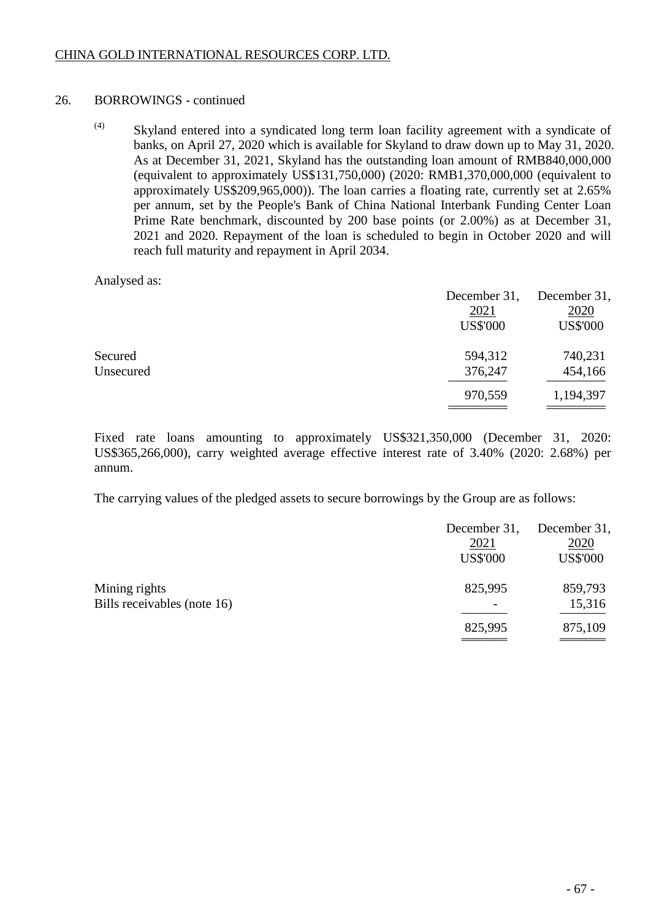## 26. BORROWINGS - continued

(4) Skyland entered into a syndicated long term loan facility agreement with a syndicate of banks, on April 27, 2020 which is available for Skyland to draw down up to May 31, 2020. As at December 31, 2021, Skyland has the outstanding loan amount of RMB840,000,000 (equivalent to approximately US$131,750,000) (2020: RMB1,370,000,000 (equivalent to approximately US$209,965,000)). The loan carries a floating rate, currently set at 2.65% per annum, set by the People's Bank of China National Interbank Funding Center Loan Prime Rate benchmark, discounted by 200 base points (or 2.00%) as at December 31, 2021 and 2020. Repayment of the loan is scheduled to begin in October 2020 and will reach full maturity and repayment in April 2034.

Analysed as:

| | December 31, 2021 US$'000 | December 31, 2020 US$'000 |
|---|---|---|
| Secured | 594,312 | 740,231 |
| Unsecured | 376,247 | 454,166 |
| | 970,559 | 1,194,397 |

Fixed rate loans amounting to approximately US$321,350,000 (December 31, 2020: US$365,266,000), carry weighted average effective interest rate of 3.40% (2020: 2.68%) per annum.

The carrying values of the pledged assets to secure borrowings by the Group are as follows:

| | December 31, 2021 US$'000 | December 31, 2020 US$'000 |
|---|---|---|
| Mining rights | 825,995 | 859,793 |
| Bills receivables (note 16) | - | 15,316 |
| | 825,995 | 875,109 |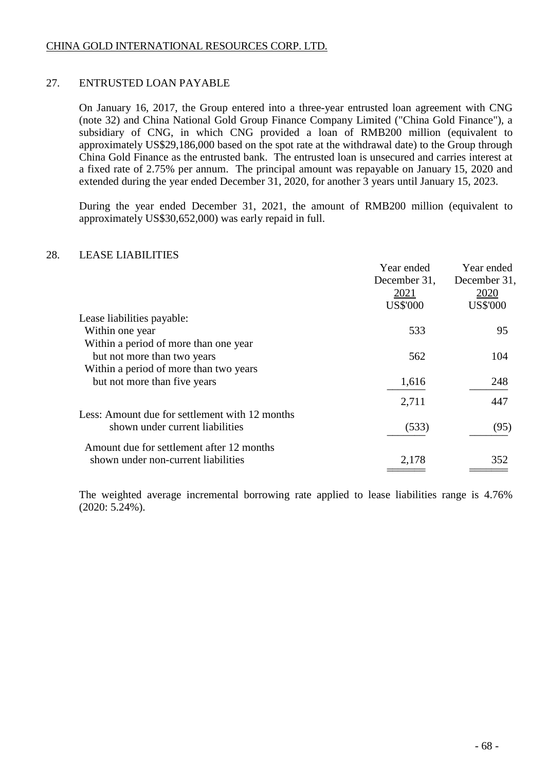## 27. ENTRUSTED LOAN PAYABLE

On January 16, 2017, the Group entered into a three-year entrusted loan agreement with CNG (note 32) and China National Gold Group Finance Company Limited ("China Gold Finance"), a subsidiary of CNG, in which CNG provided a loan of RMB200 million (equivalent to approximately US$29,186,000 based on the spot rate at the withdrawal date) to the Group through China Gold Finance as the entrusted bank. The entrusted loan is unsecured and carries interest at a fixed rate of 2.75% per annum. The principal amount was repayable on January 15, 2020 and extended during the year ended December 31, 2020, for another 3 years until January 15, 2023.

During the year ended December 31, 2021, the amount of RMB200 million (equivalent to approximately US$30,652,000) was early repaid in full.

## 28. LEASE LIABILITIES

| | Year ended December 31, 2021 US$'000 | Year ended December 31, 2020 US$'000 |
|---|---|---|
| Lease liabilities payable: | | |
| Within one year | 533 | 95 |
| Within a period of more than one year but not more than two years | 562 | 104 |
| Within a period of more than two years but not more than five years | 1,616 | 248 |
| | 2,711 | 447 |
| Less: Amount due for settlement with 12 months shown under current liabilities | (533) | (95) |
| Amount due for settlement after 12 months shown under non-current liabilities | 2,178 | 352 |

The weighted average incremental borrowing rate applied to lease liabilities range is 4.76% (2020: 5.24%).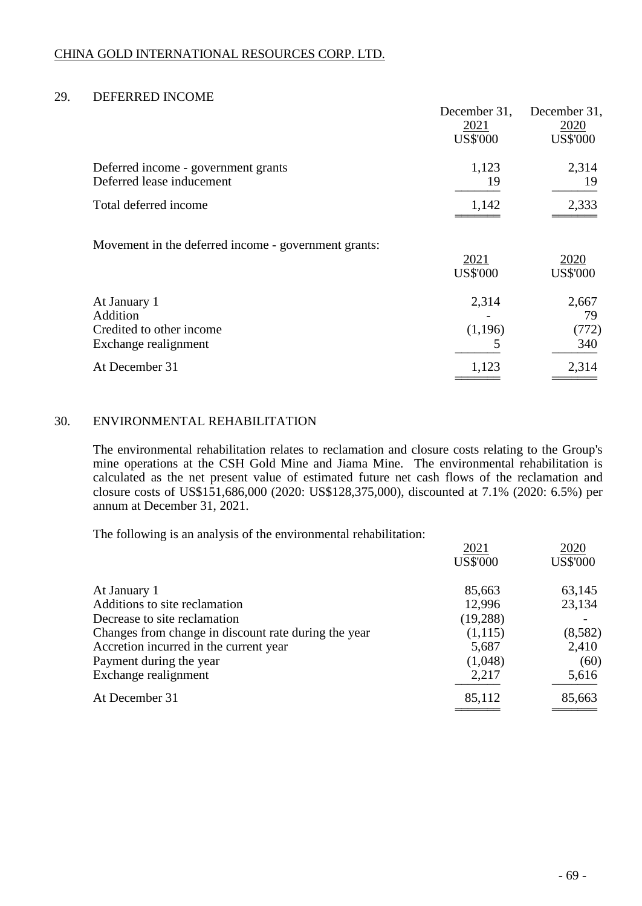## 29. DEFERRED INCOME

| | December 31, 2021 US$'000 | December 31, 2020 US$'000 |
|---|---|---|
| Deferred income - government grants | 1,123 | 2,314 |
| Deferred lease inducement | 19 | 19 |
| Total deferred income | 1,142 | 2,333 |

Movement in the deferred income - government grants:

| | 2021 US$'000 | 2020 US$'000 |
|---|---|---|
| At January 1 | 2,314 | 2,667 |
| Addition | - | 79 |
| Credited to other income | (1,196) | (772) |
| Exchange realignment | 5 | 340 |
| At December 31 | 1,123 | 2,314 |

## 30. ENVIRONMENTAL REHABILITATION

The environmental rehabilitation relates to reclamation and closure costs relating to the Group's mine operations at the CSH Gold Mine and Jiama Mine. The environmental rehabilitation is calculated as the net present value of estimated future net cash flows of the reclamation and closure costs of US$151,686,000 (2020: US$128,375,000), discounted at 7.1% (2020: 6.5%) per annum at December 31, 2021.

The following is an analysis of the environmental rehabilitation:

| | 2021 US$'000 | 2020 US$'000 |
|---|---|---|
| At January 1 | 85,663 | 63,145 |
| Additions to site reclamation | 12,996 | 23,134 |
| Decrease to site reclamation | (19,288) | - |
| Changes from change in discount rate during the year | (1,115) | (8,582) |
| Accretion incurred in the current year | 5,687 | 2,410 |
| Payment during the year | (1,048) | (60) |
| Exchange realignment | 2,217 | 5,616 |
| At December 31 | 85,112 | 85,663 |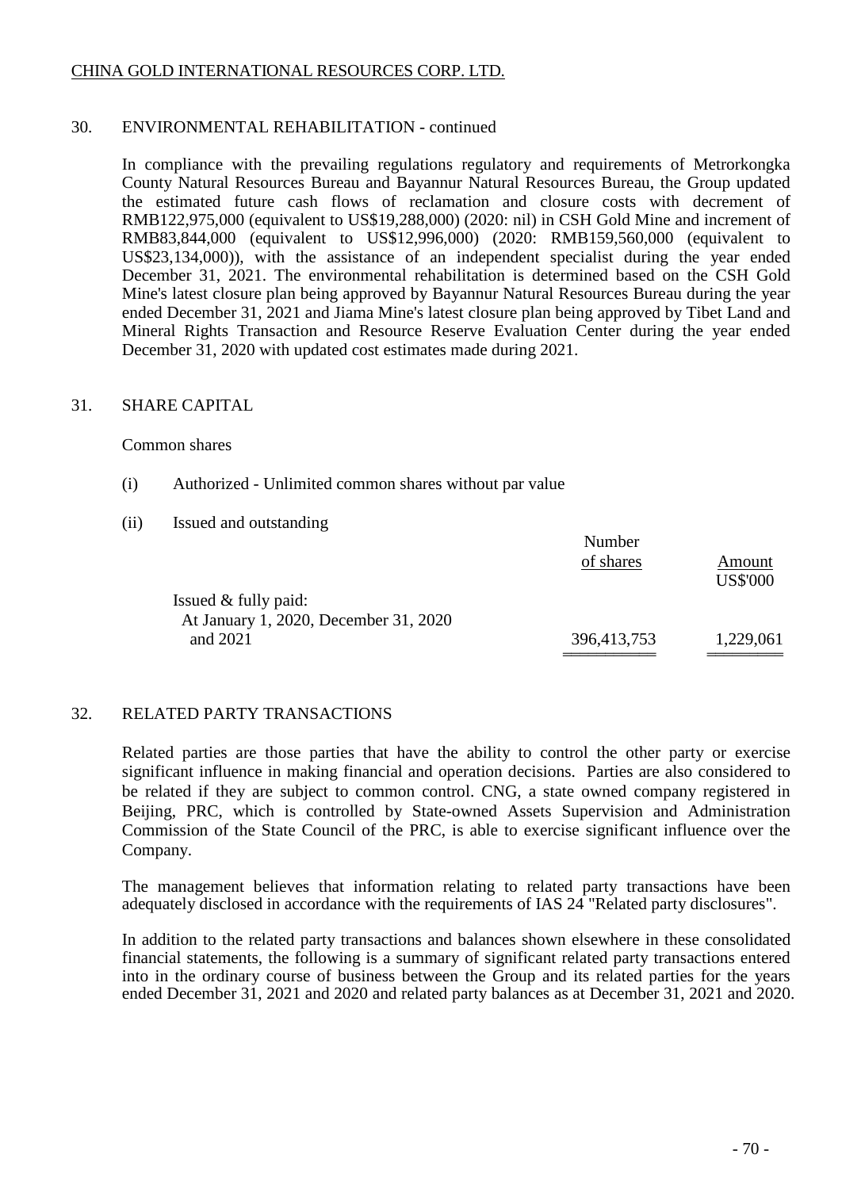## 30. ENVIRONMENTAL REHABILITATION - continued

In compliance with the prevailing regulations regulatory and requirements of Metrorkongka County Natural Resources Bureau and Bayannur Natural Resources Bureau, the Group updated the estimated future cash flows of reclamation and closure costs with decrement of RMB122,975,000 (equivalent to US$19,288,000) (2020: nil) in CSH Gold Mine and increment of RMB83,844,000 (equivalent to US$12,996,000) (2020: RMB159,560,000 (equivalent to US$23,134,000)), with the assistance of an independent specialist during the year ended December 31, 2021. The environmental rehabilitation is determined based on the CSH Gold Mine's latest closure plan being approved by Bayannur Natural Resources Bureau during the year ended December 31, 2021 and Jiama Mine's latest closure plan being approved by Tibet Land and Mineral Rights Transaction and Resource Reserve Evaluation Center during the year ended December 31, 2020 with updated cost estimates made during 2021.

## 31. SHARE CAPITAL

Common shares

(i) Authorized - Unlimited common shares without par value

(ii) Issued and outstanding

| | Number of shares | Amount US$'000 |
|---|---|---|
| Issued & fully paid: | | |
| At January 1, 2020, December 31, 2020 and 2021 | 396,413,753 | 1,229,061 |

## 32. RELATED PARTY TRANSACTIONS

Related parties are those parties that have the ability to control the other party or exercise significant influence in making financial and operation decisions. Parties are also considered to be related if they are subject to common control. CNG, a state owned company registered in Beijing, PRC, which is controlled by State-owned Assets Supervision and Administration Commission of the State Council of the PRC, is able to exercise significant influence over the Company.

The management believes that information relating to related party transactions have been adequately disclosed in accordance with the requirements of IAS 24 "Related party disclosures".

In addition to the related party transactions and balances shown elsewhere in these consolidated financial statements, the following is a summary of significant related party transactions entered into in the ordinary course of business between the Group and its related parties for the years ended December 31, 2021 and 2020 and related party balances as at December 31, 2021 and 2020.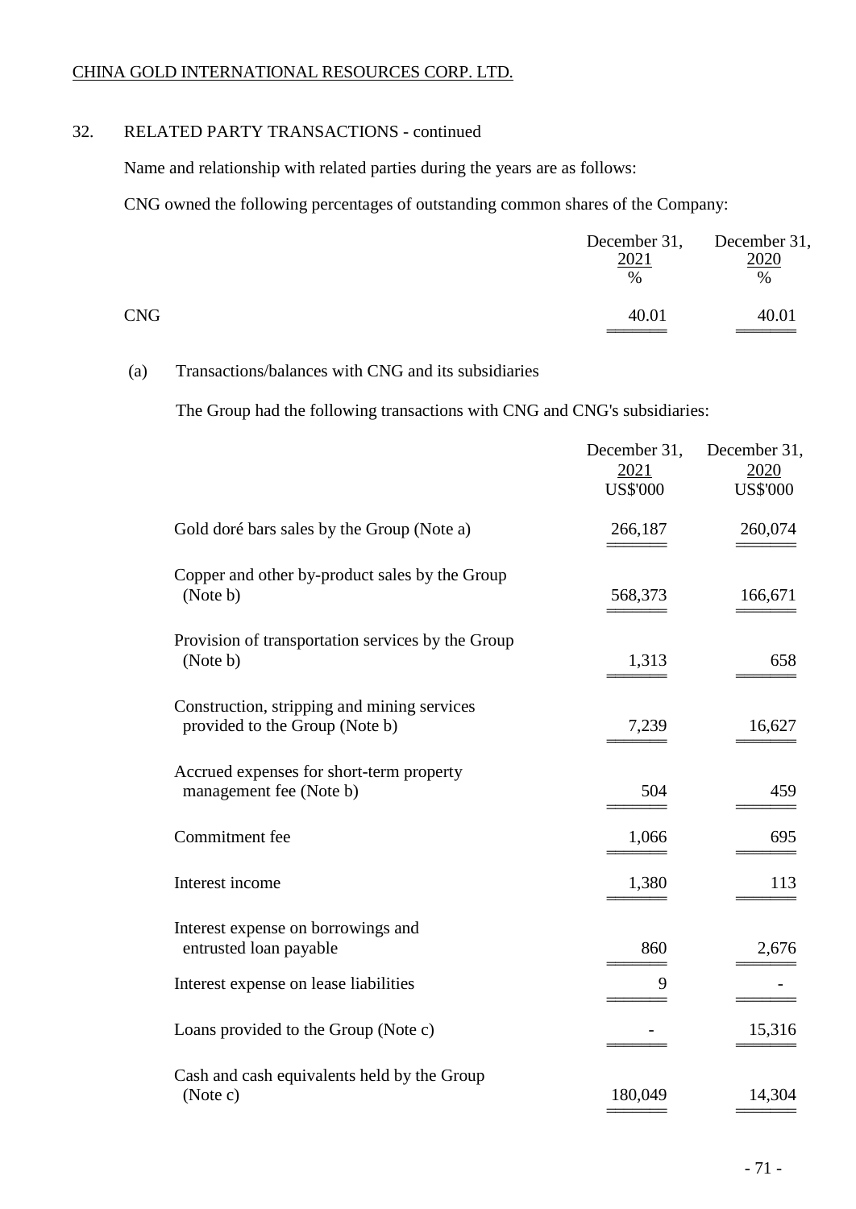CHINA GOLD INTERNATIONAL RESOURCES CORP. LTD.

## 32. RELATED PARTY TRANSACTIONS - continued

Name and relationship with related parties during the years are as follows:

CNG owned the following percentages of outstanding common shares of the Company:

| | December 31, 2021 % | December 31, 2020 % |
|---|---|---|
| CNG | 40.01 | 40.01 |

(a) Transactions/balances with CNG and its subsidiaries

The Group had the following transactions with CNG and CNG's subsidiaries:

| | December 31, 2021 US$'000 | December 31, 2020 US$'000 |
|---|---|---|
| Gold doré bars sales by the Group (Note a) | 266,187 | 260,074 |
| Copper and other by-product sales by the Group (Note b) | 568,373 | 166,671 |
| Provision of transportation services by the Group (Note b) | 1,313 | 658 |
| Construction, stripping and mining services provided to the Group (Note b) | 7,239 | 16,627 |
| Accrued expenses for short-term property management fee (Note b) | 504 | 459 |
| Commitment fee | 1,066 | 695 |
| Interest income | 1,380 | 113 |
| Interest expense on borrowings and entrusted loan payable | 860 | 2,676 |
| Interest expense on lease liabilities | 9 | - |
| Loans provided to the Group (Note c) | - | 15,316 |
| Cash and cash equivalents held by the Group (Note c) | 180,049 | 14,304 |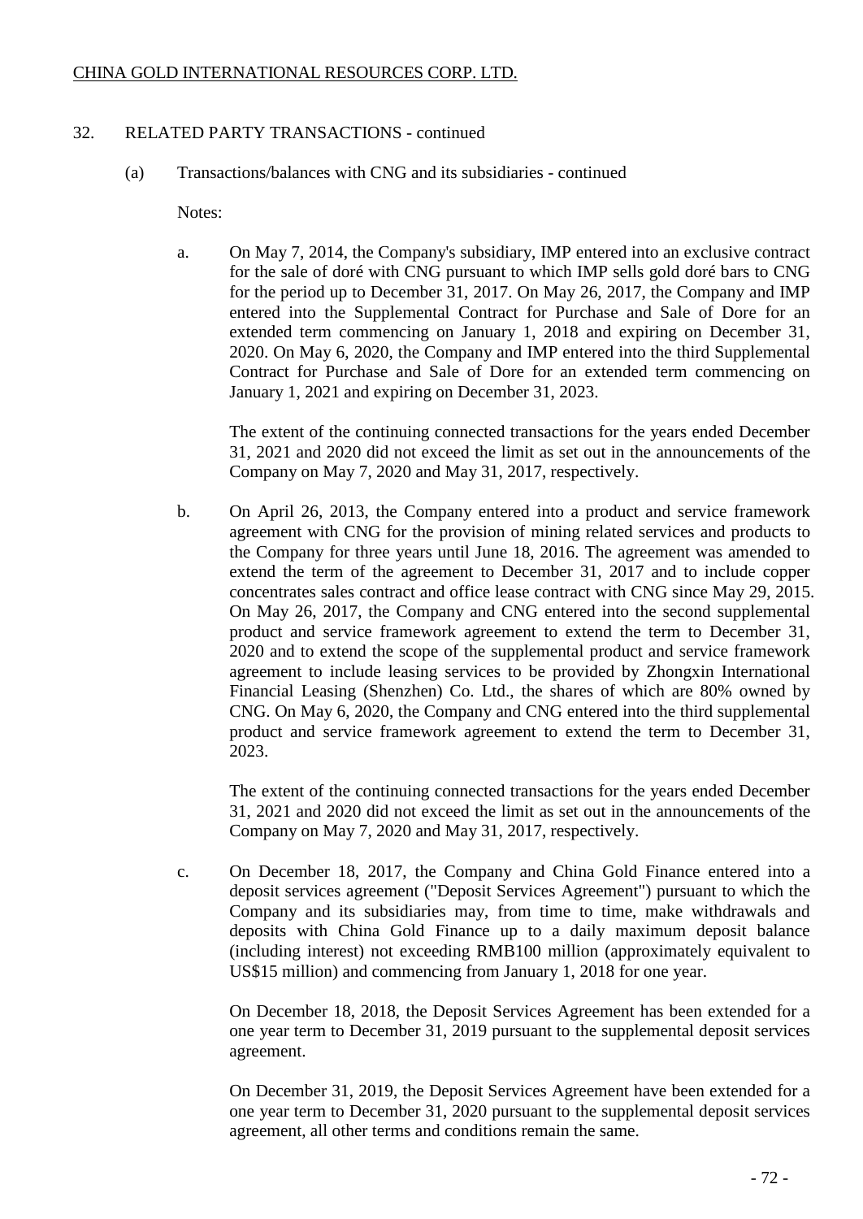## 32. RELATED PARTY TRANSACTIONS - continued

(a) Transactions/balances with CNG and its subsidiaries - continued

Notes:

a. On May 7, 2014, the Company's subsidiary, IMP entered into an exclusive contract for the sale of doré with CNG pursuant to which IMP sells gold doré bars to CNG for the period up to December 31, 2017. On May 26, 2017, the Company and IMP entered into the Supplemental Contract for Purchase and Sale of Dore for an extended term commencing on January 1, 2018 and expiring on December 31, 2020. On May 6, 2020, the Company and IMP entered into the third Supplemental Contract for Purchase and Sale of Dore for an extended term commencing on January 1, 2021 and expiring on December 31, 2023.

   The extent of the continuing connected transactions for the years ended December 31, 2021 and 2020 did not exceed the limit as set out in the announcements of the Company on May 7, 2020 and May 31, 2017, respectively.

b. On April 26, 2013, the Company entered into a product and service framework agreement with CNG for the provision of mining related services and products to the Company for three years until June 18, 2016. The agreement was amended to extend the term of the agreement to December 31, 2017 and to include copper concentrates sales contract and office lease contract with CNG since May 29, 2015. On May 26, 2017, the Company and CNG entered into the second supplemental product and service framework agreement to extend the term to December 31, 2020 and to extend the scope of the supplemental product and service framework agreement to include leasing services to be provided by Zhongxin International Financial Leasing (Shenzhen) Co. Ltd., the shares of which are 80% owned by CNG. On May 6, 2020, the Company and CNG entered into the third supplemental product and service framework agreement to extend the term to December 31, 2023.

   The extent of the continuing connected transactions for the years ended December 31, 2021 and 2020 did not exceed the limit as set out in the announcements of the Company on May 7, 2020 and May 31, 2017, respectively.

c. On December 18, 2017, the Company and China Gold Finance entered into a deposit services agreement ("Deposit Services Agreement") pursuant to which the Company and its subsidiaries may, from time to time, make withdrawals and deposits with China Gold Finance up to a daily maximum deposit balance (including interest) not exceeding RMB100 million (approximately equivalent to US$15 million) and commencing from January 1, 2018 for one year.

   On December 18, 2018, the Deposit Services Agreement has been extended for a one year term to December 31, 2019 pursuant to the supplemental deposit services agreement.

   On December 31, 2019, the Deposit Services Agreement have been extended for a one year term to December 31, 2020 pursuant to the supplemental deposit services agreement, all other terms and conditions remain the same.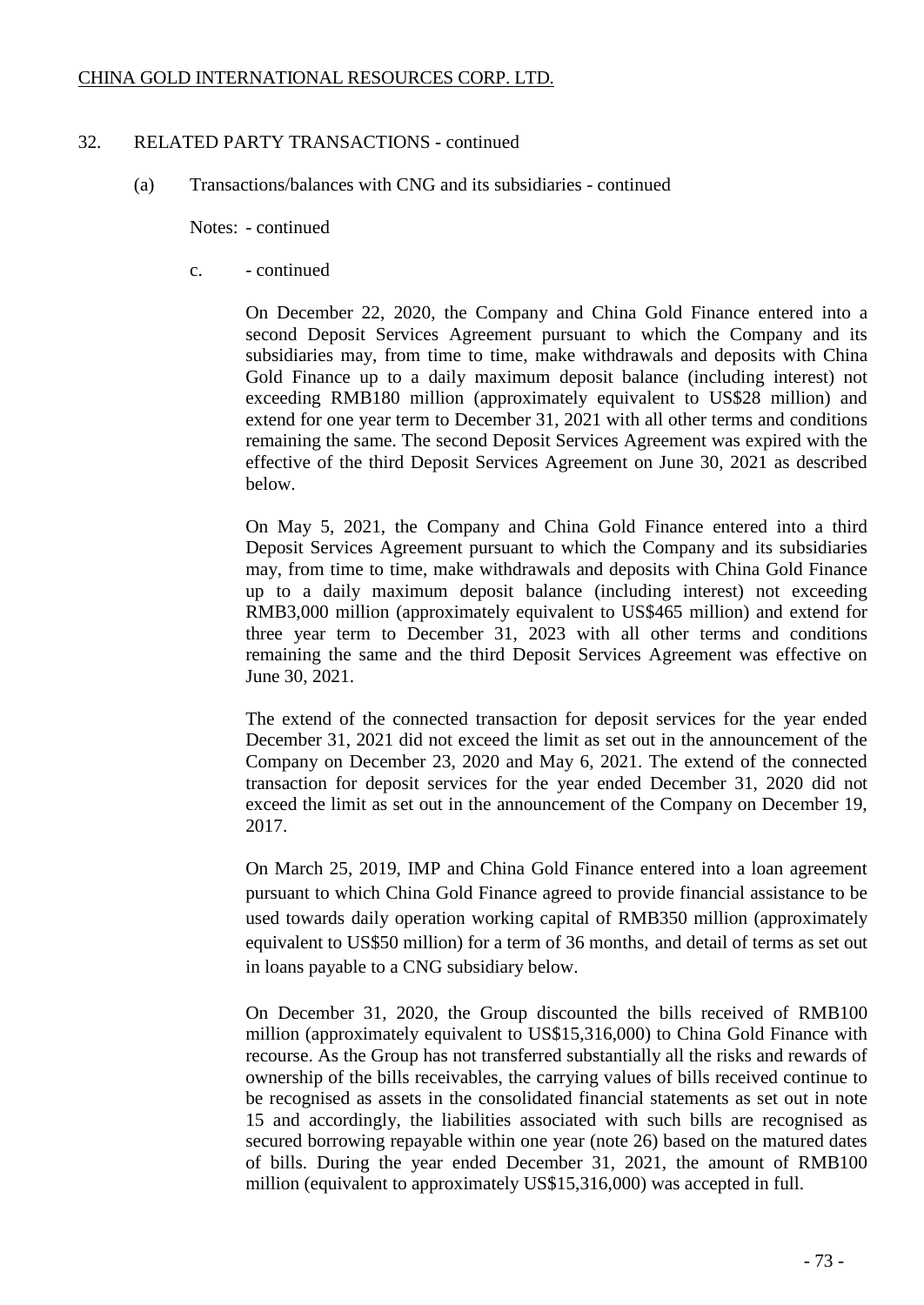CHINA GOLD INTERNATIONAL RESOURCES CORP. LTD.

32. RELATED PARTY TRANSACTIONS - continued

(a) Transactions/balances with CNG and its subsidiaries - continued

Notes: - continued

c. - continued

On December 22, 2020, the Company and China Gold Finance entered into a second Deposit Services Agreement pursuant to which the Company and its subsidiaries may, from time to time, make withdrawals and deposits with China Gold Finance up to a daily maximum deposit balance (including interest) not exceeding RMB180 million (approximately equivalent to US$28 million) and extend for one year term to December 31, 2021 with all other terms and conditions remaining the same. The second Deposit Services Agreement was expired with the effective of the third Deposit Services Agreement on June 30, 2021 as described below.

On May 5, 2021, the Company and China Gold Finance entered into a third Deposit Services Agreement pursuant to which the Company and its subsidiaries may, from time to time, make withdrawals and deposits with China Gold Finance up to a daily maximum deposit balance (including interest) not exceeding RMB3,000 million (approximately equivalent to US$465 million) and extend for three year term to December 31, 2023 with all other terms and conditions remaining the same and the third Deposit Services Agreement was effective on June 30, 2021.

The extend of the connected transaction for deposit services for the year ended December 31, 2021 did not exceed the limit as set out in the announcement of the Company on December 23, 2020 and May 6, 2021. The extend of the connected transaction for deposit services for the year ended December 31, 2020 did not exceed the limit as set out in the announcement of the Company on December 19, 2017.

On March 25, 2019, IMP and China Gold Finance entered into a loan agreement pursuant to which China Gold Finance agreed to provide financial assistance to be used towards daily operation working capital of RMB350 million (approximately equivalent to US$50 million) for a term of 36 months, and detail of terms as set out in loans payable to a CNG subsidiary below.

On December 31, 2020, the Group discounted the bills received of RMB100 million (approximately equivalent to US$15,316,000) to China Gold Finance with recourse. As the Group has not transferred substantially all the risks and rewards of ownership of the bills receivables, the carrying values of bills received continue to be recognised as assets in the consolidated financial statements as set out in note 15 and accordingly, the liabilities associated with such bills are recognised as secured borrowing repayable within one year (note 26) based on the matured dates of bills. During the year ended December 31, 2021, the amount of RMB100 million (equivalent to approximately US$15,316,000) was accepted in full.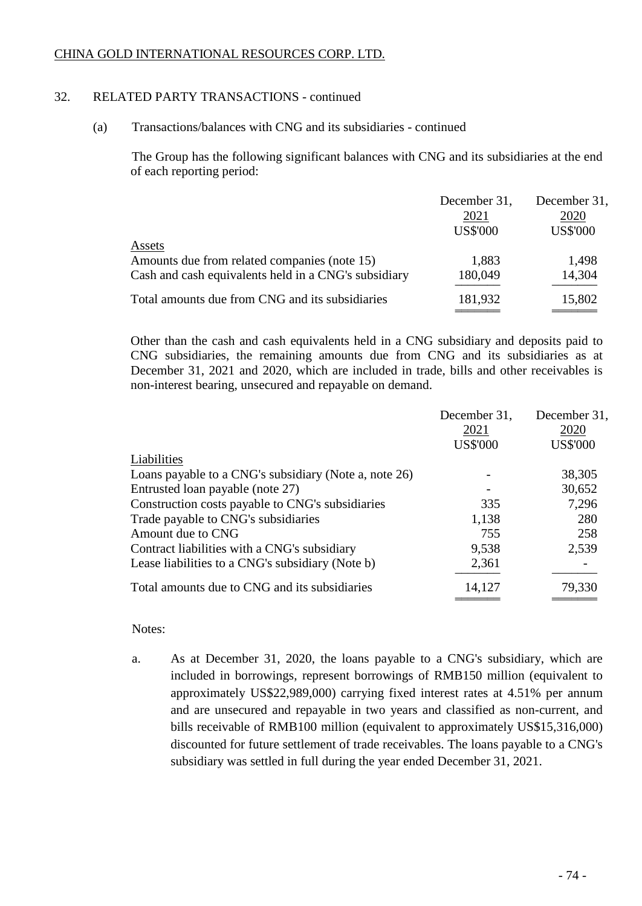CHINA GOLD INTERNATIONAL RESOURCES CORP. LTD.

## 32. RELATED PARTY TRANSACTIONS - continued

### (a) Transactions/balances with CNG and its subsidiaries - continued

The Group has the following significant balances with CNG and its subsidiaries at the end of each reporting period:

| | December 31, 2021 US$'000 | December 31, 2020 US$'000 |
|---|---|---|
| Assets | | |
| Amounts due from related companies (note 15) | 1,883 | 1,498 |
| Cash and cash equivalents held in a CNG's subsidiary | 180,049 | 14,304 |
| Total amounts due from CNG and its subsidiaries | 181,932 | 15,802 |

Other than the cash and cash equivalents held in a CNG subsidiary and deposits paid to CNG subsidiaries, the remaining amounts due from CNG and its subsidiaries as at December 31, 2021 and 2020, which are included in trade, bills and other receivables is non-interest bearing, unsecured and repayable on demand.

| | December 31, 2021 US$'000 | December 31, 2020 US$'000 |
|---|---|---|
| Liabilities | | |
| Loans payable to a CNG's subsidiary (Note a, note 26) | - | 38,305 |
| Entrusted loan payable (note 27) | - | 30,652 |
| Construction costs payable to CNG's subsidiaries | 335 | 7,296 |
| Trade payable to CNG's subsidiaries | 1,138 | 280 |
| Amount due to CNG | 755 | 258 |
| Contract liabilities with a CNG's subsidiary | 9,538 | 2,539 |
| Lease liabilities to a CNG's subsidiary (Note b) | 2,361 | - |
| Total amounts due to CNG and its subsidiaries | 14,127 | 79,330 |

Notes:

a. As at December 31, 2020, the loans payable to a CNG's subsidiary, which are included in borrowings, represent borrowings of RMB150 million (equivalent to approximately US$22,989,000) carrying fixed interest rates at 4.51% per annum and are unsecured and repayable in two years and classified as non-current, and bills receivable of RMB100 million (equivalent to approximately US$15,316,000) discounted for future settlement of trade receivables. The loans payable to a CNG's subsidiary was settled in full during the year ended December 31, 2021.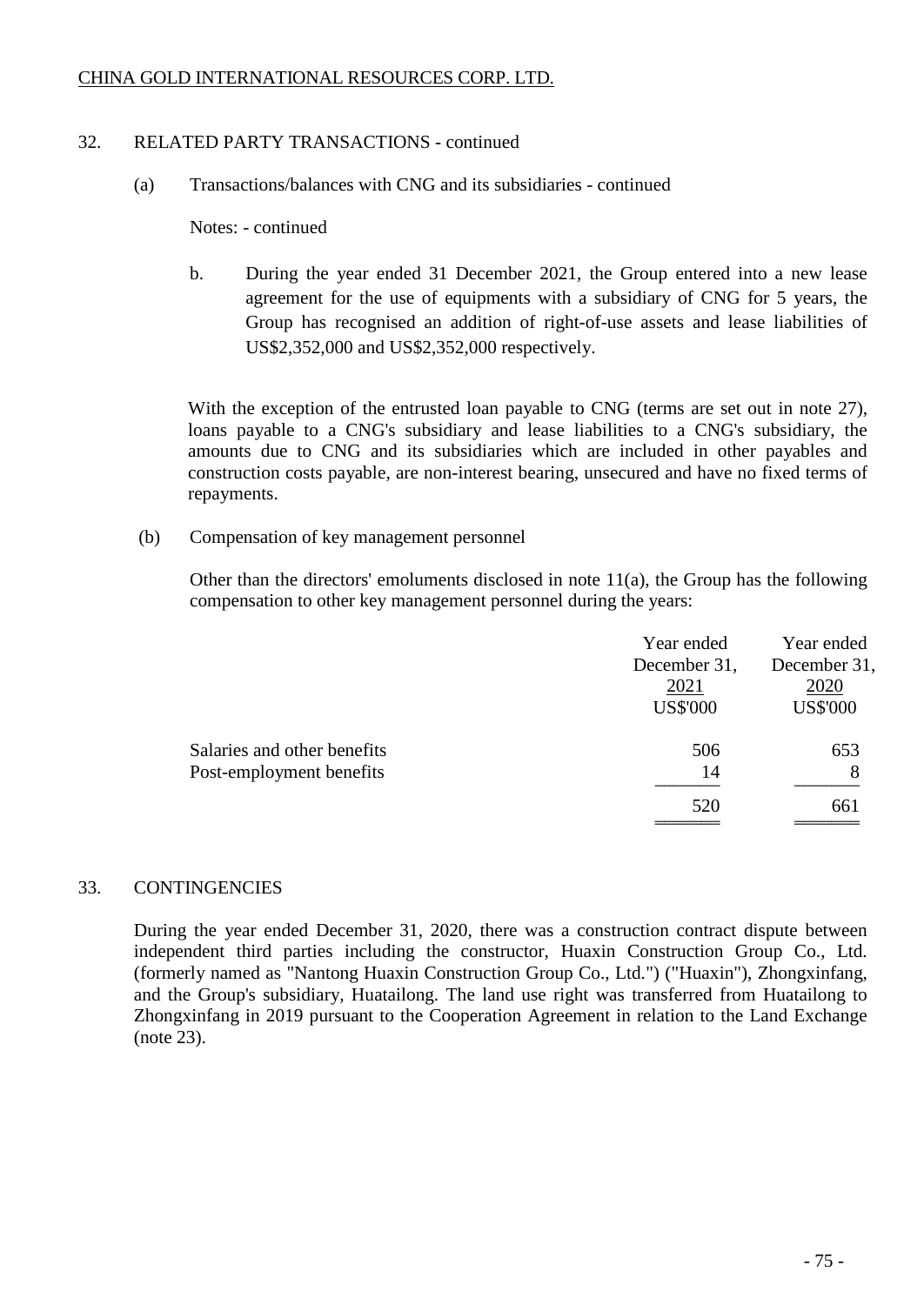## 32. RELATED PARTY TRANSACTIONS - continued

### (a) Transactions/balances with CNG and its subsidiaries - continued

Notes: - continued

b. During the year ended 31 December 2021, the Group entered into a new lease agreement for the use of equipments with a subsidiary of CNG for 5 years, the Group has recognised an addition of right-of-use assets and lease liabilities of US$2,352,000 and US$2,352,000 respectively.

With the exception of the entrusted loan payable to CNG (terms are set out in note 27), loans payable to a CNG's subsidiary and lease liabilities to a CNG's subsidiary, the amounts due to CNG and its subsidiaries which are included in other payables and construction costs payable, are non-interest bearing, unsecured and have no fixed terms of repayments.

### (b) Compensation of key management personnel

Other than the directors' emoluments disclosed in note 11(a), the Group has the following compensation to other key management personnel during the years:

| | Year ended December 31, 2021 US$'000 | Year ended December 31, 2020 US$'000 |
|---|---|---|
| Salaries and other benefits | 506 | 653 |
| Post-employment benefits | 14 | 8 |
| | 520 | 661 |

## 33. CONTINGENCIES

During the year ended December 31, 2020, there was a construction contract dispute between independent third parties including the constructor, Huaxin Construction Group Co., Ltd. (formerly named as "Nantong Huaxin Construction Group Co., Ltd.") ("Huaxin"), Zhongxinfang, and the Group's subsidiary, Huatailong. The land use right was transferred from Huatailong to Zhongxinfang in 2019 pursuant to the Cooperation Agreement in relation to the Land Exchange (note 23).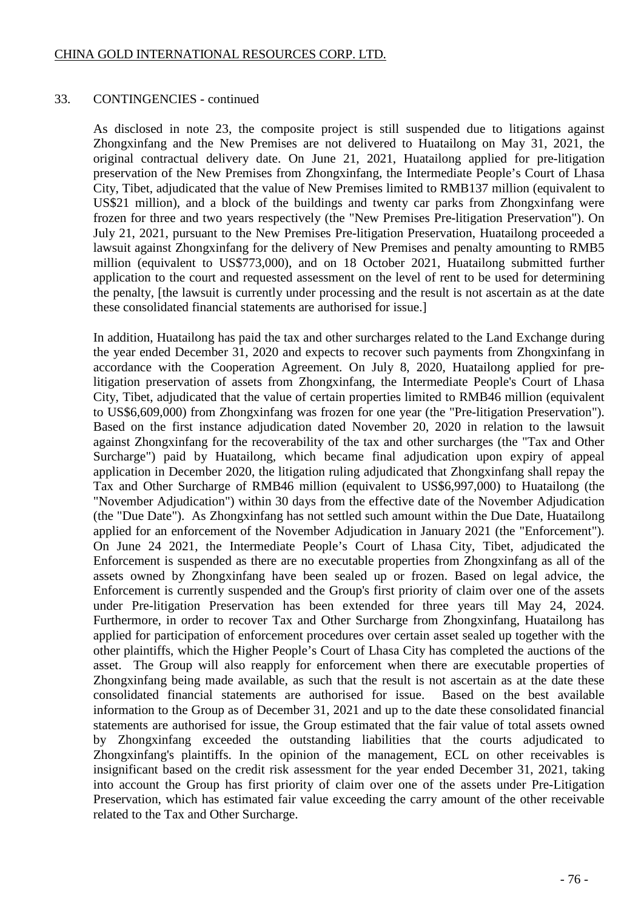## 33. CONTINGENCIES - continued

As disclosed in note 23, the composite project is still suspended due to litigations against Zhongxinfang and the New Premises are not delivered to Huatailong on May 31, 2021, the original contractual delivery date. On June 21, 2021, Huatailong applied for pre-litigation preservation of the New Premises from Zhongxinfang, the Intermediate People's Court of Lhasa City, Tibet, adjudicated that the value of New Premises limited to RMB137 million (equivalent to US$21 million), and a block of the buildings and twenty car parks from Zhongxinfang were frozen for three and two years respectively (the "New Premises Pre-litigation Preservation"). On July 21, 2021, pursuant to the New Premises Pre-litigation Preservation, Huatailong proceeded a lawsuit against Zhongxinfang for the delivery of New Premises and penalty amounting to RMB5 million (equivalent to US$773,000), and on 18 October 2021, Huatailong submitted further application to the court and requested assessment on the level of rent to be used for determining the penalty, [the lawsuit is currently under processing and the result is not ascertain as at the date these consolidated financial statements are authorised for issue.]

In addition, Huatailong has paid the tax and other surcharges related to the Land Exchange during the year ended December 31, 2020 and expects to recover such payments from Zhongxinfang in accordance with the Cooperation Agreement. On July 8, 2020, Huatailong applied for pre-litigation preservation of assets from Zhongxinfang, the Intermediate People's Court of Lhasa City, Tibet, adjudicated that the value of certain properties limited to RMB46 million (equivalent to US$6,609,000) from Zhongxinfang was frozen for one year (the "Pre-litigation Preservation"). Based on the first instance adjudication dated November 20, 2020 in relation to the lawsuit against Zhongxinfang for the recoverability of the tax and other surcharges (the "Tax and Other Surcharge") paid by Huatailong, which became final adjudication upon expiry of appeal application in December 2020, the litigation ruling adjudicated that Zhongxinfang shall repay the Tax and Other Surcharge of RMB46 million (equivalent to US$6,997,000) to Huatailong (the "November Adjudication") within 30 days from the effective date of the November Adjudication (the "Due Date"). As Zhongxinfang has not settled such amount within the Due Date, Huatailong applied for an enforcement of the November Adjudication in January 2021 (the "Enforcement"). On June 24 2021, the Intermediate People's Court of Lhasa City, Tibet, adjudicated the Enforcement is suspended as there are no executable properties from Zhongxinfang as all of the assets owned by Zhongxinfang have been sealed up or frozen. Based on legal advice, the Enforcement is currently suspended and the Group's first priority of claim over one of the assets under Pre-litigation Preservation has been extended for three years till May 24, 2024. Furthermore, in order to recover Tax and Other Surcharge from Zhongxinfang, Huatailong has applied for participation of enforcement procedures over certain asset sealed up together with the other plaintiffs, which the Higher People's Court of Lhasa City has completed the auctions of the asset. The Group will also reapply for enforcement when there are executable properties of Zhongxinfang being made available, as such that the result is not ascertain as at the date these consolidated financial statements are authorised for issue. Based on the best available information to the Group as of December 31, 2021 and up to the date these consolidated financial statements are authorised for issue, the Group estimated that the fair value of total assets owned by Zhongxinfang exceeded the outstanding liabilities that the courts adjudicated to Zhongxinfang's plaintiffs. In the opinion of the management, ECL on other receivables is insignificant based on the credit risk assessment for the year ended December 31, 2021, taking into account the Group has first priority of claim over one of the assets under Pre-Litigation Preservation, which has estimated fair value exceeding the carry amount of the other receivable related to the Tax and Other Surcharge.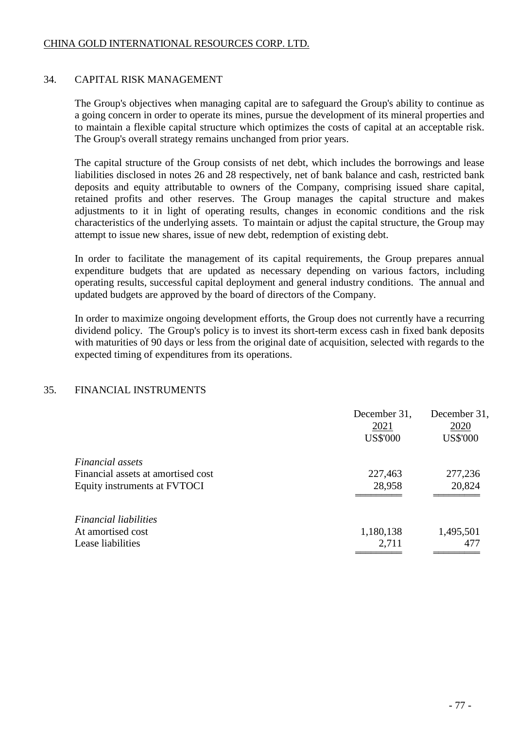## 34. CAPITAL RISK MANAGEMENT

The Group's objectives when managing capital are to safeguard the Group's ability to continue as a going concern in order to operate its mines, pursue the development of its mineral properties and to maintain a flexible capital structure which optimizes the costs of capital at an acceptable risk. The Group's overall strategy remains unchanged from prior years.

The capital structure of the Group consists of net debt, which includes the borrowings and lease liabilities disclosed in notes 26 and 28 respectively, net of bank balance and cash, restricted bank deposits and equity attributable to owners of the Company, comprising issued share capital, retained profits and other reserves. The Group manages the capital structure and makes adjustments to it in light of operating results, changes in economic conditions and the risk characteristics of the underlying assets. To maintain or adjust the capital structure, the Group may attempt to issue new shares, issue of new debt, redemption of existing debt.

In order to facilitate the management of its capital requirements, the Group prepares annual expenditure budgets that are updated as necessary depending on various factors, including operating results, successful capital deployment and general industry conditions. The annual and updated budgets are approved by the board of directors of the Company.

In order to maximize ongoing development efforts, the Group does not currently have a recurring dividend policy. The Group's policy is to invest its short-term excess cash in fixed bank deposits with maturities of 90 days or less from the original date of acquisition, selected with regards to the expected timing of expenditures from its operations.

## 35. FINANCIAL INSTRUMENTS

| | December 31, 2021 US$'000 | December 31, 2020 US$'000 |
|---|---|---|
| *Financial assets* | | |
| Financial assets at amortised cost | 227,463 | 277,236 |
| Equity instruments at FVTOCI | 28,958 | 20,824 |
| *Financial liabilities* | | |
| At amortised cost | 1,180,138 | 1,495,501 |
| Lease liabilities | 2,711 | 477 |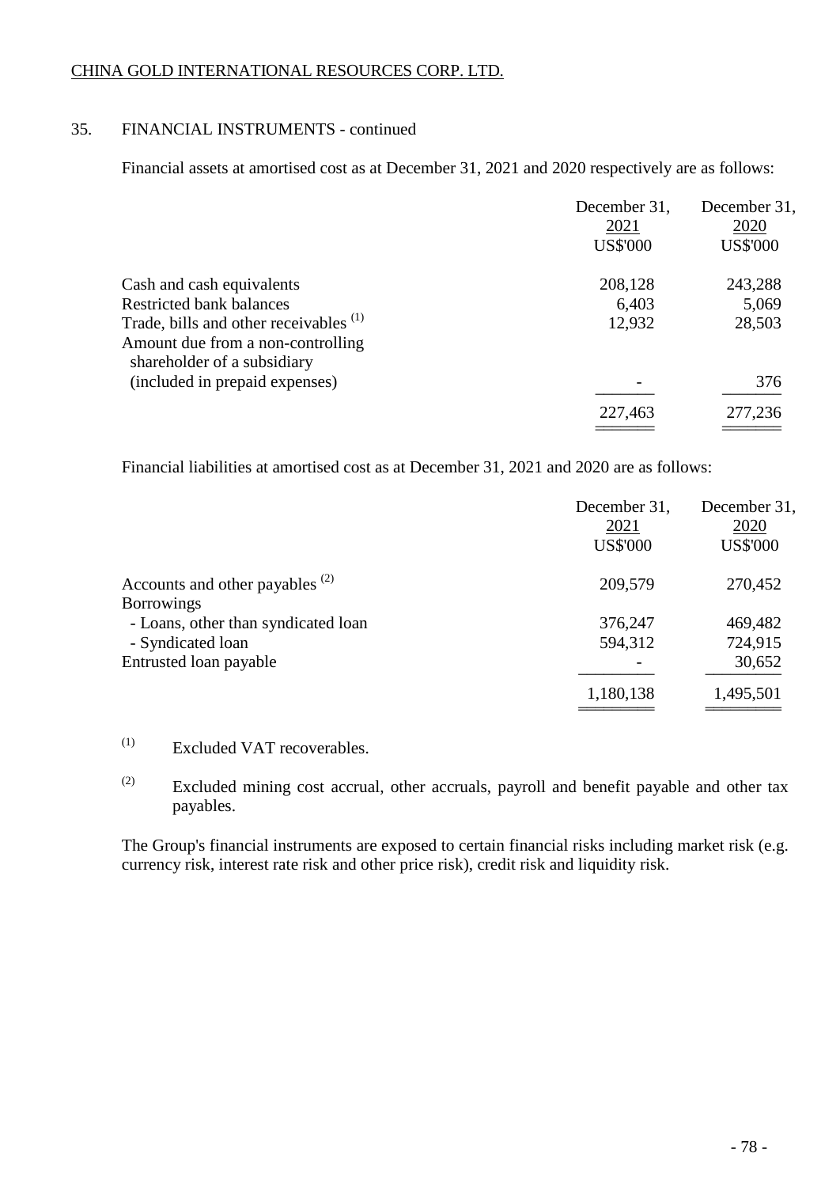CHINA GOLD INTERNATIONAL RESOURCES CORP. LTD.

## 35. FINANCIAL INSTRUMENTS - continued

Financial assets at amortised cost as at December 31, 2021 and 2020 respectively are as follows:

| | December 31, 2021 US$'000 | December 31, 2020 US$'000 |
|---|---|---|
| Cash and cash equivalents | 208,128 | 243,288 |
| Restricted bank balances | 6,403 | 5,069 |
| Trade, bills and other receivables [(1)] | 12,932 | 28,503 |
| Amount due from a non-controlling shareholder of a subsidiary (included in prepaid expenses) | - | 376 |
| | 227,463 | 277,236 |

Financial liabilities at amortised cost as at December 31, 2021 and 2020 are as follows:

| | December 31, 2021 US$'000 | December 31, 2020 US$'000 |
|---|---|---|
| Accounts and other payables [(2)] | 209,579 | 270,452 |
| Borrowings | | |
| - Loans, other than syndicated loan | 376,247 | 469,482 |
| - Syndicated loan | 594,312 | 724,915 |
| Entrusted loan payable | - | 30,652 |
| | 1,180,138 | 1,495,501 |

(1) Excluded VAT recoverables.

(2) Excluded mining cost accrual, other accruals, payroll and benefit payable and other tax payables.

The Group's financial instruments are exposed to certain financial risks including market risk (e.g. currency risk, interest rate risk and other price risk), credit risk and liquidity risk.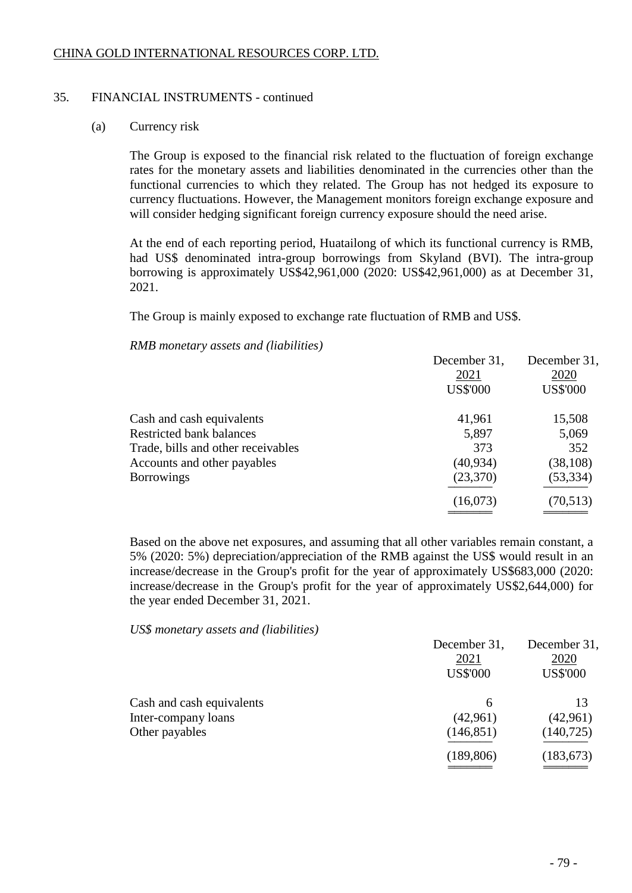## 35. FINANCIAL INSTRUMENTS - continued

### (a) Currency risk

The Group is exposed to the financial risk related to the fluctuation of foreign exchange rates for the monetary assets and liabilities denominated in the currencies other than the functional currencies to which they related. The Group has not hedged its exposure to currency fluctuations. However, the Management monitors foreign exchange exposure and will consider hedging significant foreign currency exposure should the need arise.

At the end of each reporting period, Huatailong of which its functional currency is RMB, had US$ denominated intra-group borrowings from Skyland (BVI). The intra-group borrowing is approximately US$42,961,000 (2020: US$42,961,000) as at December 31, 2021.

The Group is mainly exposed to exchange rate fluctuation of RMB and US$.

*RMB monetary assets and (liabilities)*

| | December 31, 2021 US$'000 | December 31, 2020 US$'000 |
|---|---|---|
| Cash and cash equivalents | 41,961 | 15,508 |
| Restricted bank balances | 5,897 | 5,069 |
| Trade, bills and other receivables | 373 | 352 |
| Accounts and other payables | (40,934) | (38,108) |
| Borrowings | (23,370) | (53,334) |
| | (16,073) | (70,513) |

Based on the above net exposures, and assuming that all other variables remain constant, a 5% (2020: 5%) depreciation/appreciation of the RMB against the US$ would result in an increase/decrease in the Group's profit for the year of approximately US$683,000 (2020: increase/decrease in the Group's profit for the year of approximately US$2,644,000) for the year ended December 31, 2021.

*US$ monetary assets and (liabilities)*

| | December 31, 2021 US$'000 | December 31, 2020 US$'000 |
|---|---|---|
| Cash and cash equivalents | 6 | 13 |
| Inter-company loans | (42,961) | (42,961) |
| Other payables | (146,851) | (140,725) |
| | (189,806) | (183,673) |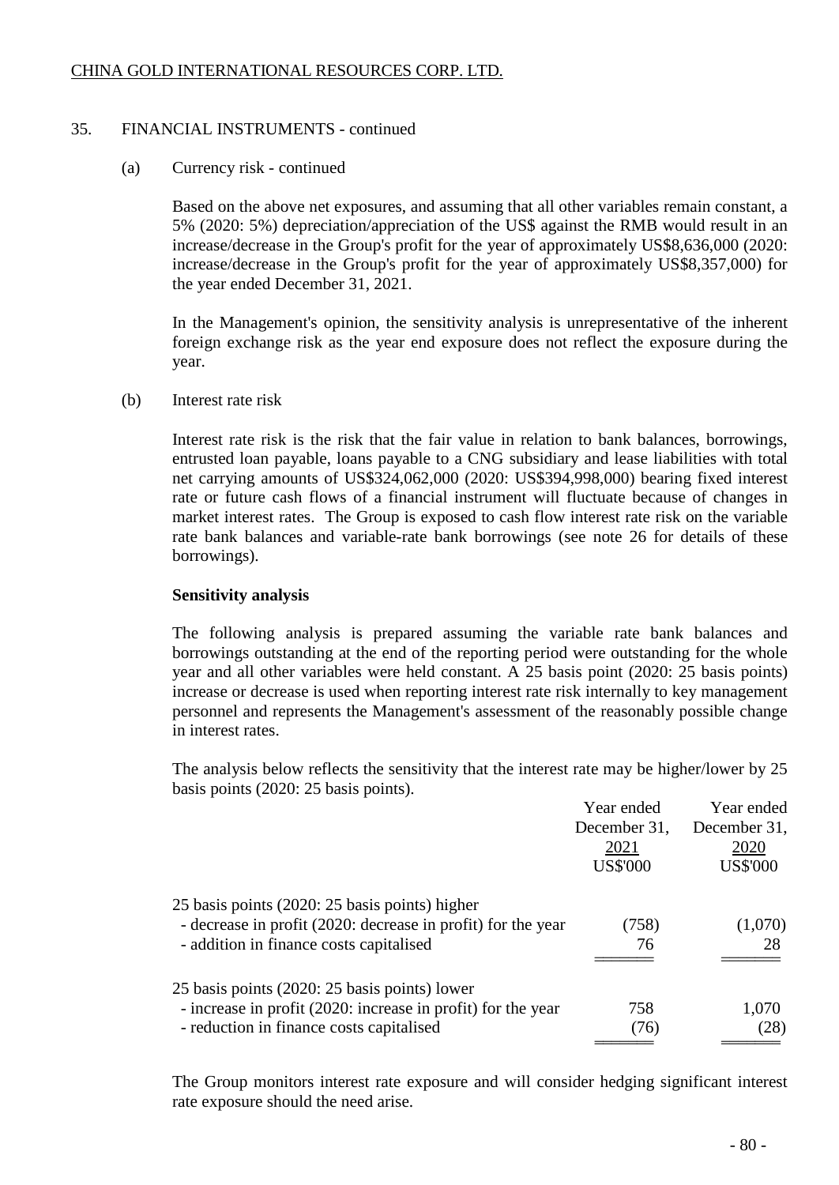## 35. FINANCIAL INSTRUMENTS - continued

### (a) Currency risk - continued

Based on the above net exposures, and assuming that all other variables remain constant, a 5% (2020: 5%) depreciation/appreciation of the US$ against the RMB would result in an increase/decrease in the Group's profit for the year of approximately US$8,636,000 (2020: increase/decrease in the Group's profit for the year of approximately US$8,357,000) for the year ended December 31, 2021.

In the Management's opinion, the sensitivity analysis is unrepresentative of the inherent foreign exchange risk as the year end exposure does not reflect the exposure during the year.

### (b) Interest rate risk

Interest rate risk is the risk that the fair value in relation to bank balances, borrowings, entrusted loan payable, loans payable to a CNG subsidiary and lease liabilities with total net carrying amounts of US$324,062,000 (2020: US$394,998,000) bearing fixed interest rate or future cash flows of a financial instrument will fluctuate because of changes in market interest rates. The Group is exposed to cash flow interest rate risk on the variable rate bank balances and variable-rate bank borrowings (see note 26 for details of these borrowings).

**Sensitivity analysis**

The following analysis is prepared assuming the variable rate bank balances and borrowings outstanding at the end of the reporting period were outstanding for the whole year and all other variables were held constant. A 25 basis point (2020: 25 basis points) increase or decrease is used when reporting interest rate risk internally to key management personnel and represents the Management's assessment of the reasonably possible change in interest rates.

The analysis below reflects the sensitivity that the interest rate may be higher/lower by 25 basis points (2020: 25 basis points).

| | Year ended December 31, 2021 US$'000 | Year ended December 31, 2020 US$'000 |
|---|---|---|
| 25 basis points (2020: 25 basis points) higher | | |
| - decrease in profit (2020: decrease in profit) for the year | (758) | (1,070) |
| - addition in finance costs capitalised | 76 | 28 |
| 25 basis points (2020: 25 basis points) lower | | |
| - increase in profit (2020: increase in profit) for the year | 758 | 1,070 |
| - reduction in finance costs capitalised | (76) | (28) |

The Group monitors interest rate exposure and will consider hedging significant interest rate exposure should the need arise.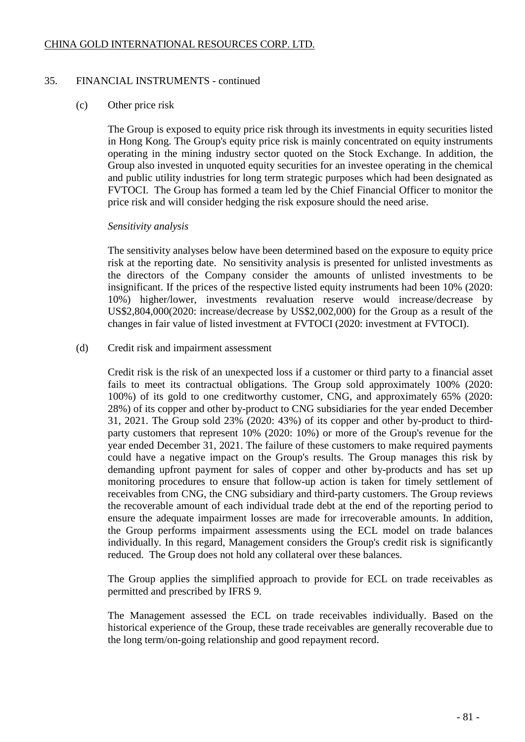## 35. FINANCIAL INSTRUMENTS - continued

### (c) Other price risk

The Group is exposed to equity price risk through its investments in equity securities listed in Hong Kong. The Group's equity price risk is mainly concentrated on equity instruments operating in the mining industry sector quoted on the Stock Exchange. In addition, the Group also invested in unquoted equity securities for an investee operating in the chemical and public utility industries for long term strategic purposes which had been designated as FVTOCI. The Group has formed a team led by the Chief Financial Officer to monitor the price risk and will consider hedging the risk exposure should the need arise.

*Sensitivity analysis*

The sensitivity analyses below have been determined based on the exposure to equity price risk at the reporting date. No sensitivity analysis is presented for unlisted investments as the directors of the Company consider the amounts of unlisted investments to be insignificant. If the prices of the respective listed equity instruments had been 10% (2020: 10%) higher/lower, investments revaluation reserve would increase/decrease by US$2,804,000(2020: increase/decrease by US$2,002,000) for the Group as a result of the changes in fair value of listed investment at FVTOCI (2020: investment at FVTOCI).

### (d) Credit risk and impairment assessment

Credit risk is the risk of an unexpected loss if a customer or third party to a financial asset fails to meet its contractual obligations. The Group sold approximately 100% (2020: 100%) of its gold to one creditworthy customer, CNG, and approximately 65% (2020: 28%) of its copper and other by-product to CNG subsidiaries for the year ended December 31, 2021. The Group sold 23% (2020: 43%) of its copper and other by-product to third-party customers that represent 10% (2020: 10%) or more of the Group's revenue for the year ended December 31, 2021. The failure of these customers to make required payments could have a negative impact on the Group's results. The Group manages this risk by demanding upfront payment for sales of copper and other by-products and has set up monitoring procedures to ensure that follow-up action is taken for timely settlement of receivables from CNG, the CNG subsidiary and third-party customers. The Group reviews the recoverable amount of each individual trade debt at the end of the reporting period to ensure the adequate impairment losses are made for irrecoverable amounts. In addition, the Group performs impairment assessments using the ECL model on trade balances individually. In this regard, Management considers the Group's credit risk is significantly reduced. The Group does not hold any collateral over these balances.

The Group applies the simplified approach to provide for ECL on trade receivables as permitted and prescribed by IFRS 9.

The Management assessed the ECL on trade receivables individually. Based on the historical experience of the Group, these trade receivables are generally recoverable due to the long term/on-going relationship and good repayment record.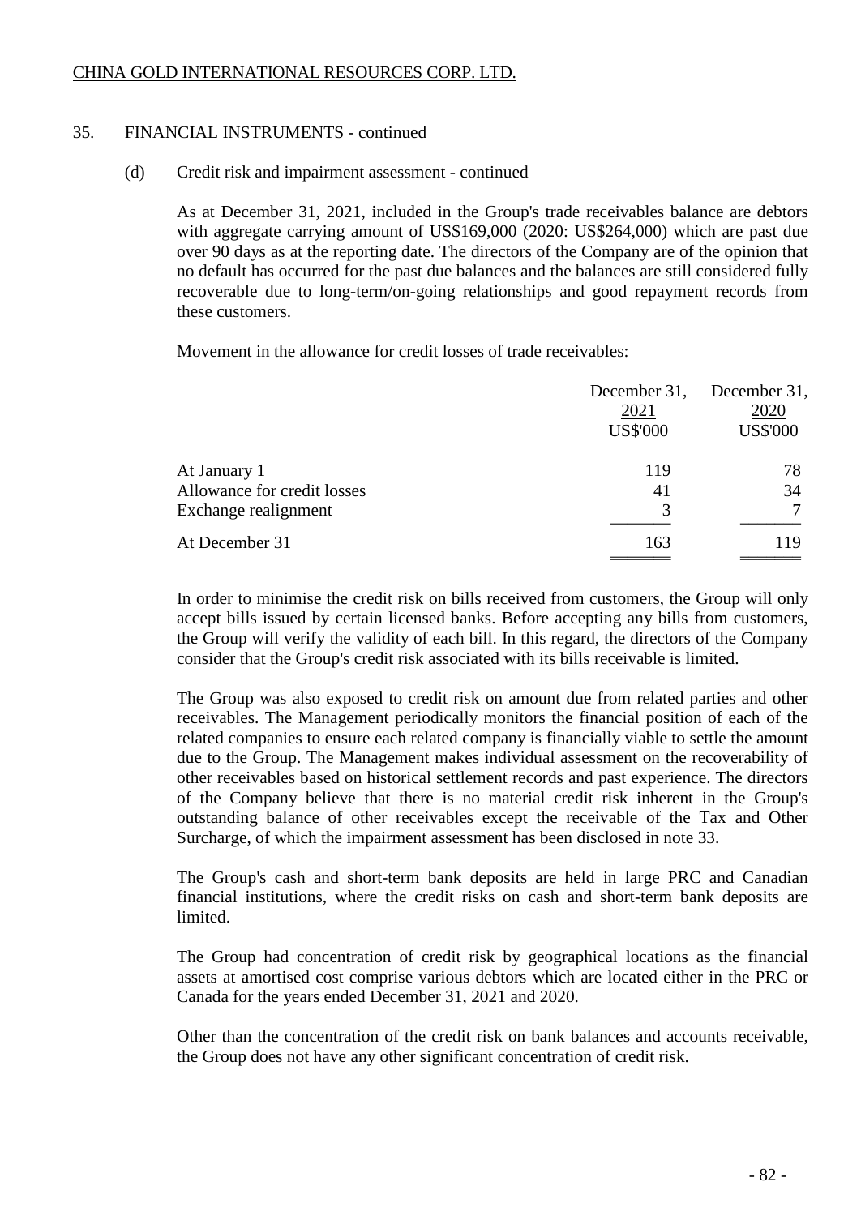## 35. FINANCIAL INSTRUMENTS - continued

### (d) Credit risk and impairment assessment - continued

As at December 31, 2021, included in the Group's trade receivables balance are debtors with aggregate carrying amount of US$169,000 (2020: US$264,000) which are past due over 90 days as at the reporting date. The directors of the Company are of the opinion that no default has occurred for the past due balances and the balances are still considered fully recoverable due to long-term/on-going relationships and good repayment records from these customers.

Movement in the allowance for credit losses of trade receivables:

| | December 31, 2021 US$'000 | December 31, 2020 US$'000 |
|---|---|---|
| At January 1 | 119 | 78 |
| Allowance for credit losses | 41 | 34 |
| Exchange realignment | 3 | 7 |
| At December 31 | 163 | 119 |

In order to minimise the credit risk on bills received from customers, the Group will only accept bills issued by certain licensed banks. Before accepting any bills from customers, the Group will verify the validity of each bill. In this regard, the directors of the Company consider that the Group's credit risk associated with its bills receivable is limited.

The Group was also exposed to credit risk on amount due from related parties and other receivables. The Management periodically monitors the financial position of each of the related companies to ensure each related company is financially viable to settle the amount due to the Group. The Management makes individual assessment on the recoverability of other receivables based on historical settlement records and past experience. The directors of the Company believe that there is no material credit risk inherent in the Group's outstanding balance of other receivables except the receivable of the Tax and Other Surcharge, of which the impairment assessment has been disclosed in note 33.

The Group's cash and short-term bank deposits are held in large PRC and Canadian financial institutions, where the credit risks on cash and short-term bank deposits are limited.

The Group had concentration of credit risk by geographical locations as the financial assets at amortised cost comprise various debtors which are located either in the PRC or Canada for the years ended December 31, 2021 and 2020.

Other than the concentration of the credit risk on bank balances and accounts receivable, the Group does not have any other significant concentration of credit risk.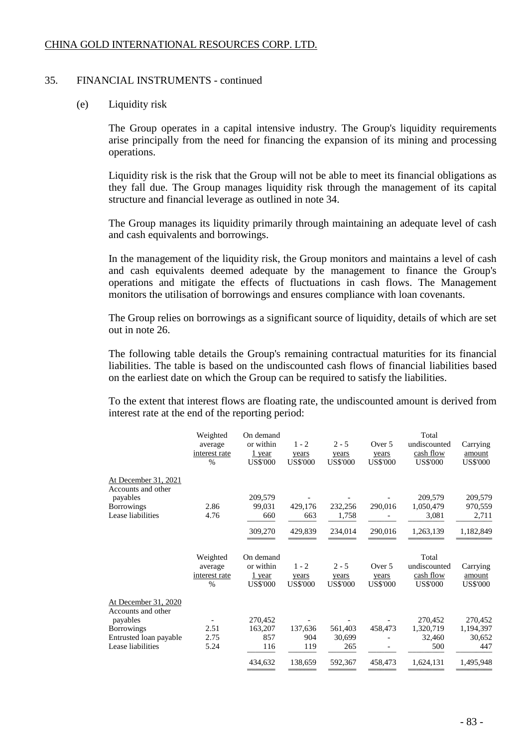## 35. FINANCIAL INSTRUMENTS - continued

### (e) Liquidity risk

The Group operates in a capital intensive industry. The Group's liquidity requirements arise principally from the need for financing the expansion of its mining and processing operations.

Liquidity risk is the risk that the Group will not be able to meet its financial obligations as they fall due. The Group manages liquidity risk through the management of its capital structure and financial leverage as outlined in note 34.

The Group manages its liquidity primarily through maintaining an adequate level of cash and cash equivalents and borrowings.

In the management of the liquidity risk, the Group monitors and maintains a level of cash and cash equivalents deemed adequate by the management to finance the Group's operations and mitigate the effects of fluctuations in cash flows. The Management monitors the utilisation of borrowings and ensures compliance with loan covenants.

The Group relies on borrowings as a significant source of liquidity, details of which are set out in note 26.

The following table details the Group's remaining contractual maturities for its financial liabilities. The table is based on the undiscounted cash flows of financial liabilities based on the earliest date on which the Group can be required to satisfy the liabilities.

To the extent that interest flows are floating rate, the undiscounted amount is derived from interest rate at the end of the reporting period:

| | Weighted average interest rate % | On demand or within 1 year US$'000 | 1 - 2 years US$'000 | 2 - 5 years US$'000 | Over 5 years US$'000 | Total undiscounted cash flow US$'000 | Carrying amount US$'000 |
|---|---|---|---|---|---|---|---|
| At December 31, 2021 | | | | | | | |
| Accounts and other payables | | 209,579 | - | - | - | 209,579 | 209,579 |
| Borrowings | 2.86 | 99,031 | 429,176 | 232,256 | 290,016 | 1,050,479 | 970,559 |
| Lease liabilities | 4.76 | 660 | 663 | 1,758 | - | 3,081 | 2,711 |
| | | 309,270 | 429,839 | 234,014 | 290,016 | 1,263,139 | 1,182,849 |

| | Weighted average interest rate % | On demand or within 1 year US$'000 | 1 - 2 years US$'000 | 2 - 5 years US$'000 | Over 5 years US$'000 | Total undiscounted cash flow US$'000 | Carrying amount US$'000 |
|---|---|---|---|---|---|---|---|
| At December 31, 2020 | | | | | | | |
| Accounts and other payables | - | 270,452 | - | - | - | 270,452 | 270,452 |
| Borrowings | 2.51 | 163,207 | 137,636 | 561,403 | 458,473 | 1,320,719 | 1,194,397 |
| Entrusted loan payable | 2.75 | 857 | 904 | 30,699 | - | 32,460 | 30,652 |
| Lease liabilities | 5.24 | 116 | 119 | 265 | - | 500 | 447 |
| | | 434,632 | 138,659 | 592,367 | 458,473 | 1,624,131 | 1,495,948 |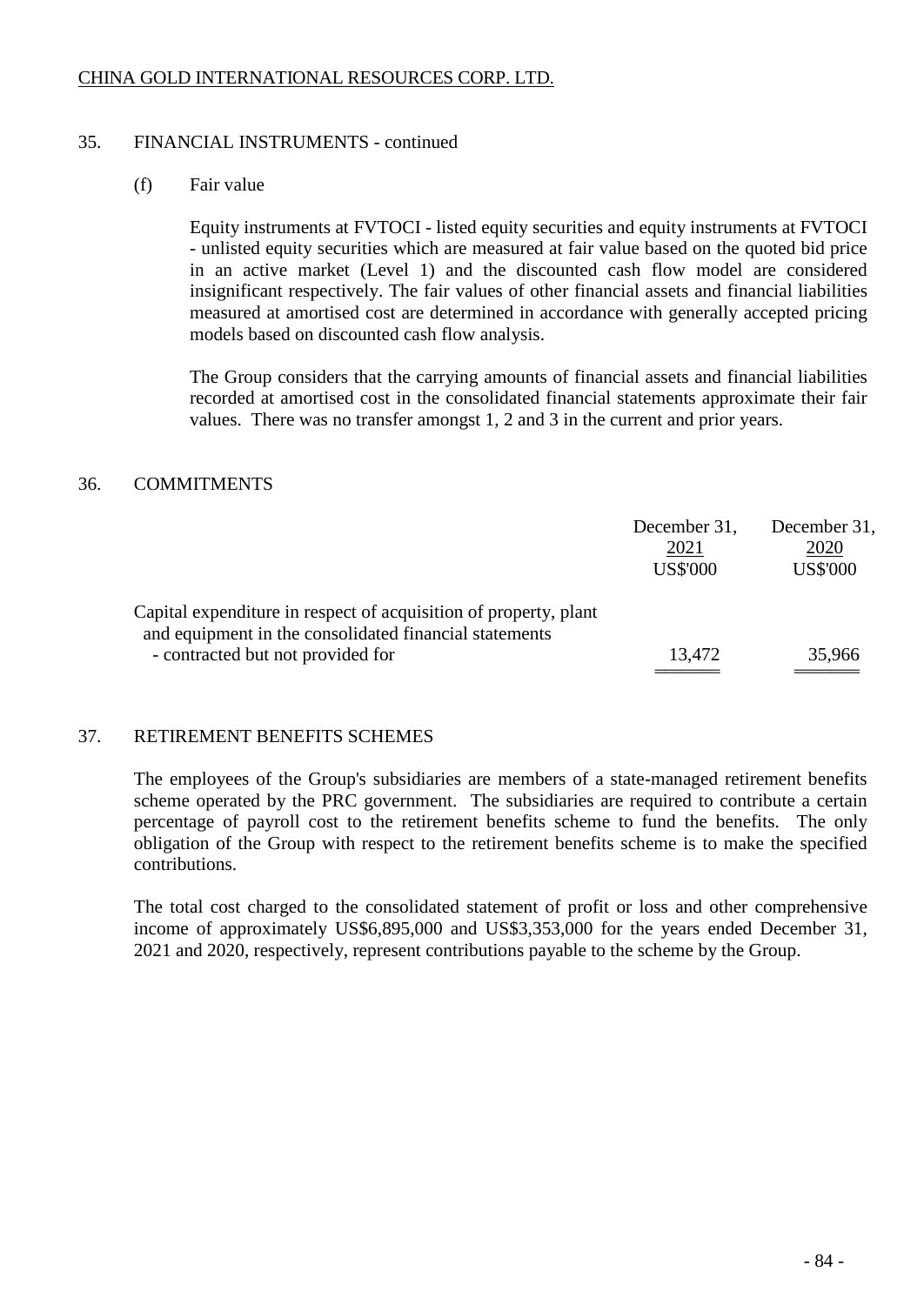## 35. FINANCIAL INSTRUMENTS - continued

### (f) Fair value

Equity instruments at FVTOCI - listed equity securities and equity instruments at FVTOCI - unlisted equity securities which are measured at fair value based on the quoted bid price in an active market (Level 1) and the discounted cash flow model are considered insignificant respectively. The fair values of other financial assets and financial liabilities measured at amortised cost are determined in accordance with generally accepted pricing models based on discounted cash flow analysis.

The Group considers that the carrying amounts of financial assets and financial liabilities recorded at amortised cost in the consolidated financial statements approximate their fair values. There was no transfer amongst 1, 2 and 3 in the current and prior years.

## 36. COMMITMENTS

| | December 31, 2021 US$'000 | December 31, 2020 US$'000 |
|---|---|---|
| Capital expenditure in respect of acquisition of property, plant and equipment in the consolidated financial statements - contracted but not provided for | 13,472 | 35,966 |

## 37. RETIREMENT BENEFITS SCHEMES

The employees of the Group's subsidiaries are members of a state-managed retirement benefits scheme operated by the PRC government. The subsidiaries are required to contribute a certain percentage of payroll cost to the retirement benefits scheme to fund the benefits. The only obligation of the Group with respect to the retirement benefits scheme is to make the specified contributions.

The total cost charged to the consolidated statement of profit or loss and other comprehensive income of approximately US$6,895,000 and US$3,353,000 for the years ended December 31, 2021 and 2020, respectively, represent contributions payable to the scheme by the Group.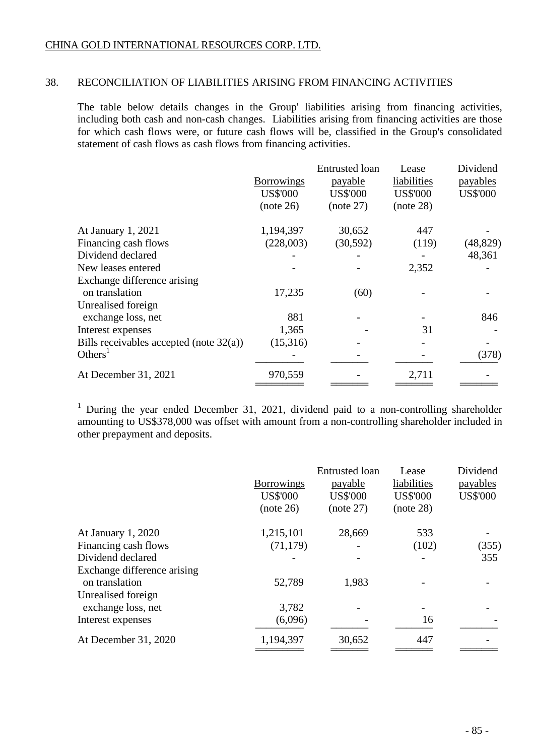## 38. RECONCILIATION OF LIABILITIES ARISING FROM FINANCING ACTIVITIES

The table below details changes in the Group' liabilities arising from financing activities, including both cash and non-cash changes. Liabilities arising from financing activities are those for which cash flows were, or future cash flows will be, classified in the Group's consolidated statement of cash flows as cash flows from financing activities.

| | Borrowings US$'000 (note 26) | Entrusted loan payable US$'000 (note 27) | Lease liabilities US$'000 (note 28) | Dividend payables US$'000 |
|---|---|---|---|---|
| At January 1, 2021 | 1,194,397 | 30,652 | 447 | - |
| Financing cash flows | (228,003) | (30,592) | (119) | (48,829) |
| Dividend declared | - | - | - | 48,361 |
| New leases entered | - | - | 2,352 | - |
| Exchange difference arising on translation | 17,235 | (60) | - | - |
| Unrealised foreign exchange loss, net | 881 | - | - | 846 |
| Interest expenses | 1,365 | - | 31 | - |
| Bills receivables accepted (note 32(a)) | (15,316) | - | - | - |
| Others[1] | - | - | - | (378) |
| At December 31, 2021 | 970,559 | - | 2,711 | - |

[1] During the year ended December 31, 2021, dividend paid to a non-controlling shareholder amounting to US$378,000 was offset with amount from a non-controlling shareholder included in other prepayment and deposits.

| | Borrowings US$'000 (note 26) | Entrusted loan payable US$'000 (note 27) | Lease liabilities US$'000 (note 28) | Dividend payables US$'000 |
|---|---|---|---|---|
| At January 1, 2020 | 1,215,101 | 28,669 | 533 | - |
| Financing cash flows | (71,179) | - | (102) | (355) |
| Dividend declared | - | - | - | 355 |
| Exchange difference arising on translation | 52,789 | 1,983 | - | - |
| Unrealised foreign exchange loss, net | 3,782 | - | - | - |
| Interest expenses | (6,096) | - | 16 | - |
| At December 31, 2020 | 1,194,397 | 30,652 | 447 | - |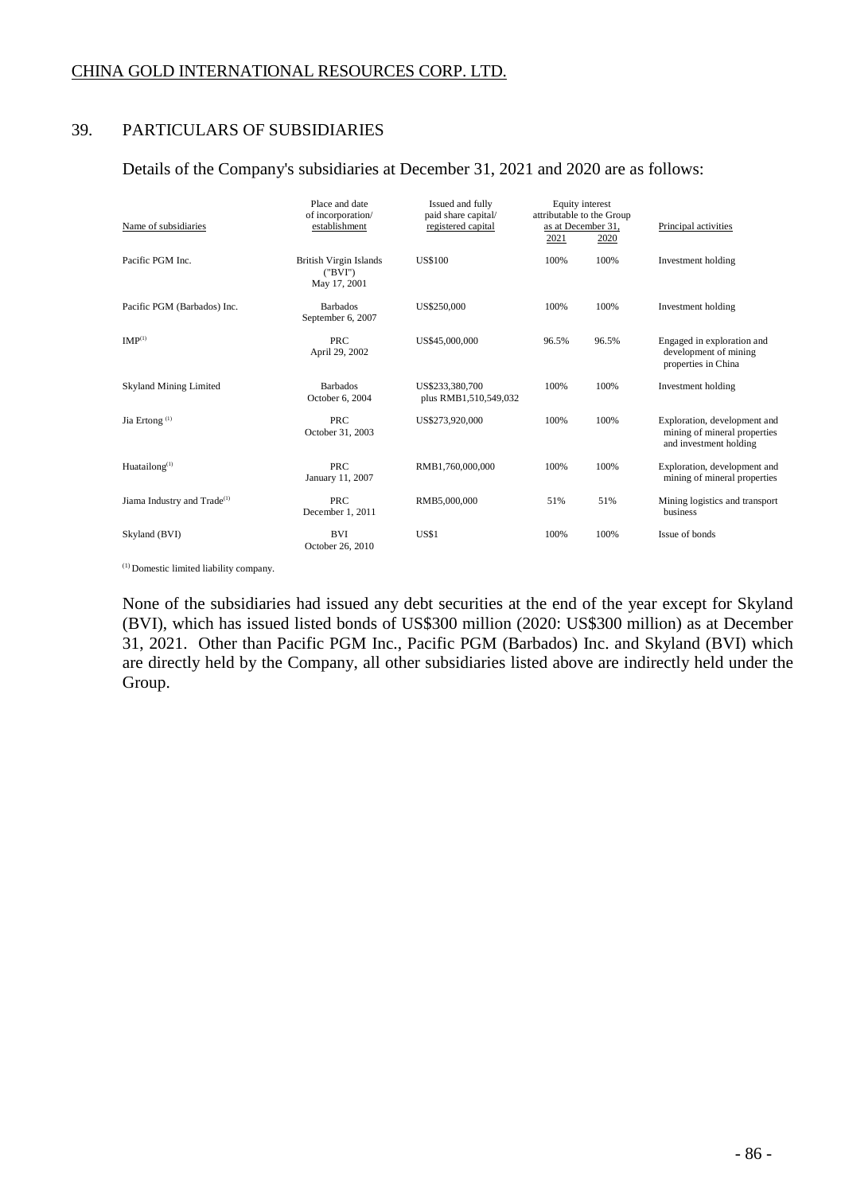## 39. PARTICULARS OF SUBSIDIARIES

Details of the Company's subsidiaries at December 31, 2021 and 2020 are as follows:

| Name of subsidiaries | Place and date of incorporation/ establishment | Issued and fully paid share capital/ registered capital | Equity interest attributable to the Group as at December 31, | | Principal activities |
|---|---|---|---|---|---|
| | | | 2021 | 2020 | |
| Pacific PGM Inc. | British Virgin Islands ("BVI") May 17, 2001 | US$100 | 100% | 100% | Investment holding |
| Pacific PGM (Barbados) Inc. | Barbados September 6, 2007 | US$250,000 | 100% | 100% | Investment holding |
| IMP[1] | PRC April 29, 2002 | US$45,000,000 | 96.5% | 96.5% | Engaged in exploration and development of mining properties in China |
| Skyland Mining Limited | Barbados October 6, 2004 | US$233,380,700 plus RMB1,510,549,032 | 100% | 100% | Investment holding |
| Jia Ertong [1] | PRC October 31, 2003 | US$273,920,000 | 100% | 100% | Exploration, development and mining of mineral properties and investment holding |
| Huatailong[1] | PRC January 11, 2007 | RMB1,760,000,000 | 100% | 100% | Exploration, development and mining of mineral properties |
| Jiama Industry and Trade[1] | PRC December 1, 2011 | RMB5,000,000 | 51% | 51% | Mining logistics and transport business |
| Skyland (BVI) | BVI October 26, 2010 | US$1 | 100% | 100% | Issue of bonds |

[1] Domestic limited liability company.

None of the subsidiaries had issued any debt securities at the end of the year except for Skyland (BVI), which has issued listed bonds of US$300 million (2020: US$300 million) as at December 31, 2021. Other than Pacific PGM Inc., Pacific PGM (Barbados) Inc. and Skyland (BVI) which are directly held by the Company, all other subsidiaries listed above are indirectly held under the Group.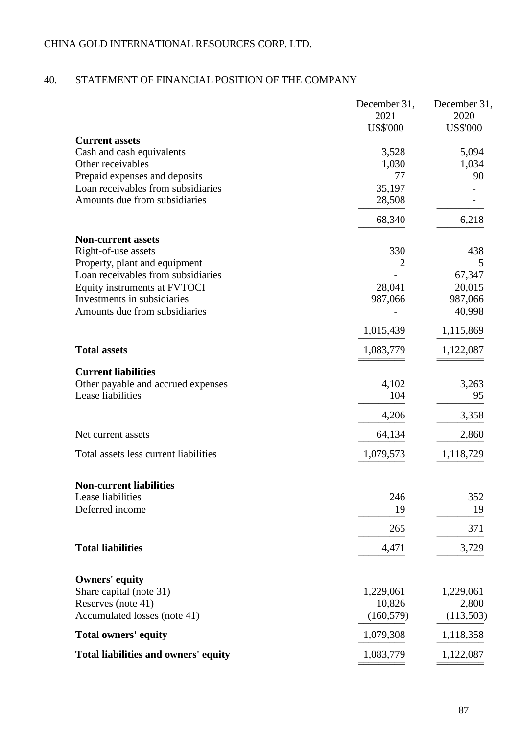CHINA GOLD INTERNATIONAL RESOURCES CORP. LTD.

## 40. STATEMENT OF FINANCIAL POSITION OF THE COMPANY

| | December 31, 2021 US$'000 | December 31, 2020 US$'000 |
|---|---|---|
| **Current assets** | | |
| Cash and cash equivalents | 3,528 | 5,094 |
| Other receivables | 1,030 | 1,034 |
| Prepaid expenses and deposits | 77 | 90 |
| Loan receivables from subsidiaries | 35,197 | - |
| Amounts due from subsidiaries | 28,508 | - |
| | 68,340 | 6,218 |
| **Non-current assets** | | |
| Right-of-use assets | 330 | 438 |
| Property, plant and equipment | 2 | 5 |
| Loan receivables from subsidiaries | - | 67,347 |
| Equity instruments at FVTOCI | 28,041 | 20,015 |
| Investments in subsidiaries | 987,066 | 987,066 |
| Amounts due from subsidiaries | - | 40,998 |
| | 1,015,439 | 1,115,869 |
| **Total assets** | 1,083,779 | 1,122,087 |
| **Current liabilities** | | |
| Other payable and accrued expenses | 4,102 | 3,263 |
| Lease liabilities | 104 | 95 |
| | 4,206 | 3,358 |
| Net current assets | 64,134 | 2,860 |
| Total assets less current liabilities | 1,079,573 | 1,118,729 |
| **Non-current liabilities** | | |
| Lease liabilities | 246 | 352 |
| Deferred income | 19 | 19 |
| | 265 | 371 |
| **Total liabilities** | 4,471 | 3,729 |
| **Owners' equity** | | |
| Share capital (note 31) | 1,229,061 | 1,229,061 |
| Reserves (note 41) | 10,826 | 2,800 |
| Accumulated losses (note 41) | (160,579) | (113,503) |
| **Total owners' equity** | 1,079,308 | 1,118,358 |
| **Total liabilities and owners' equity** | 1,083,779 | 1,122,087 |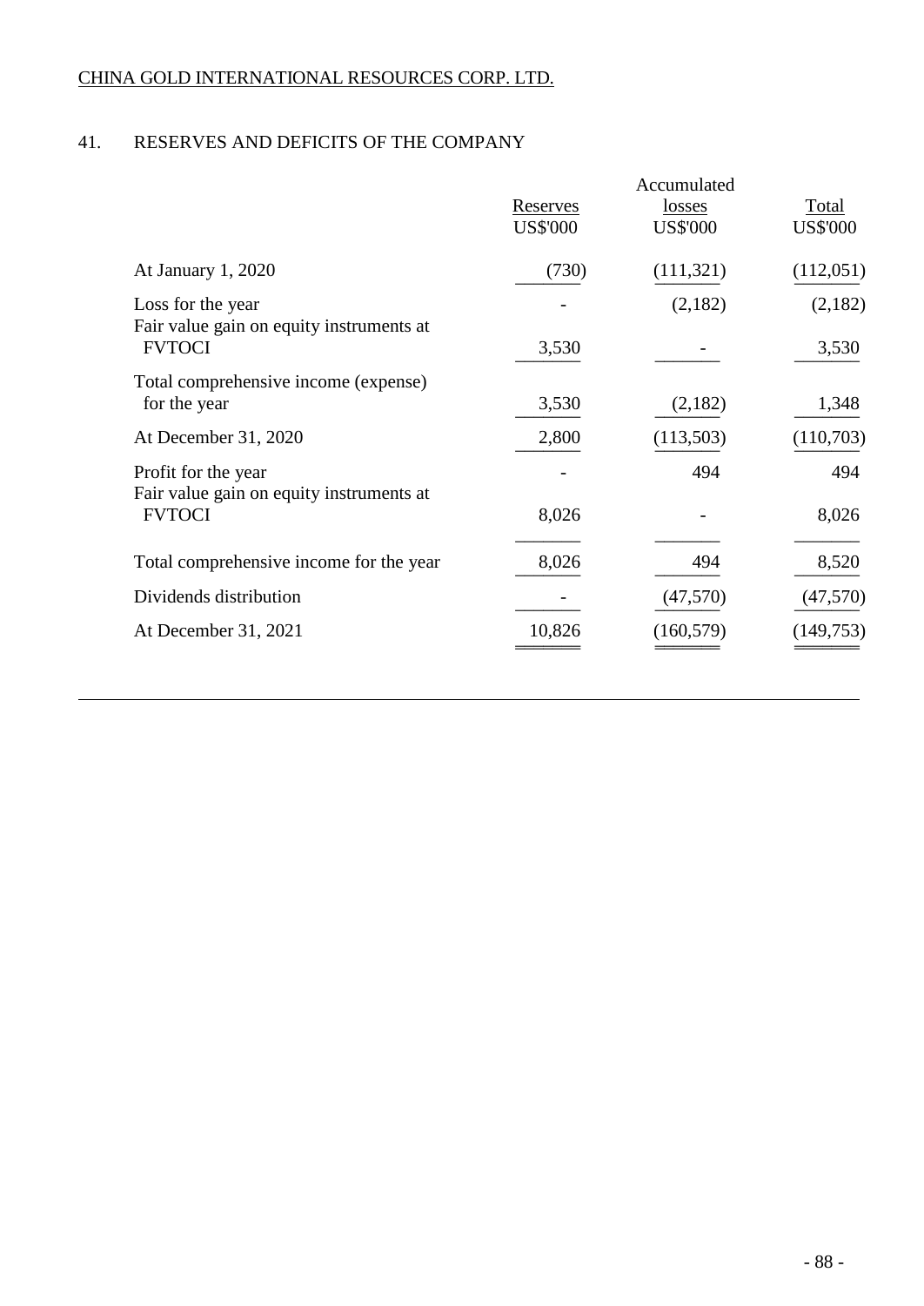CHINA GOLD INTERNATIONAL RESOURCES CORP. LTD.

## 41. RESERVES AND DEFICITS OF THE COMPANY

| | Reserves | Accumulated losses | Total |
|---|---|---|---|
| | US$'000 | US$'000 | US$'000 |
| At January 1, 2020 | (730) | (111,321) | (112,051) |
| Loss for the year | - | (2,182) | (2,182) |
| Fair value gain on equity instruments at FVTOCI | 3,530 | - | 3,530 |
| Total comprehensive income (expense) for the year | 3,530 | (2,182) | 1,348 |
| At December 31, 2020 | 2,800 | (113,503) | (110,703) |
| Profit for the year | - | 494 | 494 |
| Fair value gain on equity instruments at FVTOCI | 8,026 | - | 8,026 |
| Total comprehensive income for the year | 8,026 | 494 | 8,520 |
| Dividends distribution | - | (47,570) | (47,570) |
| At December 31, 2021 | 10,826 | (160,579) | (149,753) |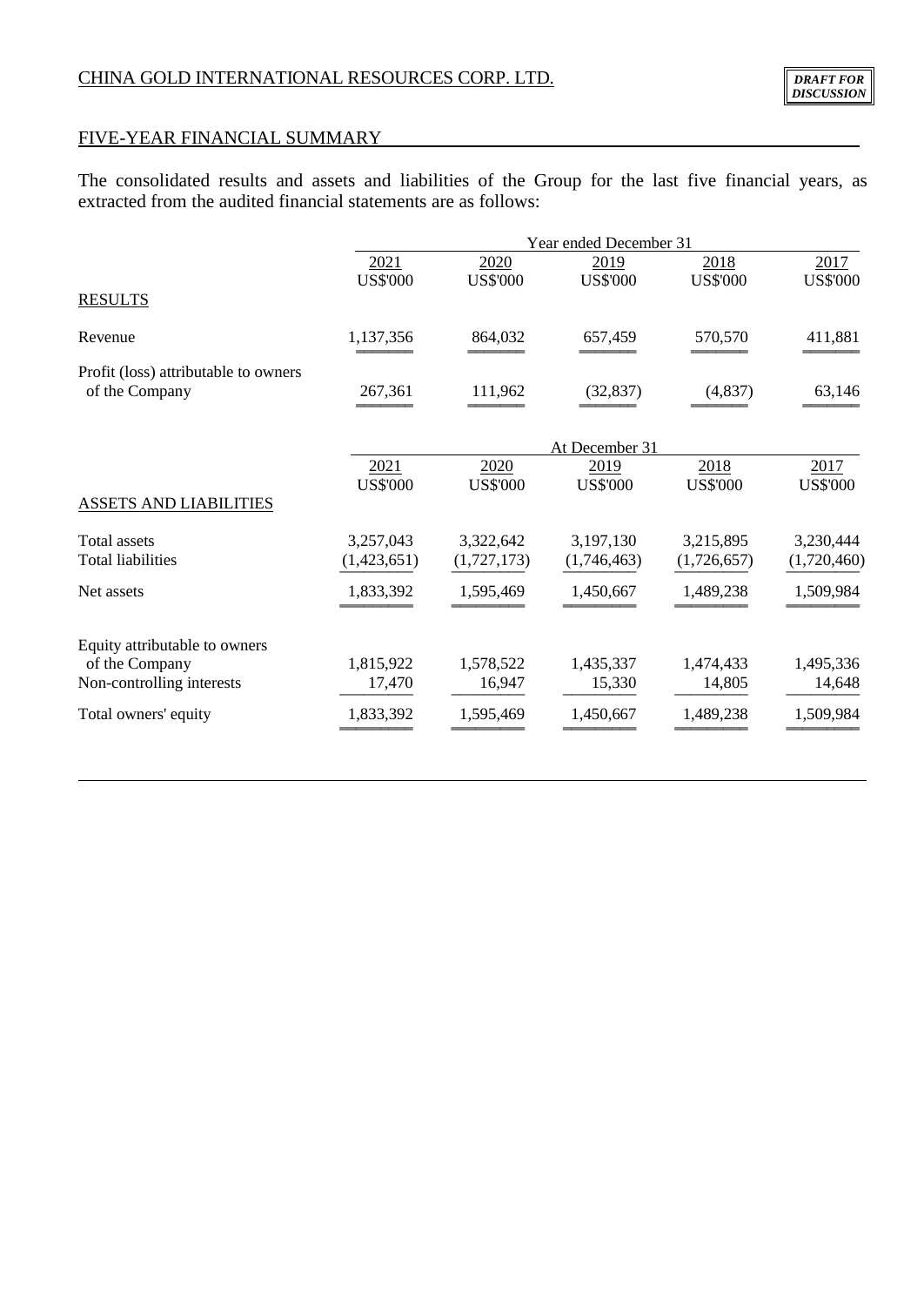CHINA GOLD INTERNATIONAL RESOURCES CORP. LTD.

***DRAFT FOR DISCUSSION***

## FIVE-YEAR FINANCIAL SUMMARY

The consolidated results and assets and liabilities of the Group for the last five financial years, as extracted from the audited financial statements are as follows:

| | Year ended December 31 | | | | |
|---|---|---|---|---|---|
| | 2021 | 2020 | 2019 | 2018 | 2017 |
| | US$'000 | US$'000 | US$'000 | US$'000 | US$'000 |
| RESULTS | | | | | |
| Revenue | 1,137,356 | 864,032 | 657,459 | 570,570 | 411,881 |
| Profit (loss) attributable to owners of the Company | 267,361 | 111,962 | (32,837) | (4,837) | 63,146 |

| | At December 31 | | | | |
|---|---|---|---|---|---|
| | 2021 | 2020 | 2019 | 2018 | 2017 |
| | US$'000 | US$'000 | US$'000 | US$'000 | US$'000 |
| ASSETS AND LIABILITIES | | | | | |
| Total assets | 3,257,043 | 3,322,642 | 3,197,130 | 3,215,895 | 3,230,444 |
| Total liabilities | (1,423,651) | (1,727,173) | (1,746,463) | (1,726,657) | (1,720,460) |
| Net assets | 1,833,392 | 1,595,469 | 1,450,667 | 1,489,238 | 1,509,984 |
| Equity attributable to owners of the Company | 1,815,922 | 1,578,522 | 1,435,337 | 1,474,433 | 1,495,336 |
| Non-controlling interests | 17,470 | 16,947 | 15,330 | 14,805 | 14,648 |
| Total owners' equity | 1,833,392 | 1,595,469 | 1,450,667 | 1,489,238 | 1,509,984 |